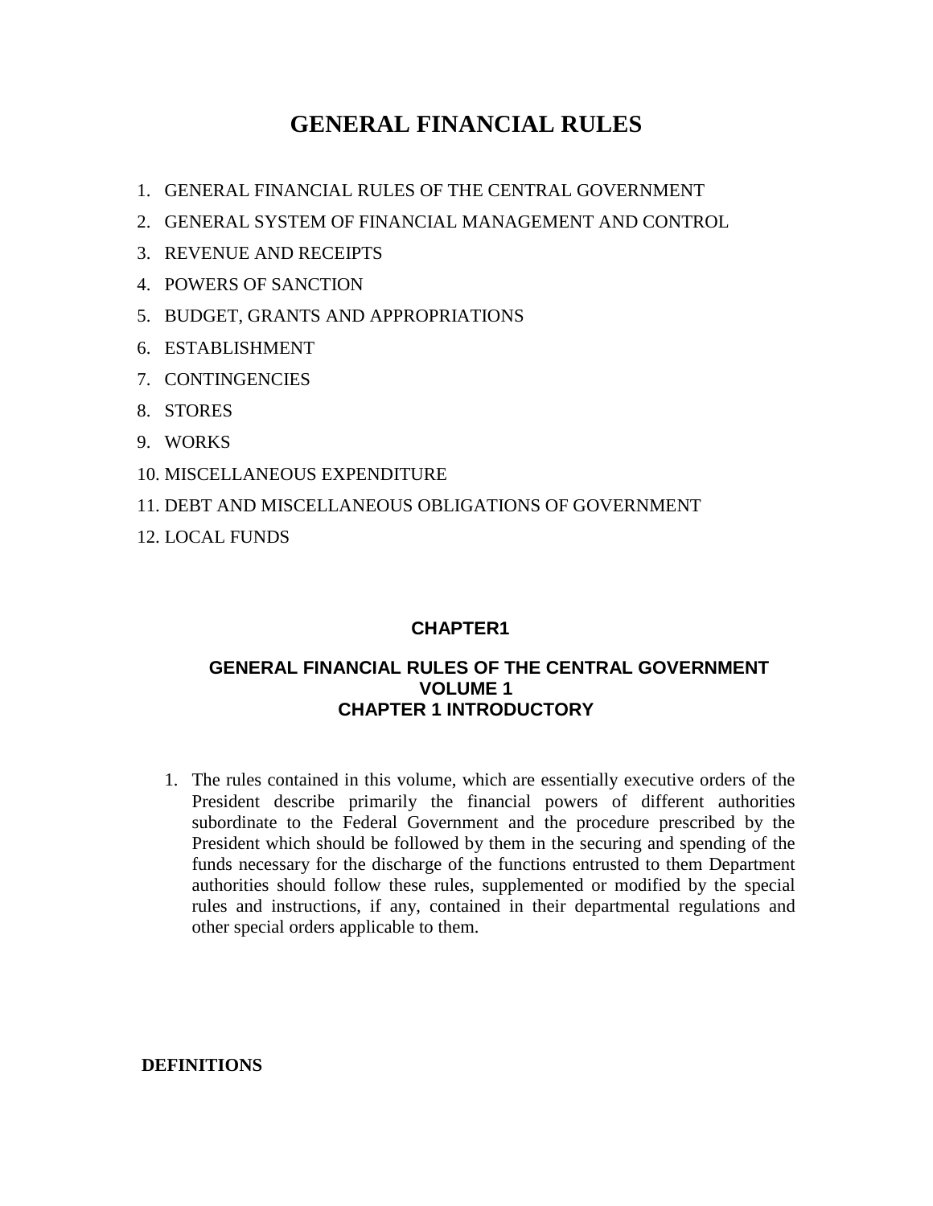# GENERAL FINANCIAL RULES

1. GENERAL FINANCIAL RULES OF THE CENTRAL GOVERNMENT
2. GENERAL SYSTEM OF FINANCIAL MANAGEMENT AND CONTROL
3. REVENUE AND RECEIPTS
4. POWERS OF SANCTION
5. BUDGET, GRANTS AND APPROPRIATIONS
6. ESTABLISHMENT
7. CONTINGENCIES
8. STORES
9. WORKS
10. MISCELLANEOUS EXPENDITURE
11. DEBT AND MISCELLANEOUS OBLIGATIONS OF GOVERNMENT
12. LOCAL FUNDS

## CHAPTER1

### GENERAL FINANCIAL RULES OF THE CENTRAL GOVERNMENT VOLUME 1 CHAPTER 1 INTRODUCTORY

1. The rules contained in this volume, which are essentially executive orders of the President describe primarily the financial powers of different authorities subordinate to the Federal Government and the procedure prescribed by the President which should be followed by them in the securing and spending of the funds necessary for the discharge of the functions entrusted to them Department authorities should follow these rules, supplemented or modified by the special rules and instructions, if any, contained in their departmental regulations and other special orders applicable to them.

**DEFINITIONS**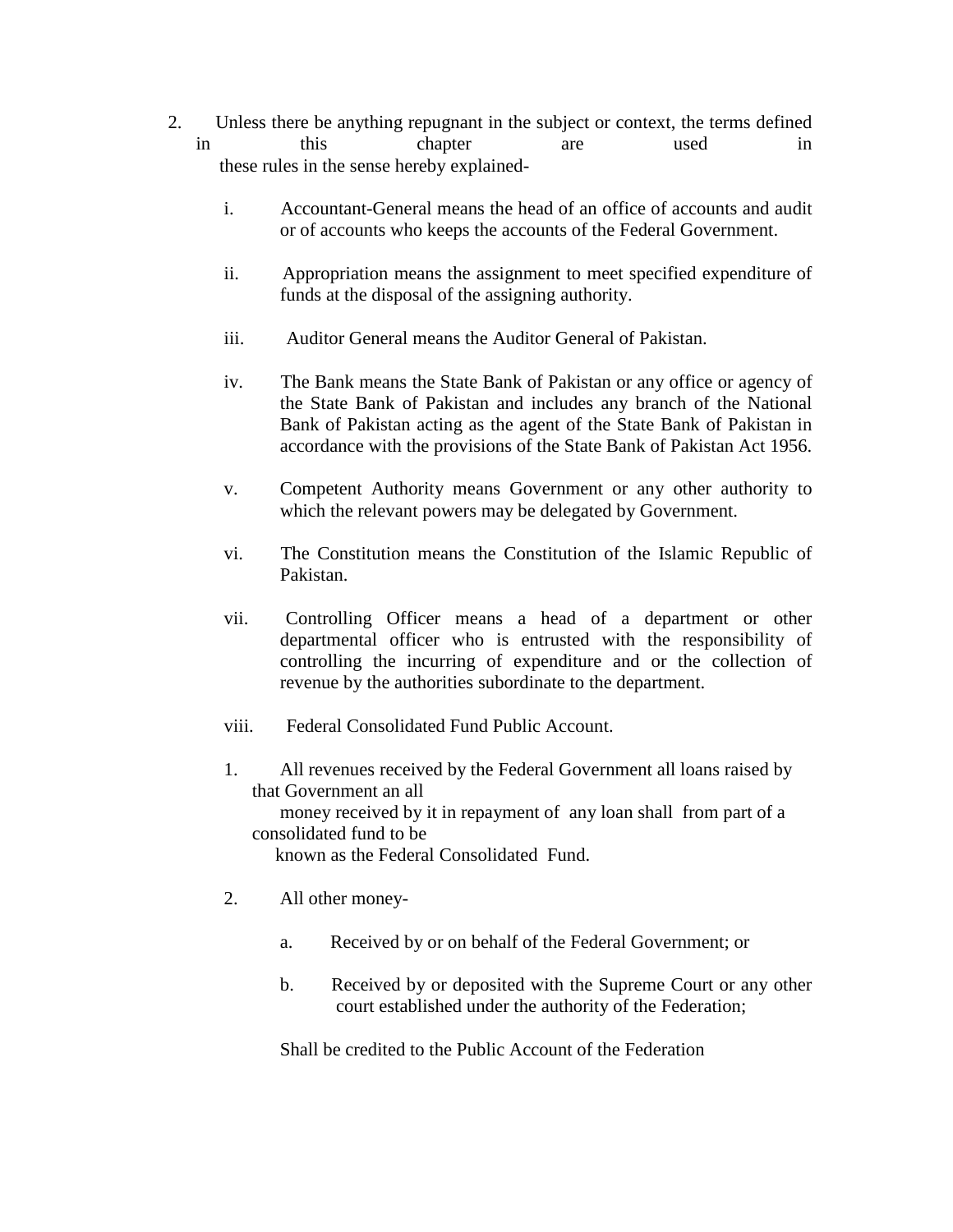2. Unless there be anything repugnant in the subject or context, the terms defined in this chapter are used in these rules in the sense hereby explained-

   i. Accountant-General means the head of an office of accounts and audit or of accounts who keeps the accounts of the Federal Government.

   ii. Appropriation means the assignment to meet specified expenditure of funds at the disposal of the assigning authority.

   iii. Auditor General means the Auditor General of Pakistan.

   iv. The Bank means the State Bank of Pakistan or any office or agency of the State Bank of Pakistan and includes any branch of the National Bank of Pakistan acting as the agent of the State Bank of Pakistan in accordance with the provisions of the State Bank of Pakistan Act 1956.

   v. Competent Authority means Government or any other authority to which the relevant powers may be delegated by Government.

   vi. The Constitution means the Constitution of the Islamic Republic of Pakistan.

   vii. Controlling Officer means a head of a department or other departmental officer who is entrusted with the responsibility of controlling the incurring of expenditure and or the collection of revenue by the authorities subordinate to the department.

   viii. Federal Consolidated Fund Public Account.

   1. All revenues received by the Federal Government all loans raised by that Government an all money received by it in repayment of any loan shall from part of a consolidated fund to be known as the Federal Consolidated Fund.

   2. All other money-

      a. Received by or on behalf of the Federal Government; or

      b. Received by or deposited with the Supreme Court or any other court established under the authority of the Federation;

      Shall be credited to the Public Account of the Federation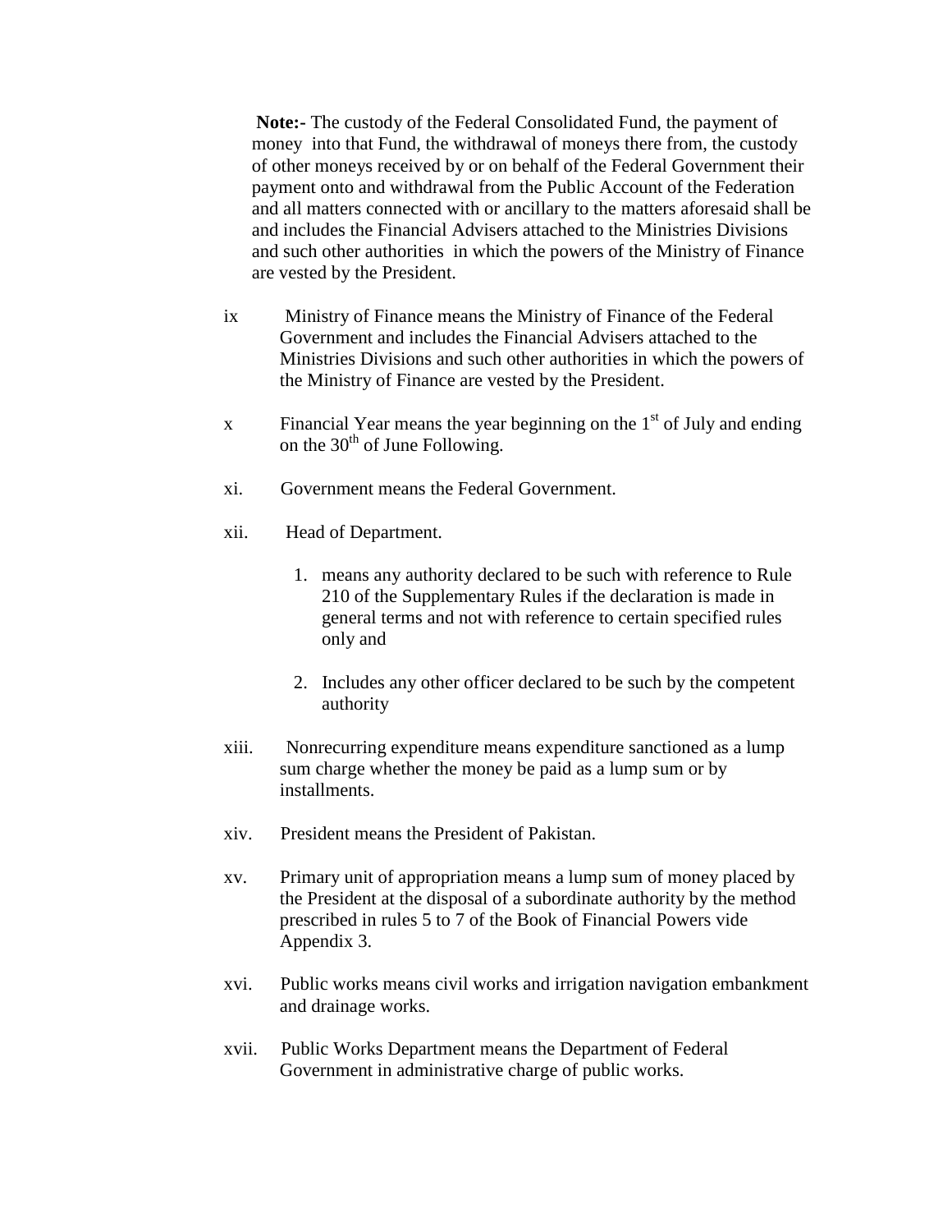**Note:-** The custody of the Federal Consolidated Fund, the payment of money into that Fund, the withdrawal of moneys there from, the custody of other moneys received by or on behalf of the Federal Government their payment onto and withdrawal from the Public Account of the Federation and all matters connected with or ancillary to the matters aforesaid shall be and includes the Financial Advisers attached to the Ministries Divisions and such other authorities in which the powers of the Ministry of Finance are vested by the President.

ix Ministry of Finance means the Ministry of Finance of the Federal Government and includes the Financial Advisers attached to the Ministries Divisions and such other authorities in which the powers of the Ministry of Finance are vested by the President.

x Financial Year means the year beginning on the 1st of July and ending on the 30th of June Following.

xi. Government means the Federal Government.

xii. Head of Department.

1. means any authority declared to be such with reference to Rule 210 of the Supplementary Rules if the declaration is made in general terms and not with reference to certain specified rules only and
2. Includes any other officer declared to be such by the competent authority

xiii. Nonrecurring expenditure means expenditure sanctioned as a lump sum charge whether the money be paid as a lump sum or by installments.

xiv. President means the President of Pakistan.

xv. Primary unit of appropriation means a lump sum of money placed by the President at the disposal of a subordinate authority by the method prescribed in rules 5 to 7 of the Book of Financial Powers vide Appendix 3.

xvi. Public works means civil works and irrigation navigation embankment and drainage works.

xvii. Public Works Department means the Department of Federal Government in administrative charge of public works.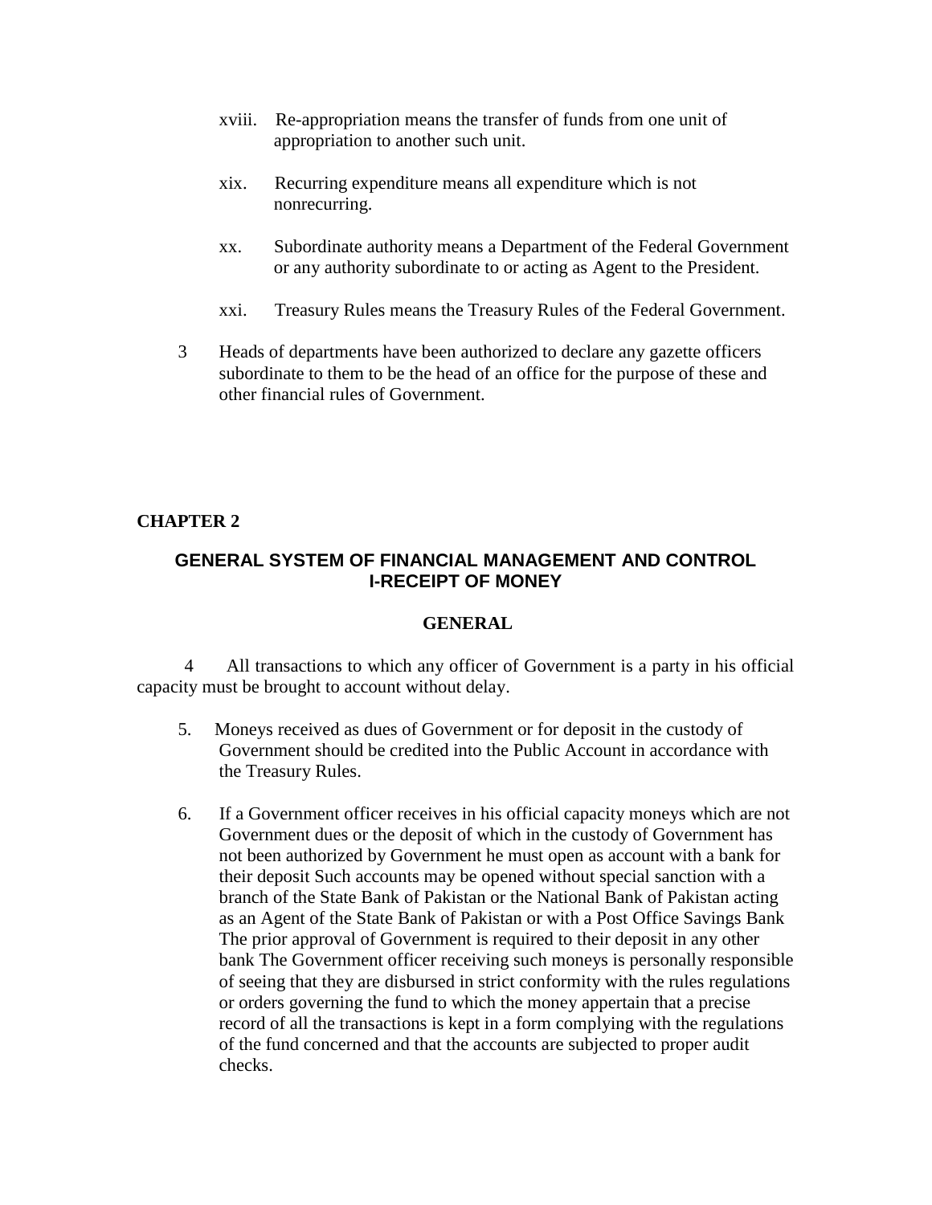xviii. Re-appropriation means the transfer of funds from one unit of appropriation to another such unit.

xix. Recurring expenditure means all expenditure which is not nonrecurring.

xx. Subordinate authority means a Department of the Federal Government or any authority subordinate to or acting as Agent to the President.

xxi. Treasury Rules means the Treasury Rules of the Federal Government.

3 Heads of departments have been authorized to declare any gazette officers subordinate to them to be the head of an office for the purpose of these and other financial rules of Government.

## CHAPTER 2

### GENERAL SYSTEM OF FINANCIAL MANAGEMENT AND CONTROL I-RECEIPT OF MONEY

#### GENERAL

4 All transactions to which any officer of Government is a party in his official capacity must be brought to account without delay.

5. Moneys received as dues of Government or for deposit in the custody of Government should be credited into the Public Account in accordance with the Treasury Rules.

6. If a Government officer receives in his official capacity moneys which are not Government dues or the deposit of which in the custody of Government has not been authorized by Government he must open as account with a bank for their deposit Such accounts may be opened without special sanction with a branch of the State Bank of Pakistan or the National Bank of Pakistan acting as an Agent of the State Bank of Pakistan or with a Post Office Savings Bank The prior approval of Government is required to their deposit in any other bank The Government officer receiving such moneys is personally responsible of seeing that they are disbursed in strict conformity with the rules regulations or orders governing the fund to which the money appertain that a precise record of all the transactions is kept in a form complying with the regulations of the fund concerned and that the accounts are subjected to proper audit checks.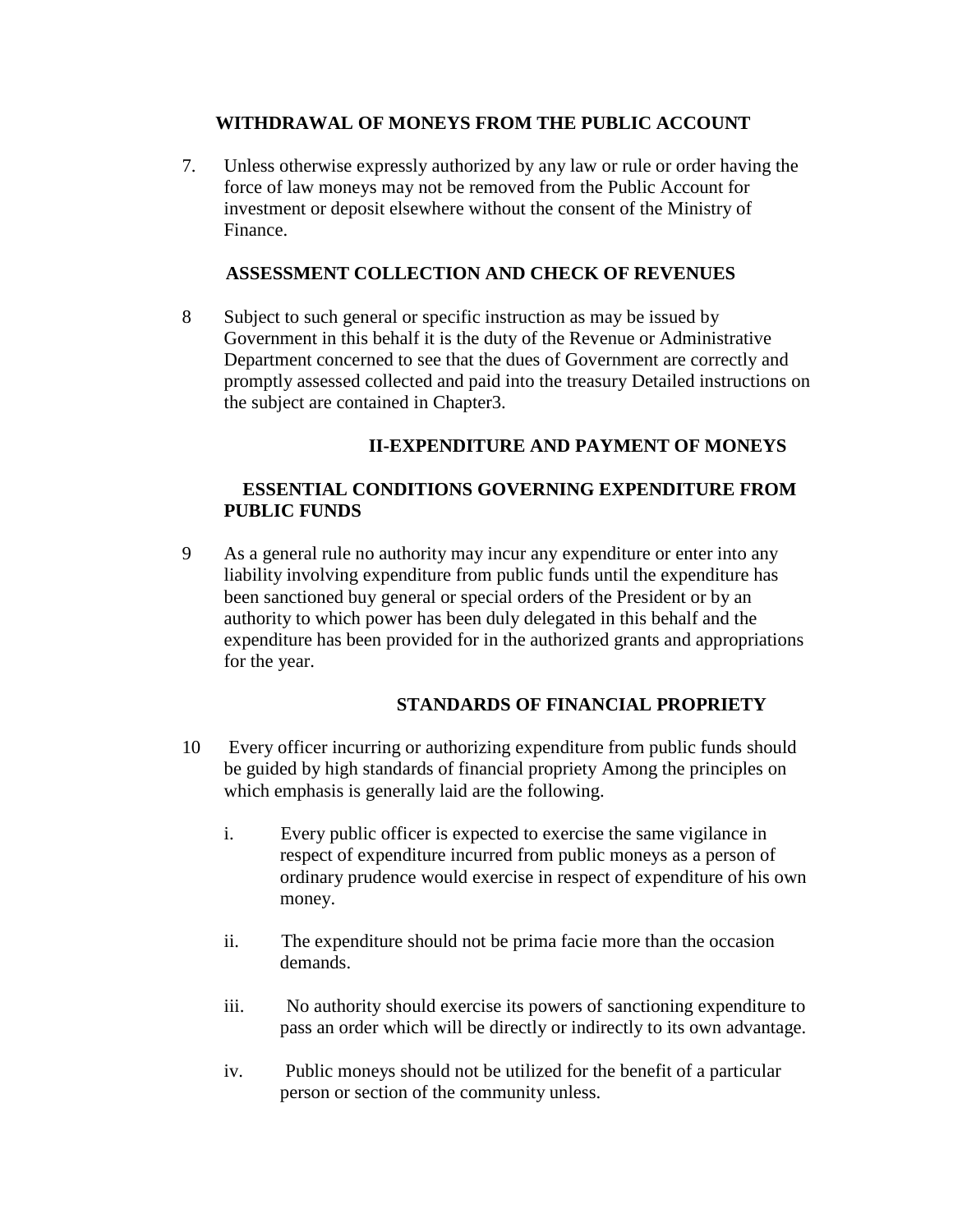## WITHDRAWAL OF MONEYS FROM THE PUBLIC ACCOUNT

7. Unless otherwise expressly authorized by any law or rule or order having the force of law moneys may not be removed from the Public Account for investment or deposit elsewhere without the consent of the Ministry of Finance.

## ASSESSMENT COLLECTION AND CHECK OF REVENUES

8 Subject to such general or specific instruction as may be issued by Government in this behalf it is the duty of the Revenue or Administrative Department concerned to see that the dues of Government are correctly and promptly assessed collected and paid into the treasury Detailed instructions on the subject are contained in Chapter3.

## II-EXPENDITURE AND PAYMENT OF MONEYS

## ESSENTIAL CONDITIONS GOVERNING EXPENDITURE FROM PUBLIC FUNDS

9 As a general rule no authority may incur any expenditure or enter into any liability involving expenditure from public funds until the expenditure has been sanctioned buy general or special orders of the President or by an authority to which power has been duly delegated in this behalf and the expenditure has been provided for in the authorized grants and appropriations for the year.

## STANDARDS OF FINANCIAL PROPRIETY

10 Every officer incurring or authorizing expenditure from public funds should be guided by high standards of financial propriety Among the principles on which emphasis is generally laid are the following.

i. Every public officer is expected to exercise the same vigilance in respect of expenditure incurred from public moneys as a person of ordinary prudence would exercise in respect of expenditure of his own money.

ii. The expenditure should not be prima facie more than the occasion demands.

iii. No authority should exercise its powers of sanctioning expenditure to pass an order which will be directly or indirectly to its own advantage.

iv. Public moneys should not be utilized for the benefit of a particular person or section of the community unless.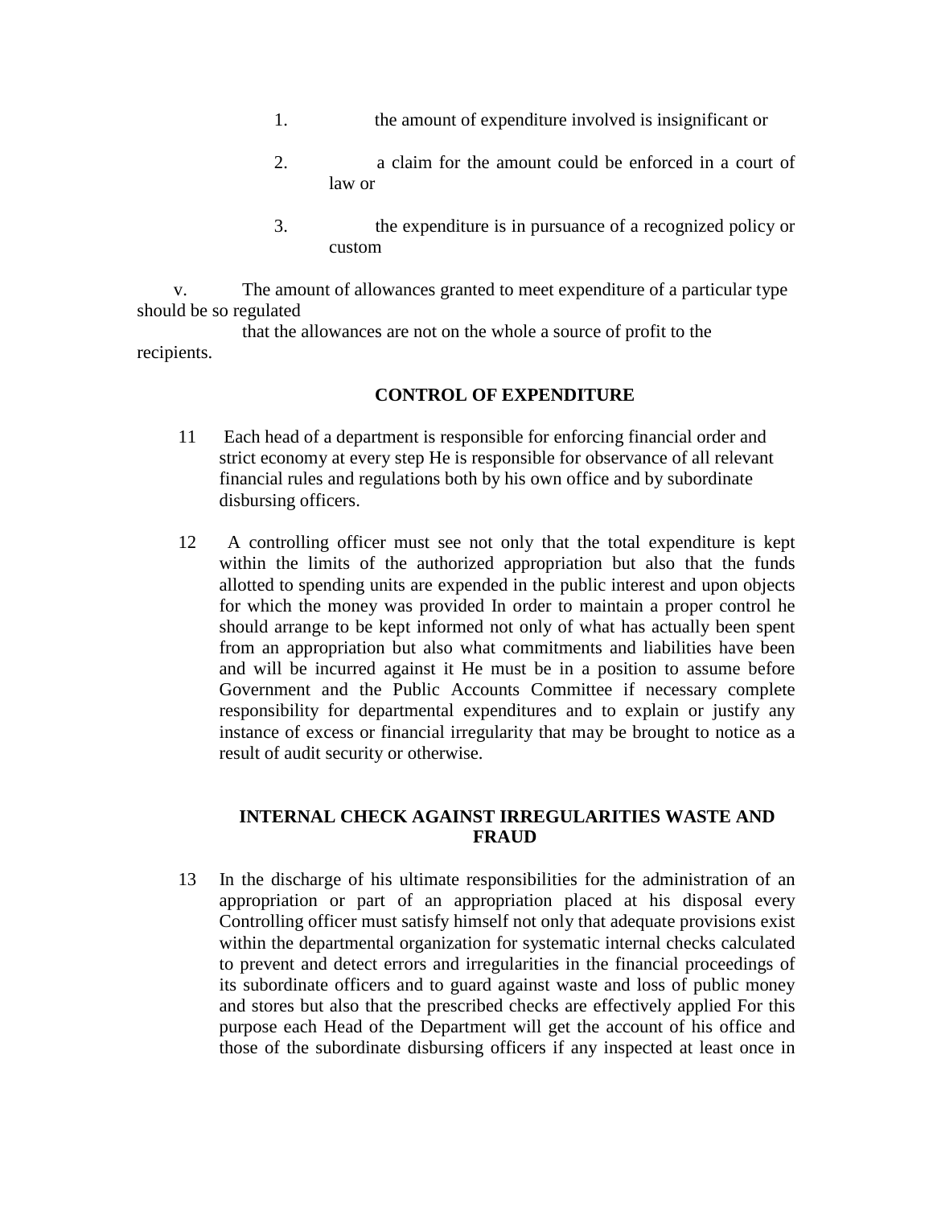1. the amount of expenditure involved is insignificant or

2. a claim for the amount could be enforced in a court of law or

3. the expenditure is in pursuance of a recognized policy or custom

v. The amount of allowances granted to meet expenditure of a particular type should be so regulated that the allowances are not on the whole a source of profit to the recipients.

## CONTROL OF EXPENDITURE

11 Each head of a department is responsible for enforcing financial order and strict economy at every step He is responsible for observance of all relevant financial rules and regulations both by his own office and by subordinate disbursing officers.

12 A controlling officer must see not only that the total expenditure is kept within the limits of the authorized appropriation but also that the funds allotted to spending units are expended in the public interest and upon objects for which the money was provided In order to maintain a proper control he should arrange to be kept informed not only of what has actually been spent from an appropriation but also what commitments and liabilities have been and will be incurred against it He must be in a position to assume before Government and the Public Accounts Committee if necessary complete responsibility for departmental expenditures and to explain or justify any instance of excess or financial irregularity that may be brought to notice as a result of audit security or otherwise.

## INTERNAL CHECK AGAINST IRREGULARITIES WASTE AND FRAUD

13 In the discharge of his ultimate responsibilities for the administration of an appropriation or part of an appropriation placed at his disposal every Controlling officer must satisfy himself not only that adequate provisions exist within the departmental organization for systematic internal checks calculated to prevent and detect errors and irregularities in the financial proceedings of its subordinate officers and to guard against waste and loss of public money and stores but also that the prescribed checks are effectively applied For this purpose each Head of the Department will get the account of his office and those of the subordinate disbursing officers if any inspected at least once in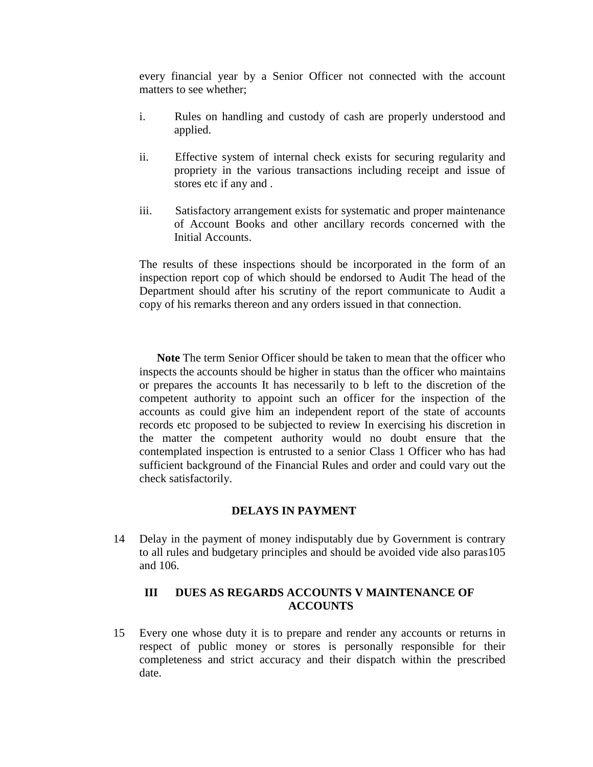every financial year by a Senior Officer not connected with the account matters to see whether;

i. Rules on handling and custody of cash are properly understood and applied.

ii. Effective system of internal check exists for securing regularity and propriety in the various transactions including receipt and issue of stores etc if any and .

iii. Satisfactory arrangement exists for systematic and proper maintenance of Account Books and other ancillary records concerned with the Initial Accounts.

The results of these inspections should be incorporated in the form of an inspection report cop of which should be endorsed to Audit The head of the Department should after his scrutiny of the report communicate to Audit a copy of his remarks thereon and any orders issued in that connection.

**Note** The term Senior Officer should be taken to mean that the officer who inspects the accounts should be higher in status than the officer who maintains or prepares the accounts It has necessarily to b left to the discretion of the competent authority to appoint such an officer for the inspection of the accounts as could give him an independent report of the state of accounts records etc proposed to be subjected to review In exercising his discretion in the matter the competent authority would no doubt ensure that the contemplated inspection is entrusted to a senior Class 1 Officer who has had sufficient background of the Financial Rules and order and could vary out the check satisfactorily.

### DELAYS IN PAYMENT

14 Delay in the payment of money indisputably due by Government is contrary to all rules and budgetary principles and should be avoided vide also paras105 and 106.

### III DUES AS REGARDS ACCOUNTS V MAINTENANCE OF ACCOUNTS

15 Every one whose duty it is to prepare and render any accounts or returns in respect of public money or stores is personally responsible for their completeness and strict accuracy and their dispatch within the prescribed date.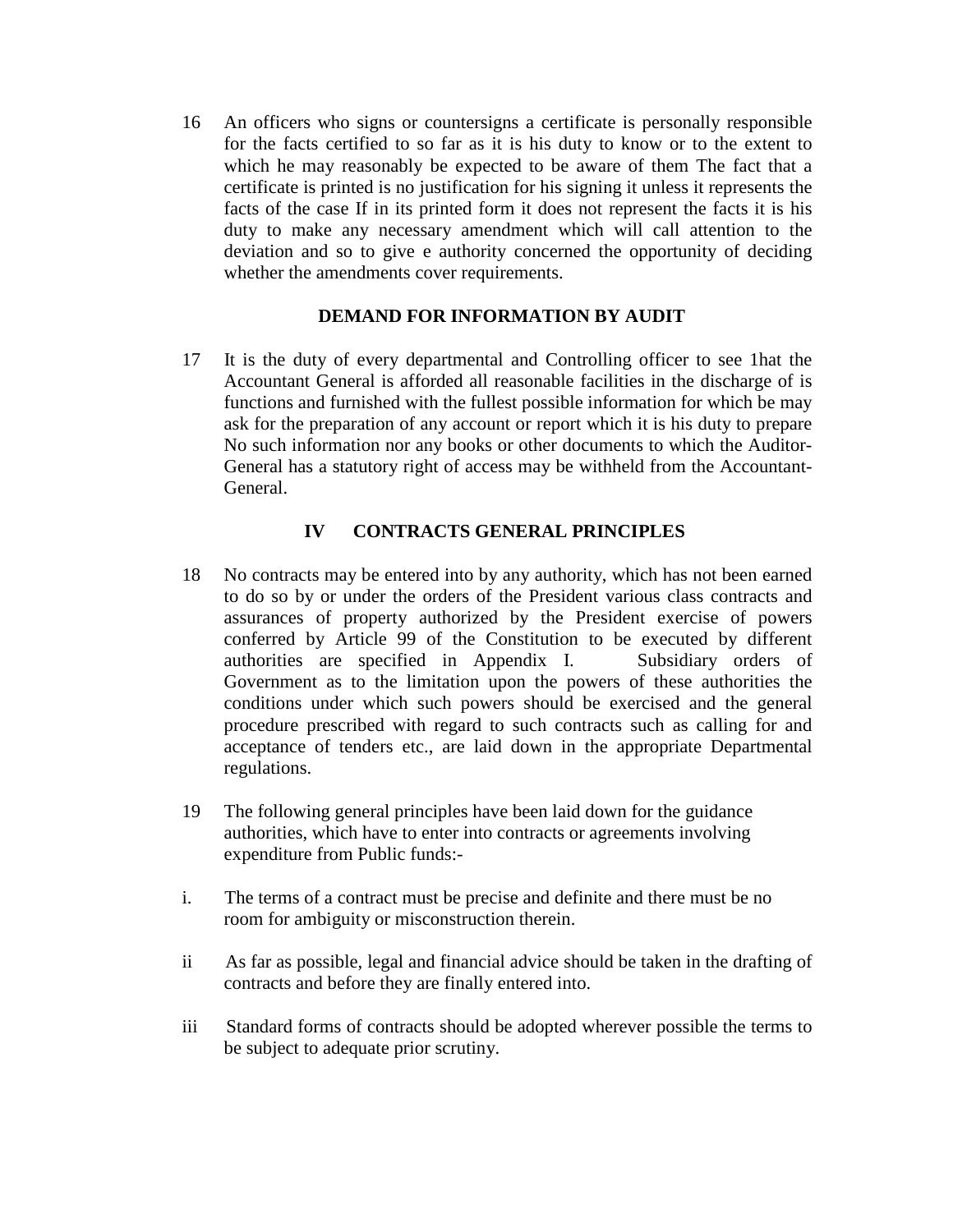16 An officers who signs or countersigns a certificate is personally responsible for the facts certified to so far as it is his duty to know or to the extent to which he may reasonably be expected to be aware of them The fact that a certificate is printed is no justification for his signing it unless it represents the facts of the case If in its printed form it does not represent the facts it is his duty to make any necessary amendment which will call attention to the deviation and so to give e authority concerned the opportunity of deciding whether the amendments cover requirements.

### DEMAND FOR INFORMATION BY AUDIT

17 It is the duty of every departmental and Controlling officer to see 1hat the Accountant General is afforded all reasonable facilities in the discharge of is functions and furnished with the fullest possible information for which be may ask for the preparation of any account or report which it is his duty to prepare No such information nor any books or other documents to which the Auditor-General has a statutory right of access may be withheld from the Accountant-General.

## IV CONTRACTS GENERAL PRINCIPLES

18 No contracts may be entered into by any authority, which has not been earned to do so by or under the orders of the President various class contracts and assurances of property authorized by the President exercise of powers conferred by Article 99 of the Constitution to be executed by different authorities are specified in Appendix I. Subsidiary orders of Government as to the limitation upon the powers of these authorities the conditions under which such powers should be exercised and the general procedure prescribed with regard to such contracts such as calling for and acceptance of tenders etc., are laid down in the appropriate Departmental regulations.

19 The following general principles have been laid down for the guidance authorities, which have to enter into contracts or agreements involving expenditure from Public funds:-

i. The terms of a contract must be precise and definite and there must be no room for ambiguity or misconstruction therein.

ii As far as possible, legal and financial advice should be taken in the drafting of contracts and before they are finally entered into.

iii Standard forms of contracts should be adopted wherever possible the terms to be subject to adequate prior scrutiny.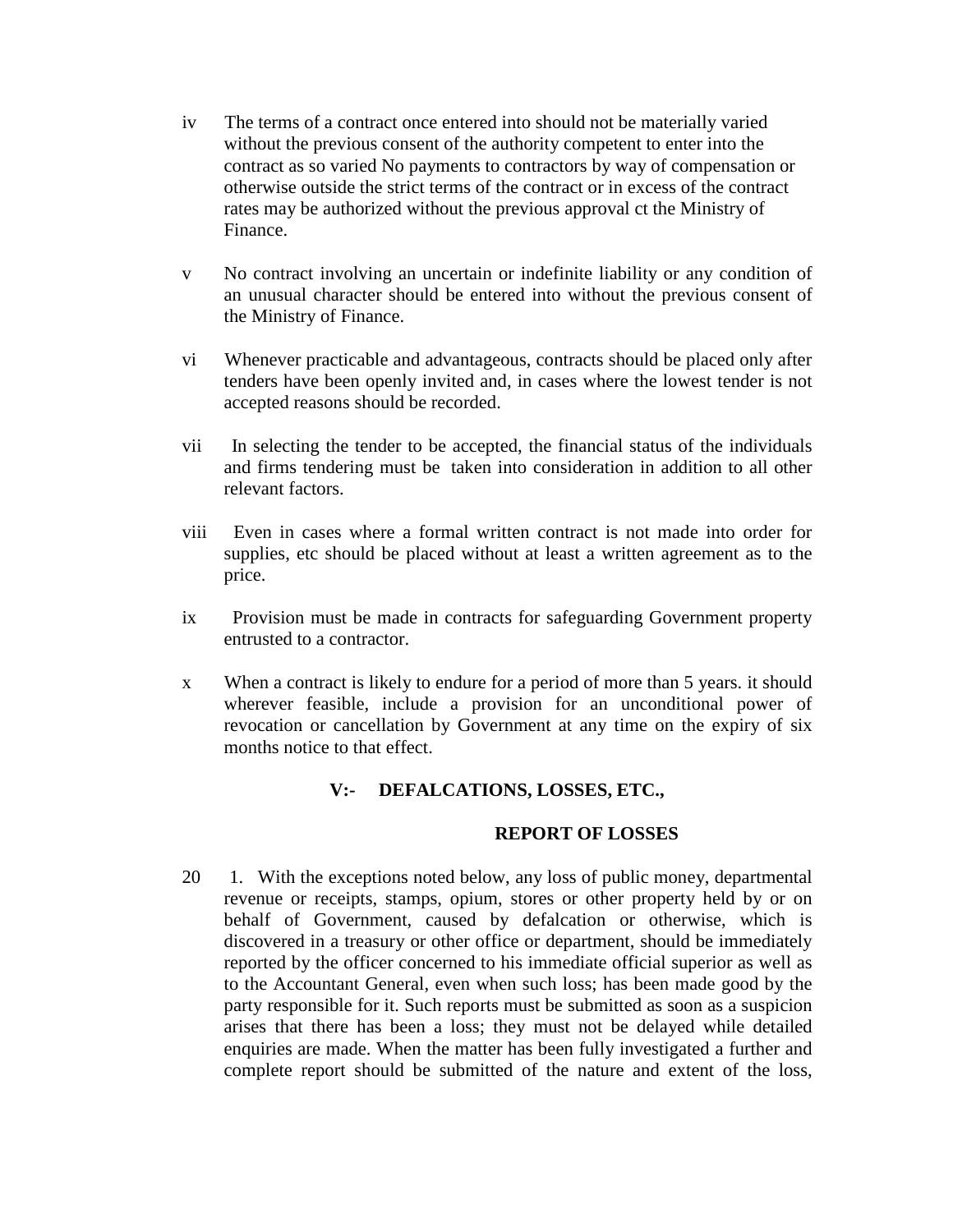iv The terms of a contract once entered into should not be materially varied without the previous consent of the authority competent to enter into the contract as so varied No payments to contractors by way of compensation or otherwise outside the strict terms of the contract or in excess of the contract rates may be authorized without the previous approval ct the Ministry of Finance.

v No contract involving an uncertain or indefinite liability or any condition of an unusual character should be entered into without the previous consent of the Ministry of Finance.

vi Whenever practicable and advantageous, contracts should be placed only after tenders have been openly invited and, in cases where the lowest tender is not accepted reasons should be recorded.

vii In selecting the tender to be accepted, the financial status of the individuals and firms tendering must be taken into consideration in addition to all other relevant factors.

viii Even in cases where a formal written contract is not made into order for supplies, etc should be placed without at least a written agreement as to the price.

ix Provision must be made in contracts for safeguarding Government property entrusted to a contractor.

x When a contract is likely to endure for a period of more than 5 years. it should wherever feasible, include a provision for an unconditional power of revocation or cancellation by Government at any time on the expiry of six months notice to that effect.

## V:- DEFALCATIONS, LOSSES, ETC.,

### REPORT OF LOSSES

20 1. With the exceptions noted below, any loss of public money, departmental revenue or receipts, stamps, opium, stores or other property held by or on behalf of Government, caused by defalcation or otherwise, which is discovered in a treasury or other office or department, should be immediately reported by the officer concerned to his immediate official superior as well as to the Accountant General, even when such loss; has been made good by the party responsible for it. Such reports must be submitted as soon as a suspicion arises that there has been a loss; they must not be delayed while detailed enquiries are made. When the matter has been fully investigated a further and complete report should be submitted of the nature and extent of the loss,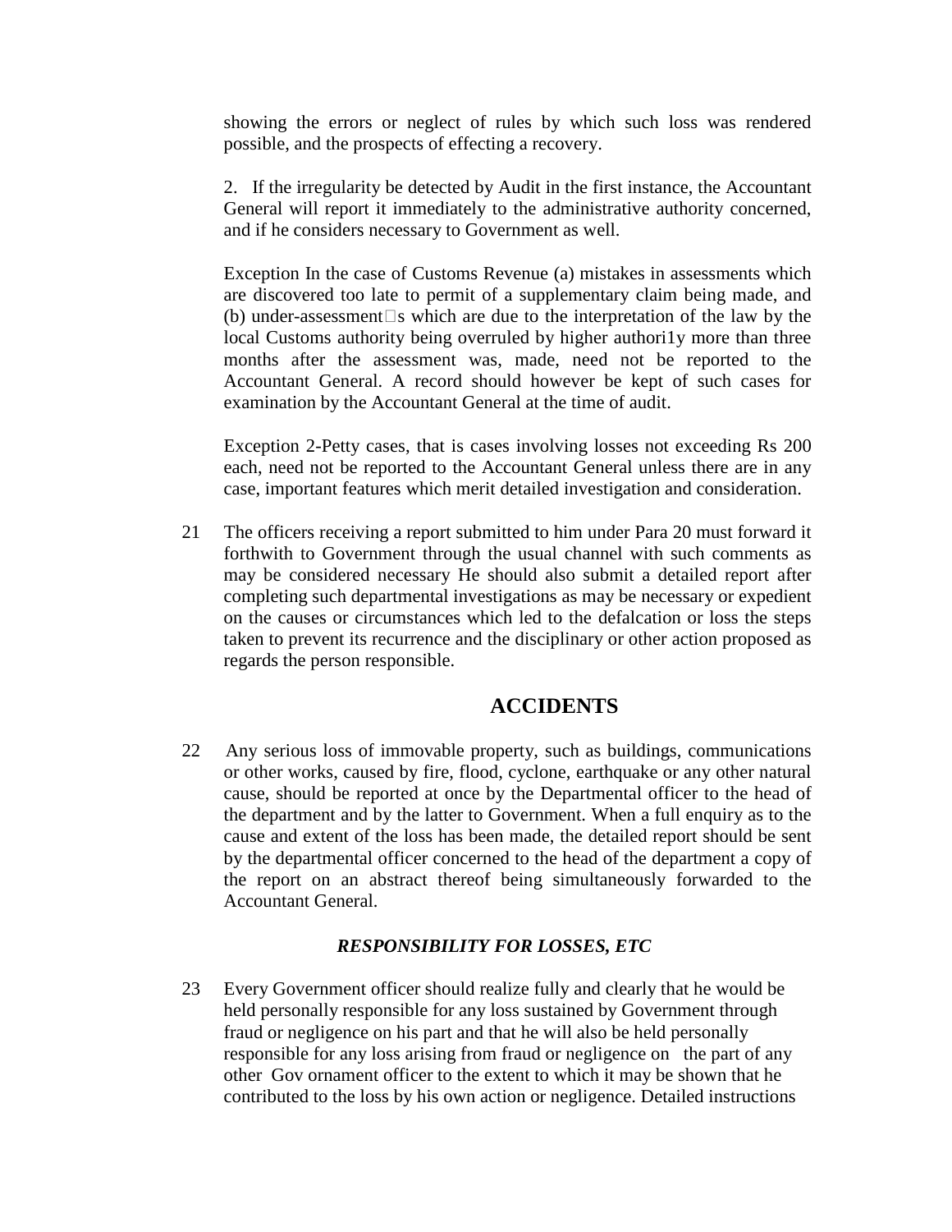showing the errors or neglect of rules by which such loss was rendered possible, and the prospects of effecting a recovery.

2. If the irregularity be detected by Audit in the first instance, the Accountant General will report it immediately to the administrative authority concerned, and if he considers necessary to Government as well.

Exception In the case of Customs Revenue (a) mistakes in assessments which are discovered too late to permit of a supplementary claim being made, and (b) under-assessment□s which are due to the interpretation of the law by the local Customs authority being overruled by higher authori1y more than three months after the assessment was, made, need not be reported to the Accountant General. A record should however be kept of such cases for examination by the Accountant General at the time of audit.

Exception 2-Petty cases, that is cases involving losses not exceeding Rs 200 each, need not be reported to the Accountant General unless there are in any case, important features which merit detailed investigation and consideration.

21 The officers receiving a report submitted to him under Para 20 must forward it forthwith to Government through the usual channel with such comments as may be considered necessary He should also submit a detailed report after completing such departmental investigations as may be necessary or expedient on the causes or circumstances which led to the defalcation or loss the steps taken to prevent its recurrence and the disciplinary or other action proposed as regards the person responsible.

## ACCIDENTS

22 Any serious loss of immovable property, such as buildings, communications or other works, caused by fire, flood, cyclone, earthquake or any other natural cause, should be reported at once by the Departmental officer to the head of the department and by the latter to Government. When a full enquiry as to the cause and extent of the loss has been made, the detailed report should be sent by the departmental officer concerned to the head of the department a copy of the report on an abstract thereof being simultaneously forwarded to the Accountant General.

### *RESPONSIBILITY FOR LOSSES, ETC*

23 Every Government officer should realize fully and clearly that he would be held personally responsible for any loss sustained by Government through fraud or negligence on his part and that he will also be held personally responsible for any loss arising from fraud or negligence on the part of any other Gov ornament officer to the extent to which it may be shown that he contributed to the loss by his own action or negligence. Detailed instructions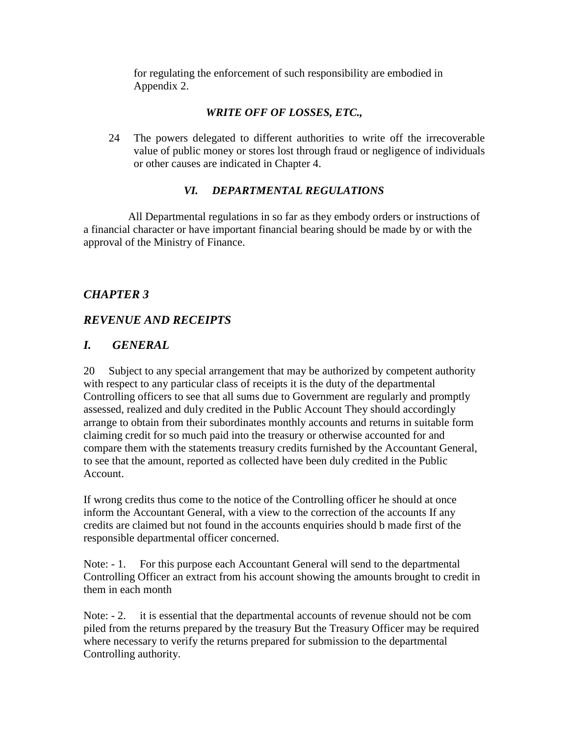for regulating the enforcement of such responsibility are embodied in Appendix 2.

***WRITE OFF OF LOSSES, ETC.,***

24 The powers delegated to different authorities to write off the irrecoverable value of public money or stores lost through fraud or negligence of individuals or other causes are indicated in Chapter 4.

***VI. DEPARTMENTAL REGULATIONS***

All Departmental regulations in so far as they embody orders or instructions of a financial character or have important financial bearing should be made by or with the approval of the Ministry of Finance.

## *CHAPTER 3*

## *REVENUE AND RECEIPTS*

### *I. GENERAL*

20 Subject to any special arrangement that may be authorized by competent authority with respect to any particular class of receipts it is the duty of the departmental Controlling officers to see that all sums due to Government are regularly and promptly assessed, realized and duly credited in the Public Account They should accordingly arrange to obtain from their subordinates monthly accounts and returns in suitable form claiming credit for so much paid into the treasury or otherwise accounted for and compare them with the statements treasury credits furnished by the Accountant General, to see that the amount, reported as collected have been duly credited in the Public Account.

If wrong credits thus come to the notice of the Controlling officer he should at once inform the Accountant General, with a view to the correction of the accounts If any credits are claimed but not found in the accounts enquiries should b made first of the responsible departmental officer concerned.

Note: - 1. For this purpose each Accountant General will send to the departmental Controlling Officer an extract from his account showing the amounts brought to credit in them in each month

Note: - 2. it is essential that the departmental accounts of revenue should not be com piled from the returns prepared by the treasury But the Treasury Officer may be required where necessary to verify the returns prepared for submission to the departmental Controlling authority.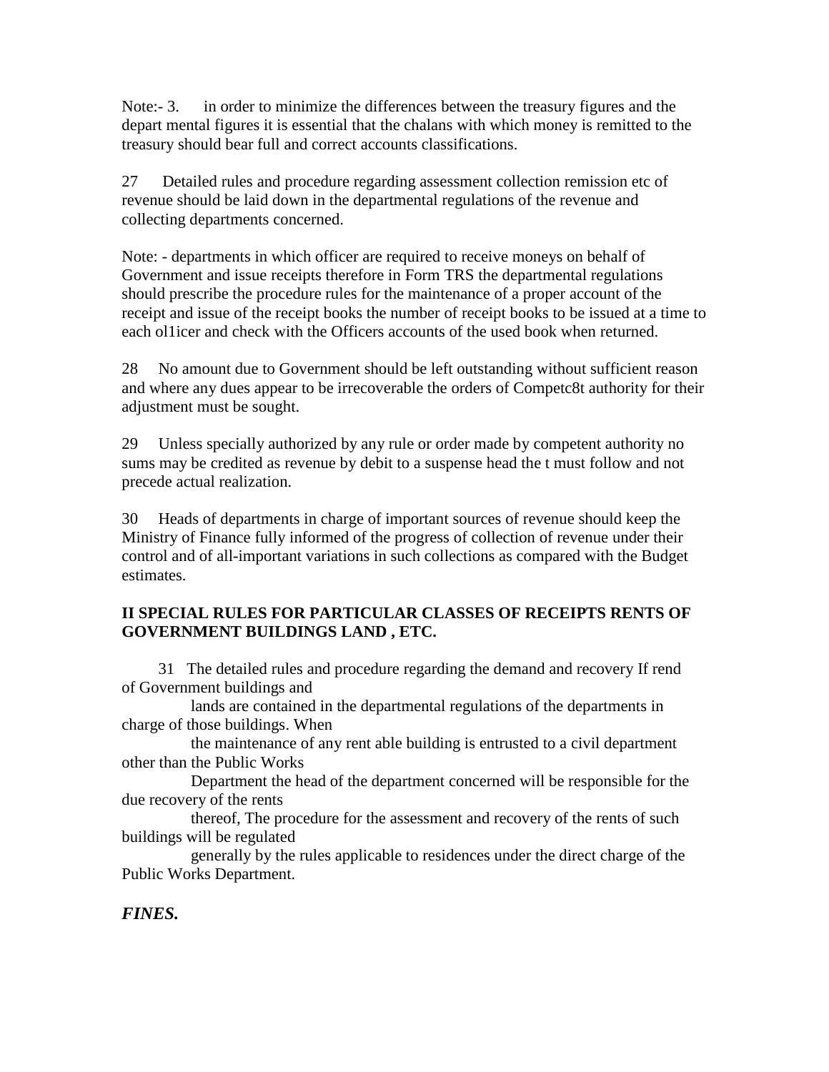Note:- 3. in order to minimize the differences between the treasury figures and the depart mental figures it is essential that the chalans with which money is remitted to the treasury should bear full and correct accounts classifications.

27 Detailed rules and procedure regarding assessment collection remission etc of revenue should be laid down in the departmental regulations of the revenue and collecting departments concerned.

Note: - departments in which officer are required to receive moneys on behalf of Government and issue receipts therefore in Form TRS the departmental regulations should prescribe the procedure rules for the maintenance of a proper account of the receipt and issue of the receipt books the number of receipt books to be issued at a time to each ol1icer and check with the Officers accounts of the used book when returned.

28 No amount due to Government should be left outstanding without sufficient reason and where any dues appear to be irrecoverable the orders of Competc8t authority for their adjustment must be sought.

29 Unless specially authorized by any rule or order made by competent authority no sums may be credited as revenue by debit to a suspense head the t must follow and not precede actual realization.

30 Heads of departments in charge of important sources of revenue should keep the Ministry of Finance fully informed of the progress of collection of revenue under their control and of all-important variations in such collections as compared with the Budget estimates.

**II SPECIAL RULES FOR PARTICULAR CLASSES OF RECEIPTS RENTS OF GOVERNMENT BUILDINGS LAND , ETC.**

31 The detailed rules and procedure regarding the demand and recovery If rend of Government buildings and lands are contained in the departmental regulations of the departments in charge of those buildings. When the maintenance of any rent able building is entrusted to a civil department other than the Public Works Department the head of the department concerned will be responsible for the due recovery of the rents thereof, The procedure for the assessment and recovery of the rents of such buildings will be regulated generally by the rules applicable to residences under the direct charge of the Public Works Department.

***FINES.***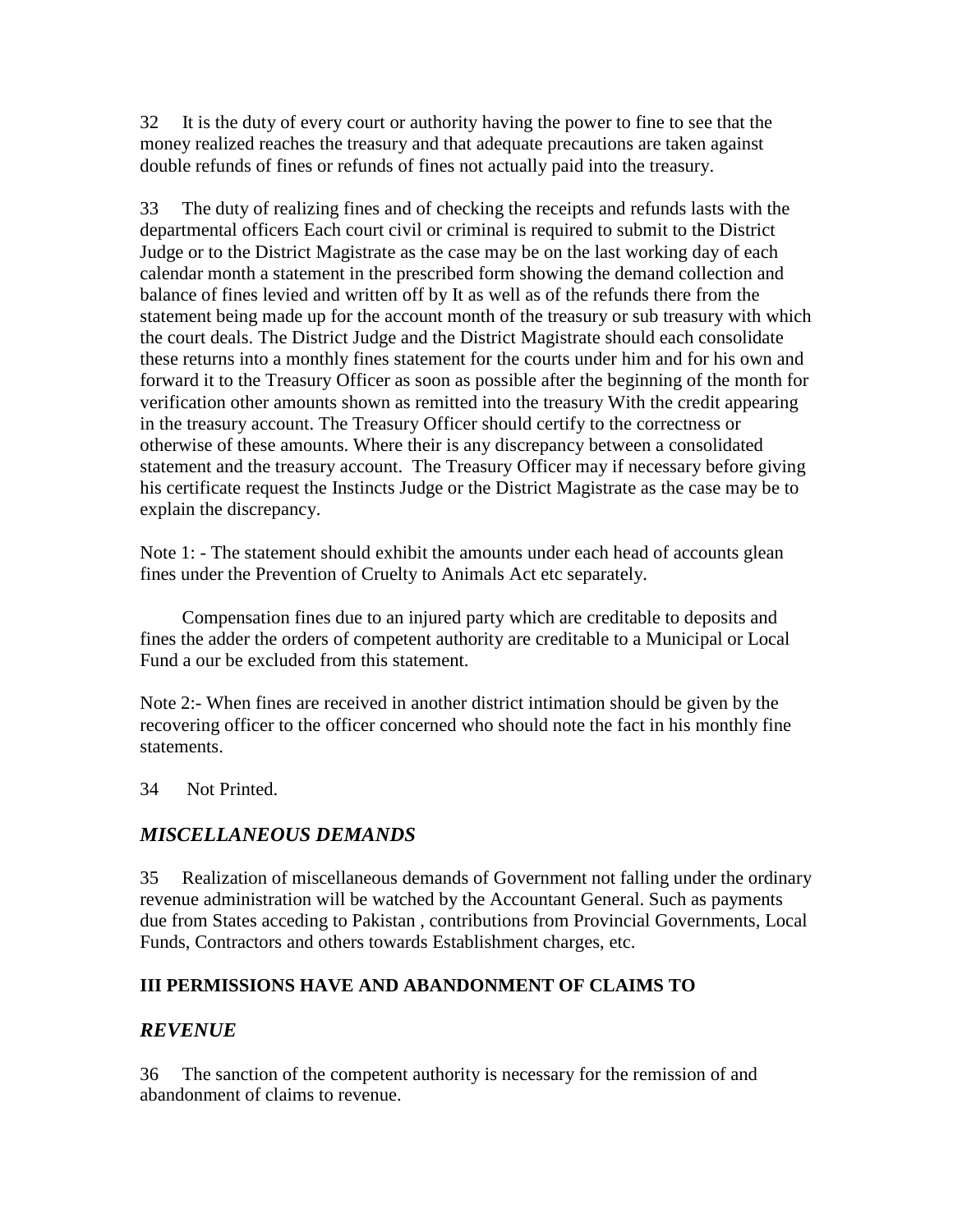32 It is the duty of every court or authority having the power to fine to see that the money realized reaches the treasury and that adequate precautions are taken against double refunds of fines or refunds of fines not actually paid into the treasury.

33 The duty of realizing fines and of checking the receipts and refunds lasts with the departmental officers Each court civil or criminal is required to submit to the District Judge or to the District Magistrate as the case may be on the last working day of each calendar month a statement in the prescribed form showing the demand collection and balance of fines levied and written off by It as well as of the refunds there from the statement being made up for the account month of the treasury or sub treasury with which the court deals. The District Judge and the District Magistrate should each consolidate these returns into a monthly fines statement for the courts under him and for his own and forward it to the Treasury Officer as soon as possible after the beginning of the month for verification other amounts shown as remitted into the treasury With the credit appearing in the treasury account. The Treasury Officer should certify to the correctness or otherwise of these amounts. Where their is any discrepancy between a consolidated statement and the treasury account. The Treasury Officer may if necessary before giving his certificate request the Instincts Judge or the District Magistrate as the case may be to explain the discrepancy.

Note 1: - The statement should exhibit the amounts under each head of accounts glean fines under the Prevention of Cruelty to Animals Act etc separately.

Compensation fines due to an injured party which are creditable to deposits and fines the adder the orders of competent authority are creditable to a Municipal or Local Fund a our be excluded from this statement.

Note 2:- When fines are received in another district intimation should be given by the recovering officer to the officer concerned who should note the fact in his monthly fine statements.

34 Not Printed.

## *MISCELLANEOUS DEMANDS*

35 Realization of miscellaneous demands of Government not falling under the ordinary revenue administration will be watched by the Accountant General. Such as payments due from States acceding to Pakistan , contributions from Provincial Governments, Local Funds, Contractors and others towards Establishment charges, etc.

## **III PERMISSIONS HAVE AND ABANDONMENT OF CLAIMS TO**

## *REVENUE*

36 The sanction of the competent authority is necessary for the remission of and abandonment of claims to revenue.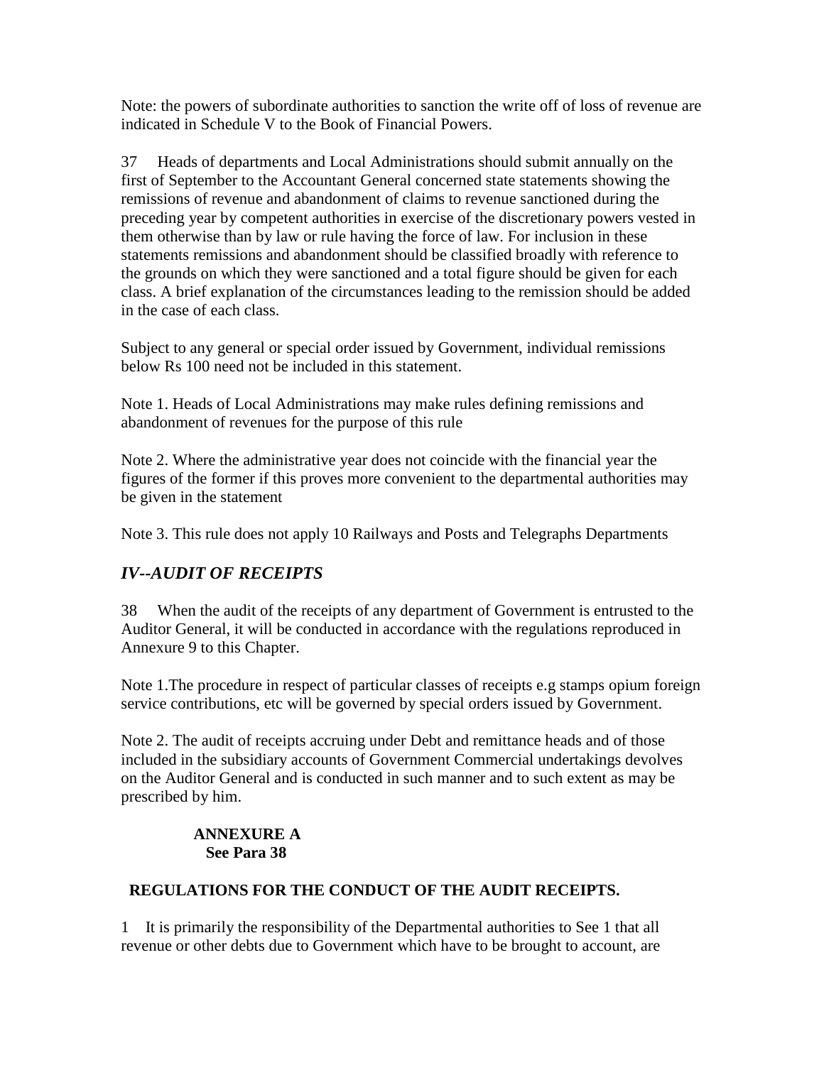Note: the powers of subordinate authorities to sanction the write off of loss of revenue are indicated in Schedule V to the Book of Financial Powers.

37 Heads of departments and Local Administrations should submit annually on the first of September to the Accountant General concerned state statements showing the remissions of revenue and abandonment of claims to revenue sanctioned during the preceding year by competent authorities in exercise of the discretionary powers vested in them otherwise than by law or rule having the force of law. For inclusion in these statements remissions and abandonment should be classified broadly with reference to the grounds on which they were sanctioned and a total figure should be given for each class. A brief explanation of the circumstances leading to the remission should be added in the case of each class.

Subject to any general or special order issued by Government, individual remissions below Rs 100 need not be included in this statement.

Note 1. Heads of Local Administrations may make rules defining remissions and abandonment of revenues for the purpose of this rule

Note 2. Where the administrative year does not coincide with the financial year the figures of the former if this proves more convenient to the departmental authorities may be given in the statement

Note 3. This rule does not apply 10 Railways and Posts and Telegraphs Departments

## *IV--AUDIT OF RECEIPTS*

38 When the audit of the receipts of any department of Government is entrusted to the Auditor General, it will be conducted in accordance with the regulations reproduced in Annexure 9 to this Chapter.

Note 1.The procedure in respect of particular classes of receipts e.g stamps opium foreign service contributions, etc will be governed by special orders issued by Government.

Note 2. The audit of receipts accruing under Debt and remittance heads and of those included in the subsidiary accounts of Government Commercial undertakings devolves on the Auditor General and is conducted in such manner and to such extent as may be prescribed by him.

**ANNEXURE A**
**See Para 38**

### REGULATIONS FOR THE CONDUCT OF THE AUDIT RECEIPTS.

1 It is primarily the responsibility of the Departmental authorities to See 1 that all revenue or other debts due to Government which have to be brought to account, are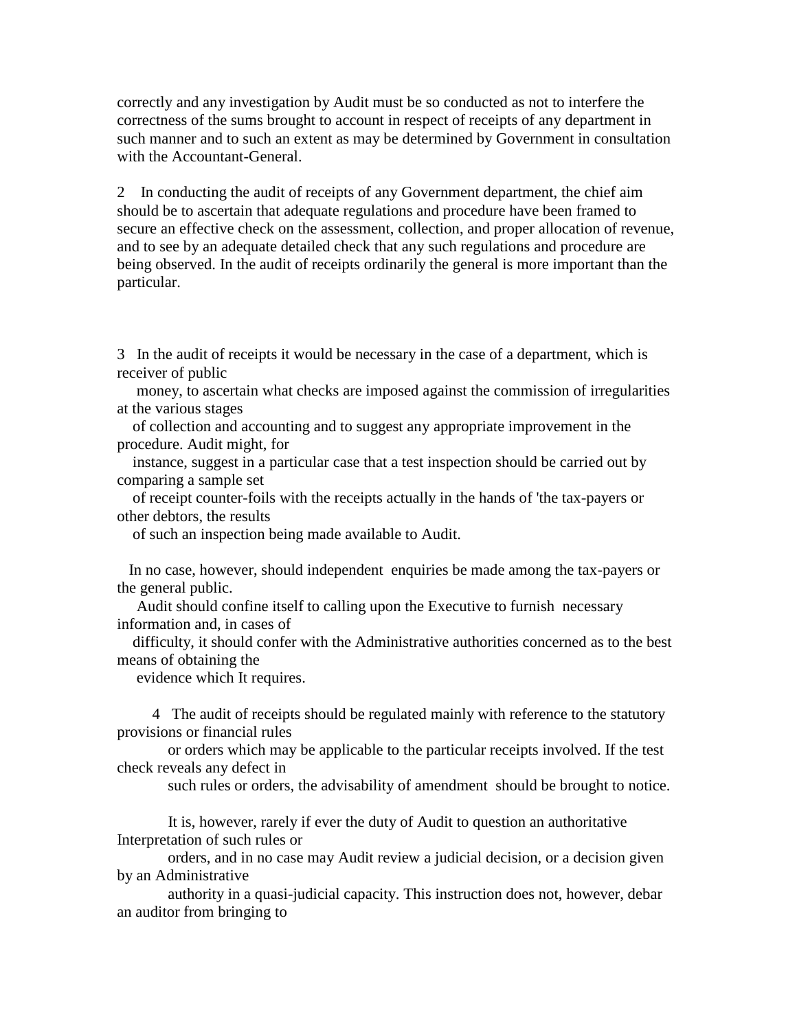correctly and any investigation by Audit must be so conducted as not to interfere the correctness of the sums brought to account in respect of receipts of any department in such manner and to such an extent as may be determined by Government in consultation with the Accountant-General.

2 In conducting the audit of receipts of any Government department, the chief aim should be to ascertain that adequate regulations and procedure have been framed to secure an effective check on the assessment, collection, and proper allocation of revenue, and to see by an adequate detailed check that any such regulations and procedure are being observed. In the audit of receipts ordinarily the general is more important than the particular.

3 In the audit of receipts it would be necessary in the case of a department, which is receiver of public money, to ascertain what checks are imposed against the commission of irregularities at the various stages of collection and accounting and to suggest any appropriate improvement in the procedure. Audit might, for instance, suggest in a particular case that a test inspection should be carried out by comparing a sample set of receipt counter-foils with the receipts actually in the hands of 'the tax-payers or other debtors, the results of such an inspection being made available to Audit.

In no case, however, should independent enquiries be made among the tax-payers or the general public. Audit should confine itself to calling upon the Executive to furnish necessary information and, in cases of difficulty, it should confer with the Administrative authorities concerned as to the best means of obtaining the evidence which It requires.

4 The audit of receipts should be regulated mainly with reference to the statutory provisions or financial rules or orders which may be applicable to the particular receipts involved. If the test check reveals any defect in such rules or orders, the advisability of amendment should be brought to notice.

It is, however, rarely if ever the duty of Audit to question an authoritative Interpretation of such rules or orders, and in no case may Audit review a judicial decision, or a decision given by an Administrative authority in a quasi-judicial capacity. This instruction does not, however, debar an auditor from bringing to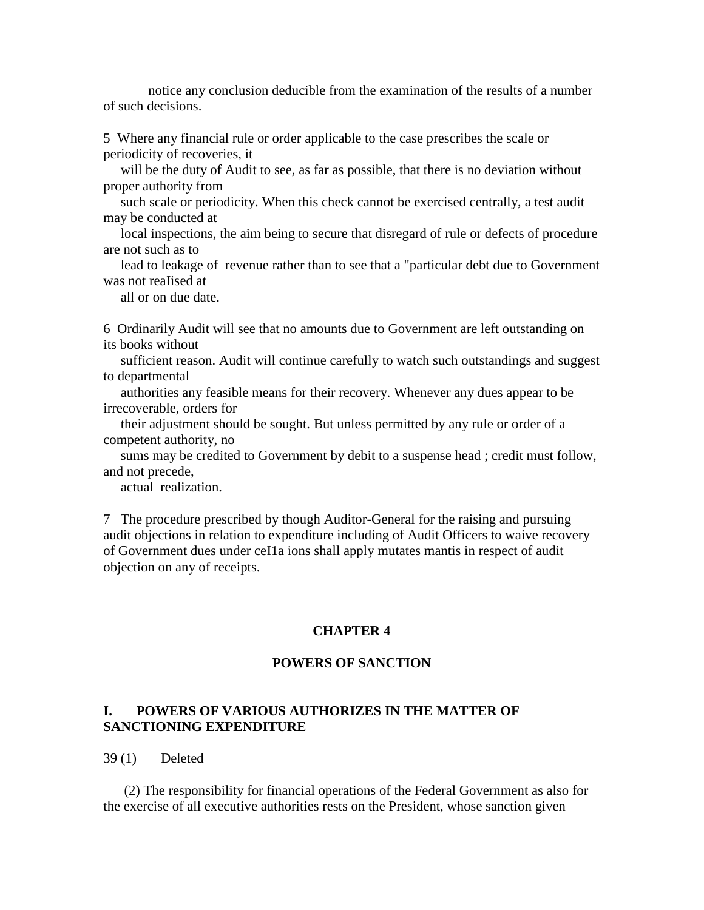notice any conclusion deducible from the examination of the results of a number of such decisions.

5 Where any financial rule or order applicable to the case prescribes the scale or periodicity of recoveries, it will be the duty of Audit to see, as far as possible, that there is no deviation without proper authority from such scale or periodicity. When this check cannot be exercised centrally, a test audit may be conducted at local inspections, the aim being to secure that disregard of rule or defects of procedure are not such as to lead to leakage of revenue rather than to see that a "particular debt due to Government was not reaIised at all or on due date.

6 Ordinarily Audit will see that no amounts due to Government are left outstanding on its books without sufficient reason. Audit will continue carefully to watch such outstandings and suggest to departmental authorities any feasible means for their recovery. Whenever any dues appear to be irrecoverable, orders for their adjustment should be sought. But unless permitted by any rule or order of a competent authority, no sums may be credited to Government by debit to a suspense head ; credit must follow, and not precede, actual realization.

7 The procedure prescribed by though Auditor-General for the raising and pursuing audit objections in relation to expenditure including of Audit Officers to waive recovery of Government dues under ceI1a ions shall apply mutates mantis in respect of audit objection on any of receipts.

## CHAPTER 4

## POWERS OF SANCTION

### I. POWERS OF VARIOUS AUTHORIZES IN THE MATTER OF SANCTIONING EXPENDITURE

39 (1) Deleted

(2) The responsibility for financial operations of the Federal Government as also for the exercise of all executive authorities rests on the President, whose sanction given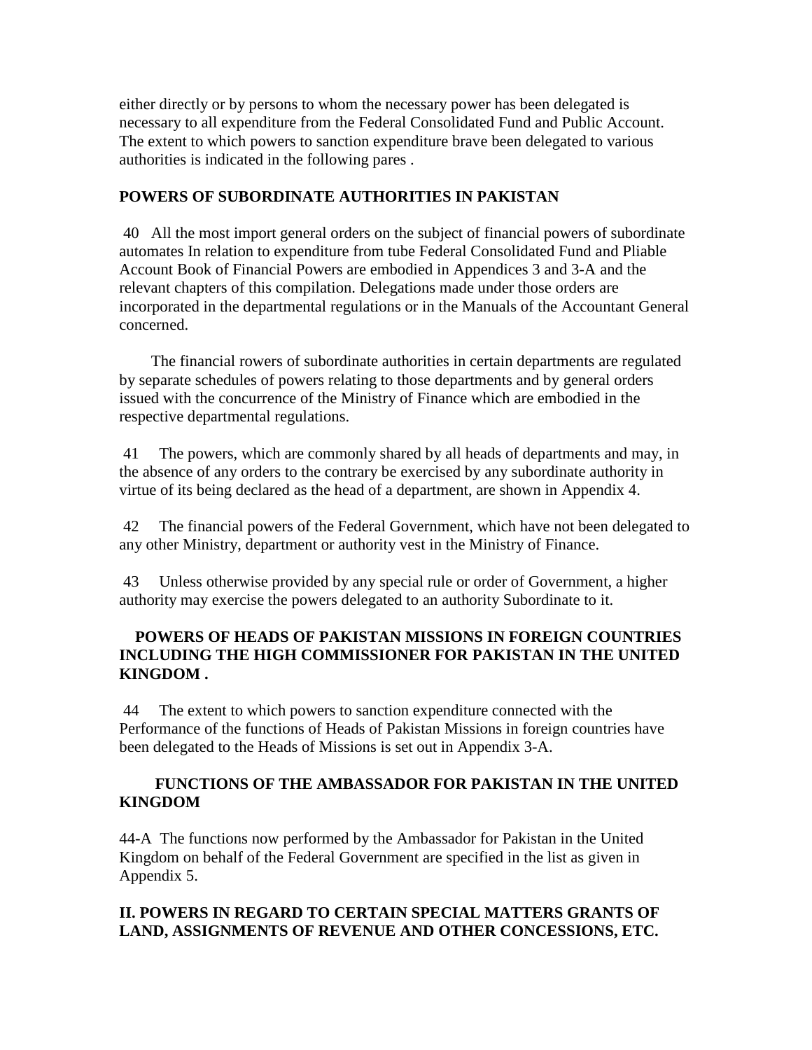either directly or by persons to whom the necessary power has been delegated is necessary to all expenditure from the Federal Consolidated Fund and Public Account. The extent to which powers to sanction expenditure brave been delegated to various authorities is indicated in the following pares .

## POWERS OF SUBORDINATE AUTHORITIES IN PAKISTAN

40 All the most import general orders on the subject of financial powers of subordinate automates In relation to expenditure from tube Federal Consolidated Fund and Pliable Account Book of Financial Powers are embodied in Appendices 3 and 3-A and the relevant chapters of this compilation. Delegations made under those orders are incorporated in the departmental regulations or in the Manuals of the Accountant General concerned.

The financial rowers of subordinate authorities in certain departments are regulated by separate schedules of powers relating to those departments and by general orders issued with the concurrence of the Ministry of Finance which are embodied in the respective departmental regulations.

41 The powers, which are commonly shared by all heads of departments and may, in the absence of any orders to the contrary be exercised by any subordinate authority in virtue of its being declared as the head of a department, are shown in Appendix 4.

42 The financial powers of the Federal Government, which have not been delegated to any other Ministry, department or authority vest in the Ministry of Finance.

43 Unless otherwise provided by any special rule or order of Government, a higher authority may exercise the powers delegated to an authority Subordinate to it.

## POWERS OF HEADS OF PAKISTAN MISSIONS IN FOREIGN COUNTRIES INCLUDING THE HIGH COMMISSIONER FOR PAKISTAN IN THE UNITED KINGDOM .

44 The extent to which powers to sanction expenditure connected with the Performance of the functions of Heads of Pakistan Missions in foreign countries have been delegated to the Heads of Missions is set out in Appendix 3-A.

## FUNCTIONS OF THE AMBASSADOR FOR PAKISTAN IN THE UNITED KINGDOM

44-A The functions now performed by the Ambassador for Pakistan in the United Kingdom on behalf of the Federal Government are specified in the list as given in Appendix 5.

## II. POWERS IN REGARD TO CERTAIN SPECIAL MATTERS GRANTS OF LAND, ASSIGNMENTS OF REVENUE AND OTHER CONCESSIONS, ETC.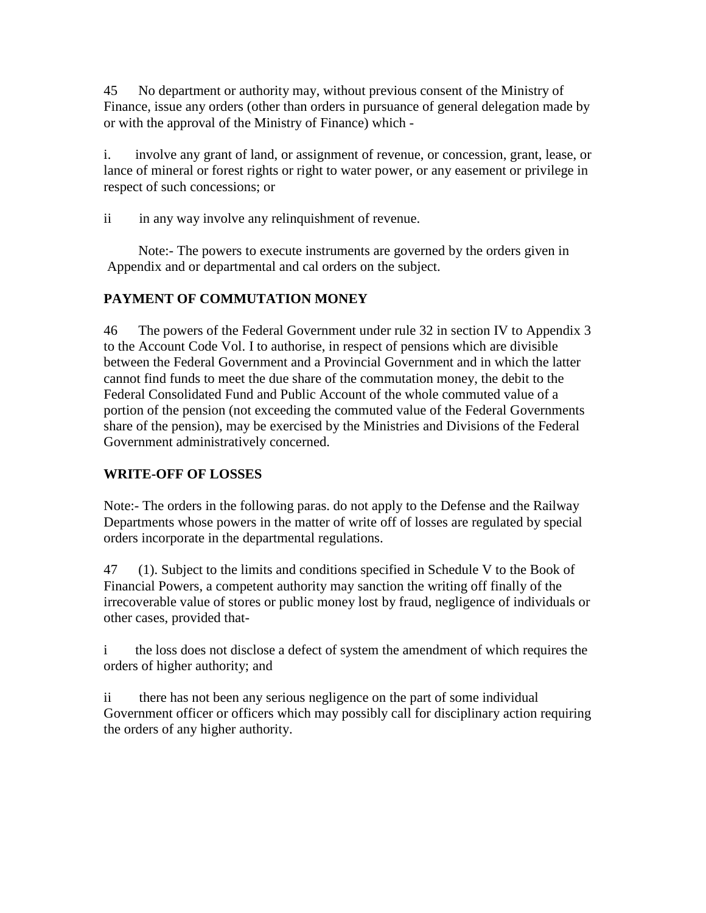45 No department or authority may, without previous consent of the Ministry of Finance, issue any orders (other than orders in pursuance of general delegation made by or with the approval of the Ministry of Finance) which -

i. involve any grant of land, or assignment of revenue, or concession, grant, lease, or lance of mineral or forest rights or right to water power, or any easement or privilege in respect of such concessions; or

ii in any way involve any relinquishment of revenue.

Note:- The powers to execute instruments are governed by the orders given in Appendix and or departmental and cal orders on the subject.

**PAYMENT OF COMMUTATION MONEY**

46 The powers of the Federal Government under rule 32 in section IV to Appendix 3 to the Account Code Vol. I to authorise, in respect of pensions which are divisible between the Federal Government and a Provincial Government and in which the latter cannot find funds to meet the due share of the commutation money, the debit to the Federal Consolidated Fund and Public Account of the whole commuted value of a portion of the pension (not exceeding the commuted value of the Federal Governments share of the pension), may be exercised by the Ministries and Divisions of the Federal Government administratively concerned.

**WRITE-OFF OF LOSSES**

Note:- The orders in the following paras. do not apply to the Defense and the Railway Departments whose powers in the matter of write off of losses are regulated by special orders incorporate in the departmental regulations.

47 (1). Subject to the limits and conditions specified in Schedule V to the Book of Financial Powers, a competent authority may sanction the writing off finally of the irrecoverable value of stores or public money lost by fraud, negligence of individuals or other cases, provided that-

i the loss does not disclose a defect of system the amendment of which requires the orders of higher authority; and

ii there has not been any serious negligence on the part of some individual Government officer or officers which may possibly call for disciplinary action requiring the orders of any higher authority.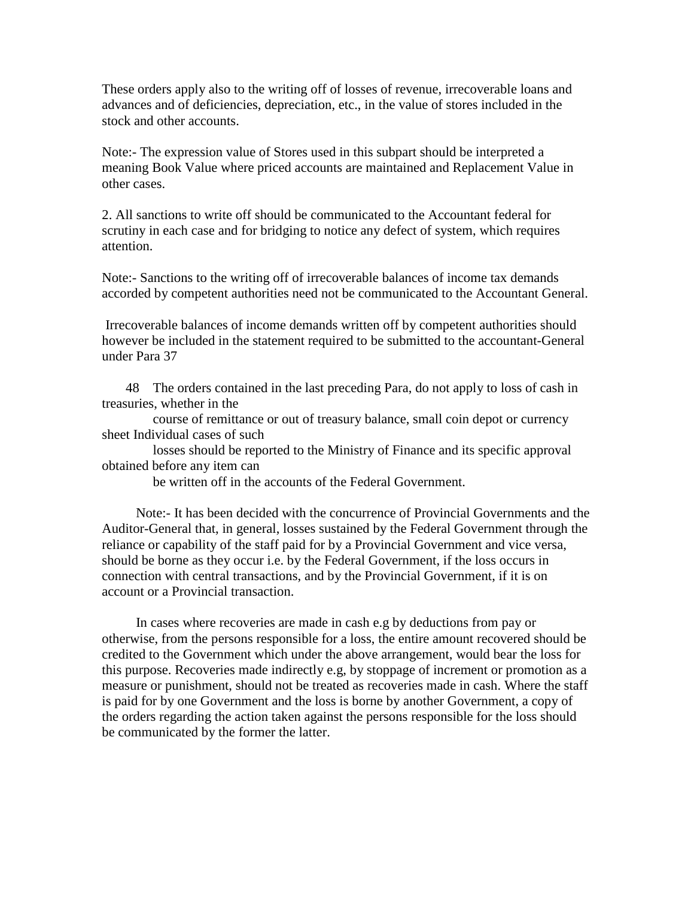These orders apply also to the writing off of losses of revenue, irrecoverable loans and advances and of deficiencies, depreciation, etc., in the value of stores included in the stock and other accounts.

Note:- The expression value of Stores used in this subpart should be interpreted a meaning Book Value where priced accounts are maintained and Replacement Value in other cases.

2. All sanctions to write off should be communicated to the Accountant federal for scrutiny in each case and for bridging to notice any defect of system, which requires attention.

Note:- Sanctions to the writing off of irrecoverable balances of income tax demands accorded by competent authorities need not be communicated to the Accountant General.

Irrecoverable balances of income demands written off by competent authorities should however be included in the statement required to be submitted to the accountant-General under Para 37

48 The orders contained in the last preceding Para, do not apply to loss of cash in treasuries, whether in the course of remittance or out of treasury balance, small coin depot or currency sheet Individual cases of such losses should be reported to the Ministry of Finance and its specific approval obtained before any item can be written off in the accounts of the Federal Government.

Note:- It has been decided with the concurrence of Provincial Governments and the Auditor-General that, in general, losses sustained by the Federal Government through the reliance or capability of the staff paid for by a Provincial Government and vice versa, should be borne as they occur i.e. by the Federal Government, if the loss occurs in connection with central transactions, and by the Provincial Government, if it is on account or a Provincial transaction.

In cases where recoveries are made in cash e.g by deductions from pay or otherwise, from the persons responsible for a loss, the entire amount recovered should be credited to the Government which under the above arrangement, would bear the loss for this purpose. Recoveries made indirectly e.g, by stoppage of increment or promotion as a measure or punishment, should not be treated as recoveries made in cash. Where the staff is paid for by one Government and the loss is borne by another Government, a copy of the orders regarding the action taken against the persons responsible for the loss should be communicated by the former the latter.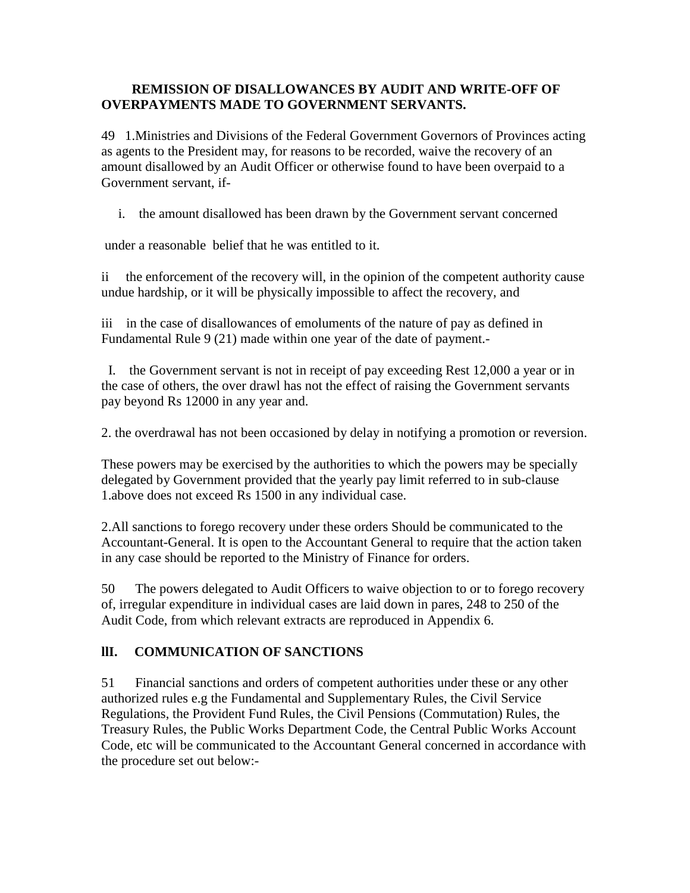**REMISSION OF DISALLOWANCES BY AUDIT AND WRITE-OFF OF OVERPAYMENTS MADE TO GOVERNMENT SERVANTS.**

49 1.Ministries and Divisions of the Federal Government Governors of Provinces acting as agents to the President may, for reasons to be recorded, waive the recovery of an amount disallowed by an Audit Officer or otherwise found to have been overpaid to a Government servant, if-

i. the amount disallowed has been drawn by the Government servant concerned

under a reasonable belief that he was entitled to it.

ii the enforcement of the recovery will, in the opinion of the competent authority cause undue hardship, or it will be physically impossible to affect the recovery, and

iii in the case of disallowances of emoluments of the nature of pay as defined in Fundamental Rule 9 (21) made within one year of the date of payment.-

I. the Government servant is not in receipt of pay exceeding Rest 12,000 a year or in the case of others, the over drawl has not the effect of raising the Government servants pay beyond Rs 12000 in any year and.

2. the overdrawal has not been occasioned by delay in notifying a promotion or reversion.

These powers may be exercised by the authorities to which the powers may be specially delegated by Government provided that the yearly pay limit referred to in sub-clause 1.above does not exceed Rs 1500 in any individual case.

2.All sanctions to forego recovery under these orders Should be communicated to the Accountant-General. It is open to the Accountant General to require that the action taken in any case should be reported to the Ministry of Finance for orders.

50 The powers delegated to Audit Officers to waive objection to or to forego recovery of, irregular expenditure in individual cases are laid down in pares, 248 to 250 of the Audit Code, from which relevant extracts are reproduced in Appendix 6.

## lII. COMMUNICATION OF SANCTIONS

51 Financial sanctions and orders of competent authorities under these or any other authorized rules e.g the Fundamental and Supplementary Rules, the Civil Service Regulations, the Provident Fund Rules, the Civil Pensions (Commutation) Rules, the Treasury Rules, the Public Works Department Code, the Central Public Works Account Code, etc will be communicated to the Accountant General concerned in accordance with the procedure set out below:-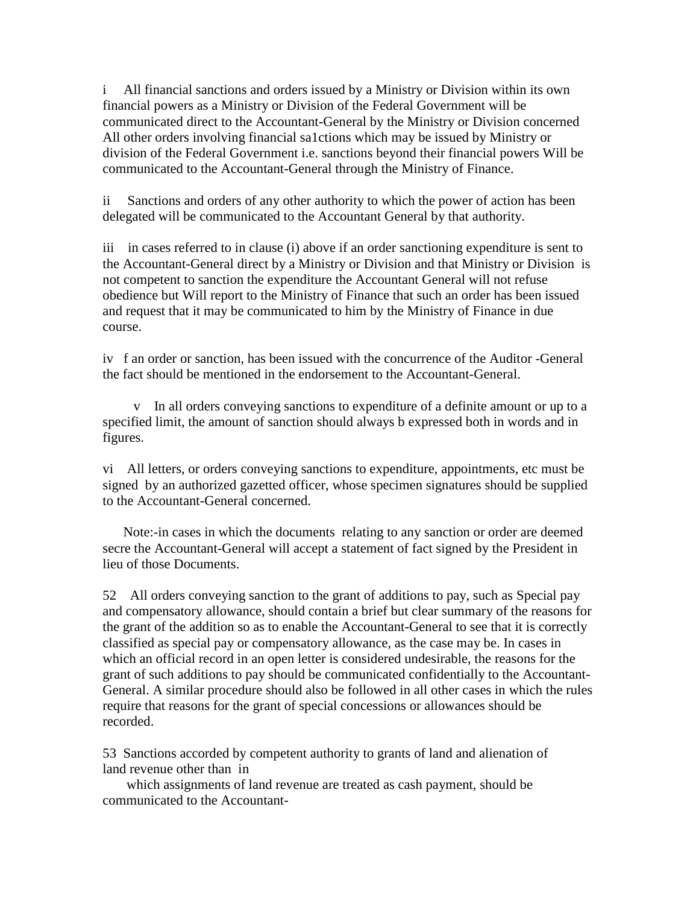i All financial sanctions and orders issued by a Ministry or Division within its own financial powers as a Ministry or Division of the Federal Government will be communicated direct to the Accountant-General by the Ministry or Division concerned All other orders involving financial sa1ctions which may be issued by Ministry or division of the Federal Government i.e. sanctions beyond their financial powers Will be communicated to the Accountant-General through the Ministry of Finance.

ii Sanctions and orders of any other authority to which the power of action has been delegated will be communicated to the Accountant General by that authority.

iii in cases referred to in clause (i) above if an order sanctioning expenditure is sent to the Accountant-General direct by a Ministry or Division and that Ministry or Division is not competent to sanction the expenditure the Accountant General will not refuse obedience but Will report to the Ministry of Finance that such an order has been issued and request that it may be communicated to him by the Ministry of Finance in due course.

iv f an order or sanction, has been issued with the concurrence of the Auditor -General the fact should be mentioned in the endorsement to the Accountant-General.

v In all orders conveying sanctions to expenditure of a definite amount or up to a specified limit, the amount of sanction should always b expressed both in words and in figures.

vi All letters, or orders conveying sanctions to expenditure, appointments, etc must be signed by an authorized gazetted officer, whose specimen signatures should be supplied to the Accountant-General concerned.

Note:-in cases in which the documents relating to any sanction or order are deemed secre the Accountant-General will accept a statement of fact signed by the President in lieu of those Documents.

52 All orders conveying sanction to the grant of additions to pay, such as Special pay and compensatory allowance, should contain a brief but clear summary of the reasons for the grant of the addition so as to enable the Accountant-General to see that it is correctly classified as special pay or compensatory allowance, as the case may be. In cases in which an official record in an open letter is considered undesirable, the reasons for the grant of such additions to pay should be communicated confidentially to the Accountant-General. A similar procedure should also be followed in all other cases in which the rules require that reasons for the grant of special concessions or allowances should be recorded.

53 Sanctions accorded by competent authority to grants of land and alienation of land revenue other than in

which assignments of land revenue are treated as cash payment, should be communicated to the Accountant-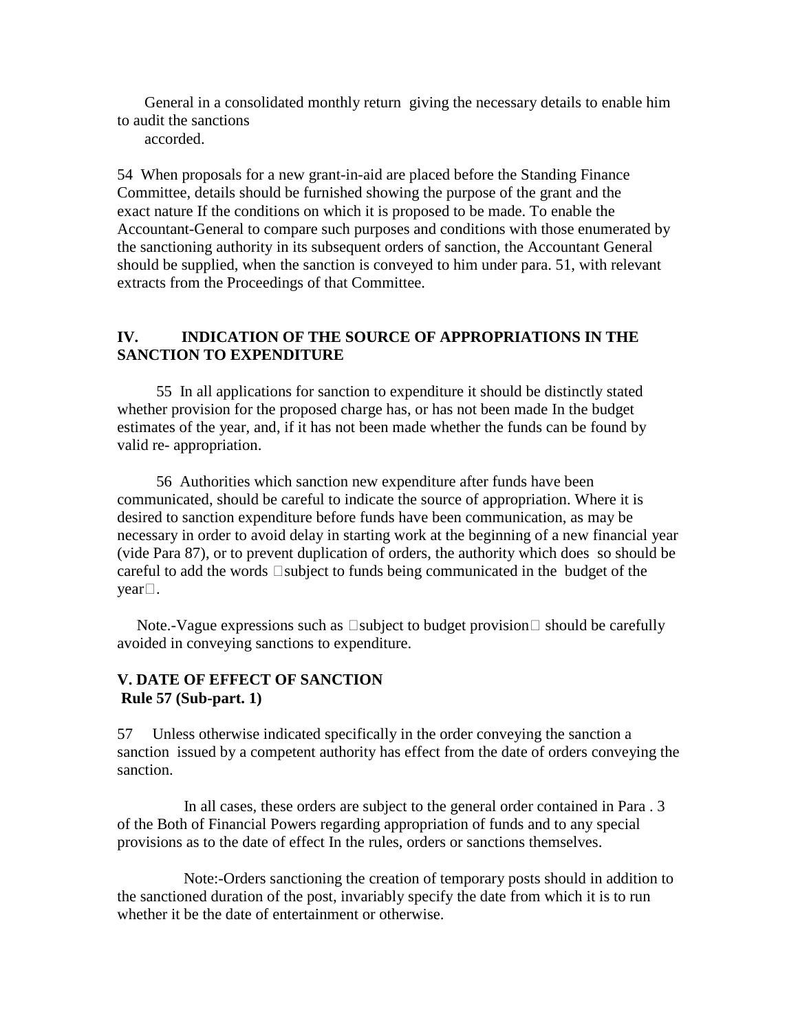General in a consolidated monthly return giving the necessary details to enable him to audit the sanctions accorded.

54 When proposals for a new grant-in-aid are placed before the Standing Finance Committee, details should be furnished showing the purpose of the grant and the exact nature If the conditions on which it is proposed to be made. To enable the Accountant-General to compare such purposes and conditions with those enumerated by the sanctioning authority in its subsequent orders of sanction, the Accountant General should be supplied, when the sanction is conveyed to him under para. 51, with relevant extracts from the Proceedings of that Committee.

## IV. INDICATION OF THE SOURCE OF APPROPRIATIONS IN THE SANCTION TO EXPENDITURE

55 In all applications for sanction to expenditure it should be distinctly stated whether provision for the proposed charge has, or has not been made In the budget estimates of the year, and, if it has not been made whether the funds can be found by valid re- appropriation.

56 Authorities which sanction new expenditure after funds have been communicated, should be careful to indicate the source of appropriation. Where it is desired to sanction expenditure before funds have been communication, as may be necessary in order to avoid delay in starting work at the beginning of a new financial year (vide Para 87), or to prevent duplication of orders, the authority which does so should be careful to add the words "subject to funds being communicated in the budget of the year".

Note.-Vague expressions such as "subject to budget provision" should be carefully avoided in conveying sanctions to expenditure.

## V. DATE OF EFFECT OF SANCTION

**Rule 57 (Sub-part. 1)**

57 Unless otherwise indicated specifically in the order conveying the sanction a sanction issued by a competent authority has effect from the date of orders conveying the sanction.

In all cases, these orders are subject to the general order contained in Para . 3 of the Both of Financial Powers regarding appropriation of funds and to any special provisions as to the date of effect In the rules, orders or sanctions themselves.

Note:-Orders sanctioning the creation of temporary posts should in addition to the sanctioned duration of the post, invariably specify the date from which it is to run whether it be the date of entertainment or otherwise.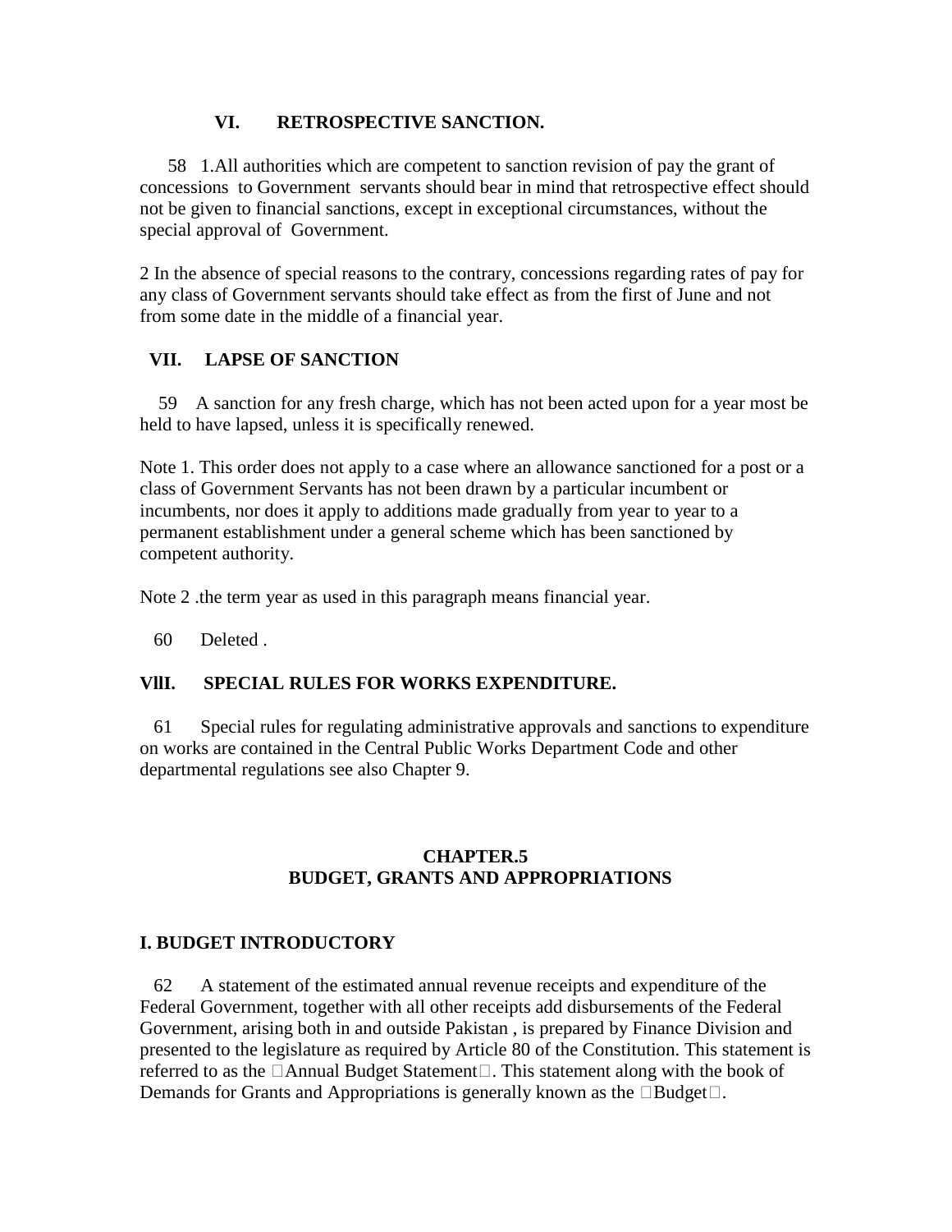### VI. RETROSPECTIVE SANCTION.

58 1.All authorities which are competent to sanction revision of pay the grant of concessions to Government servants should bear in mind that retrospective effect should not be given to financial sanctions, except in exceptional circumstances, without the special approval of Government.

2 In the absence of special reasons to the contrary, concessions regarding rates of pay for any class of Government servants should take effect as from the first of June and not from some date in the middle of a financial year.

### VII. LAPSE OF SANCTION

59 A sanction for any fresh charge, which has not been acted upon for a year most be held to have lapsed, unless it is specifically renewed.

Note 1. This order does not apply to a case where an allowance sanctioned for a post or a class of Government Servants has not been drawn by a particular incumbent or incumbents, nor does it apply to additions made gradually from year to year to a permanent establishment under a general scheme which has been sanctioned by competent authority.

Note 2 .the term year as used in this paragraph means financial year.

60 Deleted .

### VllI. SPECIAL RULES FOR WORKS EXPENDITURE.

61 Special rules for regulating administrative approvals and sanctions to expenditure on works are contained in the Central Public Works Department Code and other departmental regulations see also Chapter 9.

## CHAPTER.5
## BUDGET, GRANTS AND APPROPRIATIONS

### I. BUDGET INTRODUCTORY

62 A statement of the estimated annual revenue receipts and expenditure of the Federal Government, together with all other receipts add disbursements of the Federal Government, arising both in and outside Pakistan , is prepared by Finance Division and presented to the legislature as required by Article 80 of the Constitution. This statement is referred to as the Annual Budget Statement. This statement along with the book of Demands for Grants and Appropriations is generally known as the Budget.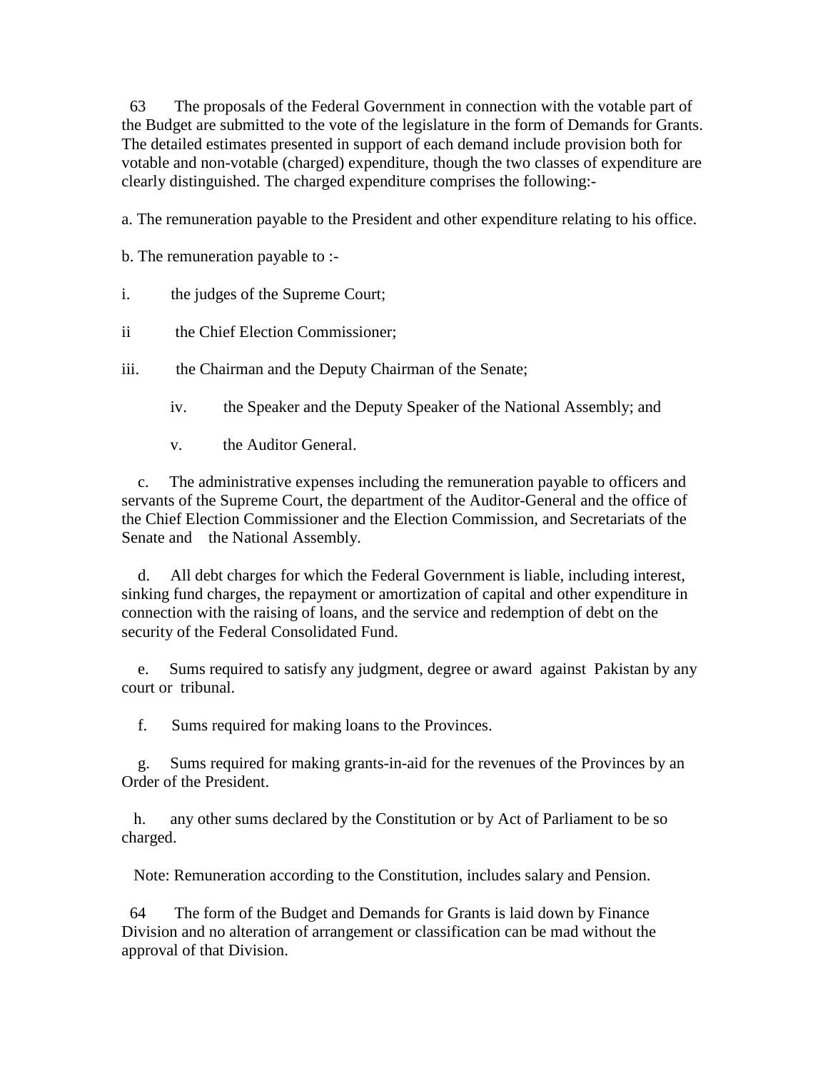63 The proposals of the Federal Government in connection with the votable part of the Budget are submitted to the vote of the legislature in the form of Demands for Grants. The detailed estimates presented in support of each demand include provision both for votable and non-votable (charged) expenditure, though the two classes of expenditure are clearly distinguished. The charged expenditure comprises the following:-

a. The remuneration payable to the President and other expenditure relating to his office.

b. The remuneration payable to :-

i. the judges of the Supreme Court;

ii the Chief Election Commissioner;

iii. the Chairman and the Deputy Chairman of the Senate;

iv. the Speaker and the Deputy Speaker of the National Assembly; and

v. the Auditor General.

c. The administrative expenses including the remuneration payable to officers and servants of the Supreme Court, the department of the Auditor-General and the office of the Chief Election Commissioner and the Election Commission, and Secretariats of the Senate and the National Assembly.

d. All debt charges for which the Federal Government is liable, including interest, sinking fund charges, the repayment or amortization of capital and other expenditure in connection with the raising of loans, and the service and redemption of debt on the security of the Federal Consolidated Fund.

e. Sums required to satisfy any judgment, degree or award against Pakistan by any court or tribunal.

f. Sums required for making loans to the Provinces.

g. Sums required for making grants-in-aid for the revenues of the Provinces by an Order of the President.

h. any other sums declared by the Constitution or by Act of Parliament to be so charged.

Note: Remuneration according to the Constitution, includes salary and Pension.

64 The form of the Budget and Demands for Grants is laid down by Finance Division and no alteration of arrangement or classification can be mad without the approval of that Division.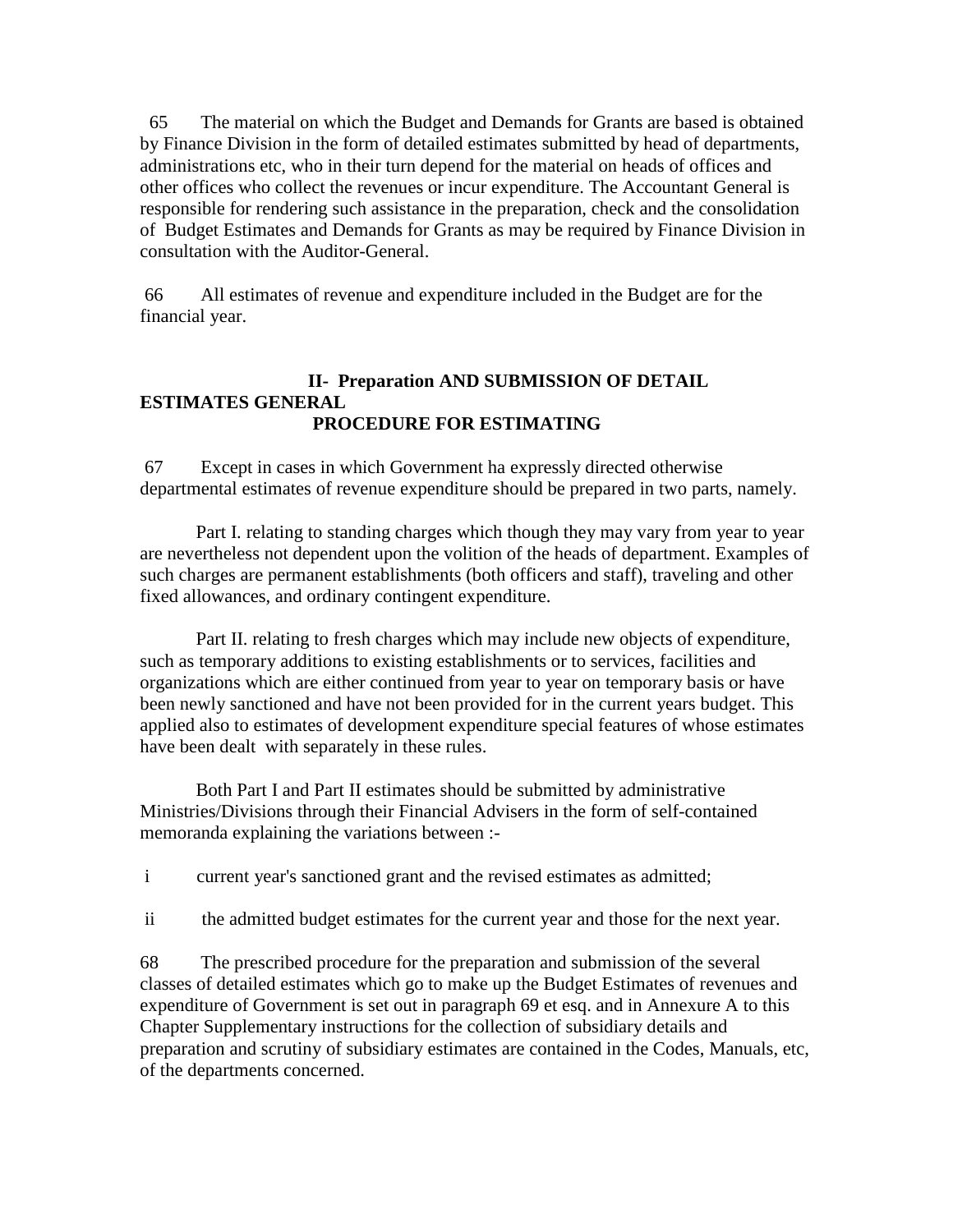65 The material on which the Budget and Demands for Grants are based is obtained by Finance Division in the form of detailed estimates submitted by head of departments, administrations etc, who in their turn depend for the material on heads of offices and other offices who collect the revenues or incur expenditure. The Accountant General is responsible for rendering such assistance in the preparation, check and the consolidation of Budget Estimates and Demands for Grants as may be required by Finance Division in consultation with the Auditor-General.

66 All estimates of revenue and expenditure included in the Budget are for the financial year.

## II- Preparation AND SUBMISSION OF DETAIL ESTIMATES GENERAL

### PROCEDURE FOR ESTIMATING

67 Except in cases in which Government ha expressly directed otherwise departmental estimates of revenue expenditure should be prepared in two parts, namely.

Part I. relating to standing charges which though they may vary from year to year are nevertheless not dependent upon the volition of the heads of department. Examples of such charges are permanent establishments (both officers and staff), traveling and other fixed allowances, and ordinary contingent expenditure.

Part II. relating to fresh charges which may include new objects of expenditure, such as temporary additions to existing establishments or to services, facilities and organizations which are either continued from year to year on temporary basis or have been newly sanctioned and have not been provided for in the current years budget. This applied also to estimates of development expenditure special features of whose estimates have been dealt with separately in these rules.

Both Part I and Part II estimates should be submitted by administrative Ministries/Divisions through their Financial Advisers in the form of self-contained memoranda explaining the variations between :-

i current year's sanctioned grant and the revised estimates as admitted;

ii the admitted budget estimates for the current year and those for the next year.

68 The prescribed procedure for the preparation and submission of the several classes of detailed estimates which go to make up the Budget Estimates of revenues and expenditure of Government is set out in paragraph 69 et esq. and in Annexure A to this Chapter Supplementary instructions for the collection of subsidiary details and preparation and scrutiny of subsidiary estimates are contained in the Codes, Manuals, etc, of the departments concerned.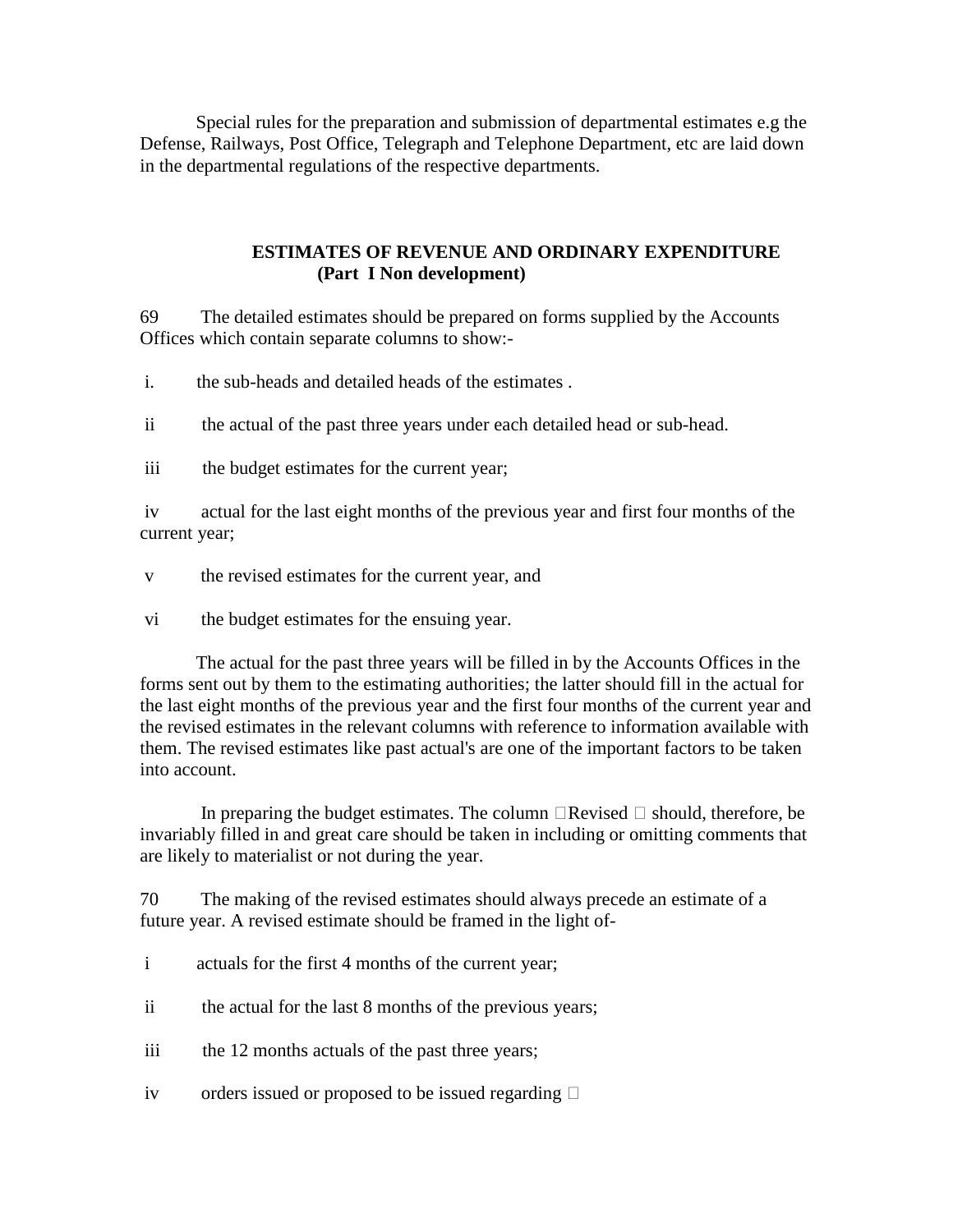Special rules for the preparation and submission of departmental estimates e.g the Defense, Railways, Post Office, Telegraph and Telephone Department, etc are laid down in the departmental regulations of the respective departments.

## ESTIMATES OF REVENUE AND ORDINARY EXPENDITURE (Part I Non development)

69 The detailed estimates should be prepared on forms supplied by the Accounts Offices which contain separate columns to show:-

i. the sub-heads and detailed heads of the estimates .

ii the actual of the past three years under each detailed head or sub-head.

iii the budget estimates for the current year;

iv actual for the last eight months of the previous year and first four months of the current year;

v the revised estimates for the current year, and

vi the budget estimates for the ensuing year.

The actual for the past three years will be filled in by the Accounts Offices in the forms sent out by them to the estimating authorities; the latter should fill in the actual for the last eight months of the previous year and the first four months of the current year and the revised estimates in the relevant columns with reference to information available with them. The revised estimates like past actual's are one of the important factors to be taken into account.

In preparing the budget estimates. The column Revised should, therefore, be invariably filled in and great care should be taken in including or omitting comments that are likely to materialist or not during the year.

70 The making of the revised estimates should always precede an estimate of a future year. A revised estimate should be framed in the light of-

i actuals for the first 4 months of the current year;

ii the actual for the last 8 months of the previous years;

iii the 12 months actuals of the past three years;

iv orders issued or proposed to be issued regarding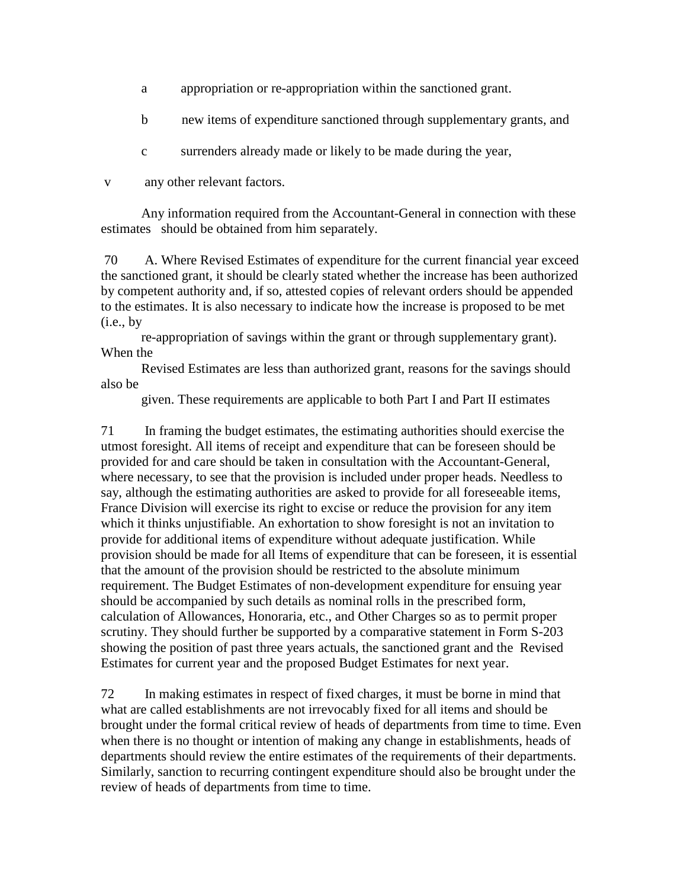a appropriation or re-appropriation within the sanctioned grant.

b new items of expenditure sanctioned through supplementary grants, and

c surrenders already made or likely to be made during the year,

v any other relevant factors.

Any information required from the Accountant-General in connection with these estimates should be obtained from him separately.

70 A. Where Revised Estimates of expenditure for the current financial year exceed the sanctioned grant, it should be clearly stated whether the increase has been authorized by competent authority and, if so, attested copies of relevant orders should be appended to the estimates. It is also necessary to indicate how the increase is proposed to be met (i.e., by re-appropriation of savings within the grant or through supplementary grant). When the Revised Estimates are less than authorized grant, reasons for the savings should also be given. These requirements are applicable to both Part I and Part II estimates

71 In framing the budget estimates, the estimating authorities should exercise the utmost foresight. All items of receipt and expenditure that can be foreseen should be provided for and care should be taken in consultation with the Accountant-General, where necessary, to see that the provision is included under proper heads. Needless to say, although the estimating authorities are asked to provide for all foreseeable items, France Division will exercise its right to excise or reduce the provision for any item which it thinks unjustifiable. An exhortation to show foresight is not an invitation to provide for additional items of expenditure without adequate justification. While provision should be made for all Items of expenditure that can be foreseen, it is essential that the amount of the provision should be restricted to the absolute minimum requirement. The Budget Estimates of non-development expenditure for ensuing year should be accompanied by such details as nominal rolls in the prescribed form, calculation of Allowances, Honoraria, etc., and Other Charges so as to permit proper scrutiny. They should further be supported by a comparative statement in Form S-203 showing the position of past three years actuals, the sanctioned grant and the Revised Estimates for current year and the proposed Budget Estimates for next year.

72 In making estimates in respect of fixed charges, it must be borne in mind that what are called establishments are not irrevocably fixed for all items and should be brought under the formal critical review of heads of departments from time to time. Even when there is no thought or intention of making any change in establishments, heads of departments should review the entire estimates of the requirements of their departments. Similarly, sanction to recurring contingent expenditure should also be brought under the review of heads of departments from time to time.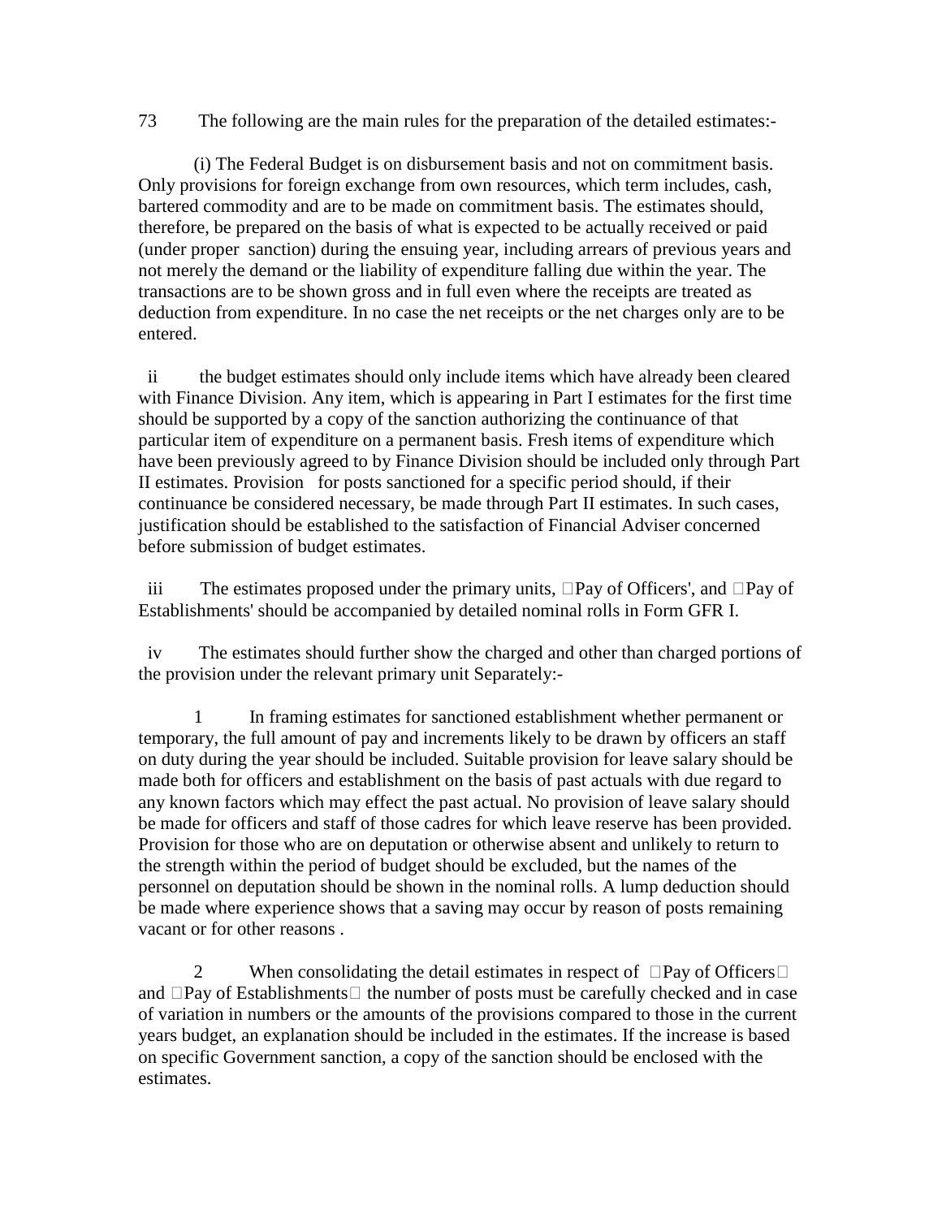73 The following are the main rules for the preparation of the detailed estimates:-

(i) The Federal Budget is on disbursement basis and not on commitment basis. Only provisions for foreign exchange from own resources, which term includes, cash, bartered commodity and are to be made on commitment basis. The estimates should, therefore, be prepared on the basis of what is expected to be actually received or paid (under proper sanction) during the ensuing year, including arrears of previous years and not merely the demand or the liability of expenditure falling due within the year. The transactions are to be shown gross and in full even where the receipts are treated as deduction from expenditure. In no case the net receipts or the net charges only are to be entered.

ii the budget estimates should only include items which have already been cleared with Finance Division. Any item, which is appearing in Part I estimates for the first time should be supported by a copy of the sanction authorizing the continuance of that particular item of expenditure on a permanent basis. Fresh items of expenditure which have been previously agreed to by Finance Division should be included only through Part II estimates. Provision for posts sanctioned for a specific period should, if their continuance be considered necessary, be made through Part II estimates. In such cases, justification should be established to the satisfaction of Financial Adviser concerned before submission of budget estimates.

iii The estimates proposed under the primary units, 'Pay of Officers', and 'Pay of Establishments' should be accompanied by detailed nominal rolls in Form GFR I.

iv The estimates should further show the charged and other than charged portions of the provision under the relevant primary unit Separately:-

1 In framing estimates for sanctioned establishment whether permanent or temporary, the full amount of pay and increments likely to be drawn by officers an staff on duty during the year should be included. Suitable provision for leave salary should be made both for officers and establishment on the basis of past actuals with due regard to any known factors which may effect the past actual. No provision of leave salary should be made for officers and staff of those cadres for which leave reserve has been provided. Provision for those who are on deputation or otherwise absent and unlikely to return to the strength within the period of budget should be excluded, but the names of the personnel on deputation should be shown in the nominal rolls. A lump deduction should be made where experience shows that a saving may occur by reason of posts remaining vacant or for other reasons .

2 When consolidating the detail estimates in respect of 'Pay of Officers' and 'Pay of Establishments' the number of posts must be carefully checked and in case of variation in numbers or the amounts of the provisions compared to those in the current years budget, an explanation should be included in the estimates. If the increase is based on specific Government sanction, a copy of the sanction should be enclosed with the estimates.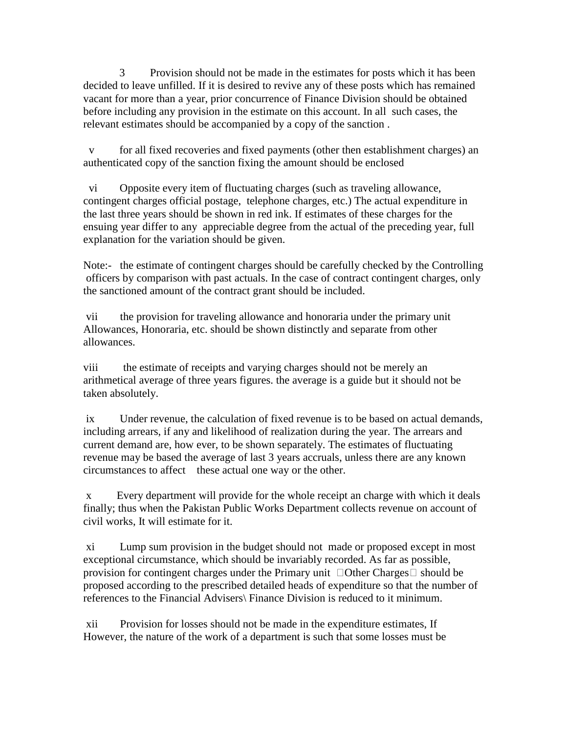3 Provision should not be made in the estimates for posts which it has been decided to leave unfilled. If it is desired to revive any of these posts which has remained vacant for more than a year, prior concurrence of Finance Division should be obtained before including any provision in the estimate on this account. In all such cases, the relevant estimates should be accompanied by a copy of the sanction .

v for all fixed recoveries and fixed payments (other then establishment charges) an authenticated copy of the sanction fixing the amount should be enclosed

vi Opposite every item of fluctuating charges (such as traveling allowance, contingent charges official postage, telephone charges, etc.) The actual expenditure in the last three years should be shown in red ink. If estimates of these charges for the ensuing year differ to any appreciable degree from the actual of the preceding year, full explanation for the variation should be given.

Note:- the estimate of contingent charges should be carefully checked by the Controlling officers by comparison with past actuals. In the case of contract contingent charges, only the sanctioned amount of the contract grant should be included.

vii the provision for traveling allowance and honoraria under the primary unit Allowances, Honoraria, etc. should be shown distinctly and separate from other allowances.

viii the estimate of receipts and varying charges should not be merely an arithmetical average of three years figures. the average is a guide but it should not be taken absolutely.

ix Under revenue, the calculation of fixed revenue is to be based on actual demands, including arrears, if any and likelihood of realization during the year. The arrears and current demand are, how ever, to be shown separately. The estimates of fluctuating revenue may be based the average of last 3 years accruals, unless there are any known circumstances to affect these actual one way or the other.

x Every department will provide for the whole receipt an charge with which it deals finally; thus when the Pakistan Public Works Department collects revenue on account of civil works, It will estimate for it.

xi Lump sum provision in the budget should not made or proposed except in most exceptional circumstance, which should be invariably recorded. As far as possible, provision for contingent charges under the Primary unit "Other Charges" should be proposed according to the prescribed detailed heads of expenditure so that the number of references to the Financial Advisers\ Finance Division is reduced to it minimum.

xii Provision for losses should not be made in the expenditure estimates, If However, the nature of the work of a department is such that some losses must be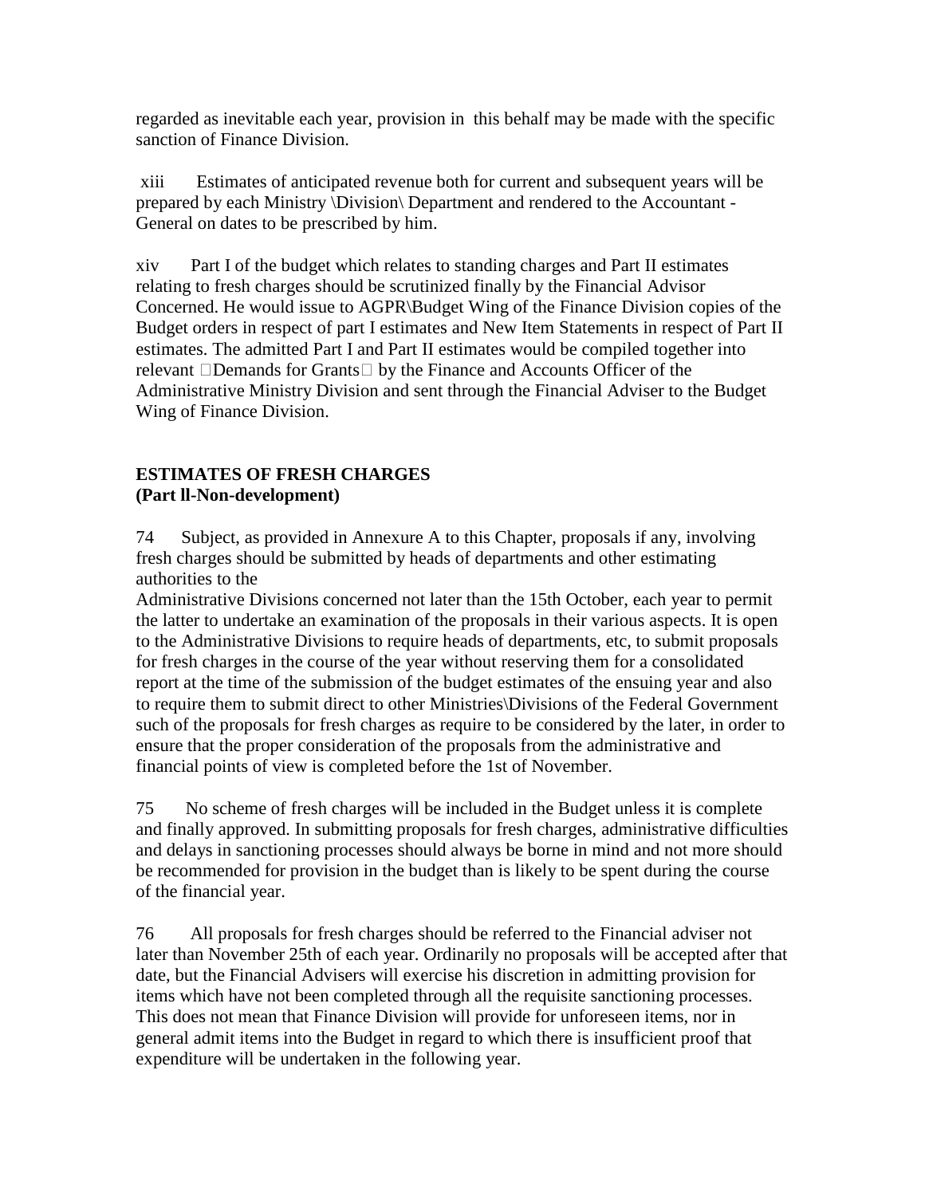regarded as inevitable each year, provision in this behalf may be made with the specific sanction of Finance Division.

xiii Estimates of anticipated revenue both for current and subsequent years will be prepared by each Ministry \Division\ Department and rendered to the Accountant - General on dates to be prescribed by him.

xiv Part I of the budget which relates to standing charges and Part II estimates relating to fresh charges should be scrutinized finally by the Financial Advisor Concerned. He would issue to AGPR\Budget Wing of the Finance Division copies of the Budget orders in respect of part I estimates and New Item Statements in respect of Part II estimates. The admitted Part I and Part II estimates would be compiled together into relevant Demands for Grants by the Finance and Accounts Officer of the Administrative Ministry Division and sent through the Financial Adviser to the Budget Wing of Finance Division.

**ESTIMATES OF FRESH CHARGES**
**(Part ll-Non-development)**

74 Subject, as provided in Annexure A to this Chapter, proposals if any, involving fresh charges should be submitted by heads of departments and other estimating authorities to the Administrative Divisions concerned not later than the 15th October, each year to permit the latter to undertake an examination of the proposals in their various aspects. It is open to the Administrative Divisions to require heads of departments, etc, to submit proposals for fresh charges in the course of the year without reserving them for a consolidated report at the time of the submission of the budget estimates of the ensuing year and also to require them to submit direct to other Ministries\Divisions of the Federal Government such of the proposals for fresh charges as require to be considered by the later, in order to ensure that the proper consideration of the proposals from the administrative and financial points of view is completed before the 1st of November.

75 No scheme of fresh charges will be included in the Budget unless it is complete and finally approved. In submitting proposals for fresh charges, administrative difficulties and delays in sanctioning processes should always be borne in mind and not more should be recommended for provision in the budget than is likely to be spent during the course of the financial year.

76 All proposals for fresh charges should be referred to the Financial adviser not later than November 25th of each year. Ordinarily no proposals will be accepted after that date, but the Financial Advisers will exercise his discretion in admitting provision for items which have not been completed through all the requisite sanctioning processes. This does not mean that Finance Division will provide for unforeseen items, nor in general admit items into the Budget in regard to which there is insufficient proof that expenditure will be undertaken in the following year.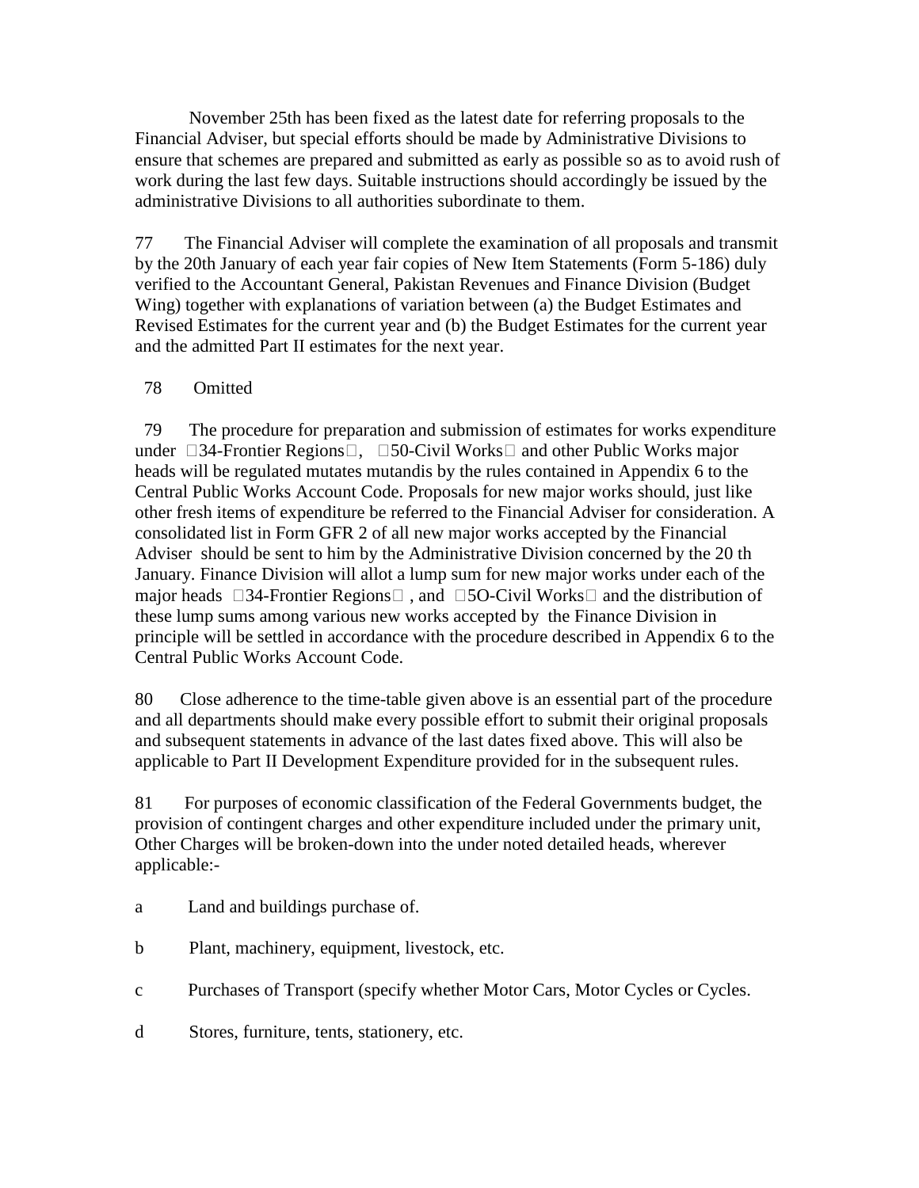November 25th has been fixed as the latest date for referring proposals to the Financial Adviser, but special efforts should be made by Administrative Divisions to ensure that schemes are prepared and submitted as early as possible so as to avoid rush of work during the last few days. Suitable instructions should accordingly be issued by the administrative Divisions to all authorities subordinate to them.

77 The Financial Adviser will complete the examination of all proposals and transmit by the 20th January of each year fair copies of New Item Statements (Form 5-186) duly verified to the Accountant General, Pakistan Revenues and Finance Division (Budget Wing) together with explanations of variation between (a) the Budget Estimates and Revised Estimates for the current year and (b) the Budget Estimates for the current year and the admitted Part II estimates for the next year.

78 Omitted

79 The procedure for preparation and submission of estimates for works expenditure under 34-Frontier Regions, 50-Civil Works and other Public Works major heads will be regulated mutates mutandis by the rules contained in Appendix 6 to the Central Public Works Account Code. Proposals for new major works should, just like other fresh items of expenditure be referred to the Financial Adviser for consideration. A consolidated list in Form GFR 2 of all new major works accepted by the Financial Adviser should be sent to him by the Administrative Division concerned by the 20 th January. Finance Division will allot a lump sum for new major works under each of the major heads 34-Frontier Regions , and 5O-Civil Works and the distribution of these lump sums among various new works accepted by the Finance Division in principle will be settled in accordance with the procedure described in Appendix 6 to the Central Public Works Account Code.

80 Close adherence to the time-table given above is an essential part of the procedure and all departments should make every possible effort to submit their original proposals and subsequent statements in advance of the last dates fixed above. This will also be applicable to Part II Development Expenditure provided for in the subsequent rules.

81 For purposes of economic classification of the Federal Governments budget, the provision of contingent charges and other expenditure included under the primary unit, Other Charges will be broken-down into the under noted detailed heads, wherever applicable:-

a Land and buildings purchase of.

b Plant, machinery, equipment, livestock, etc.

c Purchases of Transport (specify whether Motor Cars, Motor Cycles or Cycles.

d Stores, furniture, tents, stationery, etc.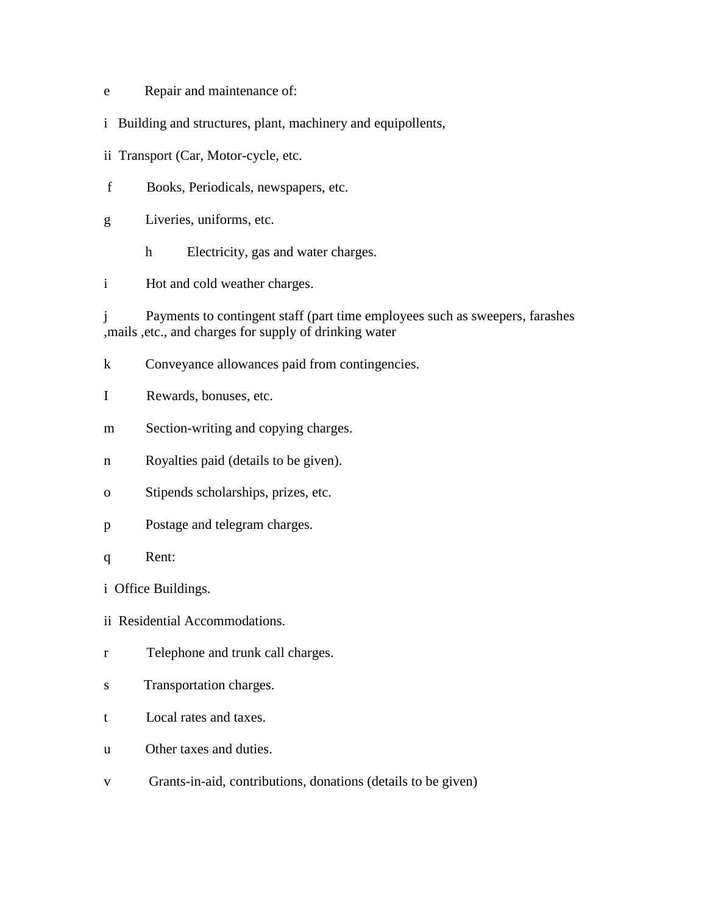e Repair and maintenance of:

i Building and structures, plant, machinery and equipollents,

ii Transport (Car, Motor-cycle, etc.

f Books, Periodicals, newspapers, etc.

g Liveries, uniforms, etc.

h Electricity, gas and water charges.

i Hot and cold weather charges.

j Payments to contingent staff (part time employees such as sweepers, farashes ,mails ,etc., and charges for supply of drinking water

k Conveyance allowances paid from contingencies.

I Rewards, bonuses, etc.

m Section-writing and copying charges.

n Royalties paid (details to be given).

o Stipends scholarships, prizes, etc.

p Postage and telegram charges.

q Rent:

i Office Buildings.

ii Residential Accommodations.

r Telephone and trunk call charges.

s Transportation charges.

t Local rates and taxes.

u Other taxes and duties.

v Grants-in-aid, contributions, donations (details to be given)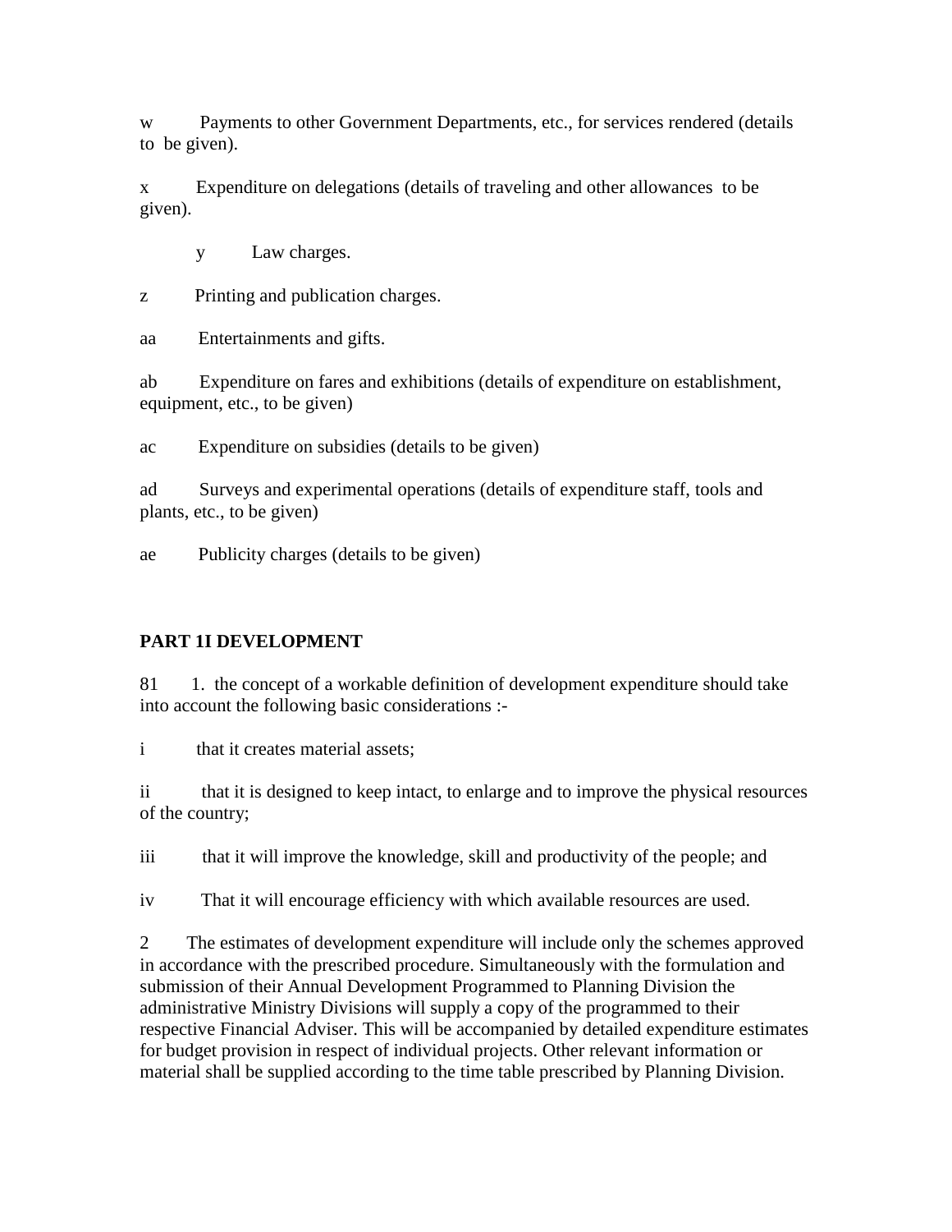w Payments to other Government Departments, etc., for services rendered (details to be given).

x Expenditure on delegations (details of traveling and other allowances to be given).

y Law charges.

z Printing and publication charges.

aa Entertainments and gifts.

ab Expenditure on fares and exhibitions (details of expenditure on establishment, equipment, etc., to be given)

ac Expenditure on subsidies (details to be given)

ad Surveys and experimental operations (details of expenditure staff, tools and plants, etc., to be given)

ae Publicity charges (details to be given)

**PART 1I DEVELOPMENT**

81 1. the concept of a workable definition of development expenditure should take into account the following basic considerations :-

i that it creates material assets;

ii that it is designed to keep intact, to enlarge and to improve the physical resources of the country;

iii that it will improve the knowledge, skill and productivity of the people; and

iv That it will encourage efficiency with which available resources are used.

2 The estimates of development expenditure will include only the schemes approved in accordance with the prescribed procedure. Simultaneously with the formulation and submission of their Annual Development Programmed to Planning Division the administrative Ministry Divisions will supply a copy of the programmed to their respective Financial Adviser. This will be accompanied by detailed expenditure estimates for budget provision in respect of individual projects. Other relevant information or material shall be supplied according to the time table prescribed by Planning Division.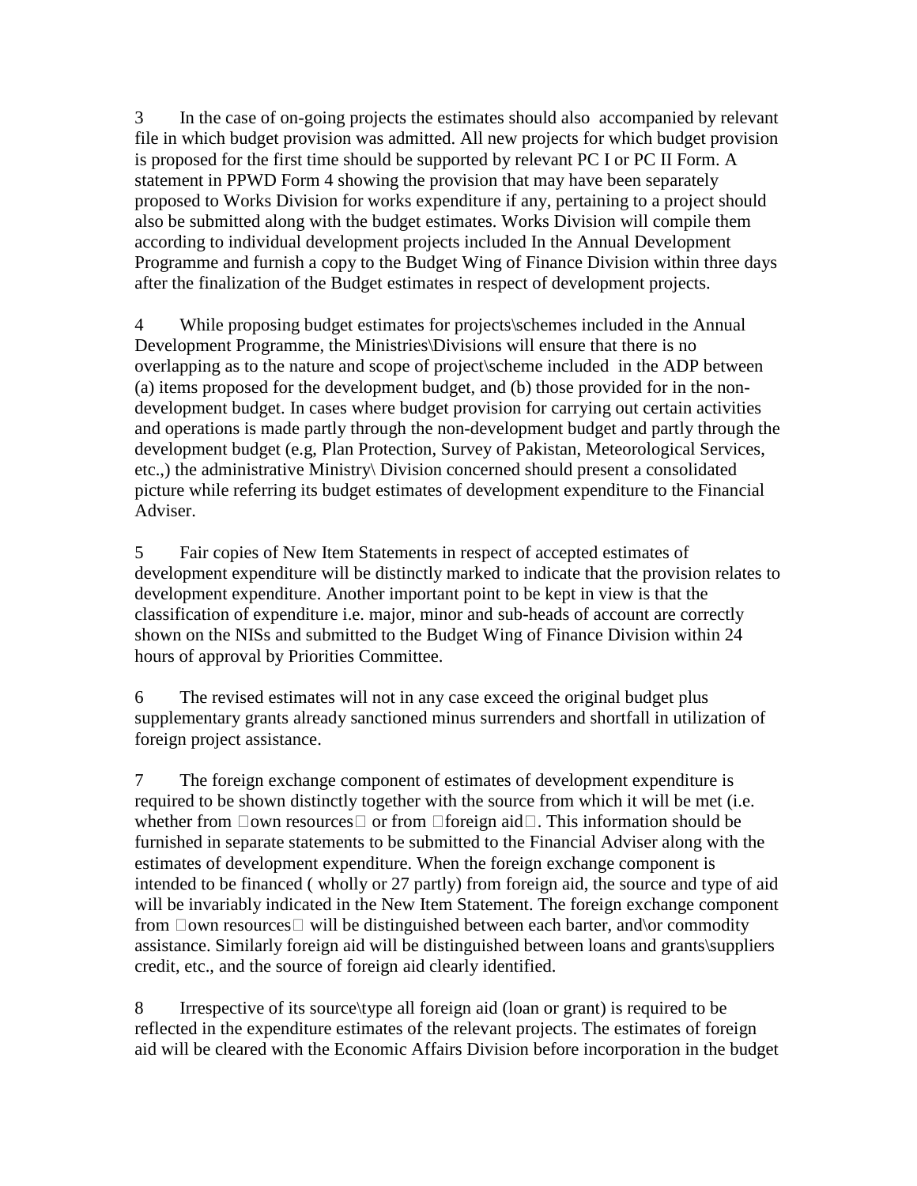3 In the case of on-going projects the estimates should also accompanied by relevant file in which budget provision was admitted. All new projects for which budget provision is proposed for the first time should be supported by relevant PC I or PC II Form. A statement in PPWD Form 4 showing the provision that may have been separately proposed to Works Division for works expenditure if any, pertaining to a project should also be submitted along with the budget estimates. Works Division will compile them according to individual development projects included In the Annual Development Programme and furnish a copy to the Budget Wing of Finance Division within three days after the finalization of the Budget estimates in respect of development projects.

4 While proposing budget estimates for projects\schemes included in the Annual Development Programme, the Ministries\Divisions will ensure that there is no overlapping as to the nature and scope of project\scheme included in the ADP between (a) items proposed for the development budget, and (b) those provided for in the non-development budget. In cases where budget provision for carrying out certain activities and operations is made partly through the non-development budget and partly through the development budget (e.g, Plan Protection, Survey of Pakistan, Meteorological Services, etc.,) the administrative Ministry\ Division concerned should present a consolidated picture while referring its budget estimates of development expenditure to the Financial Adviser.

5 Fair copies of New Item Statements in respect of accepted estimates of development expenditure will be distinctly marked to indicate that the provision relates to development expenditure. Another important point to be kept in view is that the classification of expenditure i.e. major, minor and sub-heads of account are correctly shown on the NISs and submitted to the Budget Wing of Finance Division within 24 hours of approval by Priorities Committee.

6 The revised estimates will not in any case exceed the original budget plus supplementary grants already sanctioned minus surrenders and shortfall in utilization of foreign project assistance.

7 The foreign exchange component of estimates of development expenditure is required to be shown distinctly together with the source from which it will be met (i.e. whether from "own resources" or from "foreign aid". This information should be furnished in separate statements to be submitted to the Financial Adviser along with the estimates of development expenditure. When the foreign exchange component is intended to be financed ( wholly or 27 partly) from foreign aid, the source and type of aid will be invariably indicated in the New Item Statement. The foreign exchange component from "own resources" will be distinguished between each barter, and\or commodity assistance. Similarly foreign aid will be distinguished between loans and grants\suppliers credit, etc., and the source of foreign aid clearly identified.

8 Irrespective of its source\type all foreign aid (loan or grant) is required to be reflected in the expenditure estimates of the relevant projects. The estimates of foreign aid will be cleared with the Economic Affairs Division before incorporation in the budget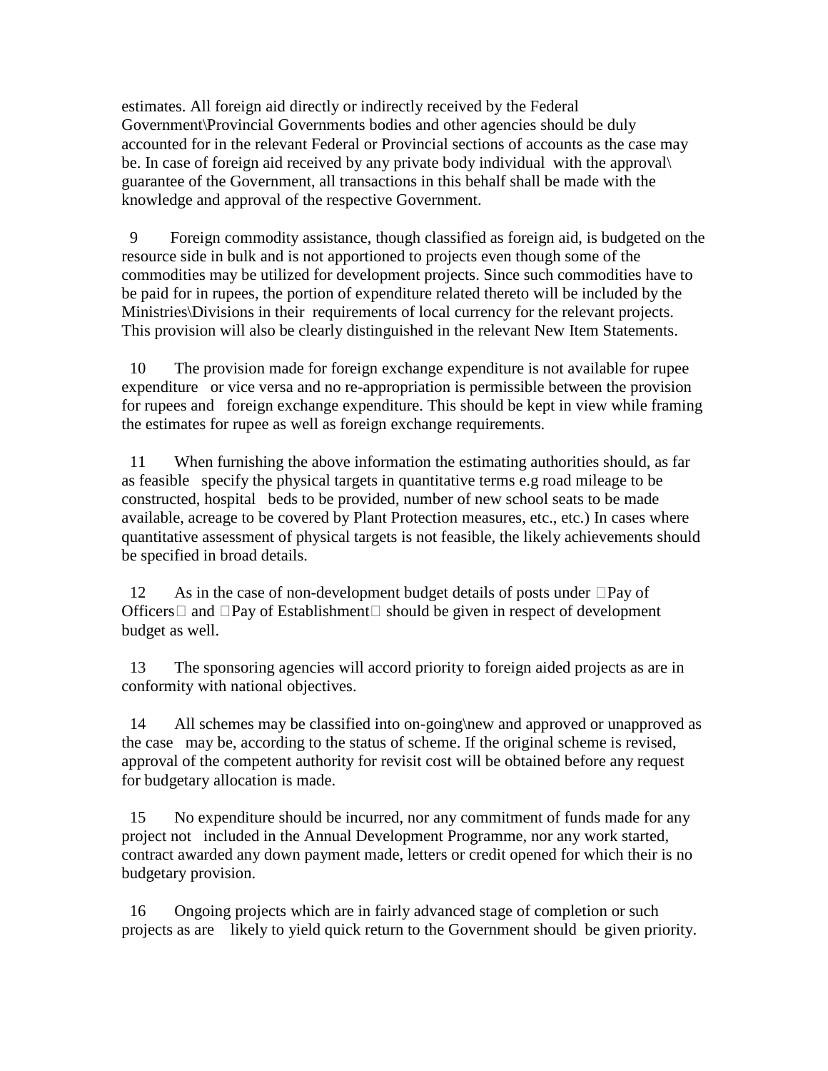estimates. All foreign aid directly or indirectly received by the Federal Government\Provincial Governments bodies and other agencies should be duly accounted for in the relevant Federal or Provincial sections of accounts as the case may be. In case of foreign aid received by any private body individual with the approval\ guarantee of the Government, all transactions in this behalf shall be made with the knowledge and approval of the respective Government.

9 Foreign commodity assistance, though classified as foreign aid, is budgeted on the resource side in bulk and is not apportioned to projects even though some of the commodities may be utilized for development projects. Since such commodities have to be paid for in rupees, the portion of expenditure related thereto will be included by the Ministries\Divisions in their requirements of local currency for the relevant projects. This provision will also be clearly distinguished in the relevant New Item Statements.

10 The provision made for foreign exchange expenditure is not available for rupee expenditure or vice versa and no re-appropriation is permissible between the provision for rupees and foreign exchange expenditure. This should be kept in view while framing the estimates for rupee as well as foreign exchange requirements.

11 When furnishing the above information the estimating authorities should, as far as feasible specify the physical targets in quantitative terms e.g road mileage to be constructed, hospital beds to be provided, number of new school seats to be made available, acreage to be covered by Plant Protection measures, etc., etc.) In cases where quantitative assessment of physical targets is not feasible, the likely achievements should be specified in broad details.

12 As in the case of non-development budget details of posts under Pay of Officers and Pay of Establishment should be given in respect of development budget as well.

13 The sponsoring agencies will accord priority to foreign aided projects as are in conformity with national objectives.

14 All schemes may be classified into on-going\new and approved or unapproved as the case may be, according to the status of scheme. If the original scheme is revised, approval of the competent authority for revisit cost will be obtained before any request for budgetary allocation is made.

15 No expenditure should be incurred, nor any commitment of funds made for any project not included in the Annual Development Programme, nor any work started, contract awarded any down payment made, letters or credit opened for which their is no budgetary provision.

16 Ongoing projects which are in fairly advanced stage of completion or such projects as are likely to yield quick return to the Government should be given priority.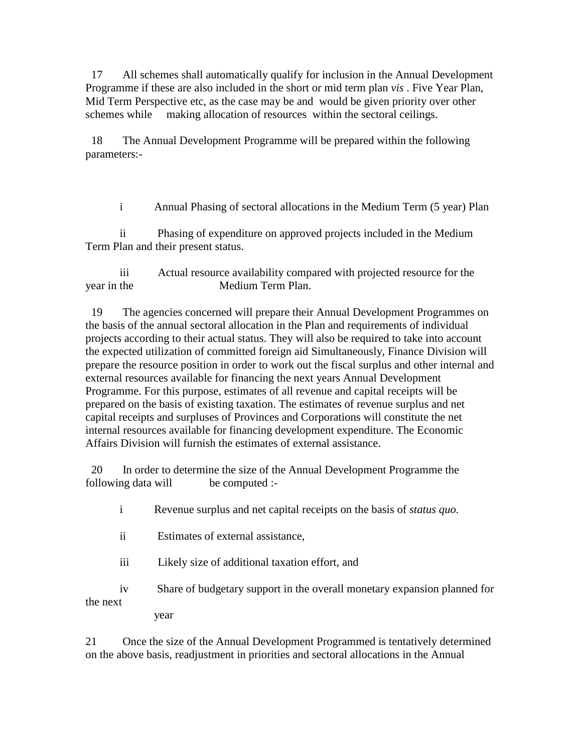17 All schemes shall automatically qualify for inclusion in the Annual Development Programme if these are also included in the short or mid term plan *vis* . Five Year Plan, Mid Term Perspective etc, as the case may be and would be given priority over other schemes while making allocation of resources within the sectoral ceilings.

18 The Annual Development Programme will be prepared within the following parameters:-

i Annual Phasing of sectoral allocations in the Medium Term (5 year) Plan

ii Phasing of expenditure on approved projects included in the Medium Term Plan and their present status.

iii Actual resource availability compared with projected resource for the year in the Medium Term Plan.

19 The agencies concerned will prepare their Annual Development Programmes on the basis of the annual sectoral allocation in the Plan and requirements of individual projects according to their actual status. They will also be required to take into account the expected utilization of committed foreign aid Simultaneously, Finance Division will prepare the resource position in order to work out the fiscal surplus and other internal and external resources available for financing the next years Annual Development Programme. For this purpose, estimates of all revenue and capital receipts will be prepared on the basis of existing taxation. The estimates of revenue surplus and net capital receipts and surpluses of Provinces and Corporations will constitute the net internal resources available for financing development expenditure. The Economic Affairs Division will furnish the estimates of external assistance.

20 In order to determine the size of the Annual Development Programme the following data will be computed :-

i Revenue surplus and net capital receipts on the basis of *status quo.*

ii Estimates of external assistance,

iii Likely size of additional taxation effort, and

iv Share of budgetary support in the overall monetary expansion planned for the next year

21 Once the size of the Annual Development Programmed is tentatively determined on the above basis, readjustment in priorities and sectoral allocations in the Annual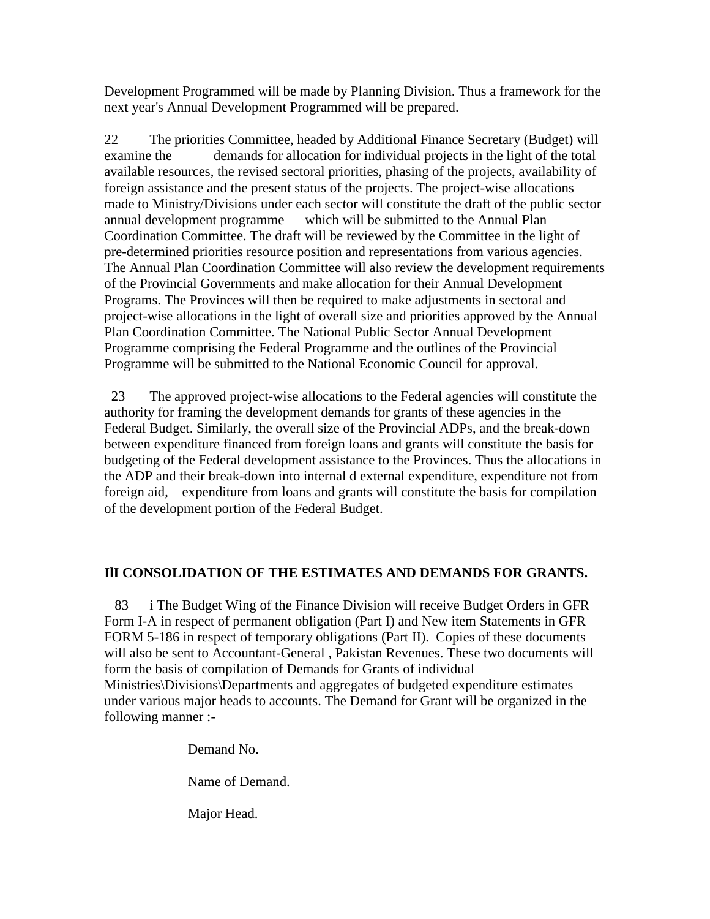Development Programmed will be made by Planning Division. Thus a framework for the next year's Annual Development Programmed will be prepared.

22 The priorities Committee, headed by Additional Finance Secretary (Budget) will examine the demands for allocation for individual projects in the light of the total available resources, the revised sectoral priorities, phasing of the projects, availability of foreign assistance and the present status of the projects. The project-wise allocations made to Ministry/Divisions under each sector will constitute the draft of the public sector annual development programme which will be submitted to the Annual Plan Coordination Committee. The draft will be reviewed by the Committee in the light of pre-determined priorities resource position and representations from various agencies. The Annual Plan Coordination Committee will also review the development requirements of the Provincial Governments and make allocation for their Annual Development Programs. The Provinces will then be required to make adjustments in sectoral and project-wise allocations in the light of overall size and priorities approved by the Annual Plan Coordination Committee. The National Public Sector Annual Development Programme comprising the Federal Programme and the outlines of the Provincial Programme will be submitted to the National Economic Council for approval.

23 The approved project-wise allocations to the Federal agencies will constitute the authority for framing the development demands for grants of these agencies in the Federal Budget. Similarly, the overall size of the Provincial ADPs, and the break-down between expenditure financed from foreign loans and grants will constitute the basis for budgeting of the Federal development assistance to the Provinces. Thus the allocations in the ADP and their break-down into internal d external expenditure, expenditure not from foreign aid, expenditure from loans and grants will constitute the basis for compilation of the development portion of the Federal Budget.

## IlI CONSOLIDATION OF THE ESTIMATES AND DEMANDS FOR GRANTS.

83 i The Budget Wing of the Finance Division will receive Budget Orders in GFR Form I-A in respect of permanent obligation (Part I) and New item Statements in GFR FORM 5-186 in respect of temporary obligations (Part II). Copies of these documents will also be sent to Accountant-General , Pakistan Revenues. These two documents will form the basis of compilation of Demands for Grants of individual Ministries\Divisions\Departments and aggregates of budgeted expenditure estimates under various major heads to accounts. The Demand for Grant will be organized in the following manner :-

Demand No.

Name of Demand.

Major Head.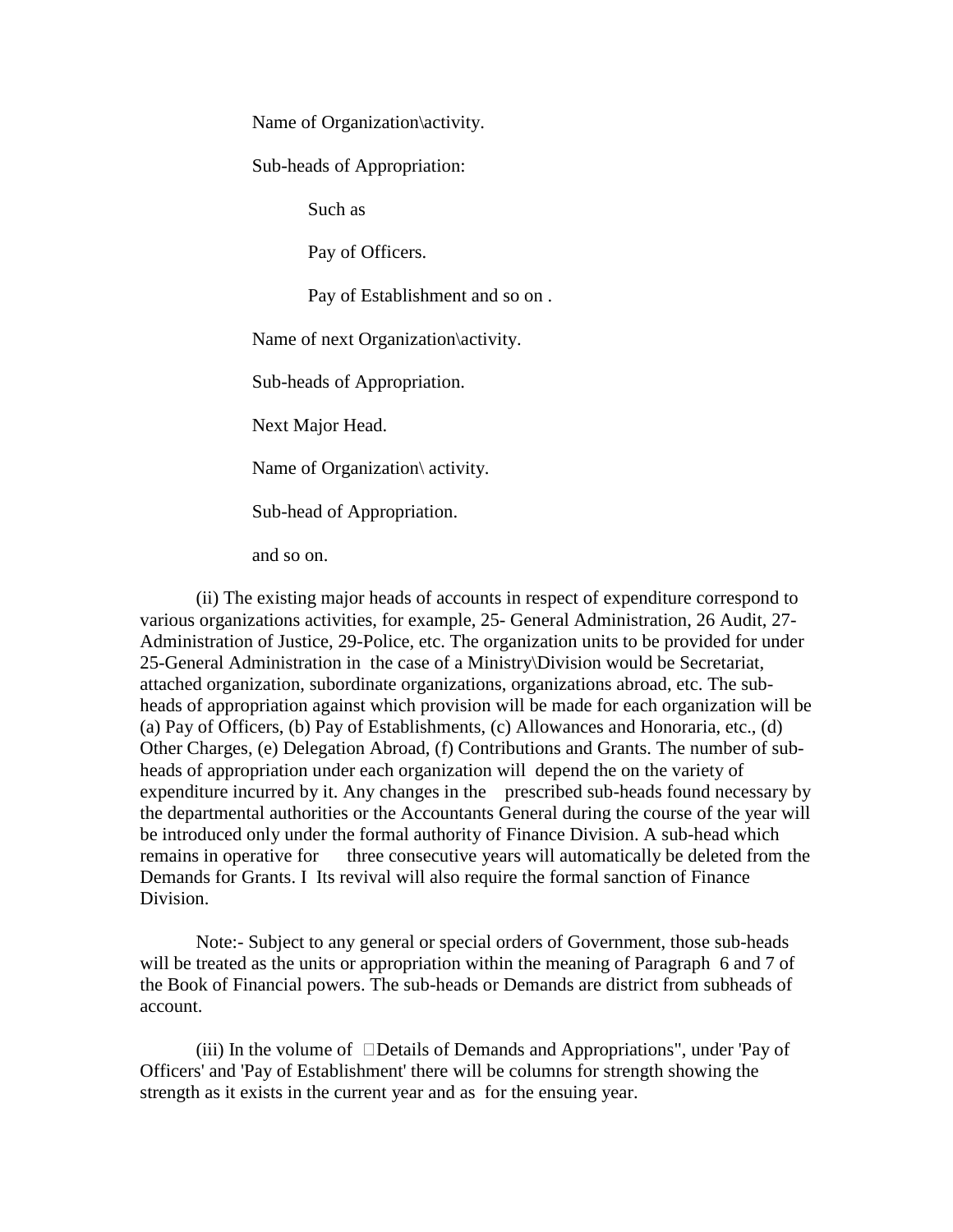Name of Organization\activity.

Sub-heads of Appropriation:

Such as

Pay of Officers.

Pay of Establishment and so on .

Name of next Organization\activity.

Sub-heads of Appropriation.

Next Major Head.

Name of Organization\ activity.

Sub-head of Appropriation.

and so on.

(ii) The existing major heads of accounts in respect of expenditure correspond to various organizations activities, for example, 25- General Administration, 26 Audit, 27-Administration of Justice, 29-Police, etc. The organization units to be provided for under 25-General Administration in the case of a Ministry\Division would be Secretariat, attached organization, subordinate organizations, organizations abroad, etc. The sub-heads of appropriation against which provision will be made for each organization will be (a) Pay of Officers, (b) Pay of Establishments, (c) Allowances and Honoraria, etc., (d) Other Charges, (e) Delegation Abroad, (f) Contributions and Grants. The number of sub-heads of appropriation under each organization will depend the on the variety of expenditure incurred by it. Any changes in the prescribed sub-heads found necessary by the departmental authorities or the Accountants General during the course of the year will be introduced only under the formal authority of Finance Division. A sub-head which remains in operative for three consecutive years will automatically be deleted from the Demands for Grants. I Its revival will also require the formal sanction of Finance Division.

Note:- Subject to any general or special orders of Government, those sub-heads will be treated as the units or appropriation within the meaning of Paragraph 6 and 7 of the Book of Financial powers. The sub-heads or Demands are district from subheads of account.

(iii) In the volume of "Details of Demands and Appropriations", under 'Pay of Officers' and 'Pay of Establishment' there will be columns for strength showing the strength as it exists in the current year and as for the ensuing year.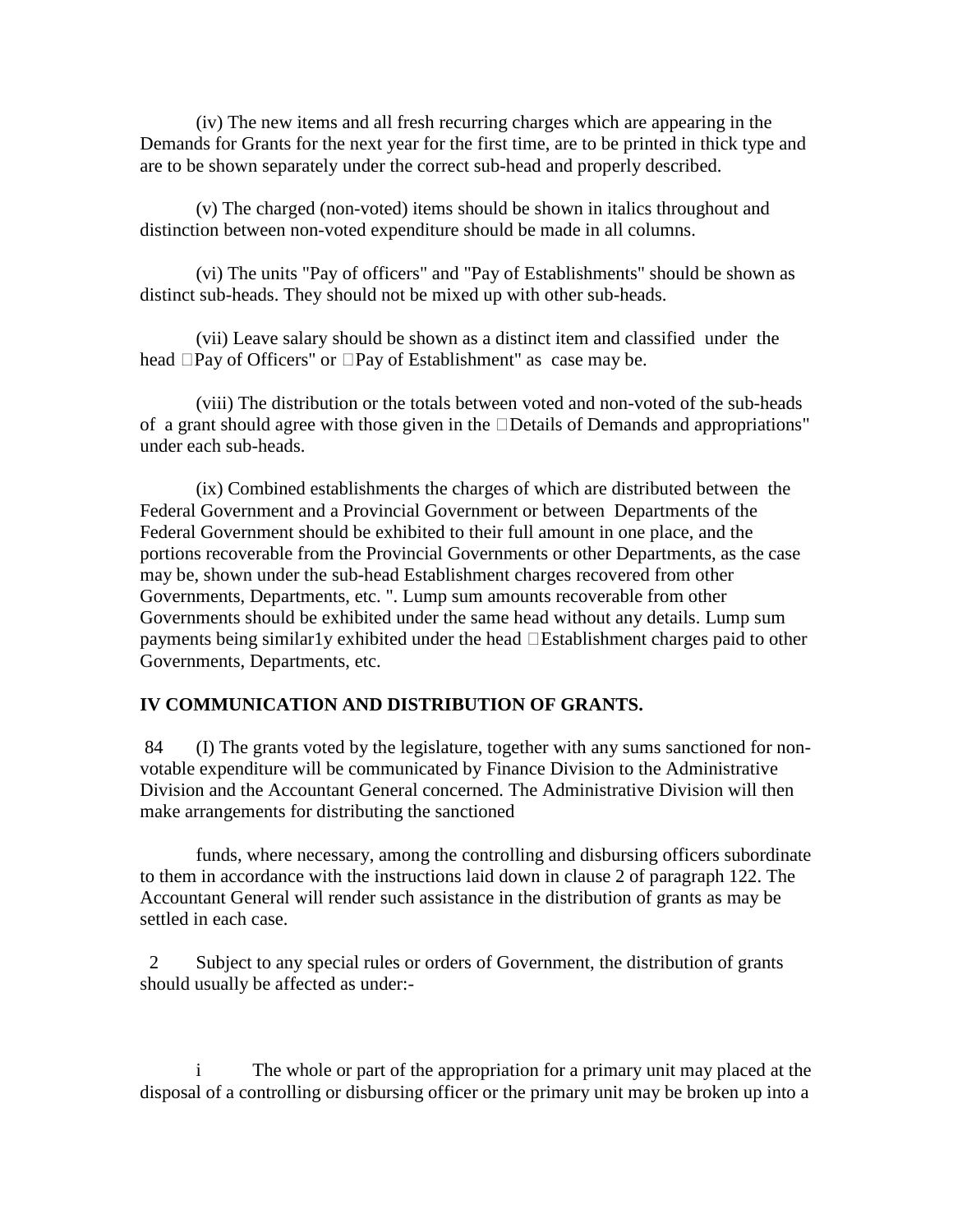(iv) The new items and all fresh recurring charges which are appearing in the Demands for Grants for the next year for the first time, are to be printed in thick type and are to be shown separately under the correct sub-head and properly described.

(v) The charged (non-voted) items should be shown in italics throughout and distinction between non-voted expenditure should be made in all columns.

(vi) The units "Pay of officers" and "Pay of Establishments" should be shown as distinct sub-heads. They should not be mixed up with other sub-heads.

(vii) Leave salary should be shown as a distinct item and classified under the head "Pay of Officers" or "Pay of Establishment" as case may be.

(viii) The distribution or the totals between voted and non-voted of the sub-heads of a grant should agree with those given in the "Details of Demands and appropriations" under each sub-heads.

(ix) Combined establishments the charges of which are distributed between the Federal Government and a Provincial Government or between Departments of the Federal Government should be exhibited to their full amount in one place, and the portions recoverable from the Provincial Governments or other Departments, as the case may be, shown under the sub-head Establishment charges recovered from other Governments, Departments, etc. ". Lump sum amounts recoverable from other Governments should be exhibited under the same head without any details. Lump sum payments being similar1y exhibited under the head "Establishment charges paid to other Governments, Departments, etc.

**IV COMMUNICATION AND DISTRIBUTION OF GRANTS.**

84 (I) The grants voted by the legislature, together with any sums sanctioned for non-votable expenditure will be communicated by Finance Division to the Administrative Division and the Accountant General concerned. The Administrative Division will then make arrangements for distributing the sanctioned

funds, where necessary, among the controlling and disbursing officers subordinate to them in accordance with the instructions laid down in clause 2 of paragraph 122. The Accountant General will render such assistance in the distribution of grants as may be settled in each case.

2 Subject to any special rules or orders of Government, the distribution of grants should usually be affected as under:-

i The whole or part of the appropriation for a primary unit may placed at the disposal of a controlling or disbursing officer or the primary unit may be broken up into a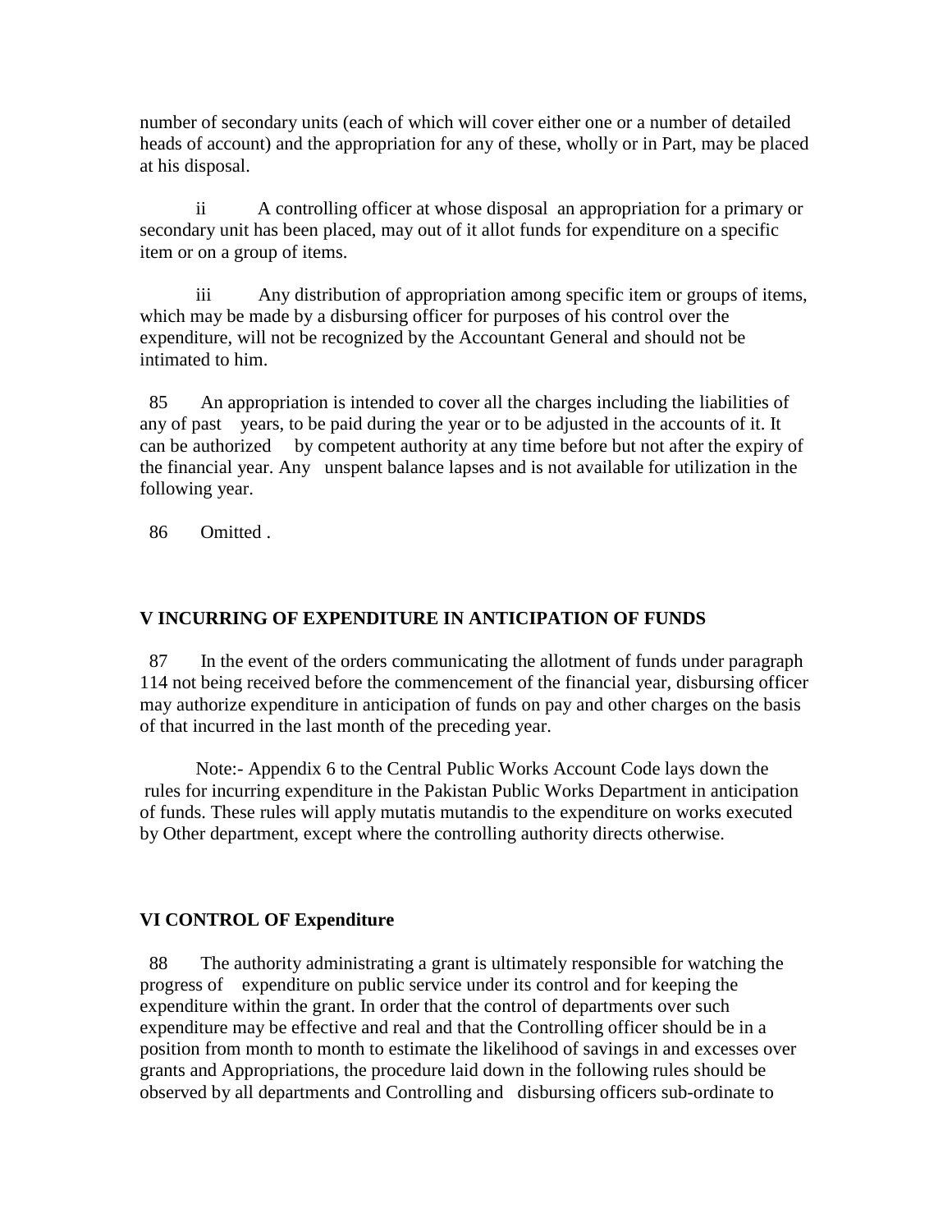number of secondary units (each of which will cover either one or a number of detailed heads of account) and the appropriation for any of these, wholly or in Part, may be placed at his disposal.

ii A controlling officer at whose disposal an appropriation for a primary or secondary unit has been placed, may out of it allot funds for expenditure on a specific item or on a group of items.

iii Any distribution of appropriation among specific item or groups of items, which may be made by a disbursing officer for purposes of his control over the expenditure, will not be recognized by the Accountant General and should not be intimated to him.

85 An appropriation is intended to cover all the charges including the liabilities of any of past years, to be paid during the year or to be adjusted in the accounts of it. It can be authorized by competent authority at any time before but not after the expiry of the financial year. Any unspent balance lapses and is not available for utilization in the following year.

86 Omitted .

## V INCURRING OF EXPENDITURE IN ANTICIPATION OF FUNDS

87 In the event of the orders communicating the allotment of funds under paragraph 114 not being received before the commencement of the financial year, disbursing officer may authorize expenditure in anticipation of funds on pay and other charges on the basis of that incurred in the last month of the preceding year.

Note:- Appendix 6 to the Central Public Works Account Code lays down the rules for incurring expenditure in the Pakistan Public Works Department in anticipation of funds. These rules will apply mutatis mutandis to the expenditure on works executed by Other department, except where the controlling authority directs otherwise.

## VI CONTROL OF Expenditure

88 The authority administrating a grant is ultimately responsible for watching the progress of expenditure on public service under its control and for keeping the expenditure within the grant. In order that the control of departments over such expenditure may be effective and real and that the Controlling officer should be in a position from month to month to estimate the likelihood of savings in and excesses over grants and Appropriations, the procedure laid down in the following rules should be observed by all departments and Controlling and disbursing officers sub-ordinate to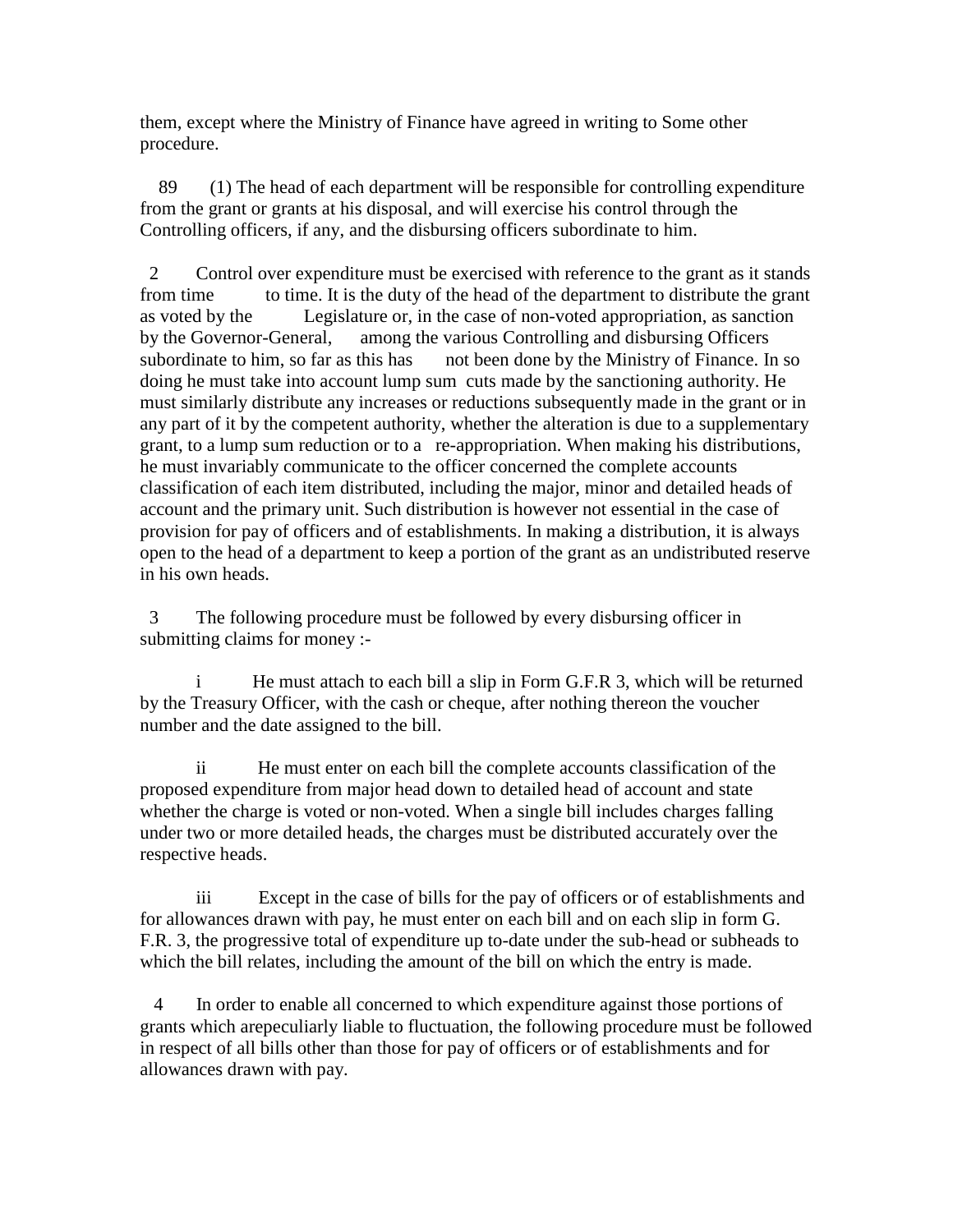them, except where the Ministry of Finance have agreed in writing to Some other procedure.

89 (1) The head of each department will be responsible for controlling expenditure from the grant or grants at his disposal, and will exercise his control through the Controlling officers, if any, and the disbursing officers subordinate to him.

2 Control over expenditure must be exercised with reference to the grant as it stands from time to time. It is the duty of the head of the department to distribute the grant as voted by the Legislature or, in the case of non-voted appropriation, as sanction by the Governor-General, among the various Controlling and disbursing Officers subordinate to him, so far as this has not been done by the Ministry of Finance. In so doing he must take into account lump sum cuts made by the sanctioning authority. He must similarly distribute any increases or reductions subsequently made in the grant or in any part of it by the competent authority, whether the alteration is due to a supplementary grant, to a lump sum reduction or to a re-appropriation. When making his distributions, he must invariably communicate to the officer concerned the complete accounts classification of each item distributed, including the major, minor and detailed heads of account and the primary unit. Such distribution is however not essential in the case of provision for pay of officers and of establishments. In making a distribution, it is always open to the head of a department to keep a portion of the grant as an undistributed reserve in his own heads.

3 The following procedure must be followed by every disbursing officer in submitting claims for money :-

i He must attach to each bill a slip in Form G.F.R 3, which will be returned by the Treasury Officer, with the cash or cheque, after nothing thereon the voucher number and the date assigned to the bill.

ii He must enter on each bill the complete accounts classification of the proposed expenditure from major head down to detailed head of account and state whether the charge is voted or non-voted. When a single bill includes charges falling under two or more detailed heads, the charges must be distributed accurately over the respective heads.

iii Except in the case of bills for the pay of officers or of establishments and for allowances drawn with pay, he must enter on each bill and on each slip in form G. F.R. 3, the progressive total of expenditure up to-date under the sub-head or subheads to which the bill relates, including the amount of the bill on which the entry is made.

4 In order to enable all concerned to which expenditure against those portions of grants which arepeculiarly liable to fluctuation, the following procedure must be followed in respect of all bills other than those for pay of officers or of establishments and for allowances drawn with pay.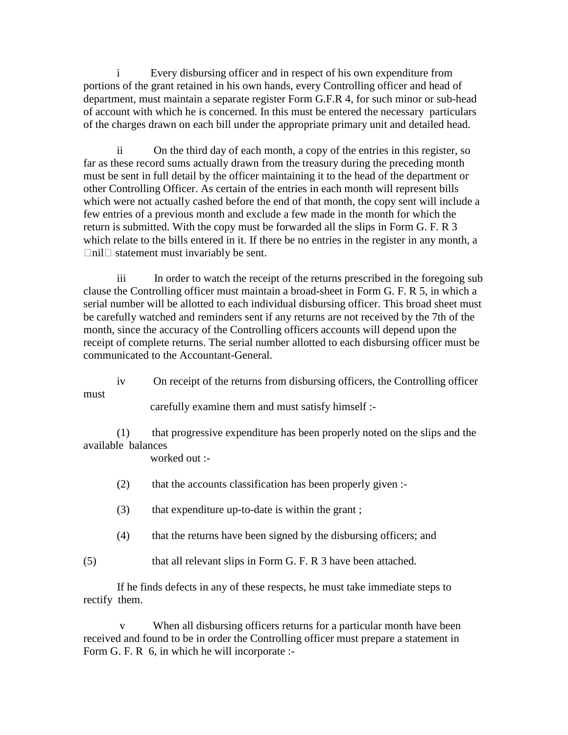i Every disbursing officer and in respect of his own expenditure from portions of the grant retained in his own hands, every Controlling officer and head of department, must maintain a separate register Form G.F.R 4, for such minor or sub-head of account with which he is concerned. In this must be entered the necessary particulars of the charges drawn on each bill under the appropriate primary unit and detailed head.

ii On the third day of each month, a copy of the entries in this register, so far as these record sums actually drawn from the treasury during the preceding month must be sent in full detail by the officer maintaining it to the head of the department or other Controlling Officer. As certain of the entries in each month will represent bills which were not actually cashed before the end of that month, the copy sent will include a few entries of a previous month and exclude a few made in the month for which the return is submitted. With the copy must be forwarded all the slips in Form G. F. R 3 which relate to the bills entered in it. If there be no entries in the register in any month, a nil statement must invariably be sent.

iii In order to watch the receipt of the returns prescribed in the foregoing sub clause the Controlling officer must maintain a broad-sheet in Form G. F. R 5, in which a serial number will be allotted to each individual disbursing officer. This broad sheet must be carefully watched and reminders sent if any returns are not received by the 7th of the month, since the accuracy of the Controlling officers accounts will depend upon the receipt of complete returns. The serial number allotted to each disbursing officer must be communicated to the Accountant-General.

iv On receipt of the returns from disbursing officers, the Controlling officer must carefully examine them and must satisfy himself :-

(1) that progressive expenditure has been properly noted on the slips and the available balances worked out :-

(2) that the accounts classification has been properly given :-

(3) that expenditure up-to-date is within the grant ;

(4) that the returns have been signed by the disbursing officers; and

(5) that all relevant slips in Form G. F. R 3 have been attached.

If he finds defects in any of these respects, he must take immediate steps to rectify them.

v When all disbursing officers returns for a particular month have been received and found to be in order the Controlling officer must prepare a statement in Form G. F. R 6, in which he will incorporate :-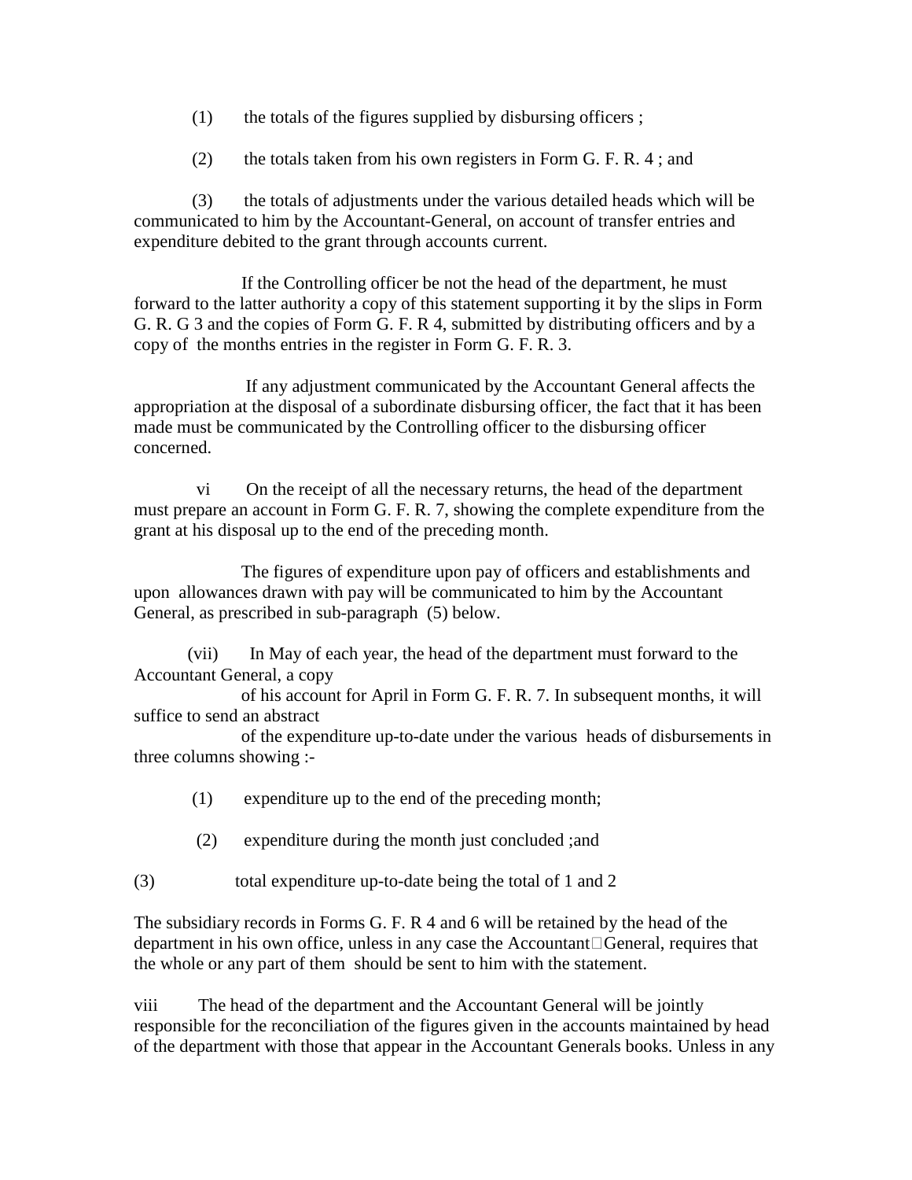(1) the totals of the figures supplied by disbursing officers ;

(2) the totals taken from his own registers in Form G. F. R. 4 ; and

(3) the totals of adjustments under the various detailed heads which will be communicated to him by the Accountant-General, on account of transfer entries and expenditure debited to the grant through accounts current.

If the Controlling officer be not the head of the department, he must forward to the latter authority a copy of this statement supporting it by the slips in Form G. R. G 3 and the copies of Form G. F. R 4, submitted by distributing officers and by a copy of the months entries in the register in Form G. F. R. 3.

If any adjustment communicated by the Accountant General affects the appropriation at the disposal of a subordinate disbursing officer, the fact that it has been made must be communicated by the Controlling officer to the disbursing officer concerned.

vi On the receipt of all the necessary returns, the head of the department must prepare an account in Form G. F. R. 7, showing the complete expenditure from the grant at his disposal up to the end of the preceding month.

The figures of expenditure upon pay of officers and establishments and upon allowances drawn with pay will be communicated to him by the Accountant General, as prescribed in sub-paragraph (5) below.

(vii) In May of each year, the head of the department must forward to the Accountant General, a copy of his account for April in Form G. F. R. 7. In subsequent months, it will suffice to send an abstract of the expenditure up-to-date under the various heads of disbursements in three columns showing :-

(1) expenditure up to the end of the preceding month;

(2) expenditure during the month just concluded ;and

(3) total expenditure up-to-date being the total of 1 and 2

The subsidiary records in Forms G. F. R 4 and 6 will be retained by the head of the department in his own office, unless in any case the Accountant-General, requires that the whole or any part of them should be sent to him with the statement.

viii The head of the department and the Accountant General will be jointly responsible for the reconciliation of the figures given in the accounts maintained by head of the department with those that appear in the Accountant Generals books. Unless in any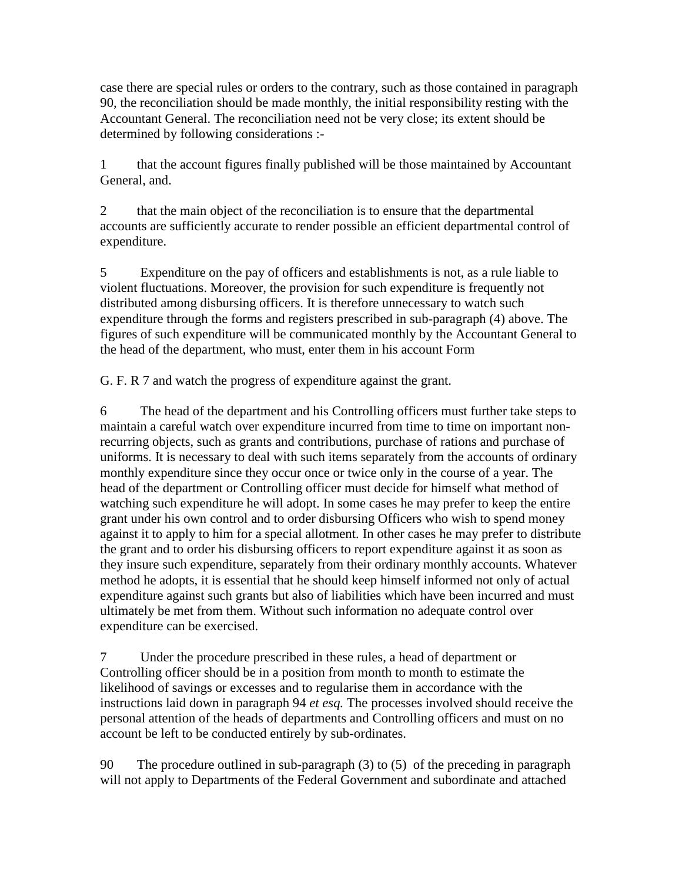case there are special rules or orders to the contrary, such as those contained in paragraph 90, the reconciliation should be made monthly, the initial responsibility resting with the Accountant General. The reconciliation need not be very close; its extent should be determined by following considerations :-

1 that the account figures finally published will be those maintained by Accountant General, and.

2 that the main object of the reconciliation is to ensure that the departmental accounts are sufficiently accurate to render possible an efficient departmental control of expenditure.

5 Expenditure on the pay of officers and establishments is not, as a rule liable to violent fluctuations. Moreover, the provision for such expenditure is frequently not distributed among disbursing officers. It is therefore unnecessary to watch such expenditure through the forms and registers prescribed in sub-paragraph (4) above. The figures of such expenditure will be communicated monthly by the Accountant General to the head of the department, who must, enter them in his account Form

G. F. R 7 and watch the progress of expenditure against the grant.

6 The head of the department and his Controlling officers must further take steps to maintain a careful watch over expenditure incurred from time to time on important non-recurring objects, such as grants and contributions, purchase of rations and purchase of uniforms. It is necessary to deal with such items separately from the accounts of ordinary monthly expenditure since they occur once or twice only in the course of a year. The head of the department or Controlling officer must decide for himself what method of watching such expenditure he will adopt. In some cases he may prefer to keep the entire grant under his own control and to order disbursing Officers who wish to spend money against it to apply to him for a special allotment. In other cases he may prefer to distribute the grant and to order his disbursing officers to report expenditure against it as soon as they insure such expenditure, separately from their ordinary monthly accounts. Whatever method he adopts, it is essential that he should keep himself informed not only of actual expenditure against such grants but also of liabilities which have been incurred and must ultimately be met from them. Without such information no adequate control over expenditure can be exercised.

7 Under the procedure prescribed in these rules, a head of department or Controlling officer should be in a position from month to month to estimate the likelihood of savings or excesses and to regularise them in accordance with the instructions laid down in paragraph 94 *et esq.* The processes involved should receive the personal attention of the heads of departments and Controlling officers and must on no account be left to be conducted entirely by sub-ordinates.

90 The procedure outlined in sub-paragraph (3) to (5) of the preceding in paragraph will not apply to Departments of the Federal Government and subordinate and attached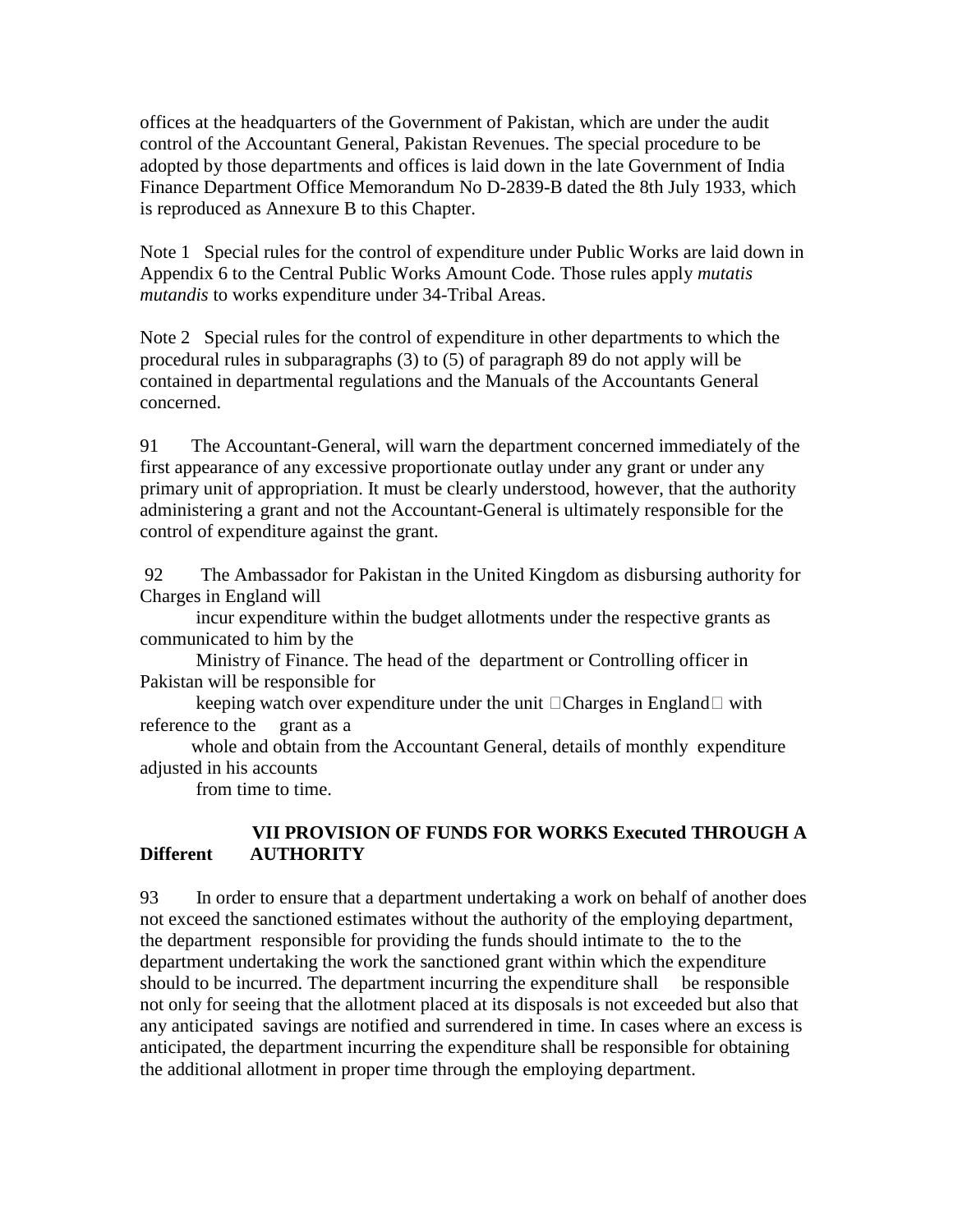offices at the headquarters of the Government of Pakistan, which are under the audit control of the Accountant General, Pakistan Revenues. The special procedure to be adopted by those departments and offices is laid down in the late Government of India Finance Department Office Memorandum No D-2839-B dated the 8th July 1933, which is reproduced as Annexure B to this Chapter.

Note 1 Special rules for the control of expenditure under Public Works are laid down in Appendix 6 to the Central Public Works Amount Code. Those rules apply *mutatis mutandis* to works expenditure under 34-Tribal Areas.

Note 2 Special rules for the control of expenditure in other departments to which the procedural rules in subparagraphs (3) to (5) of paragraph 89 do not apply will be contained in departmental regulations and the Manuals of the Accountants General concerned.

91 The Accountant-General, will warn the department concerned immediately of the first appearance of any excessive proportionate outlay under any grant or under any primary unit of appropriation. It must be clearly understood, however, that the authority administering a grant and not the Accountant-General is ultimately responsible for the control of expenditure against the grant.

92 The Ambassador for Pakistan in the United Kingdom as disbursing authority for Charges in England will incur expenditure within the budget allotments under the respective grants as communicated to him by the Ministry of Finance. The head of the department or Controlling officer in Pakistan will be responsible for keeping watch over expenditure under the unit "Charges in England" with reference to the grant as a whole and obtain from the Accountant General, details of monthly expenditure adjusted in his accounts from time to time.

## VII PROVISION OF FUNDS FOR WORKS Executed THROUGH A Different AUTHORITY

93 In order to ensure that a department undertaking a work on behalf of another does not exceed the sanctioned estimates without the authority of the employing department, the department responsible for providing the funds should intimate to the to the department undertaking the work the sanctioned grant within which the expenditure should to be incurred. The department incurring the expenditure shall be responsible not only for seeing that the allotment placed at its disposals is not exceeded but also that any anticipated savings are notified and surrendered in time. In cases where an excess is anticipated, the department incurring the expenditure shall be responsible for obtaining the additional allotment in proper time through the employing department.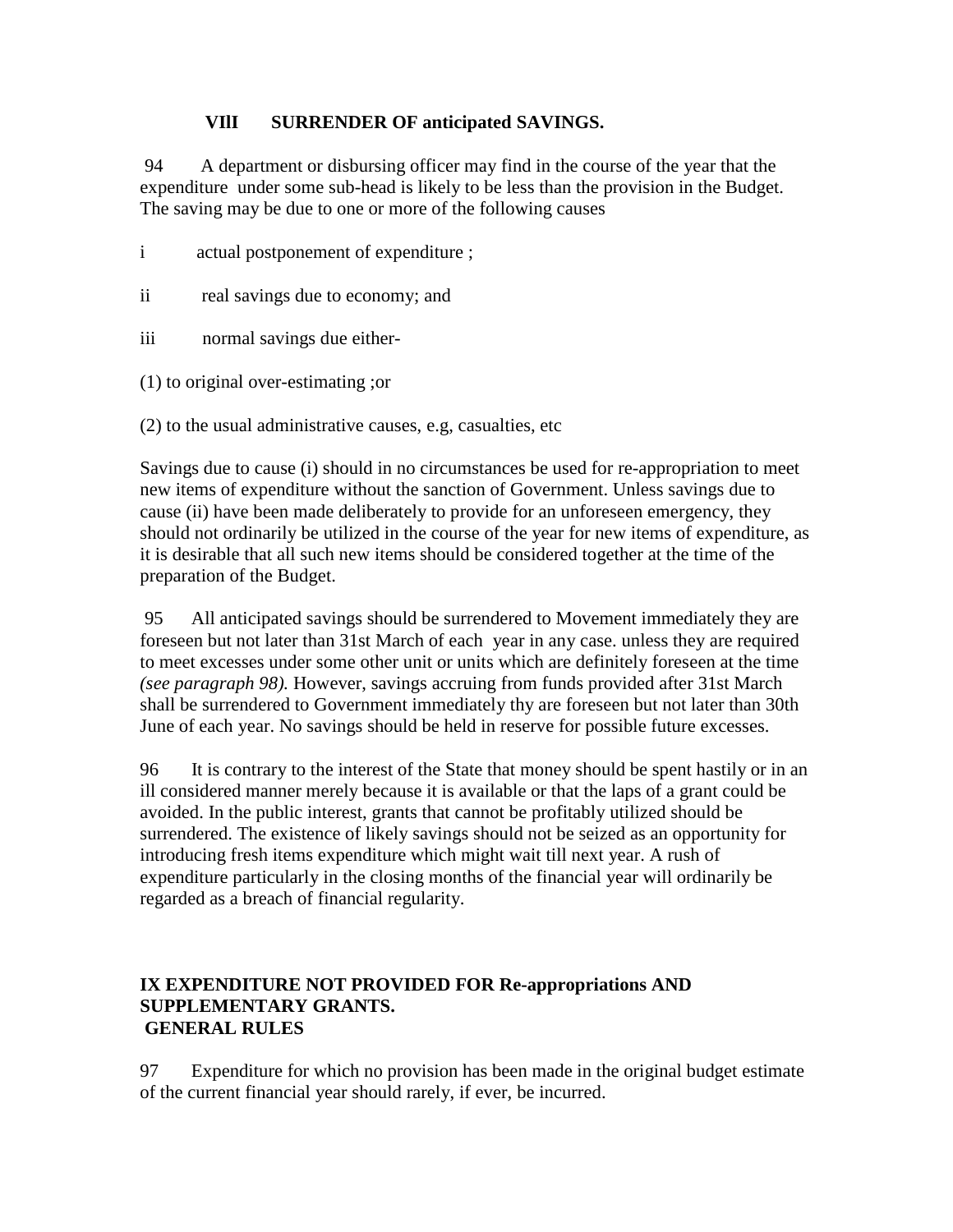## VIlI SURRENDER OF anticipated SAVINGS.

94 A department or disbursing officer may find in the course of the year that the expenditure under some sub-head is likely to be less than the provision in the Budget. The saving may be due to one or more of the following causes

i actual postponement of expenditure ;

ii real savings due to economy; and

iii normal savings due either-

(1) to original over-estimating ;or

(2) to the usual administrative causes, e.g, casualties, etc

Savings due to cause (i) should in no circumstances be used for re-appropriation to meet new items of expenditure without the sanction of Government. Unless savings due to cause (ii) have been made deliberately to provide for an unforeseen emergency, they should not ordinarily be utilized in the course of the year for new items of expenditure, as it is desirable that all such new items should be considered together at the time of the preparation of the Budget.

95 All anticipated savings should be surrendered to Movement immediately they are foreseen but not later than 31st March of each year in any case. unless they are required to meet excesses under some other unit or units which are definitely foreseen at the time *(see paragraph 98).* However, savings accruing from funds provided after 31st March shall be surrendered to Government immediately thy are foreseen but not later than 30th June of each year. No savings should be held in reserve for possible future excesses.

96 It is contrary to the interest of the State that money should be spent hastily or in an ill considered manner merely because it is available or that the laps of a grant could be avoided. In the public interest, grants that cannot be profitably utilized should be surrendered. The existence of likely savings should not be seized as an opportunity for introducing fresh items expenditure which might wait till next year. A rush of expenditure particularly in the closing months of the financial year will ordinarily be regarded as a breach of financial regularity.

## IX EXPENDITURE NOT PROVIDED FOR Re-appropriations AND SUPPLEMENTARY GRANTS.

### GENERAL RULES

97 Expenditure for which no provision has been made in the original budget estimate of the current financial year should rarely, if ever, be incurred.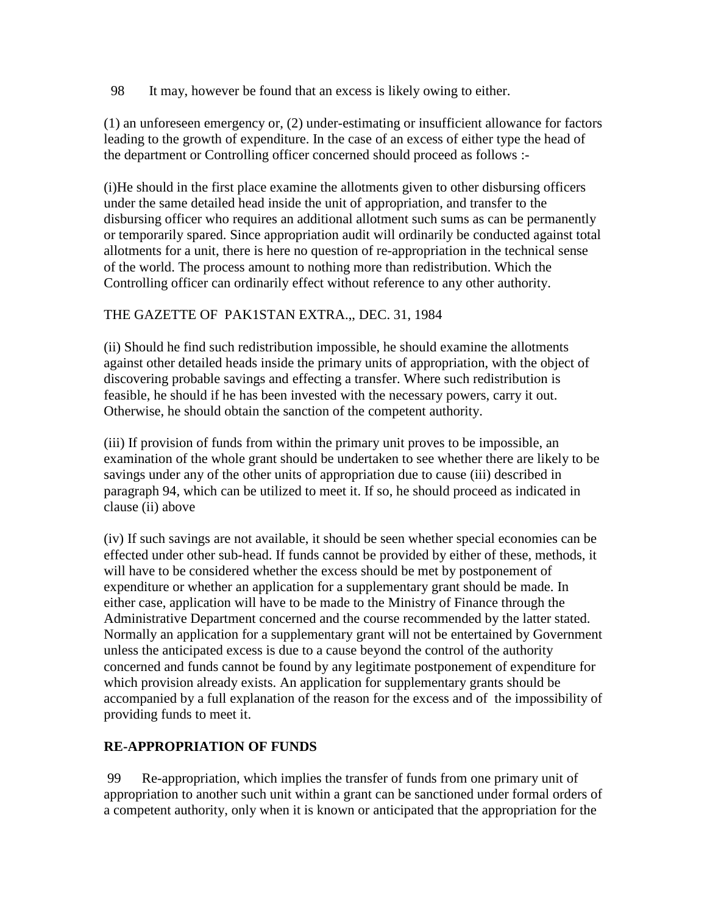98 It may, however be found that an excess is likely owing to either.

(1) an unforeseen emergency or, (2) under-estimating or insufficient allowance for factors leading to the growth of expenditure. In the case of an excess of either type the head of the department or Controlling officer concerned should proceed as follows :-

(i)He should in the first place examine the allotments given to other disbursing officers under the same detailed head inside the unit of appropriation, and transfer to the disbursing officer who requires an additional allotment such sums as can be permanently or temporarily spared. Since appropriation audit will ordinarily be conducted against total allotments for a unit, there is here no question of re-appropriation in the technical sense of the world. The process amount to nothing more than redistribution. Which the Controlling officer can ordinarily effect without reference to any other authority.

THE GAZETTE OF PAK1STAN EXTRA.,, DEC. 31, 1984

(ii) Should he find such redistribution impossible, he should examine the allotments against other detailed heads inside the primary units of appropriation, with the object of discovering probable savings and effecting a transfer. Where such redistribution is feasible, he should if he has been invested with the necessary powers, carry it out. Otherwise, he should obtain the sanction of the competent authority.

(iii) If provision of funds from within the primary unit proves to be impossible, an examination of the whole grant should be undertaken to see whether there are likely to be savings under any of the other units of appropriation due to cause (iii) described in paragraph 94, which can be utilized to meet it. If so, he should proceed as indicated in clause (ii) above

(iv) If such savings are not available, it should be seen whether special economies can be effected under other sub-head. If funds cannot be provided by either of these, methods, it will have to be considered whether the excess should be met by postponement of expenditure or whether an application for a supplementary grant should be made. In either case, application will have to be made to the Ministry of Finance through the Administrative Department concerned and the course recommended by the latter stated. Normally an application for a supplementary grant will not be entertained by Government unless the anticipated excess is due to a cause beyond the control of the authority concerned and funds cannot be found by any legitimate postponement of expenditure for which provision already exists. An application for supplementary grants should be accompanied by a full explanation of the reason for the excess and of the impossibility of providing funds to meet it.

**RE-APPROPRIATION OF FUNDS**

99 Re-appropriation, which implies the transfer of funds from one primary unit of appropriation to another such unit within a grant can be sanctioned under formal orders of a competent authority, only when it is known or anticipated that the appropriation for the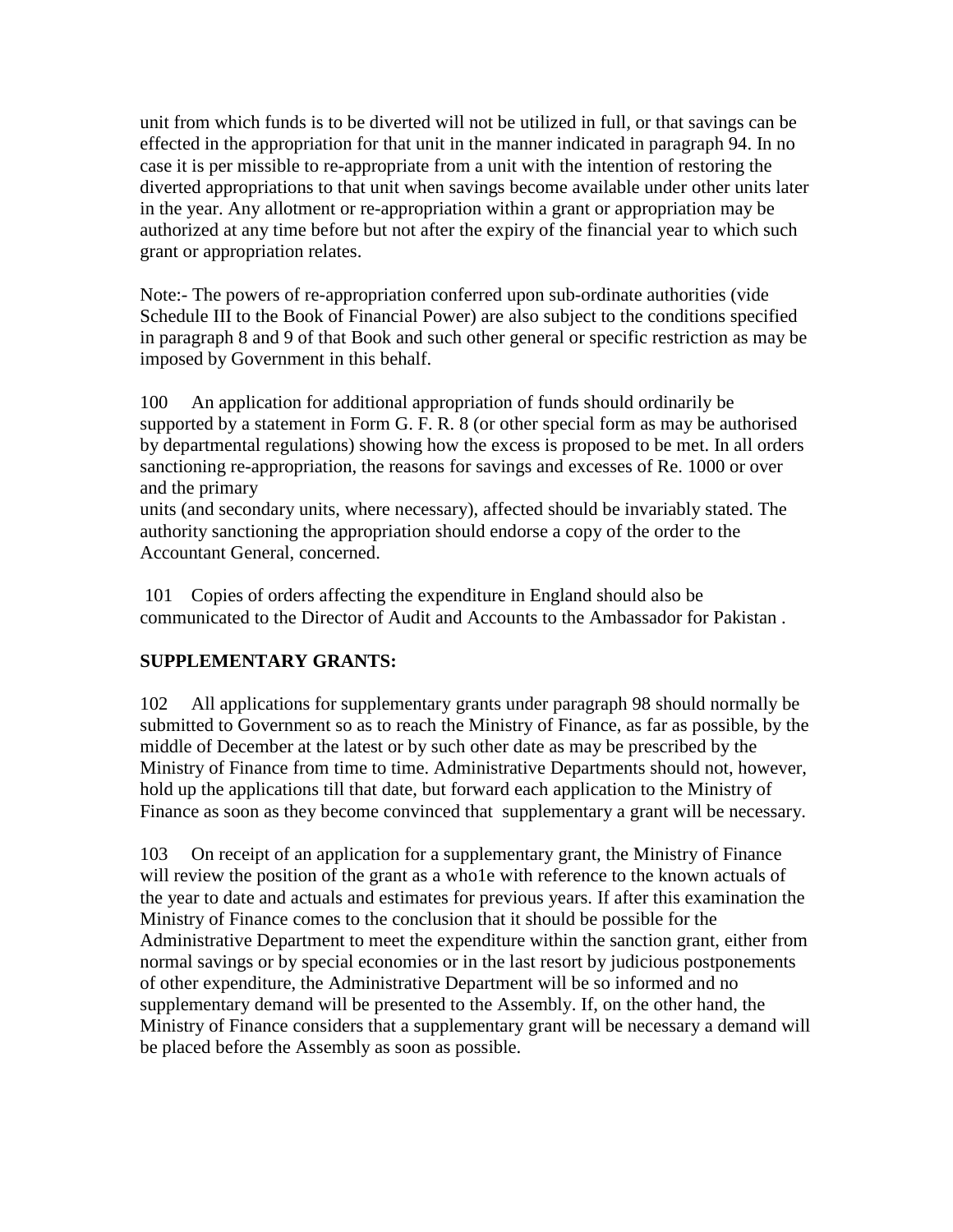unit from which funds is to be diverted will not be utilized in full, or that savings can be effected in the appropriation for that unit in the manner indicated in paragraph 94. In no case it is per missible to re-appropriate from a unit with the intention of restoring the diverted appropriations to that unit when savings become available under other units later in the year. Any allotment or re-appropriation within a grant or appropriation may be authorized at any time before but not after the expiry of the financial year to which such grant or appropriation relates.

Note:- The powers of re-appropriation conferred upon sub-ordinate authorities (vide Schedule III to the Book of Financial Power) are also subject to the conditions specified in paragraph 8 and 9 of that Book and such other general or specific restriction as may be imposed by Government in this behalf.

100 An application for additional appropriation of funds should ordinarily be supported by a statement in Form G. F. R. 8 (or other special form as may be authorised by departmental regulations) showing how the excess is proposed to be met. In all orders sanctioning re-appropriation, the reasons for savings and excesses of Re. 1000 or over and the primary
units (and secondary units, where necessary), affected should be invariably stated. The authority sanctioning the appropriation should endorse a copy of the order to the Accountant General, concerned.

101 Copies of orders affecting the expenditure in England should also be communicated to the Director of Audit and Accounts to the Ambassador for Pakistan .

**SUPPLEMENTARY GRANTS:**

102 All applications for supplementary grants under paragraph 98 should normally be submitted to Government so as to reach the Ministry of Finance, as far as possible, by the middle of December at the latest or by such other date as may be prescribed by the Ministry of Finance from time to time. Administrative Departments should not, however, hold up the applications till that date, but forward each application to the Ministry of Finance as soon as they become convinced that supplementary a grant will be necessary.

103 On receipt of an application for a supplementary grant, the Ministry of Finance will review the position of the grant as a who1e with reference to the known actuals of the year to date and actuals and estimates for previous years. If after this examination the Ministry of Finance comes to the conclusion that it should be possible for the Administrative Department to meet the expenditure within the sanction grant, either from normal savings or by special economies or in the last resort by judicious postponements of other expenditure, the Administrative Department will be so informed and no supplementary demand will be presented to the Assembly. If, on the other hand, the Ministry of Finance considers that a supplementary grant will be necessary a demand will be placed before the Assembly as soon as possible.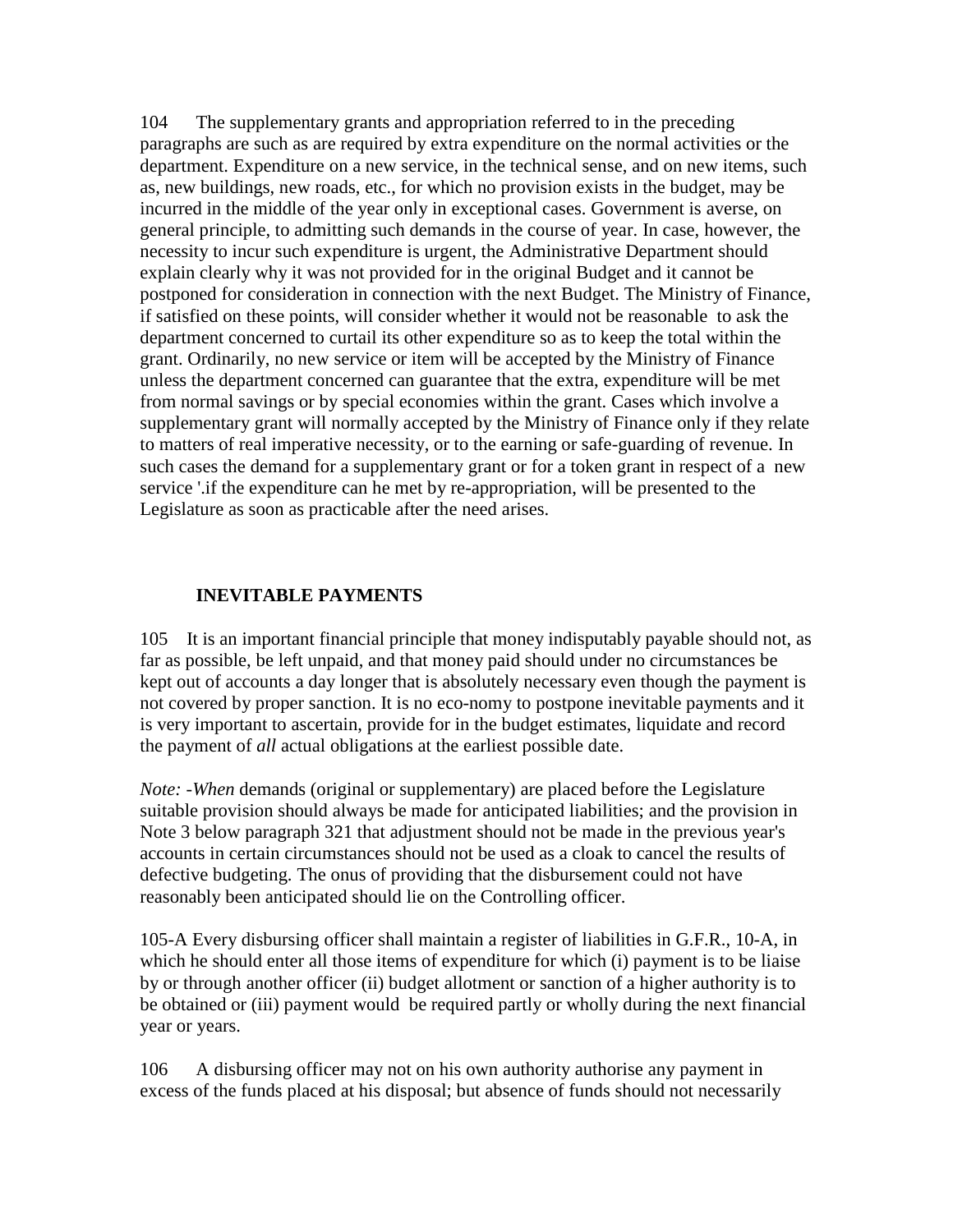104 The supplementary grants and appropriation referred to in the preceding paragraphs are such as are required by extra expenditure on the normal activities or the department. Expenditure on a new service, in the technical sense, and on new items, such as, new buildings, new roads, etc., for which no provision exists in the budget, may be incurred in the middle of the year only in exceptional cases. Government is averse, on general principle, to admitting such demands in the course of year. In case, however, the necessity to incur such expenditure is urgent, the Administrative Department should explain clearly why it was not provided for in the original Budget and it cannot be postponed for consideration in connection with the next Budget. The Ministry of Finance, if satisfied on these points, will consider whether it would not be reasonable to ask the department concerned to curtail its other expenditure so as to keep the total within the grant. Ordinarily, no new service or item will be accepted by the Ministry of Finance unless the department concerned can guarantee that the extra, expenditure will be met from normal savings or by special economies within the grant. Cases which involve a supplementary grant will normally accepted by the Ministry of Finance only if they relate to matters of real imperative necessity, or to the earning or safe-guarding of revenue. In such cases the demand for a supplementary grant or for a token grant in respect of a new service '.if the expenditure can he met by re-appropriation, will be presented to the Legislature as soon as practicable after the need arises.

**INEVITABLE PAYMENTS**

105 It is an important financial principle that money indisputably payable should not, as far as possible, be left unpaid, and that money paid should under no circumstances be kept out of accounts a day longer that is absolutely necessary even though the payment is not covered by proper sanction. It is no eco-nomy to postpone inevitable payments and it is very important to ascertain, provide for in the budget estimates, liquidate and record the payment of *all* actual obligations at the earliest possible date.

*Note: -When* demands (original or supplementary) are placed before the Legislature suitable provision should always be made for anticipated liabilities; and the provision in Note 3 below paragraph 321 that adjustment should not be made in the previous year's accounts in certain circumstances should not be used as a cloak to cancel the results of defective budgeting. The onus of providing that the disbursement could not have reasonably been anticipated should lie on the Controlling officer.

105-A Every disbursing officer shall maintain a register of liabilities in G.F.R., 10-A, in which he should enter all those items of expenditure for which (i) payment is to be liaise by or through another officer (ii) budget allotment or sanction of a higher authority is to be obtained or (iii) payment would be required partly or wholly during the next financial year or years.

106 A disbursing officer may not on his own authority authorise any payment in excess of the funds placed at his disposal; but absence of funds should not necessarily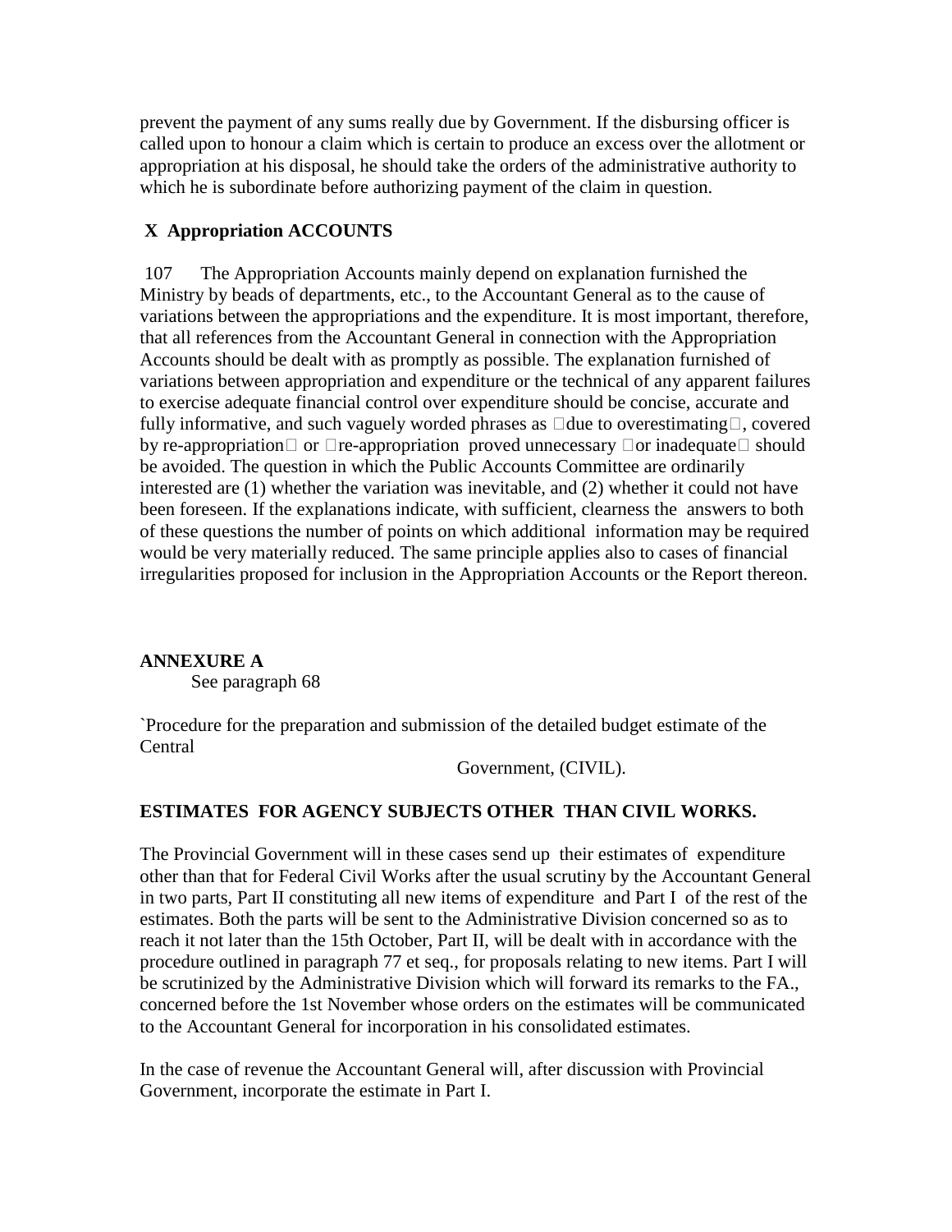prevent the payment of any sums really due by Government. If the disbursing officer is called upon to honour a claim which is certain to produce an excess over the allotment or appropriation at his disposal, he should take the orders of the administrative authority to which he is subordinate before authorizing payment of the claim in question.

## X Appropriation ACCOUNTS

107 The Appropriation Accounts mainly depend on explanation furnished the Ministry by beads of departments, etc., to the Accountant General as to the cause of variations between the appropriations and the expenditure. It is most important, therefore, that all references from the Accountant General in connection with the Appropriation Accounts should be dealt with as promptly as possible. The explanation furnished of variations between appropriation and expenditure or the technical of any apparent failures to exercise adequate financial control over expenditure should be concise, accurate and fully informative, and such vaguely worded phrases as due to overestimating, covered by re-appropriation or re-appropriation proved unnecessary or inadequate should be avoided. The question in which the Public Accounts Committee are ordinarily interested are (1) whether the variation was inevitable, and (2) whether it could not have been foreseen. If the explanations indicate, with sufficient, clearness the answers to both of these questions the number of points on which additional information may be required would be very materially reduced. The same principle applies also to cases of financial irregularities proposed for inclusion in the Appropriation Accounts or the Report thereon.

**ANNEXURE A**

See paragraph 68

`Procedure for the preparation and submission of the detailed budget estimate of the Central Government, (CIVIL).

**ESTIMATES FOR AGENCY SUBJECTS OTHER THAN CIVIL WORKS.**

The Provincial Government will in these cases send up their estimates of expenditure other than that for Federal Civil Works after the usual scrutiny by the Accountant General in two parts, Part II constituting all new items of expenditure and Part I of the rest of the estimates. Both the parts will be sent to the Administrative Division concerned so as to reach it not later than the 15th October, Part II, will be dealt with in accordance with the procedure outlined in paragraph 77 et seq., for proposals relating to new items. Part I will be scrutinized by the Administrative Division which will forward its remarks to the FA., concerned before the 1st November whose orders on the estimates will be communicated to the Accountant General for incorporation in his consolidated estimates.

In the case of revenue the Accountant General will, after discussion with Provincial Government, incorporate the estimate in Part I.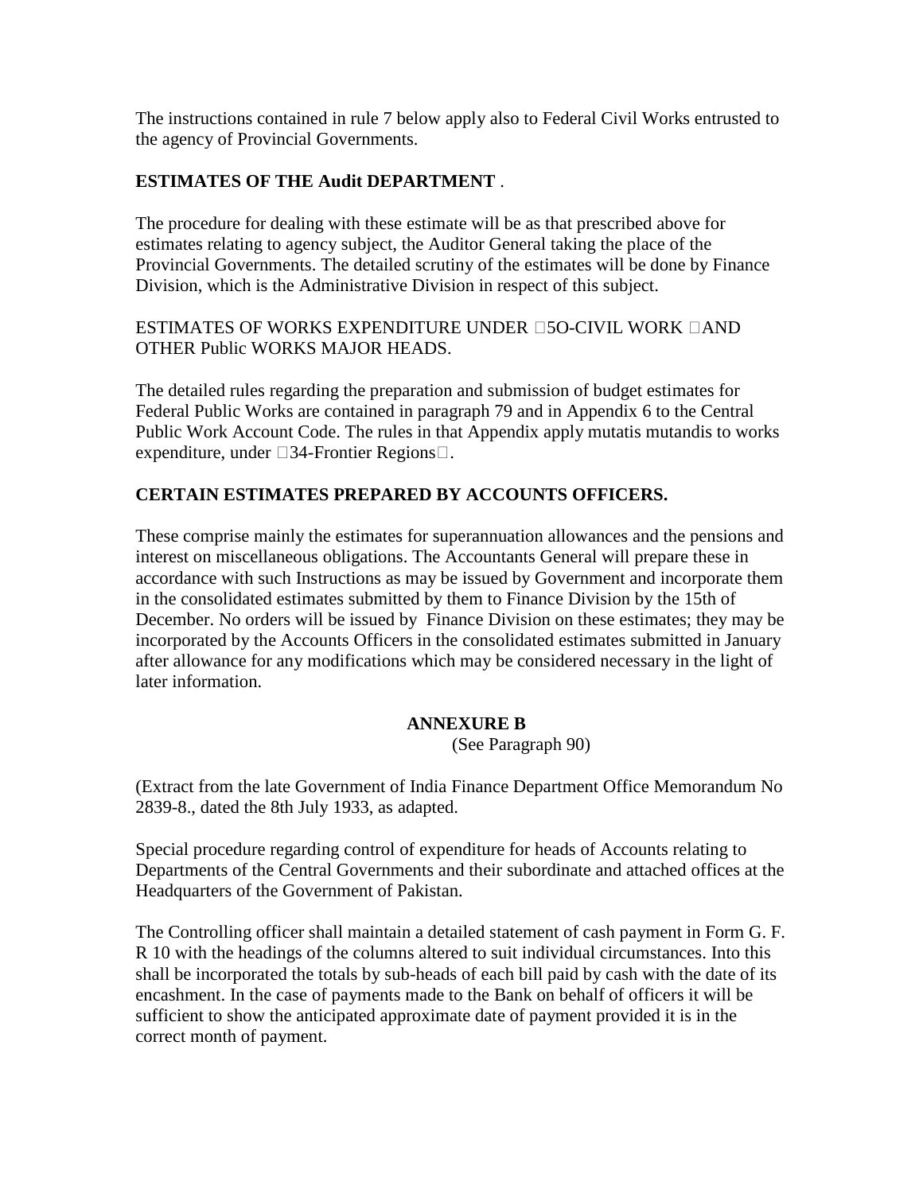The instructions contained in rule 7 below apply also to Federal Civil Works entrusted to the agency of Provincial Governments.

**ESTIMATES OF THE Audit DEPARTMENT** .

The procedure for dealing with these estimate will be as that prescribed above for estimates relating to agency subject, the Auditor General taking the place of the Provincial Governments. The detailed scrutiny of the estimates will be done by Finance Division, which is the Administrative Division in respect of this subject.

ESTIMATES OF WORKS EXPENDITURE UNDER 5O-CIVIL WORK AND OTHER Public WORKS MAJOR HEADS.

The detailed rules regarding the preparation and submission of budget estimates for Federal Public Works are contained in paragraph 79 and in Appendix 6 to the Central Public Work Account Code. The rules in that Appendix apply mutatis mutandis to works expenditure, under 34-Frontier Regions.

**CERTAIN ESTIMATES PREPARED BY ACCOUNTS OFFICERS.**

These comprise mainly the estimates for superannuation allowances and the pensions and interest on miscellaneous obligations. The Accountants General will prepare these in accordance with such Instructions as may be issued by Government and incorporate them in the consolidated estimates submitted by them to Finance Division by the 15th of December. No orders will be issued by Finance Division on these estimates; they may be incorporated by the Accounts Officers in the consolidated estimates submitted in January after allowance for any modifications which may be considered necessary in the light of later information.

**ANNEXURE B**

(See Paragraph 90)

(Extract from the late Government of India Finance Department Office Memorandum No 2839-8., dated the 8th July 1933, as adapted.

Special procedure regarding control of expenditure for heads of Accounts relating to Departments of the Central Governments and their subordinate and attached offices at the Headquarters of the Government of Pakistan.

The Controlling officer shall maintain a detailed statement of cash payment in Form G. F. R 10 with the headings of the columns altered to suit individual circumstances. Into this shall be incorporated the totals by sub-heads of each bill paid by cash with the date of its encashment. In the case of payments made to the Bank on behalf of officers it will be sufficient to show the anticipated approximate date of payment provided it is in the correct month of payment.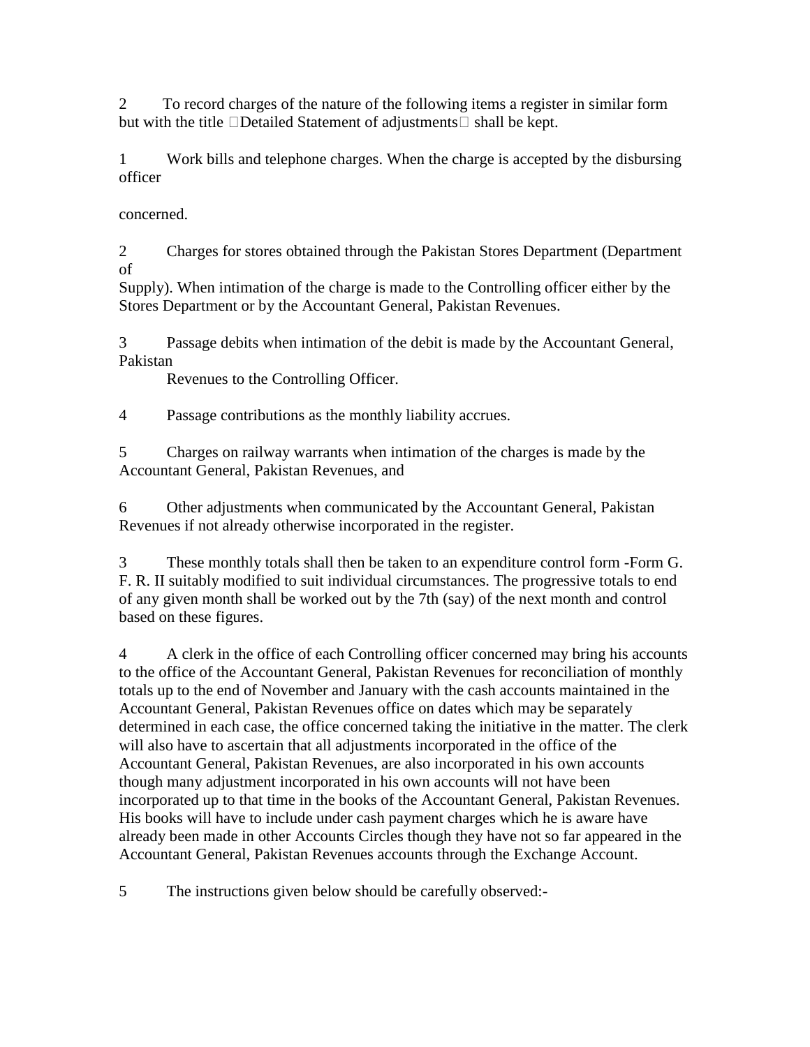2 To record charges of the nature of the following items a register in similar form but with the title "Detailed Statement of adjustments" shall be kept.

1 Work bills and telephone charges. When the charge is accepted by the disbursing officer concerned.

2 Charges for stores obtained through the Pakistan Stores Department (Department of Supply). When intimation of the charge is made to the Controlling officer either by the Stores Department or by the Accountant General, Pakistan Revenues.

3 Passage debits when intimation of the debit is made by the Accountant General, Pakistan Revenues to the Controlling Officer.

4 Passage contributions as the monthly liability accrues.

5 Charges on railway warrants when intimation of the charges is made by the Accountant General, Pakistan Revenues, and

6 Other adjustments when communicated by the Accountant General, Pakistan Revenues if not already otherwise incorporated in the register.

3 These monthly totals shall then be taken to an expenditure control form -Form G. F. R. II suitably modified to suit individual circumstances. The progressive totals to end of any given month shall be worked out by the 7th (say) of the next month and control based on these figures.

4 A clerk in the office of each Controlling officer concerned may bring his accounts to the office of the Accountant General, Pakistan Revenues for reconciliation of monthly totals up to the end of November and January with the cash accounts maintained in the Accountant General, Pakistan Revenues office on dates which may be separately determined in each case, the office concerned taking the initiative in the matter. The clerk will also have to ascertain that all adjustments incorporated in the office of the Accountant General, Pakistan Revenues, are also incorporated in his own accounts though many adjustment incorporated in his own accounts will not have been incorporated up to that time in the books of the Accountant General, Pakistan Revenues. His books will have to include under cash payment charges which he is aware have already been made in other Accounts Circles though they have not so far appeared in the Accountant General, Pakistan Revenues accounts through the Exchange Account.

5 The instructions given below should be carefully observed:-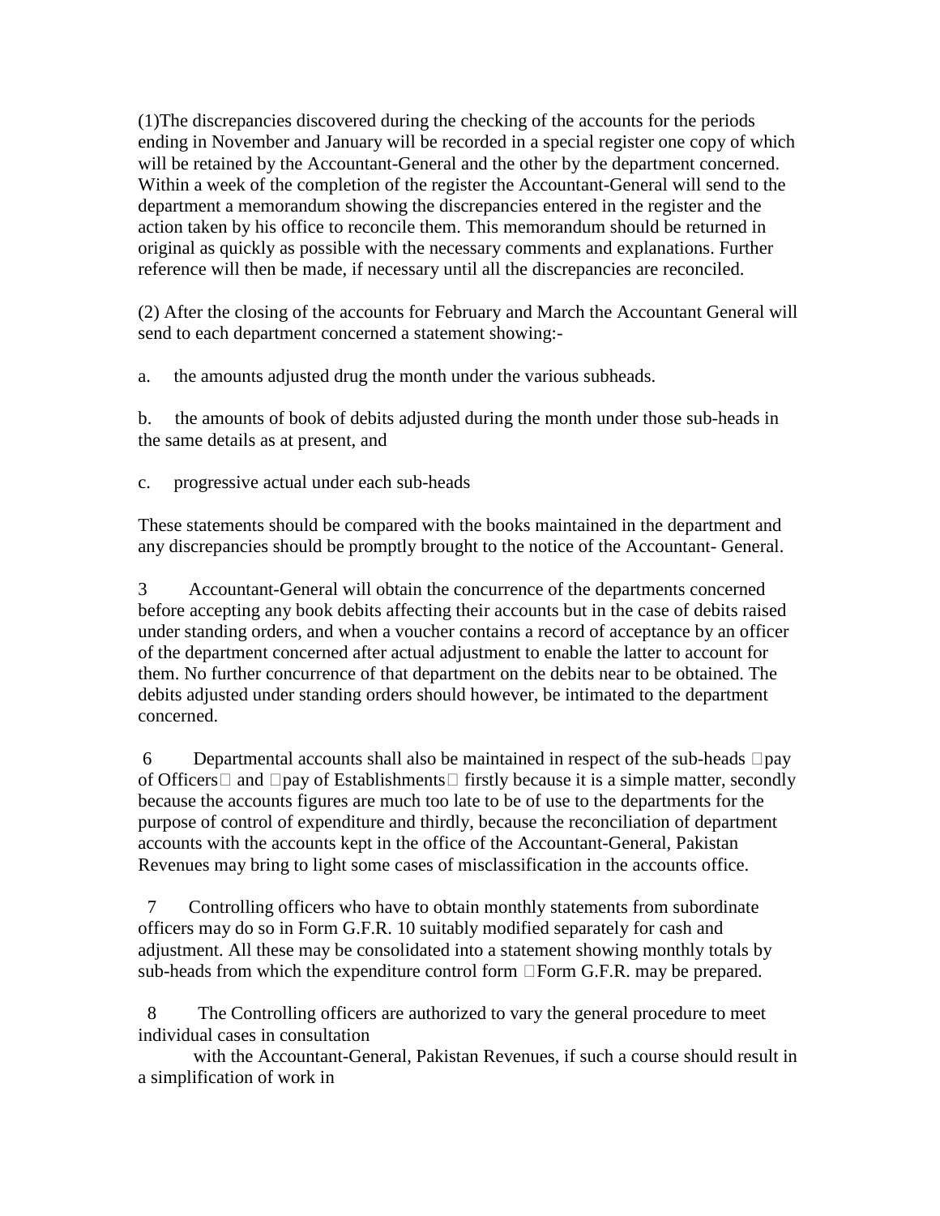(1)The discrepancies discovered during the checking of the accounts for the periods ending in November and January will be recorded in a special register one copy of which will be retained by the Accountant-General and the other by the department concerned. Within a week of the completion of the register the Accountant-General will send to the department a memorandum showing the discrepancies entered in the register and the action taken by his office to reconcile them. This memorandum should be returned in original as quickly as possible with the necessary comments and explanations. Further reference will then be made, if necessary until all the discrepancies are reconciled.

(2) After the closing of the accounts for February and March the Accountant General will send to each department concerned a statement showing:-

a. the amounts adjusted drug the month under the various subheads.

b. the amounts of book of debits adjusted during the month under those sub-heads in the same details as at present, and

c. progressive actual under each sub-heads

These statements should be compared with the books maintained in the department and any discrepancies should be promptly brought to the notice of the Accountant- General.

3 Accountant-General will obtain the concurrence of the departments concerned before accepting any book debits affecting their accounts but in the case of debits raised under standing orders, and when a voucher contains a record of acceptance by an officer of the department concerned after actual adjustment to enable the latter to account for them. No further concurrence of that department on the debits near to be obtained. The debits adjusted under standing orders should however, be intimated to the department concerned.

6 Departmental accounts shall also be maintained in respect of the sub-heads pay of Officers and pay of Establishments firstly because it is a simple matter, secondly because the accounts figures are much too late to be of use to the departments for the purpose of control of expenditure and thirdly, because the reconciliation of department accounts with the accounts kept in the office of the Accountant-General, Pakistan Revenues may bring to light some cases of misclassification in the accounts office.

7 Controlling officers who have to obtain monthly statements from subordinate officers may do so in Form G.F.R. 10 suitably modified separately for cash and adjustment. All these may be consolidated into a statement showing monthly totals by sub-heads from which the expenditure control form Form G.F.R. may be prepared.

8 The Controlling officers are authorized to vary the general procedure to meet individual cases in consultation with the Accountant-General, Pakistan Revenues, if such a course should result in a simplification of work in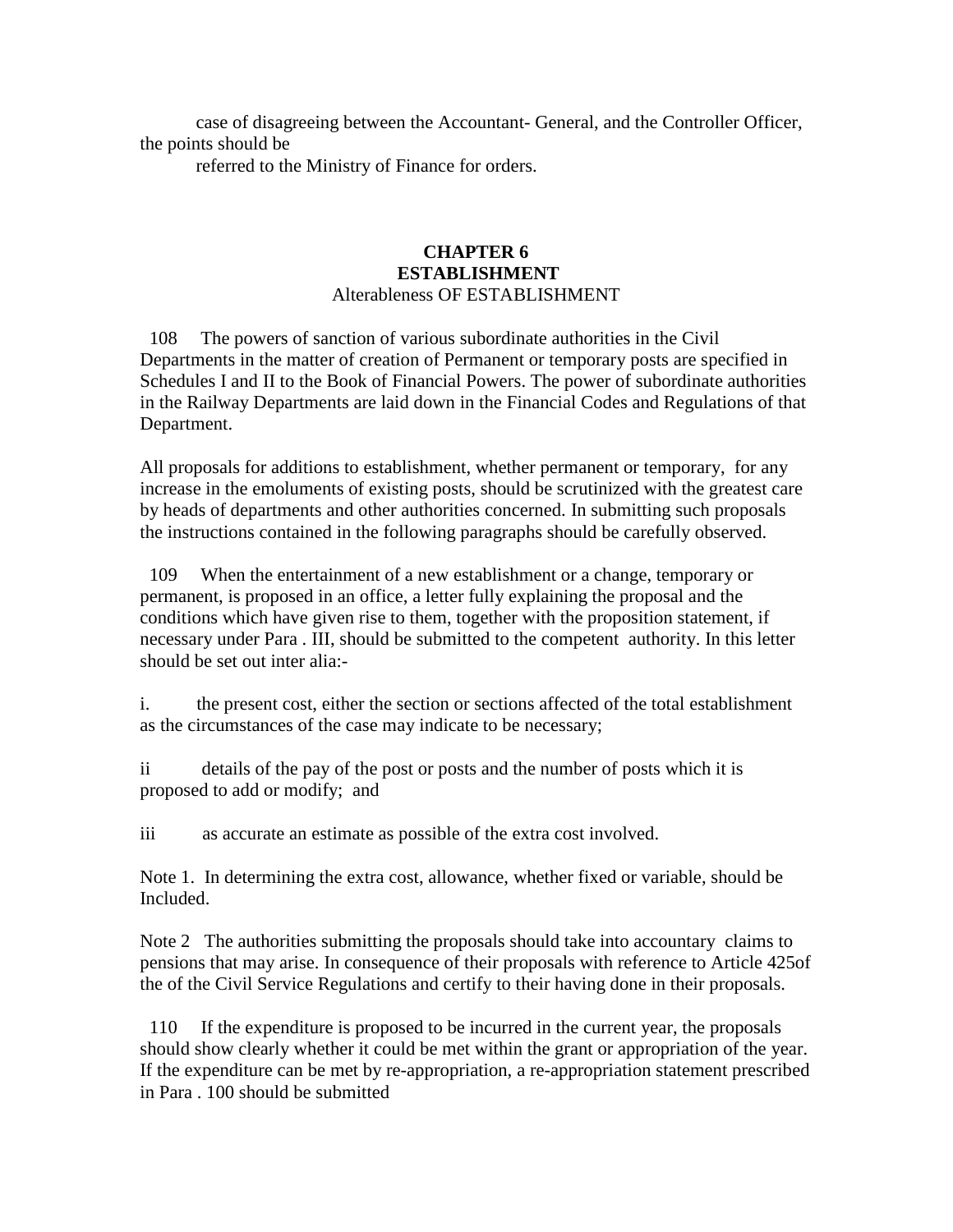case of disagreeing between the Accountant- General, and the Controller Officer, the points should be

referred to the Ministry of Finance for orders.

## CHAPTER 6
## ESTABLISHMENT

Alterableness OF ESTABLISHMENT

108 The powers of sanction of various subordinate authorities in the Civil Departments in the matter of creation of Permanent or temporary posts are specified in Schedules I and II to the Book of Financial Powers. The power of subordinate authorities in the Railway Departments are laid down in the Financial Codes and Regulations of that Department.

All proposals for additions to establishment, whether permanent or temporary, for any increase in the emoluments of existing posts, should be scrutinized with the greatest care by heads of departments and other authorities concerned. In submitting such proposals the instructions contained in the following paragraphs should be carefully observed.

109 When the entertainment of a new establishment or a change, temporary or permanent, is proposed in an office, a letter fully explaining the proposal and the conditions which have given rise to them, together with the proposition statement, if necessary under Para . III, should be submitted to the competent authority. In this letter should be set out inter alia:-

i. the present cost, either the section or sections affected of the total establishment as the circumstances of the case may indicate to be necessary;

ii details of the pay of the post or posts and the number of posts which it is proposed to add or modify; and

iii as accurate an estimate as possible of the extra cost involved.

Note 1. In determining the extra cost, allowance, whether fixed or variable, should be Included.

Note 2 The authorities submitting the proposals should take into accountary claims to pensions that may arise. In consequence of their proposals with reference to Article 425of the of the Civil Service Regulations and certify to their having done in their proposals.

110 If the expenditure is proposed to be incurred in the current year, the proposals should show clearly whether it could be met within the grant or appropriation of the year. If the expenditure can be met by re-appropriation, a re-appropriation statement prescribed in Para . 100 should be submitted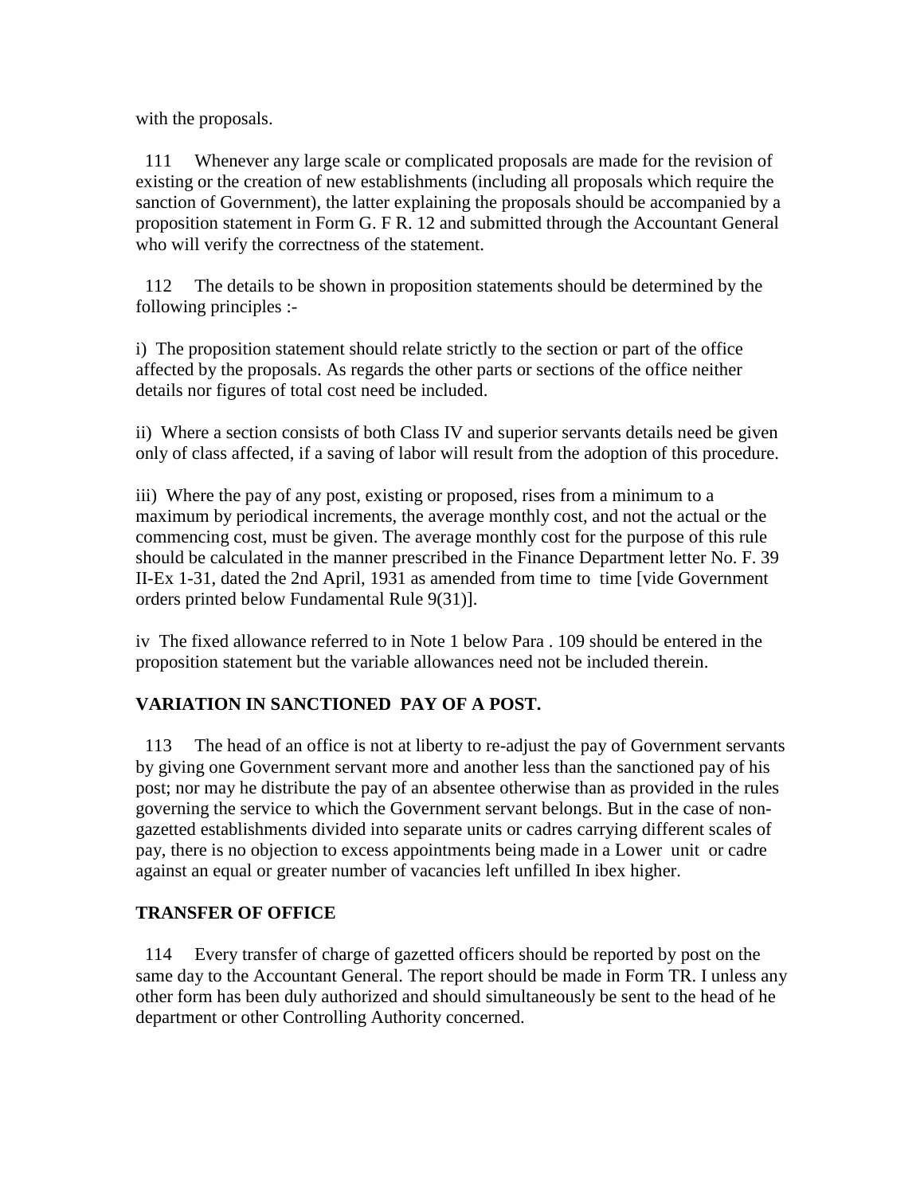with the proposals.

111 Whenever any large scale or complicated proposals are made for the revision of existing or the creation of new establishments (including all proposals which require the sanction of Government), the latter explaining the proposals should be accompanied by a proposition statement in Form G. F R. 12 and submitted through the Accountant General who will verify the correctness of the statement.

112 The details to be shown in proposition statements should be determined by the following principles :-

i) The proposition statement should relate strictly to the section or part of the office affected by the proposals. As regards the other parts or sections of the office neither details nor figures of total cost need be included.

ii) Where a section consists of both Class IV and superior servants details need be given only of class affected, if a saving of labor will result from the adoption of this procedure.

iii) Where the pay of any post, existing or proposed, rises from a minimum to a maximum by periodical increments, the average monthly cost, and not the actual or the commencing cost, must be given. The average monthly cost for the purpose of this rule should be calculated in the manner prescribed in the Finance Department letter No. F. 39 II-Ex 1-31, dated the 2nd April, 1931 as amended from time to time [vide Government orders printed below Fundamental Rule 9(31)].

iv The fixed allowance referred to in Note 1 below Para . 109 should be entered in the proposition statement but the variable allowances need not be included therein.

## VARIATION IN SANCTIONED PAY OF A POST.

113 The head of an office is not at liberty to re-adjust the pay of Government servants by giving one Government servant more and another less than the sanctioned pay of his post; nor may he distribute the pay of an absentee otherwise than as provided in the rules governing the service to which the Government servant belongs. But in the case of non-gazetted establishments divided into separate units or cadres carrying different scales of pay, there is no objection to excess appointments being made in a Lower unit or cadre against an equal or greater number of vacancies left unfilled In ibex higher.

## TRANSFER OF OFFICE

114 Every transfer of charge of gazetted officers should be reported by post on the same day to the Accountant General. The report should be made in Form TR. I unless any other form has been duly authorized and should simultaneously be sent to the head of he department or other Controlling Authority concerned.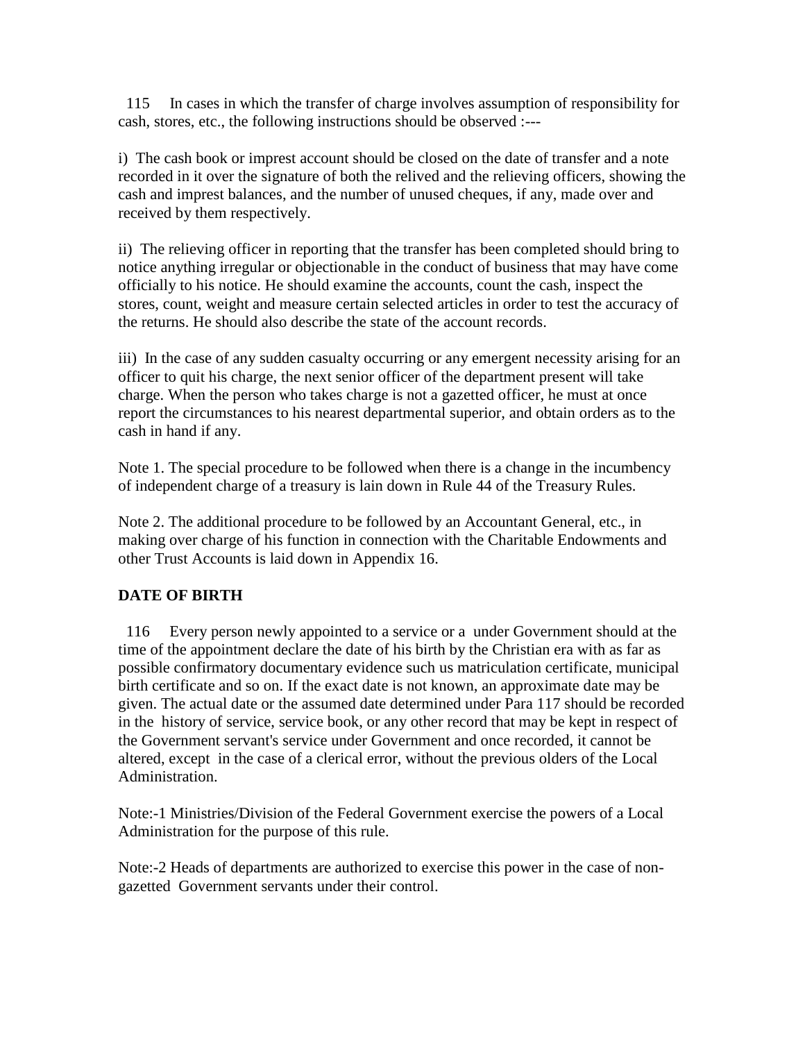115 In cases in which the transfer of charge involves assumption of responsibility for cash, stores, etc., the following instructions should be observed :---

i) The cash book or imprest account should be closed on the date of transfer and a note recorded in it over the signature of both the relived and the relieving officers, showing the cash and imprest balances, and the number of unused cheques, if any, made over and received by them respectively.

ii) The relieving officer in reporting that the transfer has been completed should bring to notice anything irregular or objectionable in the conduct of business that may have come officially to his notice. He should examine the accounts, count the cash, inspect the stores, count, weight and measure certain selected articles in order to test the accuracy of the returns. He should also describe the state of the account records.

iii) In the case of any sudden casualty occurring or any emergent necessity arising for an officer to quit his charge, the next senior officer of the department present will take charge. When the person who takes charge is not a gazetted officer, he must at once report the circumstances to his nearest departmental superior, and obtain orders as to the cash in hand if any.

Note 1. The special procedure to be followed when there is a change in the incumbency of independent charge of a treasury is lain down in Rule 44 of the Treasury Rules.

Note 2. The additional procedure to be followed by an Accountant General, etc., in making over charge of his function in connection with the Charitable Endowments and other Trust Accounts is laid down in Appendix 16.

**DATE OF BIRTH**

116 Every person newly appointed to a service or a under Government should at the time of the appointment declare the date of his birth by the Christian era with as far as possible confirmatory documentary evidence such us matriculation certificate, municipal birth certificate and so on. If the exact date is not known, an approximate date may be given. The actual date or the assumed date determined under Para 117 should be recorded in the history of service, service book, or any other record that may be kept in respect of the Government servant's service under Government and once recorded, it cannot be altered, except in the case of a clerical error, without the previous olders of the Local Administration.

Note:-1 Ministries/Division of the Federal Government exercise the powers of a Local Administration for the purpose of this rule.

Note:-2 Heads of departments are authorized to exercise this power in the case of non-gazetted Government servants under their control.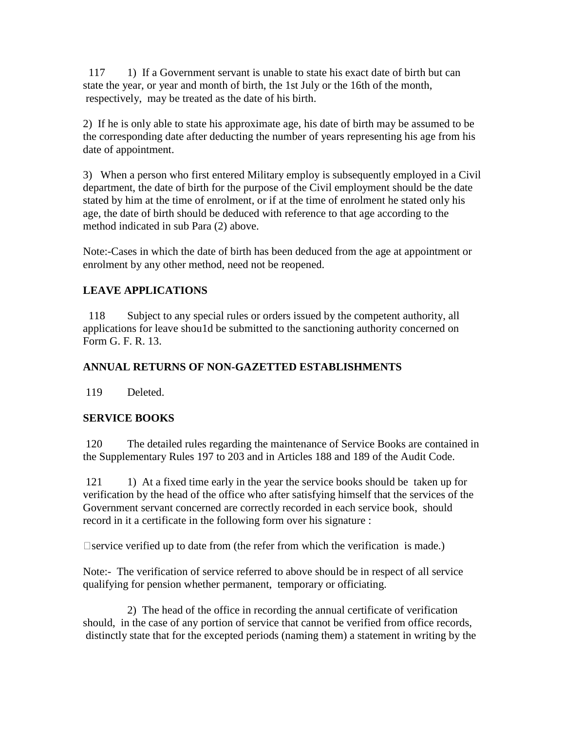117 1) If a Government servant is unable to state his exact date of birth but can state the year, or year and month of birth, the 1st July or the 16th of the month, respectively, may be treated as the date of his birth.

2) If he is only able to state his approximate age, his date of birth may be assumed to be the corresponding date after deducting the number of years representing his age from his date of appointment.

3) When a person who first entered Military employ is subsequently employed in a Civil department, the date of birth for the purpose of the Civil employment should be the date stated by him at the time of enrolment, or if at the time of enrolment he stated only his age, the date of birth should be deduced with reference to that age according to the method indicated in sub Para (2) above.

Note:-Cases in which the date of birth has been deduced from the age at appointment or enrolment by any other method, need not be reopened.

**LEAVE APPLICATIONS**

118 Subject to any special rules or orders issued by the competent authority, all applications for leave shou1d be submitted to the sanctioning authority concerned on Form G. F. R. 13.

**ANNUAL RETURNS OF NON-GAZETTED ESTABLISHMENTS**

119 Deleted.

**SERVICE BOOKS**

120 The detailed rules regarding the maintenance of Service Books are contained in the Supplementary Rules 197 to 203 and in Articles 188 and 189 of the Audit Code.

121 1) At a fixed time early in the year the service books should be taken up for verification by the head of the office who after satisfying himself that the services of the Government servant concerned are correctly recorded in each service book, should record in it a certificate in the following form over his signature :

service verified up to date from (the refer from which the verification is made.)

Note:- The verification of service referred to above should be in respect of all service qualifying for pension whether permanent, temporary or officiating.

2) The head of the office in recording the annual certificate of verification should, in the case of any portion of service that cannot be verified from office records, distinctly state that for the excepted periods (naming them) a statement in writing by the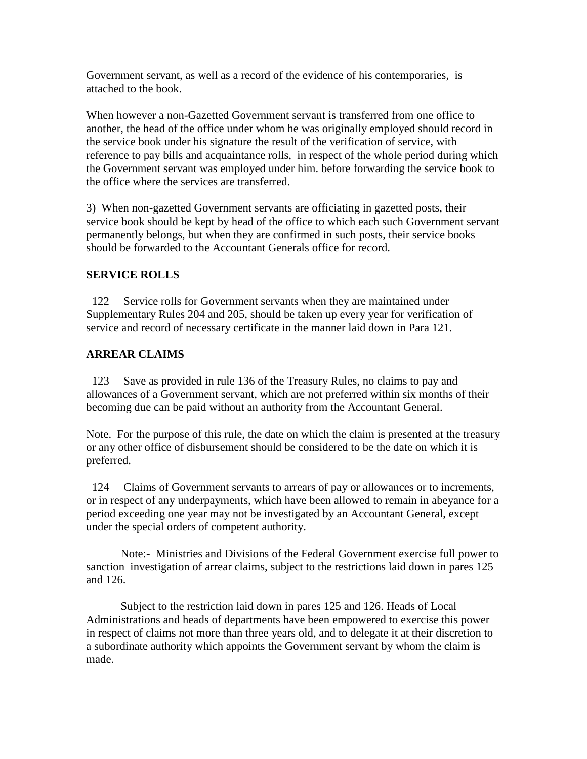Government servant, as well as a record of the evidence of his contemporaries, is attached to the book.

When however a non-Gazetted Government servant is transferred from one office to another, the head of the office under whom he was originally employed should record in the service book under his signature the result of the verification of service, with reference to pay bills and acquaintance rolls, in respect of the whole period during which the Government servant was employed under him. before forwarding the service book to the office where the services are transferred.

3) When non-gazetted Government servants are officiating in gazetted posts, their service book should be kept by head of the office to which each such Government servant permanently belongs, but when they are confirmed in such posts, their service books should be forwarded to the Accountant Generals office for record.

**SERVICE ROLLS**

122 Service rolls for Government servants when they are maintained under Supplementary Rules 204 and 205, should be taken up every year for verification of service and record of necessary certificate in the manner laid down in Para 121.

**ARREAR CLAIMS**

123 Save as provided in rule 136 of the Treasury Rules, no claims to pay and allowances of a Government servant, which are not preferred within six months of their becoming due can be paid without an authority from the Accountant General.

Note. For the purpose of this rule, the date on which the claim is presented at the treasury or any other office of disbursement should be considered to be the date on which it is preferred.

124 Claims of Government servants to arrears of pay or allowances or to increments, or in respect of any underpayments, which have been allowed to remain in abeyance for a period exceeding one year may not be investigated by an Accountant General, except under the special orders of competent authority.

Note:- Ministries and Divisions of the Federal Government exercise full power to sanction investigation of arrear claims, subject to the restrictions laid down in pares 125 and 126.

Subject to the restriction laid down in pares 125 and 126. Heads of Local Administrations and heads of departments have been empowered to exercise this power in respect of claims not more than three years old, and to delegate it at their discretion to a subordinate authority which appoints the Government servant by whom the claim is made.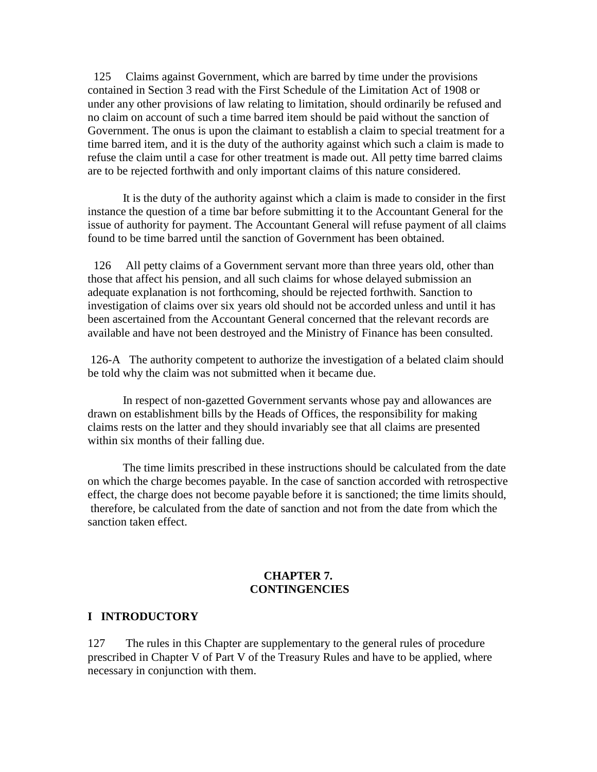125 Claims against Government, which are barred by time under the provisions contained in Section 3 read with the First Schedule of the Limitation Act of 1908 or under any other provisions of law relating to limitation, should ordinarily be refused and no claim on account of such a time barred item should be paid without the sanction of Government. The onus is upon the claimant to establish a claim to special treatment for a time barred item, and it is the duty of the authority against which such a claim is made to refuse the claim until a case for other treatment is made out. All petty time barred claims are to be rejected forthwith and only important claims of this nature considered.

It is the duty of the authority against which a claim is made to consider in the first instance the question of a time bar before submitting it to the Accountant General for the issue of authority for payment. The Accountant General will refuse payment of all claims found to be time barred until the sanction of Government has been obtained.

126 All petty claims of a Government servant more than three years old, other than those that affect his pension, and all such claims for whose delayed submission an adequate explanation is not forthcoming, should be rejected forthwith. Sanction to investigation of claims over six years old should not be accorded unless and until it has been ascertained from the Accountant General concerned that the relevant records are available and have not been destroyed and the Ministry of Finance has been consulted.

126-A The authority competent to authorize the investigation of a belated claim should be told why the claim was not submitted when it became due.

In respect of non-gazetted Government servants whose pay and allowances are drawn on establishment bills by the Heads of Offices, the responsibility for making claims rests on the latter and they should invariably see that all claims are presented within six months of their falling due.

The time limits prescribed in these instructions should be calculated from the date on which the charge becomes payable. In the case of sanction accorded with retrospective effect, the charge does not become payable before it is sanctioned; the time limits should, therefore, be calculated from the date of sanction and not from the date from which the sanction taken effect.

## CHAPTER 7.
## CONTINGENCIES

### I INTRODUCTORY

127 The rules in this Chapter are supplementary to the general rules of procedure prescribed in Chapter V of Part V of the Treasury Rules and have to be applied, where necessary in conjunction with them.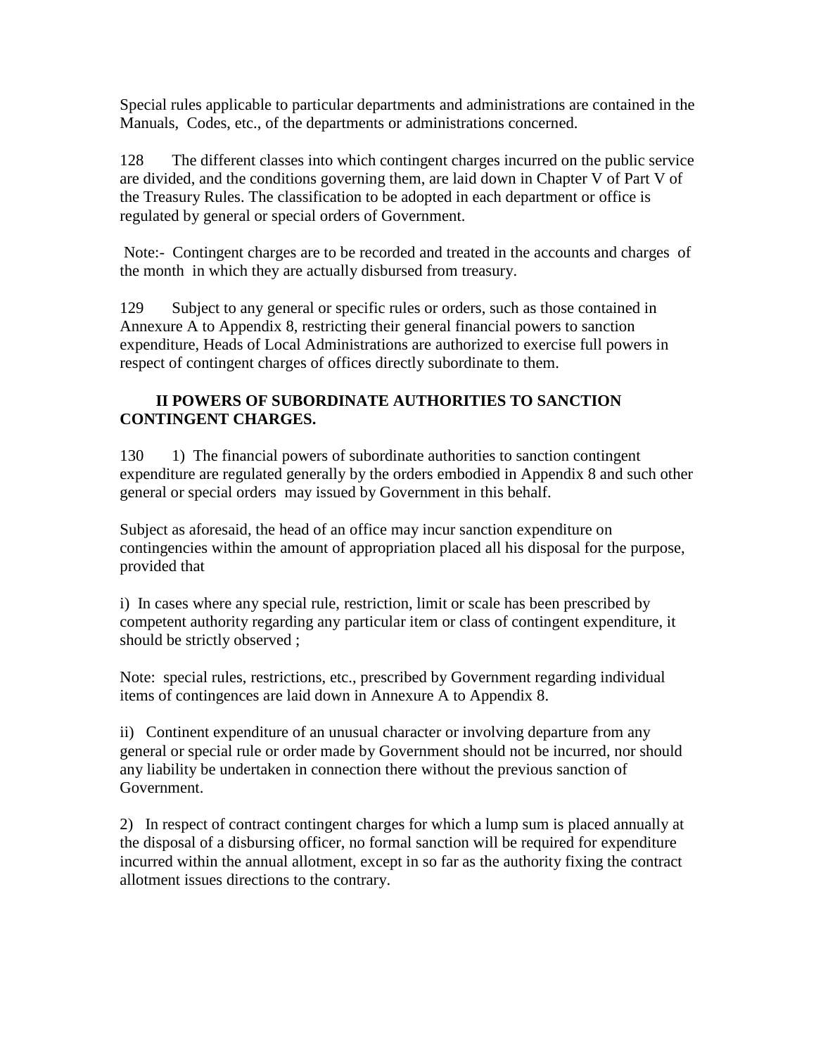Special rules applicable to particular departments and administrations are contained in the Manuals, Codes, etc., of the departments or administrations concerned.

128 The different classes into which contingent charges incurred on the public service are divided, and the conditions governing them, are laid down in Chapter V of Part V of the Treasury Rules. The classification to be adopted in each department or office is regulated by general or special orders of Government.

Note:- Contingent charges are to be recorded and treated in the accounts and charges of the month in which they are actually disbursed from treasury.

129 Subject to any general or specific rules or orders, such as those contained in Annexure A to Appendix 8, restricting their general financial powers to sanction expenditure, Heads of Local Administrations are authorized to exercise full powers in respect of contingent charges of offices directly subordinate to them.

## II POWERS OF SUBORDINATE AUTHORITIES TO SANCTION CONTINGENT CHARGES.

130 1) The financial powers of subordinate authorities to sanction contingent expenditure are regulated generally by the orders embodied in Appendix 8 and such other general or special orders may issued by Government in this behalf.

Subject as aforesaid, the head of an office may incur sanction expenditure on contingencies within the amount of appropriation placed all his disposal for the purpose, provided that

i) In cases where any special rule, restriction, limit or scale has been prescribed by competent authority regarding any particular item or class of contingent expenditure, it should be strictly observed ;

Note: special rules, restrictions, etc., prescribed by Government regarding individual items of contingences are laid down in Annexure A to Appendix 8.

ii) Continent expenditure of an unusual character or involving departure from any general or special rule or order made by Government should not be incurred, nor should any liability be undertaken in connection there without the previous sanction of Government.

2) In respect of contract contingent charges for which a lump sum is placed annually at the disposal of a disbursing officer, no formal sanction will be required for expenditure incurred within the annual allotment, except in so far as the authority fixing the contract allotment issues directions to the contrary.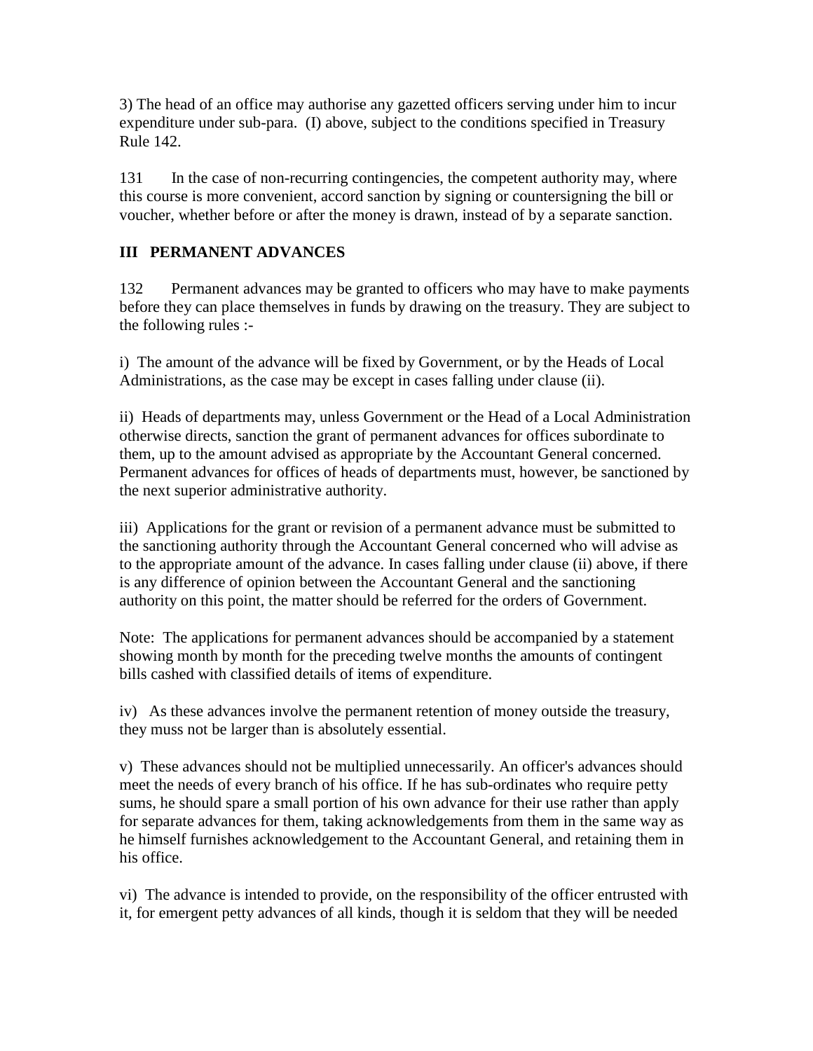3) The head of an office may authorise any gazetted officers serving under him to incur expenditure under sub-para. (I) above, subject to the conditions specified in Treasury Rule 142.

131 In the case of non-recurring contingencies, the competent authority may, where this course is more convenient, accord sanction by signing or countersigning the bill or voucher, whether before or after the money is drawn, instead of by a separate sanction.

## III PERMANENT ADVANCES

132 Permanent advances may be granted to officers who may have to make payments before they can place themselves in funds by drawing on the treasury. They are subject to the following rules :-

i) The amount of the advance will be fixed by Government, or by the Heads of Local Administrations, as the case may be except in cases falling under clause (ii).

ii) Heads of departments may, unless Government or the Head of a Local Administration otherwise directs, sanction the grant of permanent advances for offices subordinate to them, up to the amount advised as appropriate by the Accountant General concerned. Permanent advances for offices of heads of departments must, however, be sanctioned by the next superior administrative authority.

iii) Applications for the grant or revision of a permanent advance must be submitted to the sanctioning authority through the Accountant General concerned who will advise as to the appropriate amount of the advance. In cases falling under clause (ii) above, if there is any difference of opinion between the Accountant General and the sanctioning authority on this point, the matter should be referred for the orders of Government.

Note: The applications for permanent advances should be accompanied by a statement showing month by month for the preceding twelve months the amounts of contingent bills cashed with classified details of items of expenditure.

iv) As these advances involve the permanent retention of money outside the treasury, they muss not be larger than is absolutely essential.

v) These advances should not be multiplied unnecessarily. An officer's advances should meet the needs of every branch of his office. If he has sub-ordinates who require petty sums, he should spare a small portion of his own advance for their use rather than apply for separate advances for them, taking acknowledgements from them in the same way as he himself furnishes acknowledgement to the Accountant General, and retaining them in his office.

vi) The advance is intended to provide, on the responsibility of the officer entrusted with it, for emergent petty advances of all kinds, though it is seldom that they will be needed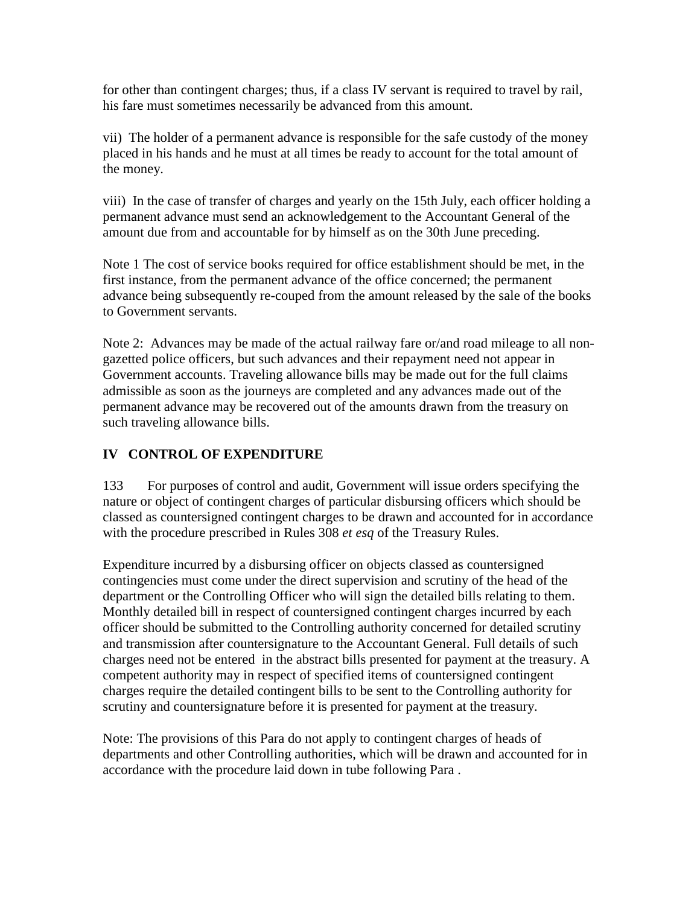for other than contingent charges; thus, if a class IV servant is required to travel by rail, his fare must sometimes necessarily be advanced from this amount.

vii) The holder of a permanent advance is responsible for the safe custody of the money placed in his hands and he must at all times be ready to account for the total amount of the money.

viii) In the case of transfer of charges and yearly on the 15th July, each officer holding a permanent advance must send an acknowledgement to the Accountant General of the amount due from and accountable for by himself as on the 30th June preceding.

Note 1 The cost of service books required for office establishment should be met, in the first instance, from the permanent advance of the office concerned; the permanent advance being subsequently re-couped from the amount released by the sale of the books to Government servants.

Note 2: Advances may be made of the actual railway fare or/and road mileage to all non-gazetted police officers, but such advances and their repayment need not appear in Government accounts. Traveling allowance bills may be made out for the full claims admissible as soon as the journeys are completed and any advances made out of the permanent advance may be recovered out of the amounts drawn from the treasury on such traveling allowance bills.

## IV CONTROL OF EXPENDITURE

133 For purposes of control and audit, Government will issue orders specifying the nature or object of contingent charges of particular disbursing officers which should be classed as countersigned contingent charges to be drawn and accounted for in accordance with the procedure prescribed in Rules 308 *et esq* of the Treasury Rules.

Expenditure incurred by a disbursing officer on objects classed as countersigned contingencies must come under the direct supervision and scrutiny of the head of the department or the Controlling Officer who will sign the detailed bills relating to them. Monthly detailed bill in respect of countersigned contingent charges incurred by each officer should be submitted to the Controlling authority concerned for detailed scrutiny and transmission after countersignature to the Accountant General. Full details of such charges need not be entered in the abstract bills presented for payment at the treasury. A competent authority may in respect of specified items of countersigned contingent charges require the detailed contingent bills to be sent to the Controlling authority for scrutiny and countersignature before it is presented for payment at the treasury.

Note: The provisions of this Para do not apply to contingent charges of heads of departments and other Controlling authorities, which will be drawn and accounted for in accordance with the procedure laid down in tube following Para .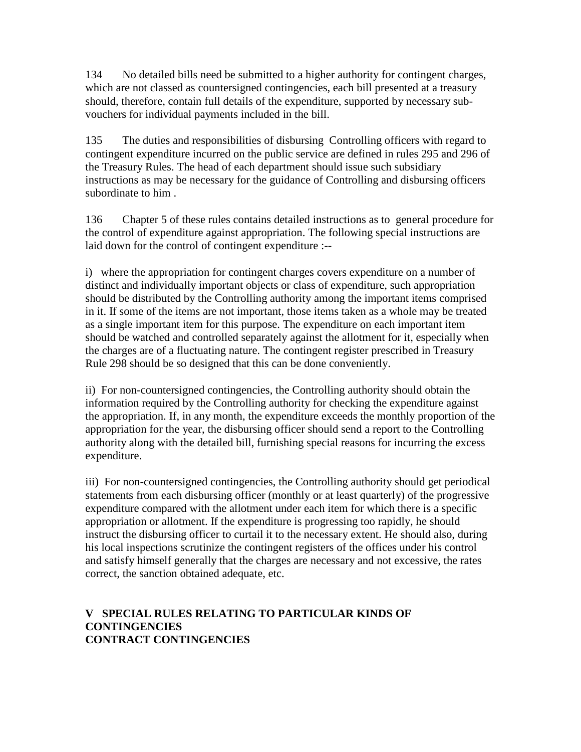134 No detailed bills need be submitted to a higher authority for contingent charges, which are not classed as countersigned contingencies, each bill presented at a treasury should, therefore, contain full details of the expenditure, supported by necessary sub-vouchers for individual payments included in the bill.

135 The duties and responsibilities of disbursing Controlling officers with regard to contingent expenditure incurred on the public service are defined in rules 295 and 296 of the Treasury Rules. The head of each department should issue such subsidiary instructions as may be necessary for the guidance of Controlling and disbursing officers subordinate to him .

136 Chapter 5 of these rules contains detailed instructions as to general procedure for the control of expenditure against appropriation. The following special instructions are laid down for the control of contingent expenditure :--

i) where the appropriation for contingent charges covers expenditure on a number of distinct and individually important objects or class of expenditure, such appropriation should be distributed by the Controlling authority among the important items comprised in it. If some of the items are not important, those items taken as a whole may be treated as a single important item for this purpose. The expenditure on each important item should be watched and controlled separately against the allotment for it, especially when the charges are of a fluctuating nature. The contingent register prescribed in Treasury Rule 298 should be so designed that this can be done conveniently.

ii) For non-countersigned contingencies, the Controlling authority should obtain the information required by the Controlling authority for checking the expenditure against the appropriation. If, in any month, the expenditure exceeds the monthly proportion of the appropriation for the year, the disbursing officer should send a report to the Controlling authority along with the detailed bill, furnishing special reasons for incurring the excess expenditure.

iii) For non-countersigned contingencies, the Controlling authority should get periodical statements from each disbursing officer (monthly or at least quarterly) of the progressive expenditure compared with the allotment under each item for which there is a specific appropriation or allotment. If the expenditure is progressing too rapidly, he should instruct the disbursing officer to curtail it to the necessary extent. He should also, during his local inspections scrutinize the contingent registers of the offices under his control and satisfy himself generally that the charges are necessary and not excessive, the rates correct, the sanction obtained adequate, etc.

## V SPECIAL RULES RELATING TO PARTICULAR KINDS OF CONTINGENCIES

### CONTRACT CONTINGENCIES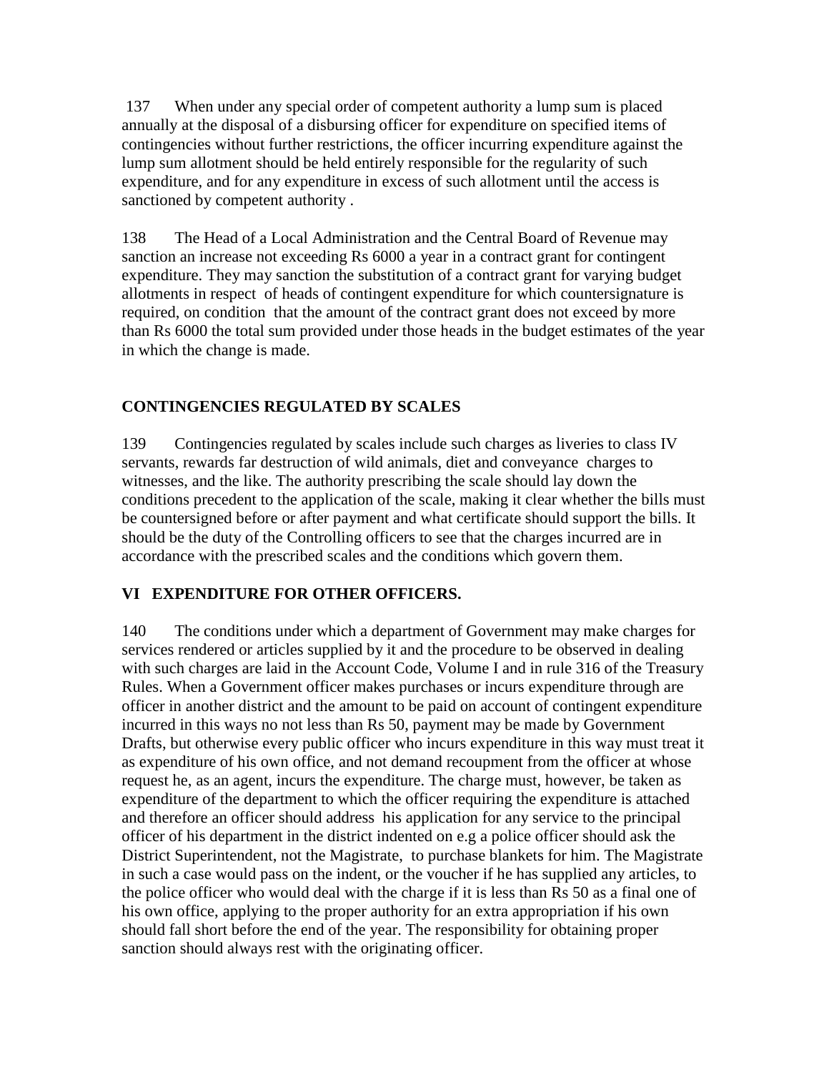137 When under any special order of competent authority a lump sum is placed annually at the disposal of a disbursing officer for expenditure on specified items of contingencies without further restrictions, the officer incurring expenditure against the lump sum allotment should be held entirely responsible for the regularity of such expenditure, and for any expenditure in excess of such allotment until the access is sanctioned by competent authority .

138 The Head of a Local Administration and the Central Board of Revenue may sanction an increase not exceeding Rs 6000 a year in a contract grant for contingent expenditure. They may sanction the substitution of a contract grant for varying budget allotments in respect of heads of contingent expenditure for which countersignature is required, on condition that the amount of the contract grant does not exceed by more than Rs 6000 the total sum provided under those heads in the budget estimates of the year in which the change is made.

## CONTINGENCIES REGULATED BY SCALES

139 Contingencies regulated by scales include such charges as liveries to class IV servants, rewards far destruction of wild animals, diet and conveyance charges to witnesses, and the like. The authority prescribing the scale should lay down the conditions precedent to the application of the scale, making it clear whether the bills must be countersigned before or after payment and what certificate should support the bills. It should be the duty of the Controlling officers to see that the charges incurred are in accordance with the prescribed scales and the conditions which govern them.

## VI EXPENDITURE FOR OTHER OFFICERS.

140 The conditions under which a department of Government may make charges for services rendered or articles supplied by it and the procedure to be observed in dealing with such charges are laid in the Account Code, Volume I and in rule 316 of the Treasury Rules. When a Government officer makes purchases or incurs expenditure through are officer in another district and the amount to be paid on account of contingent expenditure incurred in this ways no not less than Rs 50, payment may be made by Government Drafts, but otherwise every public officer who incurs expenditure in this way must treat it as expenditure of his own office, and not demand recoupment from the officer at whose request he, as an agent, incurs the expenditure. The charge must, however, be taken as expenditure of the department to which the officer requiring the expenditure is attached and therefore an officer should address his application for any service to the principal officer of his department in the district indented on e.g a police officer should ask the District Superintendent, not the Magistrate, to purchase blankets for him. The Magistrate in such a case would pass on the indent, or the voucher if he has supplied any articles, to the police officer who would deal with the charge if it is less than Rs 50 as a final one of his own office, applying to the proper authority for an extra appropriation if his own should fall short before the end of the year. The responsibility for obtaining proper sanction should always rest with the originating officer.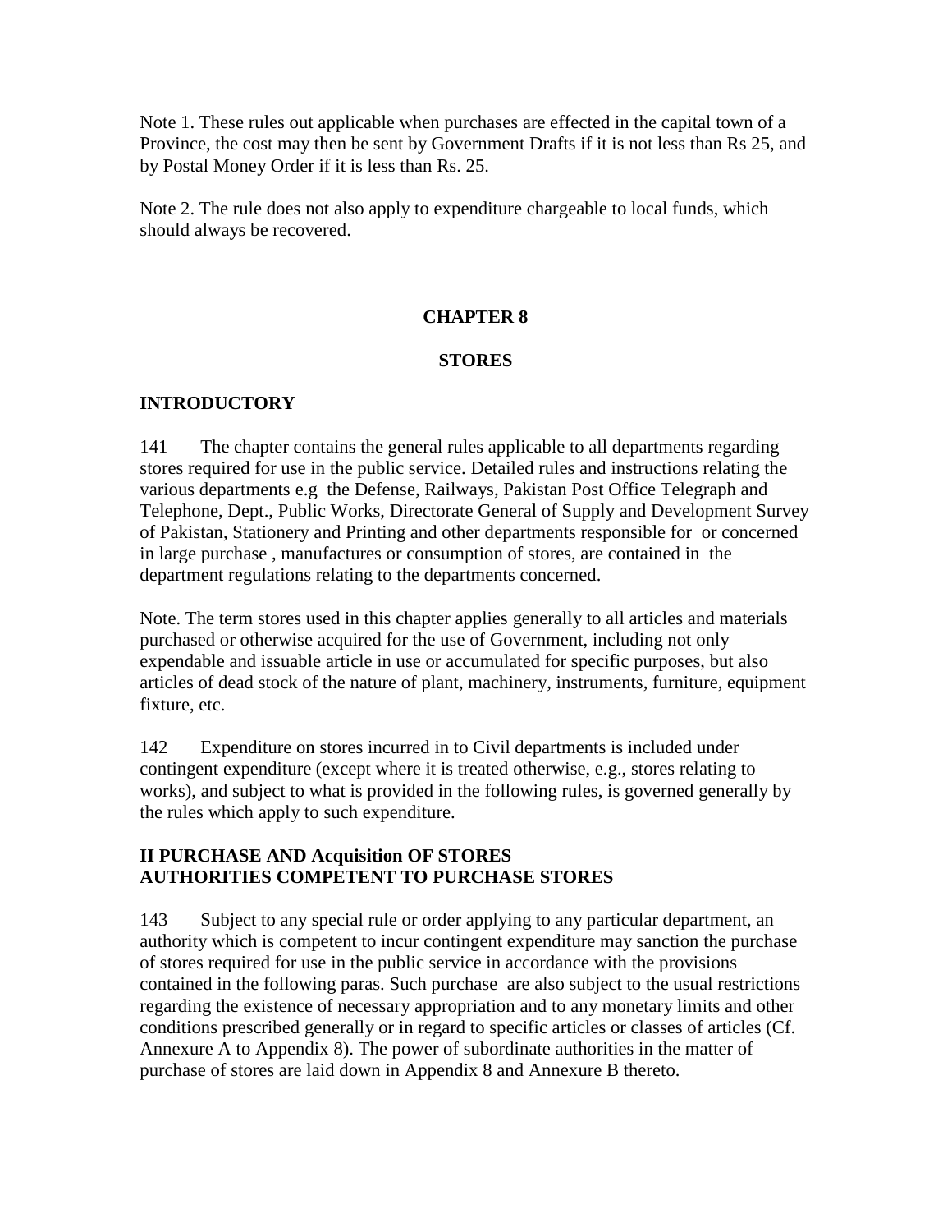Note 1. These rules out applicable when purchases are effected in the capital town of a Province, the cost may then be sent by Government Drafts if it is not less than Rs 25, and by Postal Money Order if it is less than Rs. 25.

Note 2. The rule does not also apply to expenditure chargeable to local funds, which should always be recovered.

# CHAPTER 8

# STORES

## INTRODUCTORY

141 The chapter contains the general rules applicable to all departments regarding stores required for use in the public service. Detailed rules and instructions relating the various departments e.g the Defense, Railways, Pakistan Post Office Telegraph and Telephone, Dept., Public Works, Directorate General of Supply and Development Survey of Pakistan, Stationery and Printing and other departments responsible for or concerned in large purchase , manufactures or consumption of stores, are contained in the department regulations relating to the departments concerned.

Note. The term stores used in this chapter applies generally to all articles and materials purchased or otherwise acquired for the use of Government, including not only expendable and issuable article in use or accumulated for specific purposes, but also articles of dead stock of the nature of plant, machinery, instruments, furniture, equipment fixture, etc.

142 Expenditure on stores incurred in to Civil departments is included under contingent expenditure (except where it is treated otherwise, e.g., stores relating to works), and subject to what is provided in the following rules, is governed generally by the rules which apply to such expenditure.

## II PURCHASE AND Acquisition OF STORES
## AUTHORITIES COMPETENT TO PURCHASE STORES

143 Subject to any special rule or order applying to any particular department, an authority which is competent to incur contingent expenditure may sanction the purchase of stores required for use in the public service in accordance with the provisions contained in the following paras. Such purchase are also subject to the usual restrictions regarding the existence of necessary appropriation and to any monetary limits and other conditions prescribed generally or in regard to specific articles or classes of articles (Cf. Annexure A to Appendix 8). The power of subordinate authorities in the matter of purchase of stores are laid down in Appendix 8 and Annexure B thereto.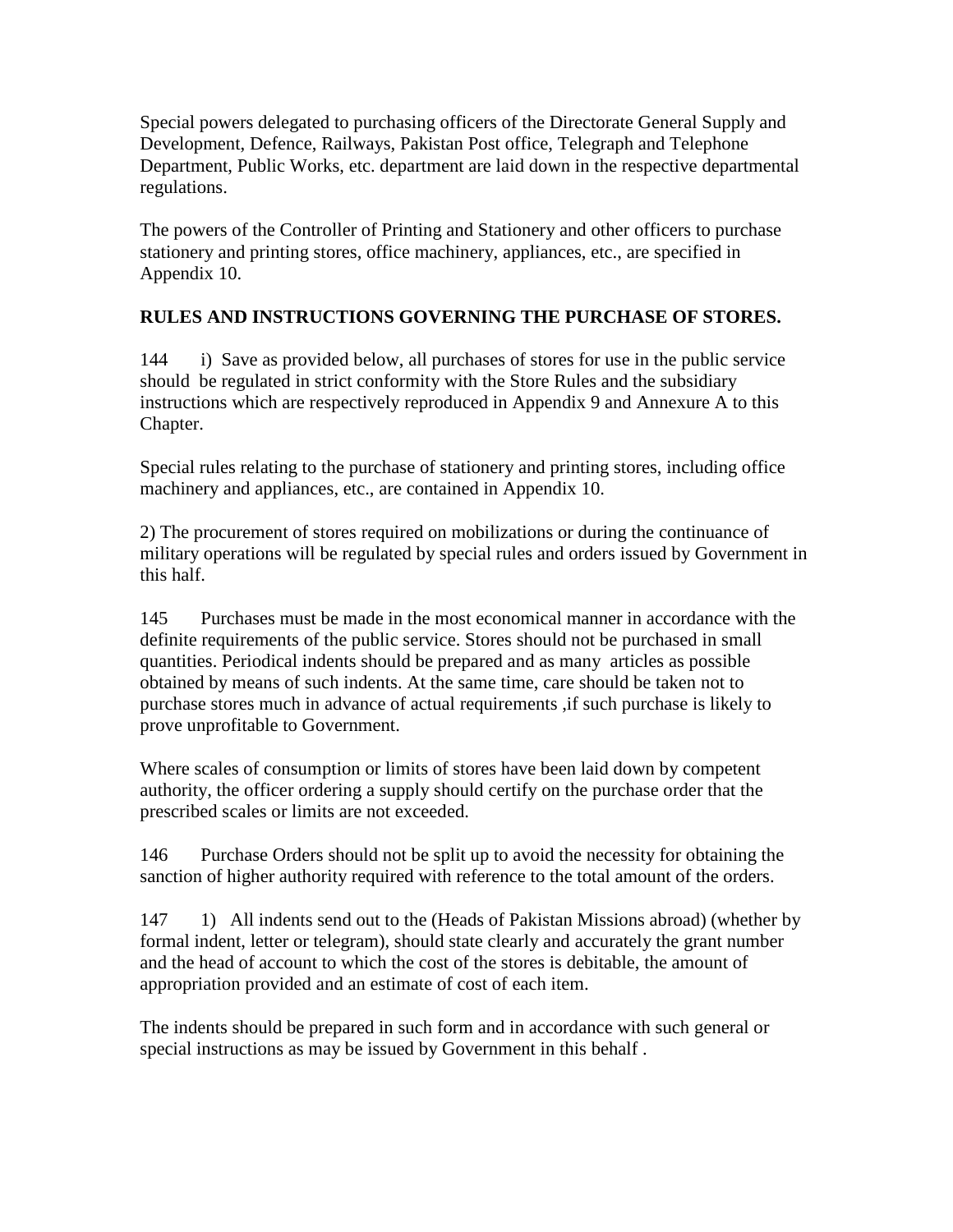Special powers delegated to purchasing officers of the Directorate General Supply and Development, Defence, Railways, Pakistan Post office, Telegraph and Telephone Department, Public Works, etc. department are laid down in the respective departmental regulations.

The powers of the Controller of Printing and Stationery and other officers to purchase stationery and printing stores, office machinery, appliances, etc., are specified in Appendix 10.

**RULES AND INSTRUCTIONS GOVERNING THE PURCHASE OF STORES.**

144 i) Save as provided below, all purchases of stores for use in the public service should be regulated in strict conformity with the Store Rules and the subsidiary instructions which are respectively reproduced in Appendix 9 and Annexure A to this Chapter.

Special rules relating to the purchase of stationery and printing stores, including office machinery and appliances, etc., are contained in Appendix 10.

2) The procurement of stores required on mobilizations or during the continuance of military operations will be regulated by special rules and orders issued by Government in this half.

145 Purchases must be made in the most economical manner in accordance with the definite requirements of the public service. Stores should not be purchased in small quantities. Periodical indents should be prepared and as many articles as possible obtained by means of such indents. At the same time, care should be taken not to purchase stores much in advance of actual requirements ,if such purchase is likely to prove unprofitable to Government.

Where scales of consumption or limits of stores have been laid down by competent authority, the officer ordering a supply should certify on the purchase order that the prescribed scales or limits are not exceeded.

146 Purchase Orders should not be split up to avoid the necessity for obtaining the sanction of higher authority required with reference to the total amount of the orders.

147 1) All indents send out to the (Heads of Pakistan Missions abroad) (whether by formal indent, letter or telegram), should state clearly and accurately the grant number and the head of account to which the cost of the stores is debitable, the amount of appropriation provided and an estimate of cost of each item.

The indents should be prepared in such form and in accordance with such general or special instructions as may be issued by Government in this behalf .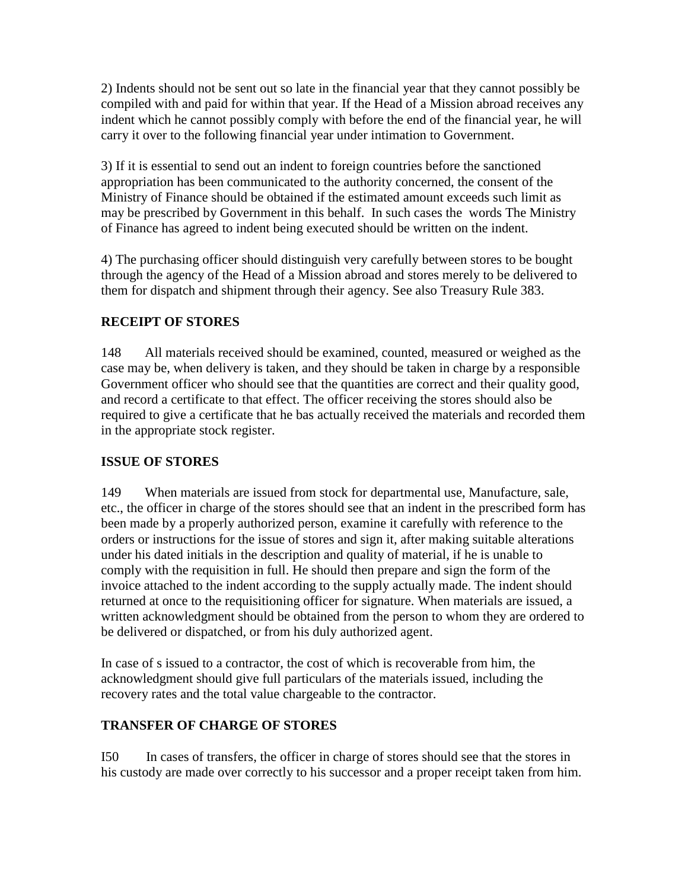2) Indents should not be sent out so late in the financial year that they cannot possibly be compiled with and paid for within that year. If the Head of a Mission abroad receives any indent which he cannot possibly comply with before the end of the financial year, he will carry it over to the following financial year under intimation to Government.

3) If it is essential to send out an indent to foreign countries before the sanctioned appropriation has been communicated to the authority concerned, the consent of the Ministry of Finance should be obtained if the estimated amount exceeds such limit as may be prescribed by Government in this behalf. In such cases the words The Ministry of Finance has agreed to indent being executed should be written on the indent.

4) The purchasing officer should distinguish very carefully between stores to be bought through the agency of the Head of a Mission abroad and stores merely to be delivered to them for dispatch and shipment through their agency. See also Treasury Rule 383.

## RECEIPT OF STORES

148 All materials received should be examined, counted, measured or weighed as the case may be, when delivery is taken, and they should be taken in charge by a responsible Government officer who should see that the quantities are correct and their quality good, and record a certificate to that effect. The officer receiving the stores should also be required to give a certificate that he bas actually received the materials and recorded them in the appropriate stock register.

## ISSUE OF STORES

149 When materials are issued from stock for departmental use, Manufacture, sale, etc., the officer in charge of the stores should see that an indent in the prescribed form has been made by a properly authorized person, examine it carefully with reference to the orders or instructions for the issue of stores and sign it, after making suitable alterations under his dated initials in the description and quality of material, if he is unable to comply with the requisition in full. He should then prepare and sign the form of the invoice attached to the indent according to the supply actually made. The indent should returned at once to the requisitioning officer for signature. When materials are issued, a written acknowledgment should be obtained from the person to whom they are ordered to be delivered or dispatched, or from his duly authorized agent.

In case of s issued to a contractor, the cost of which is recoverable from him, the acknowledgment should give full particulars of the materials issued, including the recovery rates and the total value chargeable to the contractor.

## TRANSFER OF CHARGE OF STORES

I50 In cases of transfers, the officer in charge of stores should see that the stores in his custody are made over correctly to his successor and a proper receipt taken from him.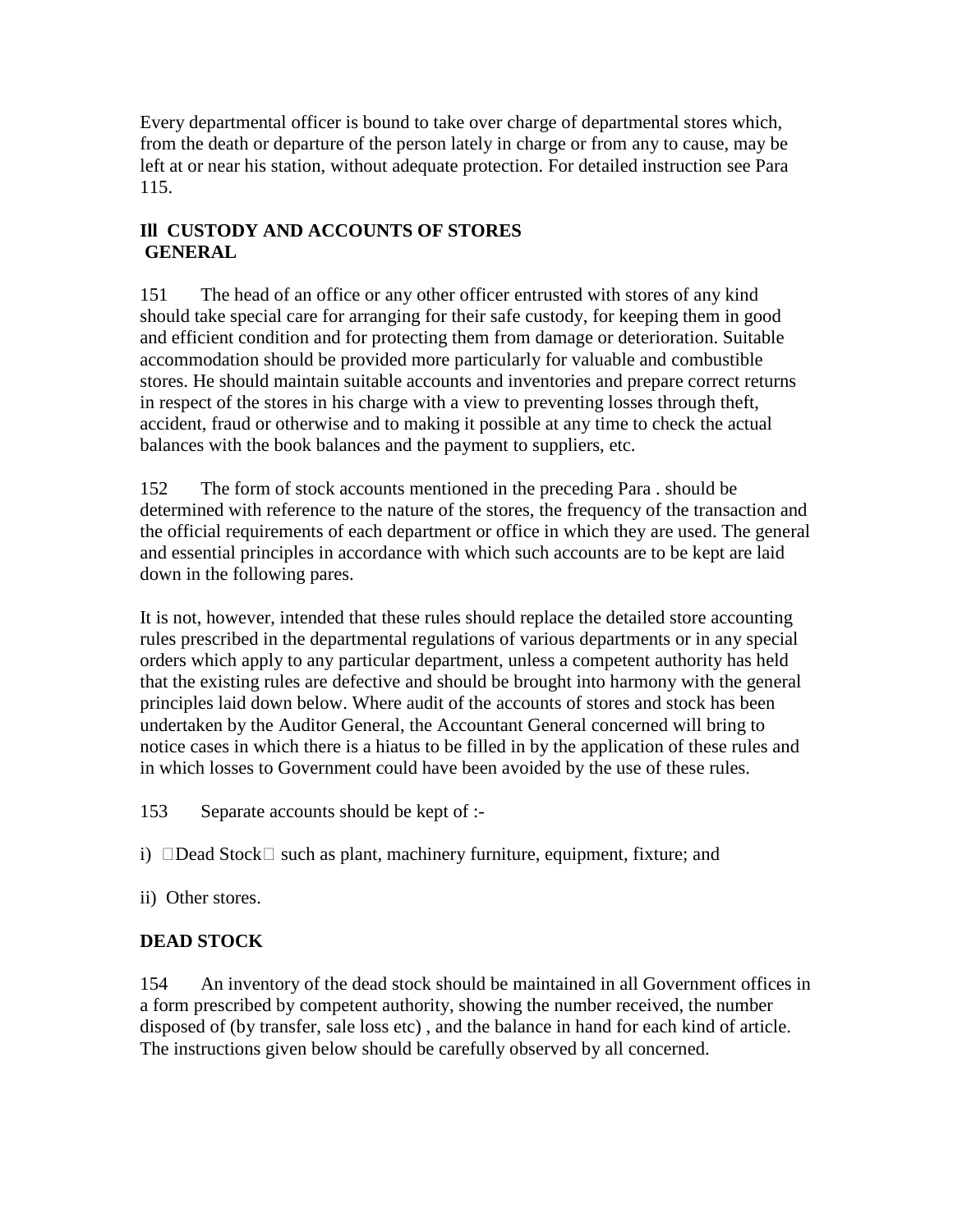Every departmental officer is bound to take over charge of departmental stores which, from the death or departure of the person lately in charge or from any to cause, may be left at or near his station, without adequate protection. For detailed instruction see Para 115.

## Ill CUSTODY AND ACCOUNTS OF STORES
## GENERAL

151 The head of an office or any other officer entrusted with stores of any kind should take special care for arranging for their safe custody, for keeping them in good and efficient condition and for protecting them from damage or deterioration. Suitable accommodation should be provided more particularly for valuable and combustible stores. He should maintain suitable accounts and inventories and prepare correct returns in respect of the stores in his charge with a view to preventing losses through theft, accident, fraud or otherwise and to making it possible at any time to check the actual balances with the book balances and the payment to suppliers, etc.

152 The form of stock accounts mentioned in the preceding Para . should be determined with reference to the nature of the stores, the frequency of the transaction and the official requirements of each department or office in which they are used. The general and essential principles in accordance with which such accounts are to be kept are laid down in the following pares.

It is not, however, intended that these rules should replace the detailed store accounting rules prescribed in the departmental regulations of various departments or in any special orders which apply to any particular department, unless a competent authority has held that the existing rules are defective and should be brought into harmony with the general principles laid down below. Where audit of the accounts of stores and stock has been undertaken by the Auditor General, the Accountant General concerned will bring to notice cases in which there is a hiatus to be filled in by the application of these rules and in which losses to Government could have been avoided by the use of these rules.

153 Separate accounts should be kept of :-

i) Dead Stock such as plant, machinery furniture, equipment, fixture; and

ii) Other stores.

## DEAD STOCK

154 An inventory of the dead stock should be maintained in all Government offices in a form prescribed by competent authority, showing the number received, the number disposed of (by transfer, sale loss etc) , and the balance in hand for each kind of article. The instructions given below should be carefully observed by all concerned.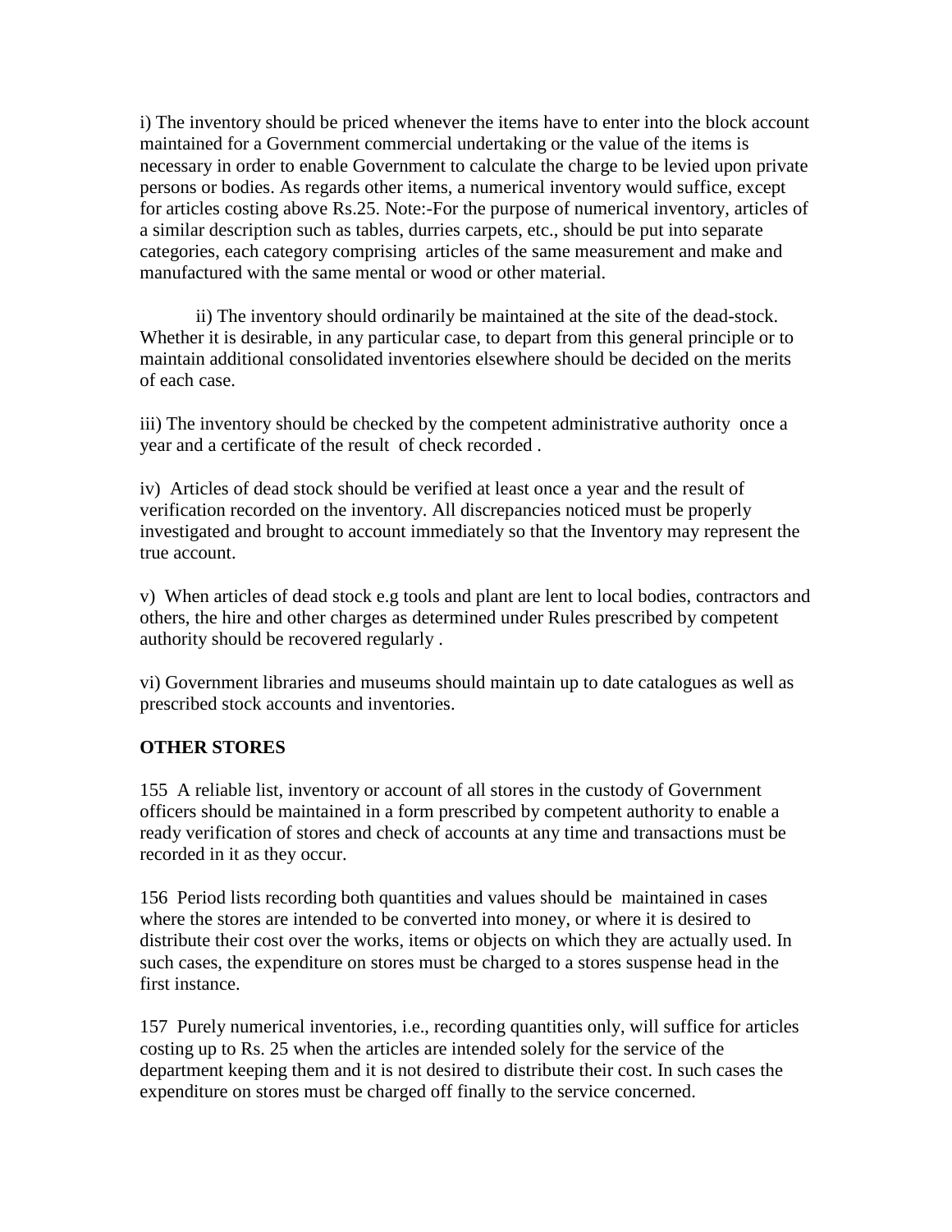i) The inventory should be priced whenever the items have to enter into the block account maintained for a Government commercial undertaking or the value of the items is necessary in order to enable Government to calculate the charge to be levied upon private persons or bodies. As regards other items, a numerical inventory would suffice, except for articles costing above Rs.25. Note:-For the purpose of numerical inventory, articles of a similar description such as tables, durries carpets, etc., should be put into separate categories, each category comprising articles of the same measurement and make and manufactured with the same mental or wood or other material.

ii) The inventory should ordinarily be maintained at the site of the dead-stock. Whether it is desirable, in any particular case, to depart from this general principle or to maintain additional consolidated inventories elsewhere should be decided on the merits of each case.

iii) The inventory should be checked by the competent administrative authority once a year and a certificate of the result of check recorded .

iv) Articles of dead stock should be verified at least once a year and the result of verification recorded on the inventory. All discrepancies noticed must be properly investigated and brought to account immediately so that the Inventory may represent the true account.

v) When articles of dead stock e.g tools and plant are lent to local bodies, contractors and others, the hire and other charges as determined under Rules prescribed by competent authority should be recovered regularly .

vi) Government libraries and museums should maintain up to date catalogues as well as prescribed stock accounts and inventories.

**OTHER STORES**

155 A reliable list, inventory or account of all stores in the custody of Government officers should be maintained in a form prescribed by competent authority to enable a ready verification of stores and check of accounts at any time and transactions must be recorded in it as they occur.

156 Period lists recording both quantities and values should be maintained in cases where the stores are intended to be converted into money, or where it is desired to distribute their cost over the works, items or objects on which they are actually used. In such cases, the expenditure on stores must be charged to a stores suspense head in the first instance.

157 Purely numerical inventories, i.e., recording quantities only, will suffice for articles costing up to Rs. 25 when the articles are intended solely for the service of the department keeping them and it is not desired to distribute their cost. In such cases the expenditure on stores must be charged off finally to the service concerned.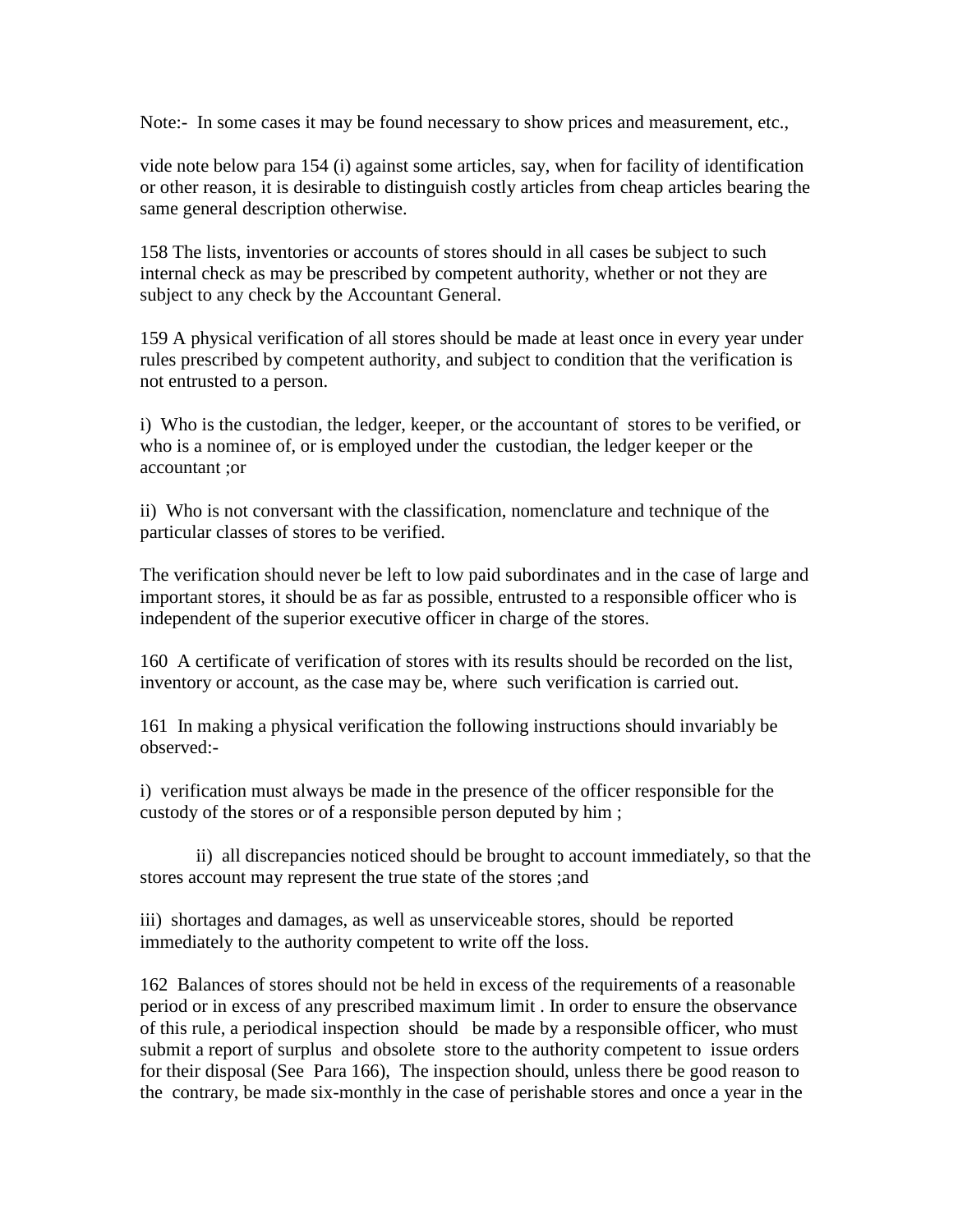Note:- In some cases it may be found necessary to show prices and measurement, etc.,

vide note below para 154 (i) against some articles, say, when for facility of identification or other reason, it is desirable to distinguish costly articles from cheap articles bearing the same general description otherwise.

158 The lists, inventories or accounts of stores should in all cases be subject to such internal check as may be prescribed by competent authority, whether or not they are subject to any check by the Accountant General.

159 A physical verification of all stores should be made at least once in every year under rules prescribed by competent authority, and subject to condition that the verification is not entrusted to a person.

i) Who is the custodian, the ledger, keeper, or the accountant of stores to be verified, or who is a nominee of, or is employed under the custodian, the ledger keeper or the accountant ;or

ii) Who is not conversant with the classification, nomenclature and technique of the particular classes of stores to be verified.

The verification should never be left to low paid subordinates and in the case of large and important stores, it should be as far as possible, entrusted to a responsible officer who is independent of the superior executive officer in charge of the stores.

160 A certificate of verification of stores with its results should be recorded on the list, inventory or account, as the case may be, where such verification is carried out.

161 In making a physical verification the following instructions should invariably be observed:-

i) verification must always be made in the presence of the officer responsible for the custody of the stores or of a responsible person deputed by him ;

ii) all discrepancies noticed should be brought to account immediately, so that the stores account may represent the true state of the stores ;and

iii) shortages and damages, as well as unserviceable stores, should be reported immediately to the authority competent to write off the loss.

162 Balances of stores should not be held in excess of the requirements of a reasonable period or in excess of any prescribed maximum limit . In order to ensure the observance of this rule, a periodical inspection should be made by a responsible officer, who must submit a report of surplus and obsolete store to the authority competent to issue orders for their disposal (See Para 166), The inspection should, unless there be good reason to the contrary, be made six-monthly in the case of perishable stores and once a year in the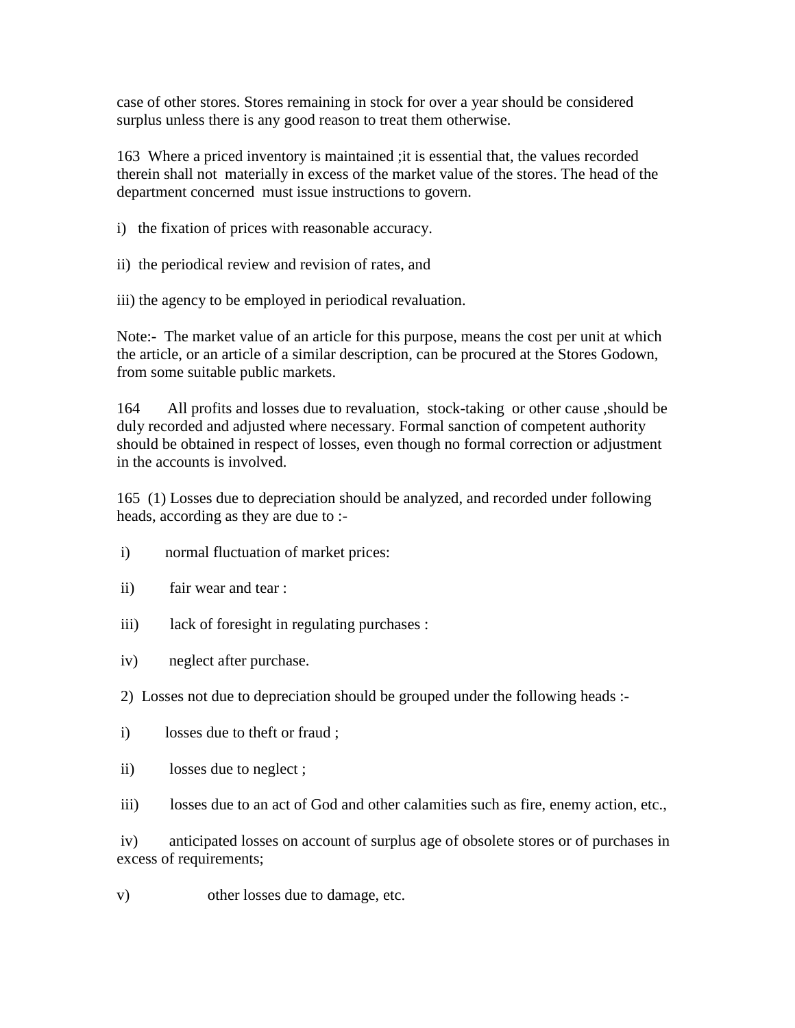case of other stores. Stores remaining in stock for over a year should be considered surplus unless there is any good reason to treat them otherwise.

163 Where a priced inventory is maintained ;it is essential that, the values recorded therein shall not materially in excess of the market value of the stores. The head of the department concerned must issue instructions to govern.

i) the fixation of prices with reasonable accuracy.

ii) the periodical review and revision of rates, and

iii) the agency to be employed in periodical revaluation.

Note:- The market value of an article for this purpose, means the cost per unit at which the article, or an article of a similar description, can be procured at the Stores Godown, from some suitable public markets.

164 All profits and losses due to revaluation, stock-taking or other cause ,should be duly recorded and adjusted where necessary. Formal sanction of competent authority should be obtained in respect of losses, even though no formal correction or adjustment in the accounts is involved.

165 (1) Losses due to depreciation should be analyzed, and recorded under following heads, according as they are due to :-

i) normal fluctuation of market prices:

ii) fair wear and tear :

iii) lack of foresight in regulating purchases :

iv) neglect after purchase.

2) Losses not due to depreciation should be grouped under the following heads :-

i) losses due to theft or fraud ;

ii) losses due to neglect ;

iii) losses due to an act of God and other calamities such as fire, enemy action, etc.,

iv) anticipated losses on account of surplus age of obsolete stores or of purchases in excess of requirements;

v) other losses due to damage, etc.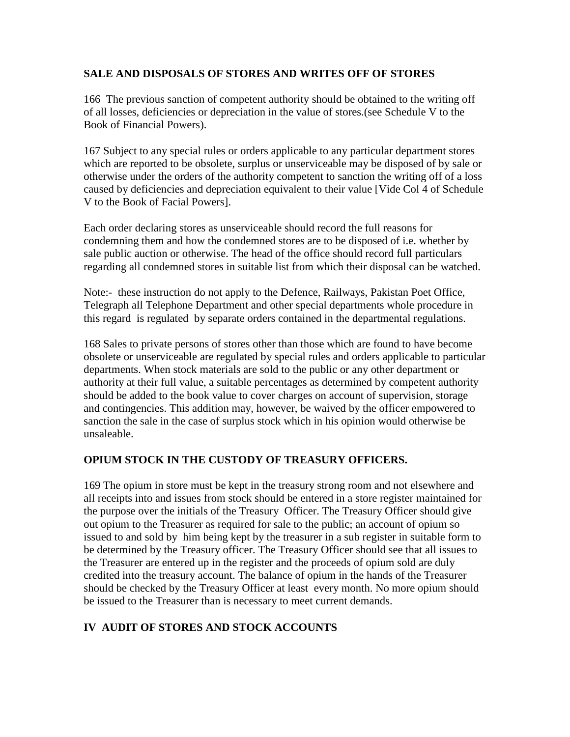## SALE AND DISPOSALS OF STORES AND WRITES OFF OF STORES

166 The previous sanction of competent authority should be obtained to the writing off of all losses, deficiencies or depreciation in the value of stores.(see Schedule V to the Book of Financial Powers).

167 Subject to any special rules or orders applicable to any particular department stores which are reported to be obsolete, surplus or unserviceable may be disposed of by sale or otherwise under the orders of the authority competent to sanction the writing off of a loss caused by deficiencies and depreciation equivalent to their value [Vide Col 4 of Schedule V to the Book of Facial Powers].

Each order declaring stores as unserviceable should record the full reasons for condemning them and how the condemned stores are to be disposed of i.e. whether by sale public auction or otherwise. The head of the office should record full particulars regarding all condemned stores in suitable list from which their disposal can be watched.

Note:- these instruction do not apply to the Defence, Railways, Pakistan Poet Office, Telegraph all Telephone Department and other special departments whole procedure in this regard is regulated by separate orders contained in the departmental regulations.

168 Sales to private persons of stores other than those which are found to have become obsolete or unserviceable are regulated by special rules and orders applicable to particular departments. When stock materials are sold to the public or any other department or authority at their full value, a suitable percentages as determined by competent authority should be added to the book value to cover charges on account of supervision, storage and contingencies. This addition may, however, be waived by the officer empowered to sanction the sale in the case of surplus stock which in his opinion would otherwise be unsaleable.

## OPIUM STOCK IN THE CUSTODY OF TREASURY OFFICERS.

169 The opium in store must be kept in the treasury strong room and not elsewhere and all receipts into and issues from stock should be entered in a store register maintained for the purpose over the initials of the Treasury Officer. The Treasury Officer should give out opium to the Treasurer as required for sale to the public; an account of opium so issued to and sold by him being kept by the treasurer in a sub register in suitable form to be determined by the Treasury officer. The Treasury Officer should see that all issues to the Treasurer are entered up in the register and the proceeds of opium sold are duly credited into the treasury account. The balance of opium in the hands of the Treasurer should be checked by the Treasury Officer at least every month. No more opium should be issued to the Treasurer than is necessary to meet current demands.

## IV AUDIT OF STORES AND STOCK ACCOUNTS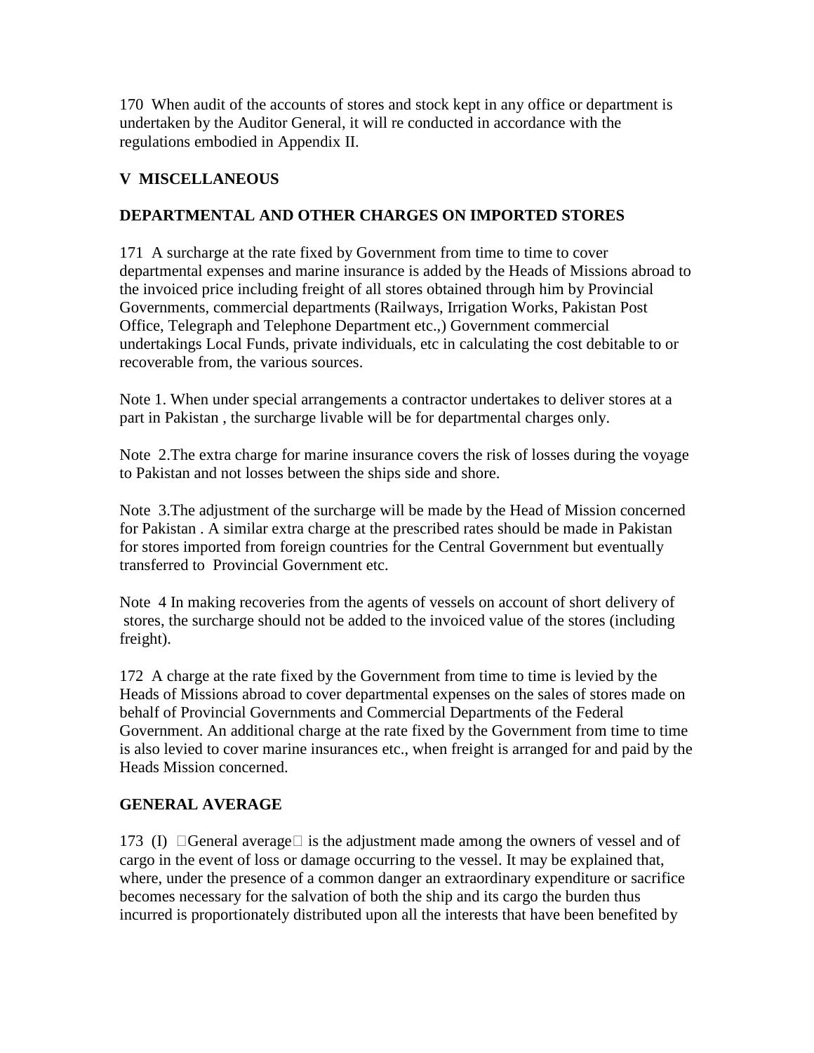170 When audit of the accounts of stores and stock kept in any office or department is undertaken by the Auditor General, it will re conducted in accordance with the regulations embodied in Appendix II.

## V MISCELLANEOUS

### DEPARTMENTAL AND OTHER CHARGES ON IMPORTED STORES

171 A surcharge at the rate fixed by Government from time to time to cover departmental expenses and marine insurance is added by the Heads of Missions abroad to the invoiced price including freight of all stores obtained through him by Provincial Governments, commercial departments (Railways, Irrigation Works, Pakistan Post Office, Telegraph and Telephone Department etc.,) Government commercial undertakings Local Funds, private individuals, etc in calculating the cost debitable to or recoverable from, the various sources.

Note 1. When under special arrangements a contractor undertakes to deliver stores at a part in Pakistan , the surcharge livable will be for departmental charges only.

Note 2.The extra charge for marine insurance covers the risk of losses during the voyage to Pakistan and not losses between the ships side and shore.

Note 3.The adjustment of the surcharge will be made by the Head of Mission concerned for Pakistan . A similar extra charge at the prescribed rates should be made in Pakistan for stores imported from foreign countries for the Central Government but eventually transferred to Provincial Government etc.

Note 4 In making recoveries from the agents of vessels on account of short delivery of stores, the surcharge should not be added to the invoiced value of the stores (including freight).

172 A charge at the rate fixed by the Government from time to time is levied by the Heads of Missions abroad to cover departmental expenses on the sales of stores made on behalf of Provincial Governments and Commercial Departments of the Federal Government. An additional charge at the rate fixed by the Government from time to time is also levied to cover marine insurances etc., when freight is arranged for and paid by the Heads Mission concerned.

### GENERAL AVERAGE

173 (I) General average is the adjustment made among the owners of vessel and of cargo in the event of loss or damage occurring to the vessel. It may be explained that, where, under the presence of a common danger an extraordinary expenditure or sacrifice becomes necessary for the salvation of both the ship and its cargo the burden thus incurred is proportionately distributed upon all the interests that have been benefited by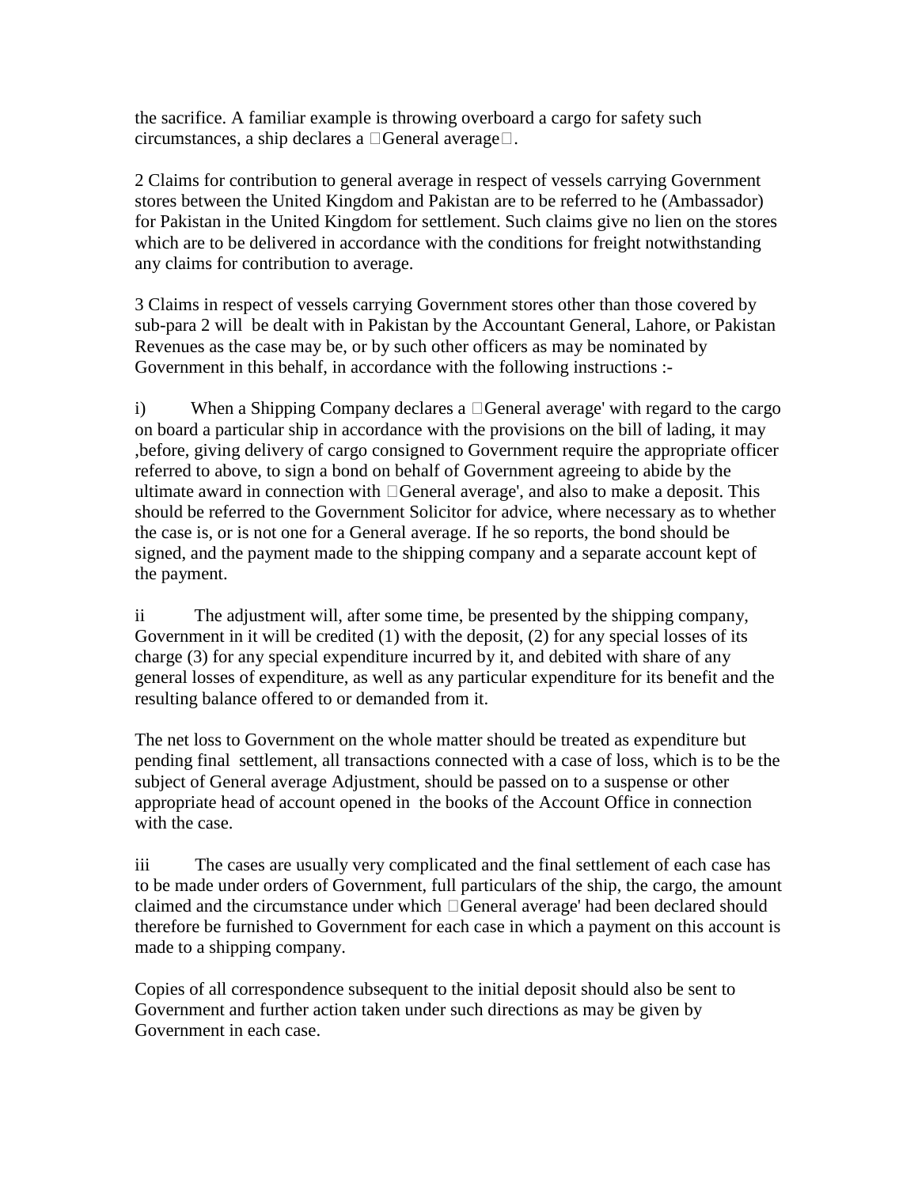the sacrifice. A familiar example is throwing overboard a cargo for safety such circumstances, a ship declares a General average.

2 Claims for contribution to general average in respect of vessels carrying Government stores between the United Kingdom and Pakistan are to be referred to he (Ambassador) for Pakistan in the United Kingdom for settlement. Such claims give no lien on the stores which are to be delivered in accordance with the conditions for freight notwithstanding any claims for contribution to average.

3 Claims in respect of vessels carrying Government stores other than those covered by sub-para 2 will be dealt with in Pakistan by the Accountant General, Lahore, or Pakistan Revenues as the case may be, or by such other officers as may be nominated by Government in this behalf, in accordance with the following instructions :-

i) When a Shipping Company declares a General average' with regard to the cargo on board a particular ship in accordance with the provisions on the bill of lading, it may ,before, giving delivery of cargo consigned to Government require the appropriate officer referred to above, to sign a bond on behalf of Government agreeing to abide by the ultimate award in connection with General average', and also to make a deposit. This should be referred to the Government Solicitor for advice, where necessary as to whether the case is, or is not one for a General average. If he so reports, the bond should be signed, and the payment made to the shipping company and a separate account kept of the payment.

ii The adjustment will, after some time, be presented by the shipping company, Government in it will be credited (1) with the deposit, (2) for any special losses of its charge (3) for any special expenditure incurred by it, and debited with share of any general losses of expenditure, as well as any particular expenditure for its benefit and the resulting balance offered to or demanded from it.

The net loss to Government on the whole matter should be treated as expenditure but pending final settlement, all transactions connected with a case of loss, which is to be the subject of General average Adjustment, should be passed on to a suspense or other appropriate head of account opened in the books of the Account Office in connection with the case.

iii The cases are usually very complicated and the final settlement of each case has to be made under orders of Government, full particulars of the ship, the cargo, the amount claimed and the circumstance under which General average' had been declared should therefore be furnished to Government for each case in which a payment on this account is made to a shipping company.

Copies of all correspondence subsequent to the initial deposit should also be sent to Government and further action taken under such directions as may be given by Government in each case.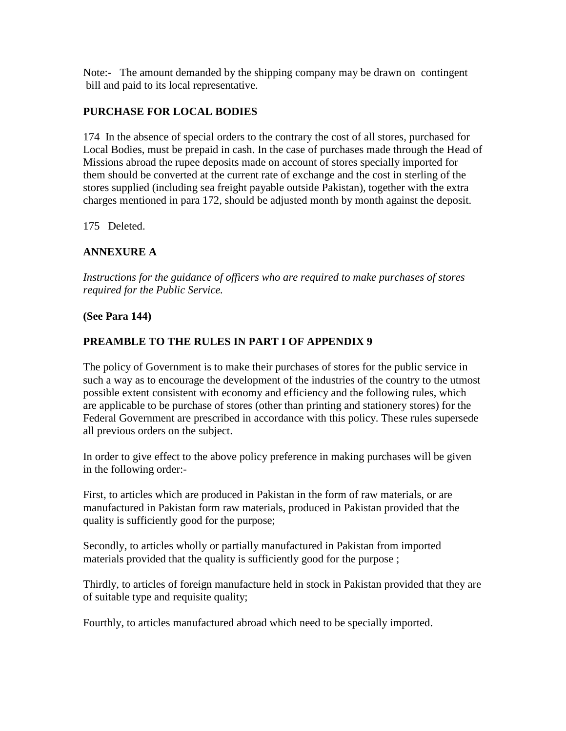Note:- The amount demanded by the shipping company may be drawn on contingent bill and paid to its local representative.

**PURCHASE FOR LOCAL BODIES**

174 In the absence of special orders to the contrary the cost of all stores, purchased for Local Bodies, must be prepaid in cash. In the case of purchases made through the Head of Missions abroad the rupee deposits made on account of stores specially imported for them should be converted at the current rate of exchange and the cost in sterling of the stores supplied (including sea freight payable outside Pakistan), together with the extra charges mentioned in para 172, should be adjusted month by month against the deposit.

175 Deleted.

**ANNEXURE A**

*Instructions for the guidance of officers who are required to make purchases of stores required for the Public Service.*

**(See Para 144)**

**PREAMBLE TO THE RULES IN PART I OF APPENDIX 9**

The policy of Government is to make their purchases of stores for the public service in such a way as to encourage the development of the industries of the country to the utmost possible extent consistent with economy and efficiency and the following rules, which are applicable to be purchase of stores (other than printing and stationery stores) for the Federal Government are prescribed in accordance with this policy. These rules supersede all previous orders on the subject.

In order to give effect to the above policy preference in making purchases will be given in the following order:-

First, to articles which are produced in Pakistan in the form of raw materials, or are manufactured in Pakistan form raw materials, produced in Pakistan provided that the quality is sufficiently good for the purpose;

Secondly, to articles wholly or partially manufactured in Pakistan from imported materials provided that the quality is sufficiently good for the purpose ;

Thirdly, to articles of foreign manufacture held in stock in Pakistan provided that they are of suitable type and requisite quality;

Fourthly, to articles manufactured abroad which need to be specially imported.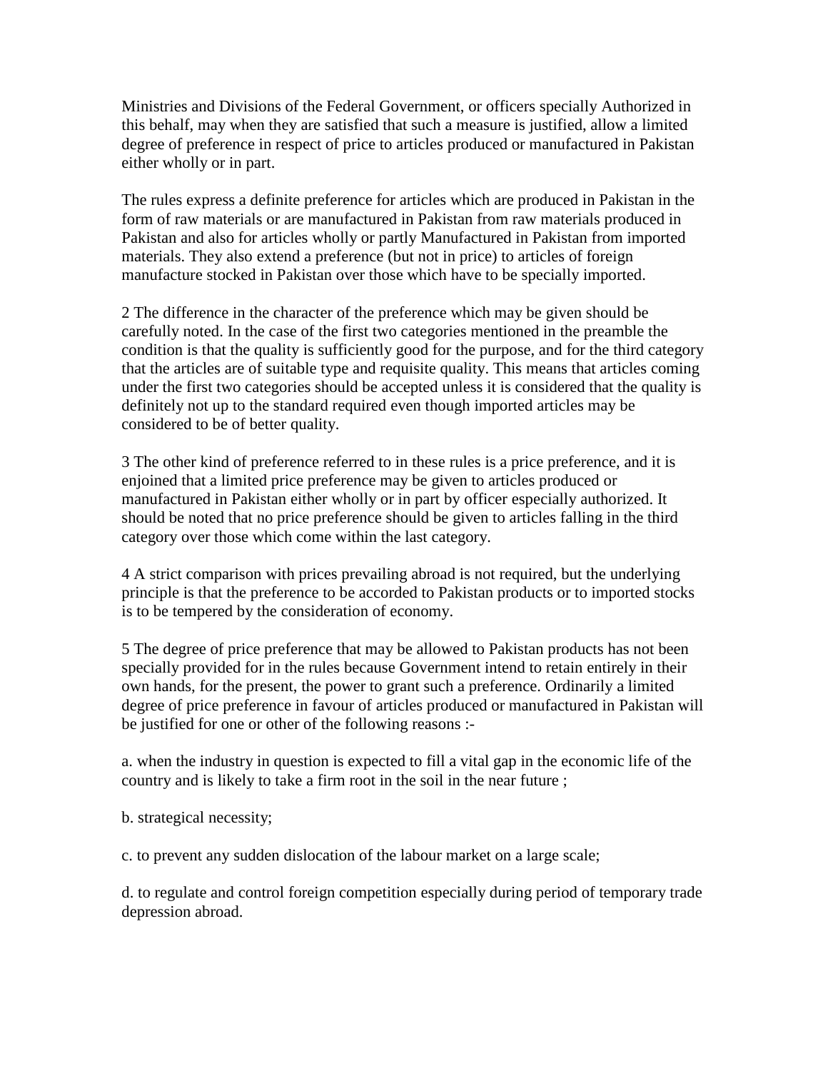Ministries and Divisions of the Federal Government, or officers specially Authorized in this behalf, may when they are satisfied that such a measure is justified, allow a limited degree of preference in respect of price to articles produced or manufactured in Pakistan either wholly or in part.

The rules express a definite preference for articles which are produced in Pakistan in the form of raw materials or are manufactured in Pakistan from raw materials produced in Pakistan and also for articles wholly or partly Manufactured in Pakistan from imported materials. They also extend a preference (but not in price) to articles of foreign manufacture stocked in Pakistan over those which have to be specially imported.

2 The difference in the character of the preference which may be given should be carefully noted. In the case of the first two categories mentioned in the preamble the condition is that the quality is sufficiently good for the purpose, and for the third category that the articles are of suitable type and requisite quality. This means that articles coming under the first two categories should be accepted unless it is considered that the quality is definitely not up to the standard required even though imported articles may be considered to be of better quality.

3 The other kind of preference referred to in these rules is a price preference, and it is enjoined that a limited price preference may be given to articles produced or manufactured in Pakistan either wholly or in part by officer especially authorized. It should be noted that no price preference should be given to articles falling in the third category over those which come within the last category.

4 A strict comparison with prices prevailing abroad is not required, but the underlying principle is that the preference to be accorded to Pakistan products or to imported stocks is to be tempered by the consideration of economy.

5 The degree of price preference that may be allowed to Pakistan products has not been specially provided for in the rules because Government intend to retain entirely in their own hands, for the present, the power to grant such a preference. Ordinarily a limited degree of price preference in favour of articles produced or manufactured in Pakistan will be justified for one or other of the following reasons :-

a. when the industry in question is expected to fill a vital gap in the economic life of the country and is likely to take a firm root in the soil in the near future ;

b. strategical necessity;

c. to prevent any sudden dislocation of the labour market on a large scale;

d. to regulate and control foreign competition especially during period of temporary trade depression abroad.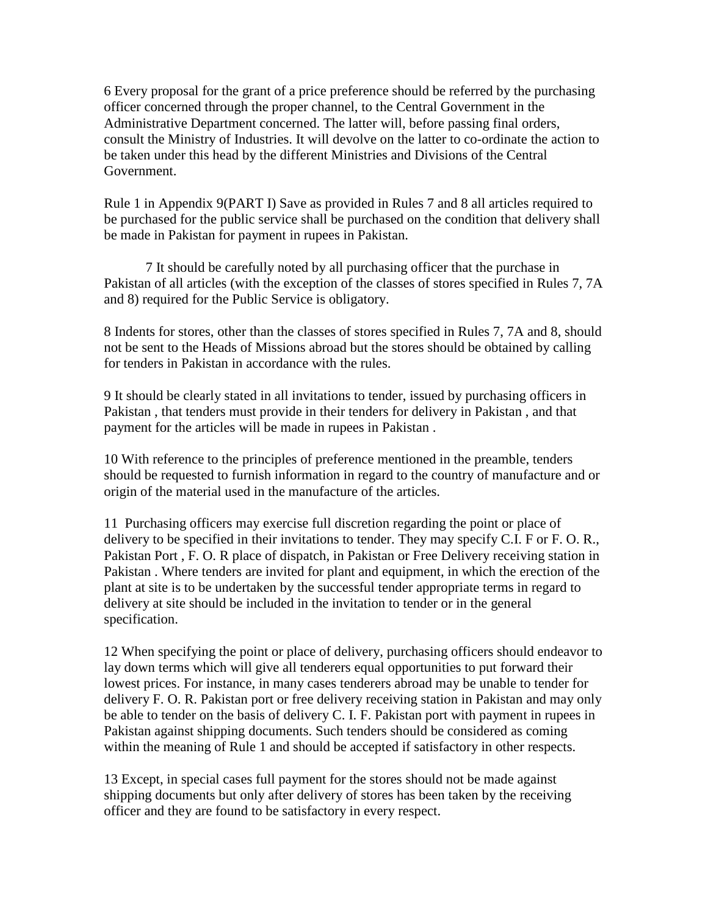6 Every proposal for the grant of a price preference should be referred by the purchasing officer concerned through the proper channel, to the Central Government in the Administrative Department concerned. The latter will, before passing final orders, consult the Ministry of Industries. It will devolve on the latter to co-ordinate the action to be taken under this head by the different Ministries and Divisions of the Central Government.

Rule 1 in Appendix 9(PART I) Save as provided in Rules 7 and 8 all articles required to be purchased for the public service shall be purchased on the condition that delivery shall be made in Pakistan for payment in rupees in Pakistan.

7 It should be carefully noted by all purchasing officer that the purchase in Pakistan of all articles (with the exception of the classes of stores specified in Rules 7, 7A and 8) required for the Public Service is obligatory.

8 Indents for stores, other than the classes of stores specified in Rules 7, 7A and 8, should not be sent to the Heads of Missions abroad but the stores should be obtained by calling for tenders in Pakistan in accordance with the rules.

9 It should be clearly stated in all invitations to tender, issued by purchasing officers in Pakistan , that tenders must provide in their tenders for delivery in Pakistan , and that payment for the articles will be made in rupees in Pakistan .

10 With reference to the principles of preference mentioned in the preamble, tenders should be requested to furnish information in regard to the country of manufacture and or origin of the material used in the manufacture of the articles.

11 Purchasing officers may exercise full discretion regarding the point or place of delivery to be specified in their invitations to tender. They may specify C.I. F or F. O. R., Pakistan Port , F. O. R place of dispatch, in Pakistan or Free Delivery receiving station in Pakistan . Where tenders are invited for plant and equipment, in which the erection of the plant at site is to be undertaken by the successful tender appropriate terms in regard to delivery at site should be included in the invitation to tender or in the general specification.

12 When specifying the point or place of delivery, purchasing officers should endeavor to lay down terms which will give all tenderers equal opportunities to put forward their lowest prices. For instance, in many cases tenderers abroad may be unable to tender for delivery F. O. R. Pakistan port or free delivery receiving station in Pakistan and may only be able to tender on the basis of delivery C. I. F. Pakistan port with payment in rupees in Pakistan against shipping documents. Such tenders should be considered as coming within the meaning of Rule 1 and should be accepted if satisfactory in other respects.

13 Except, in special cases full payment for the stores should not be made against shipping documents but only after delivery of stores has been taken by the receiving officer and they are found to be satisfactory in every respect.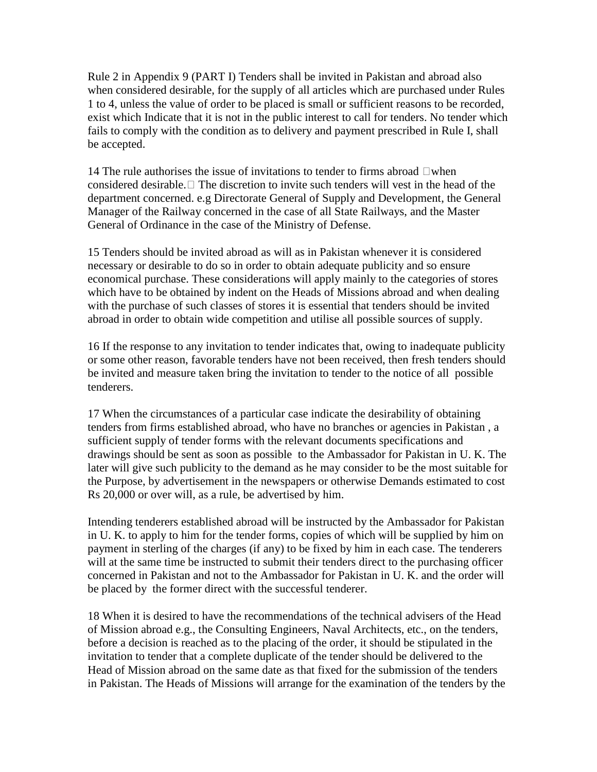Rule 2 in Appendix 9 (PART I) Tenders shall be invited in Pakistan and abroad also when considered desirable, for the supply of all articles which are purchased under Rules 1 to 4, unless the value of order to be placed is small or sufficient reasons to be recorded, exist which Indicate that it is not in the public interest to call for tenders. No tender which fails to comply with the condition as to delivery and payment prescribed in Rule I, shall be accepted.

14 The rule authorises the issue of invitations to tender to firms abroad when considered desirable. The discretion to invite such tenders will vest in the head of the department concerned. e.g Directorate General of Supply and Development, the General Manager of the Railway concerned in the case of all State Railways, and the Master General of Ordinance in the case of the Ministry of Defense.

15 Tenders should be invited abroad as will as in Pakistan whenever it is considered necessary or desirable to do so in order to obtain adequate publicity and so ensure economical purchase. These considerations will apply mainly to the categories of stores which have to be obtained by indent on the Heads of Missions abroad and when dealing with the purchase of such classes of stores it is essential that tenders should be invited abroad in order to obtain wide competition and utilise all possible sources of supply.

16 If the response to any invitation to tender indicates that, owing to inadequate publicity or some other reason, favorable tenders have not been received, then fresh tenders should be invited and measure taken bring the invitation to tender to the notice of all possible tenderers.

17 When the circumstances of a particular case indicate the desirability of obtaining tenders from firms established abroad, who have no branches or agencies in Pakistan , a sufficient supply of tender forms with the relevant documents specifications and drawings should be sent as soon as possible to the Ambassador for Pakistan in U. K. The later will give such publicity to the demand as he may consider to be the most suitable for the Purpose, by advertisement in the newspapers or otherwise Demands estimated to cost Rs 20,000 or over will, as a rule, be advertised by him.

Intending tenderers established abroad will be instructed by the Ambassador for Pakistan in U. K. to apply to him for the tender forms, copies of which will be supplied by him on payment in sterling of the charges (if any) to be fixed by him in each case. The tenderers will at the same time be instructed to submit their tenders direct to the purchasing officer concerned in Pakistan and not to the Ambassador for Pakistan in U. K. and the order will be placed by the former direct with the successful tenderer.

18 When it is desired to have the recommendations of the technical advisers of the Head of Mission abroad e.g., the Consulting Engineers, Naval Architects, etc., on the tenders, before a decision is reached as to the placing of the order, it should be stipulated in the invitation to tender that a complete duplicate of the tender should be delivered to the Head of Mission abroad on the same date as that fixed for the submission of the tenders in Pakistan. The Heads of Missions will arrange for the examination of the tenders by the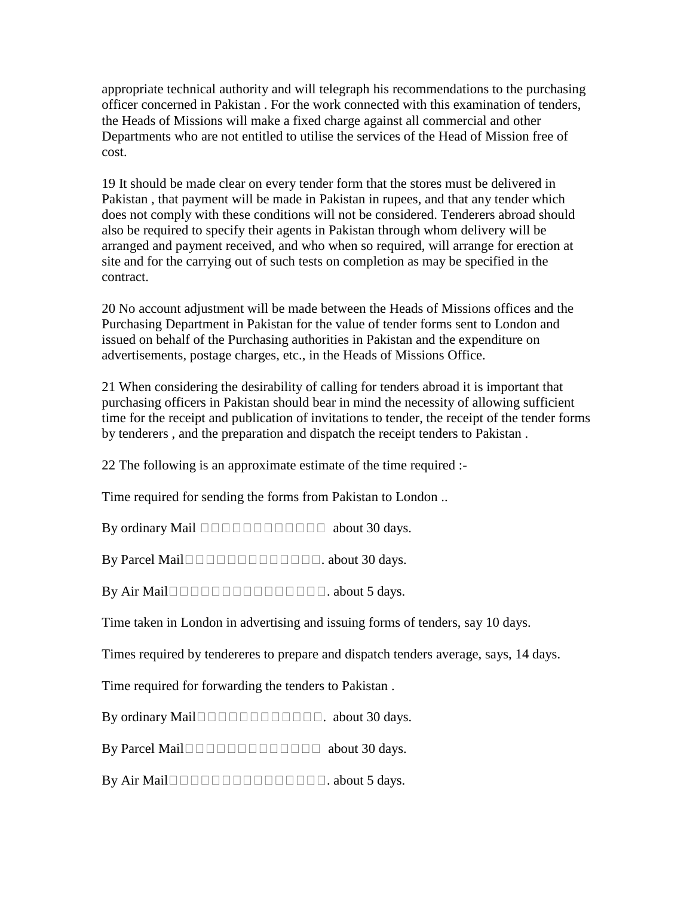appropriate technical authority and will telegraph his recommendations to the purchasing officer concerned in Pakistan . For the work connected with this examination of tenders, the Heads of Missions will make a fixed charge against all commercial and other Departments who are not entitled to utilise the services of the Head of Mission free of cost.

19 It should be made clear on every tender form that the stores must be delivered in Pakistan , that payment will be made in Pakistan in rupees, and that any tender which does not comply with these conditions will not be considered. Tenderers abroad should also be required to specify their agents in Pakistan through whom delivery will be arranged and payment received, and who when so required, will arrange for erection at site and for the carrying out of such tests on completion as may be specified in the contract.

20 No account adjustment will be made between the Heads of Missions offices and the Purchasing Department in Pakistan for the value of tender forms sent to London and issued on behalf of the Purchasing authorities in Pakistan and the expenditure on advertisements, postage charges, etc., in the Heads of Missions Office.

21 When considering the desirability of calling for tenders abroad it is important that purchasing officers in Pakistan should bear in mind the necessity of allowing sufficient time for the receipt and publication of invitations to tender, the receipt of the tender forms by tenderers , and the preparation and dispatch the receipt tenders to Pakistan .

22 The following is an approximate estimate of the time required :-

Time required for sending the forms from Pakistan to London ..

By ordinary Mail ………… about 30 days.

By Parcel Mail…………. about 30 days.

By Air Mail…………. about 5 days.

Time taken in London in advertising and issuing forms of tenders, say 10 days.

Times required by tendereres to prepare and dispatch tenders average, says, 14 days.

Time required for forwarding the tenders to Pakistan .

By ordinary Mail…………. about 30 days.

By Parcel Mail………… about 30 days.

By Air Mail…………. about 5 days.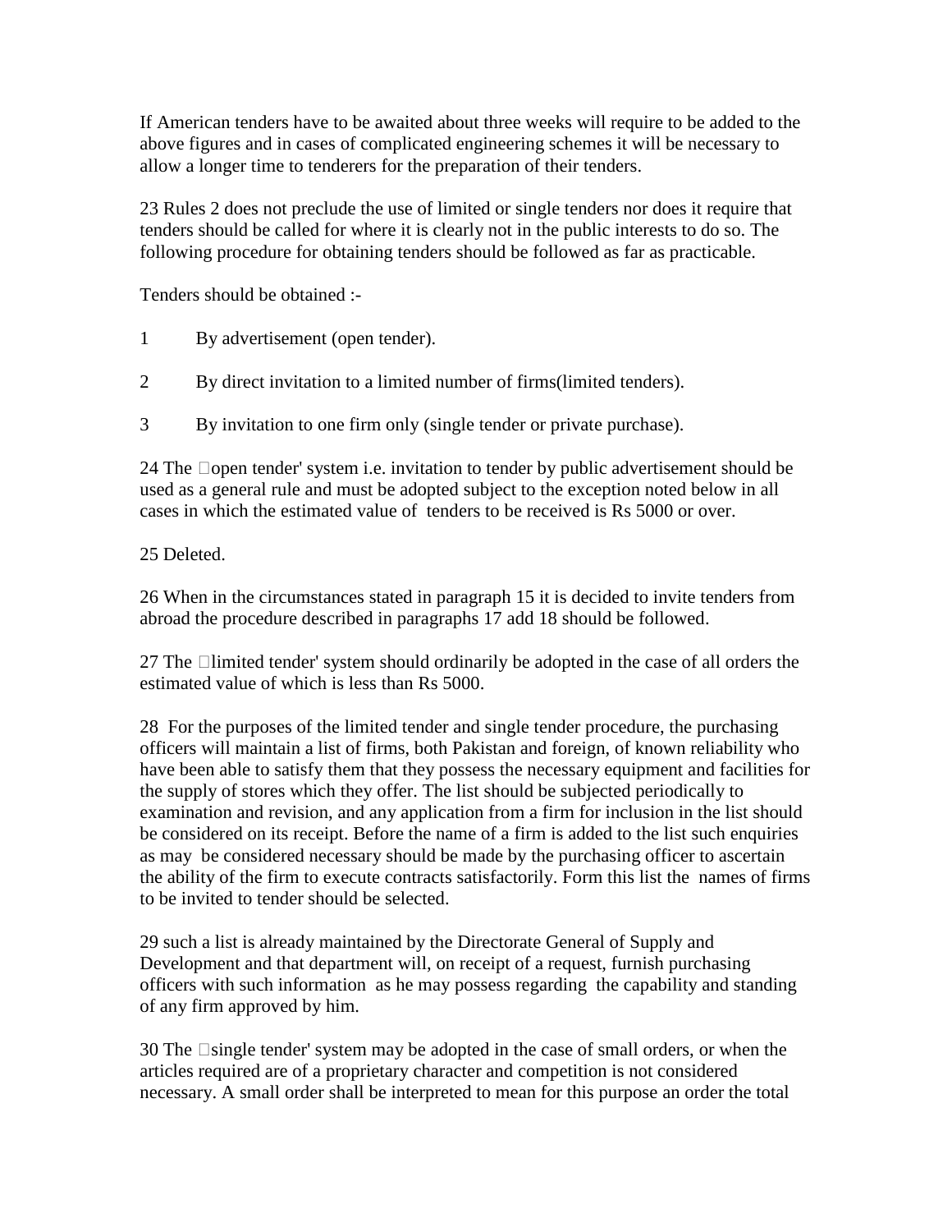If American tenders have to be awaited about three weeks will require to be added to the above figures and in cases of complicated engineering schemes it will be necessary to allow a longer time to tenderers for the preparation of their tenders.

23 Rules 2 does not preclude the use of limited or single tenders nor does it require that tenders should be called for where it is clearly not in the public interests to do so. The following procedure for obtaining tenders should be followed as far as practicable.

Tenders should be obtained :-

1 By advertisement (open tender).

2 By direct invitation to a limited number of firms(limited tenders).

3 By invitation to one firm only (single tender or private purchase).

24 The open tender' system i.e. invitation to tender by public advertisement should be used as a general rule and must be adopted subject to the exception noted below in all cases in which the estimated value of tenders to be received is Rs 5000 or over.

25 Deleted.

26 When in the circumstances stated in paragraph 15 it is decided to invite tenders from abroad the procedure described in paragraphs 17 add 18 should be followed.

27 The limited tender' system should ordinarily be adopted in the case of all orders the estimated value of which is less than Rs 5000.

28 For the purposes of the limited tender and single tender procedure, the purchasing officers will maintain a list of firms, both Pakistan and foreign, of known reliability who have been able to satisfy them that they possess the necessary equipment and facilities for the supply of stores which they offer. The list should be subjected periodically to examination and revision, and any application from a firm for inclusion in the list should be considered on its receipt. Before the name of a firm is added to the list such enquiries as may be considered necessary should be made by the purchasing officer to ascertain the ability of the firm to execute contracts satisfactorily. Form this list the names of firms to be invited to tender should be selected.

29 such a list is already maintained by the Directorate General of Supply and Development and that department will, on receipt of a request, furnish purchasing officers with such information as he may possess regarding the capability and standing of any firm approved by him.

30 The single tender' system may be adopted in the case of small orders, or when the articles required are of a proprietary character and competition is not considered necessary. A small order shall be interpreted to mean for this purpose an order the total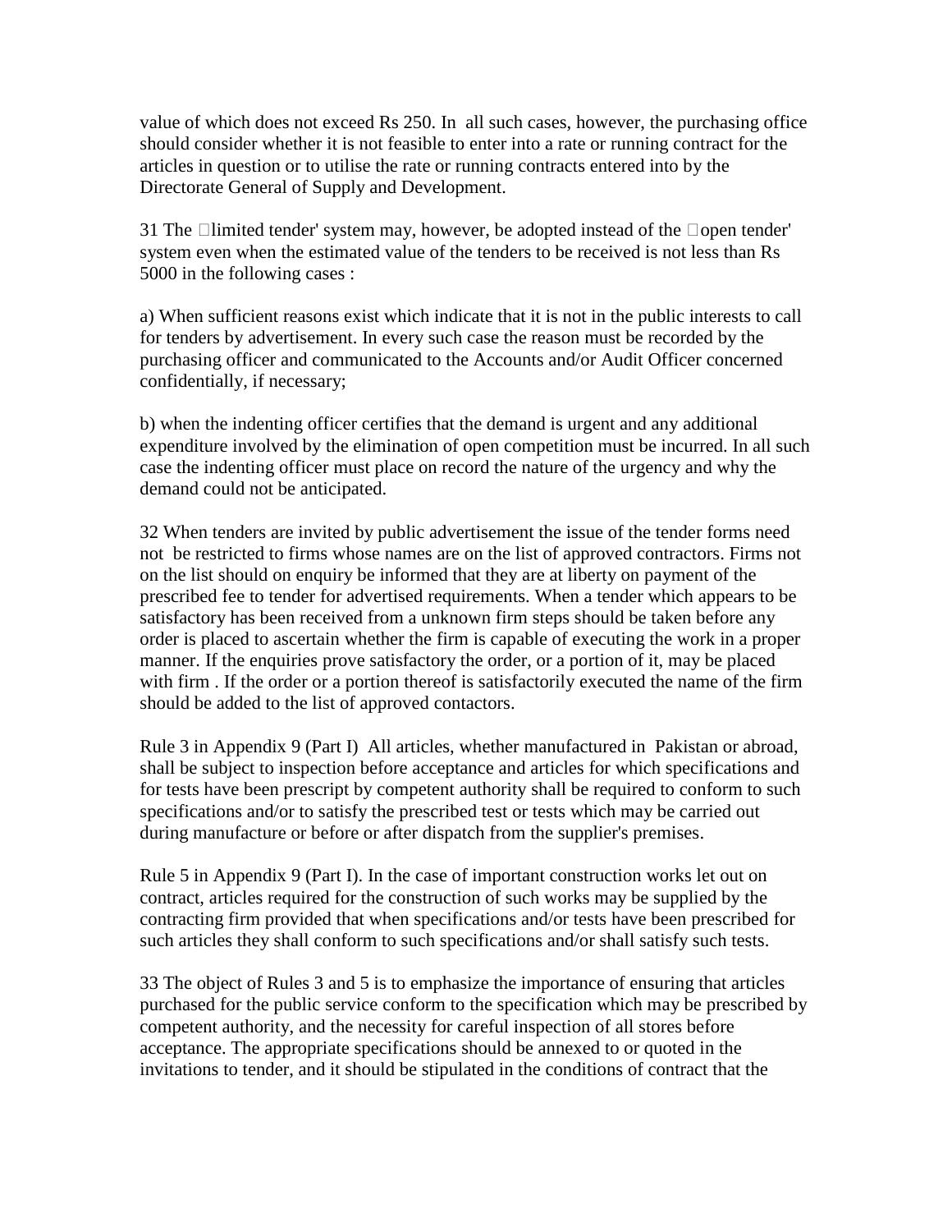value of which does not exceed Rs 250. In all such cases, however, the purchasing office should consider whether it is not feasible to enter into a rate or running contract for the articles in question or to utilise the rate or running contracts entered into by the Directorate General of Supply and Development.

31 The limited tender' system may, however, be adopted instead of the open tender' system even when the estimated value of the tenders to be received is not less than Rs 5000 in the following cases :

a) When sufficient reasons exist which indicate that it is not in the public interests to call for tenders by advertisement. In every such case the reason must be recorded by the purchasing officer and communicated to the Accounts and/or Audit Officer concerned confidentially, if necessary;

b) when the indenting officer certifies that the demand is urgent and any additional expenditure involved by the elimination of open competition must be incurred. In all such case the indenting officer must place on record the nature of the urgency and why the demand could not be anticipated.

32 When tenders are invited by public advertisement the issue of the tender forms need not be restricted to firms whose names are on the list of approved contractors. Firms not on the list should on enquiry be informed that they are at liberty on payment of the prescribed fee to tender for advertised requirements. When a tender which appears to be satisfactory has been received from a unknown firm steps should be taken before any order is placed to ascertain whether the firm is capable of executing the work in a proper manner. If the enquiries prove satisfactory the order, or a portion of it, may be placed with firm . If the order or a portion thereof is satisfactorily executed the name of the firm should be added to the list of approved contactors.

Rule 3 in Appendix 9 (Part I) All articles, whether manufactured in Pakistan or abroad, shall be subject to inspection before acceptance and articles for which specifications and for tests have been prescript by competent authority shall be required to conform to such specifications and/or to satisfy the prescribed test or tests which may be carried out during manufacture or before or after dispatch from the supplier's premises.

Rule 5 in Appendix 9 (Part I). In the case of important construction works let out on contract, articles required for the construction of such works may be supplied by the contracting firm provided that when specifications and/or tests have been prescribed for such articles they shall conform to such specifications and/or shall satisfy such tests.

33 The object of Rules 3 and 5 is to emphasize the importance of ensuring that articles purchased for the public service conform to the specification which may be prescribed by competent authority, and the necessity for careful inspection of all stores before acceptance. The appropriate specifications should be annexed to or quoted in the invitations to tender, and it should be stipulated in the conditions of contract that the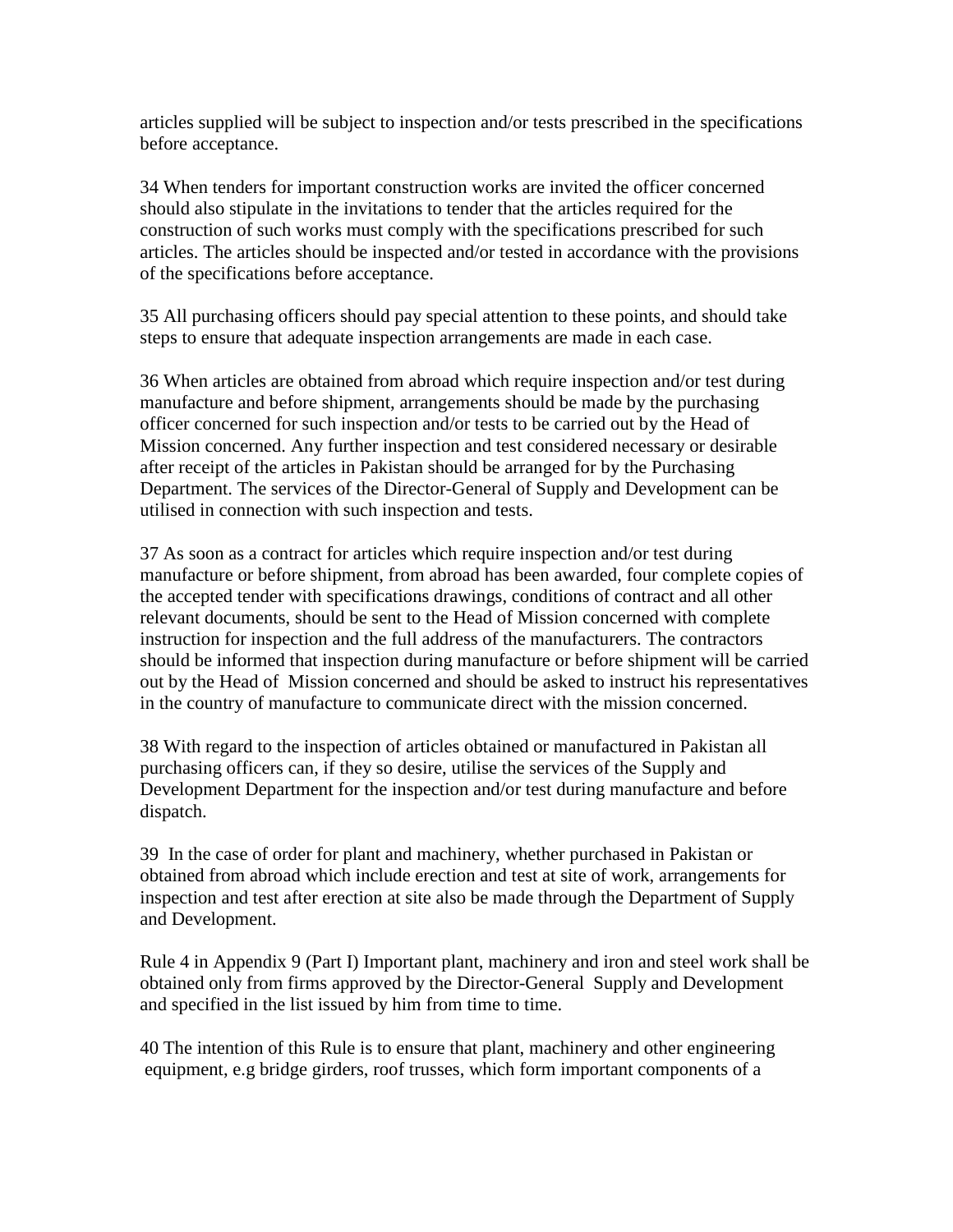articles supplied will be subject to inspection and/or tests prescribed in the specifications before acceptance.

34 When tenders for important construction works are invited the officer concerned should also stipulate in the invitations to tender that the articles required for the construction of such works must comply with the specifications prescribed for such articles. The articles should be inspected and/or tested in accordance with the provisions of the specifications before acceptance.

35 All purchasing officers should pay special attention to these points, and should take steps to ensure that adequate inspection arrangements are made in each case.

36 When articles are obtained from abroad which require inspection and/or test during manufacture and before shipment, arrangements should be made by the purchasing officer concerned for such inspection and/or tests to be carried out by the Head of Mission concerned. Any further inspection and test considered necessary or desirable after receipt of the articles in Pakistan should be arranged for by the Purchasing Department. The services of the Director-General of Supply and Development can be utilised in connection with such inspection and tests.

37 As soon as a contract for articles which require inspection and/or test during manufacture or before shipment, from abroad has been awarded, four complete copies of the accepted tender with specifications drawings, conditions of contract and all other relevant documents, should be sent to the Head of Mission concerned with complete instruction for inspection and the full address of the manufacturers. The contractors should be informed that inspection during manufacture or before shipment will be carried out by the Head of Mission concerned and should be asked to instruct his representatives in the country of manufacture to communicate direct with the mission concerned.

38 With regard to the inspection of articles obtained or manufactured in Pakistan all purchasing officers can, if they so desire, utilise the services of the Supply and Development Department for the inspection and/or test during manufacture and before dispatch.

39 In the case of order for plant and machinery, whether purchased in Pakistan or obtained from abroad which include erection and test at site of work, arrangements for inspection and test after erection at site also be made through the Department of Supply and Development.

Rule 4 in Appendix 9 (Part I) Important plant, machinery and iron and steel work shall be obtained only from firms approved by the Director-General Supply and Development and specified in the list issued by him from time to time.

40 The intention of this Rule is to ensure that plant, machinery and other engineering equipment, e.g bridge girders, roof trusses, which form important components of a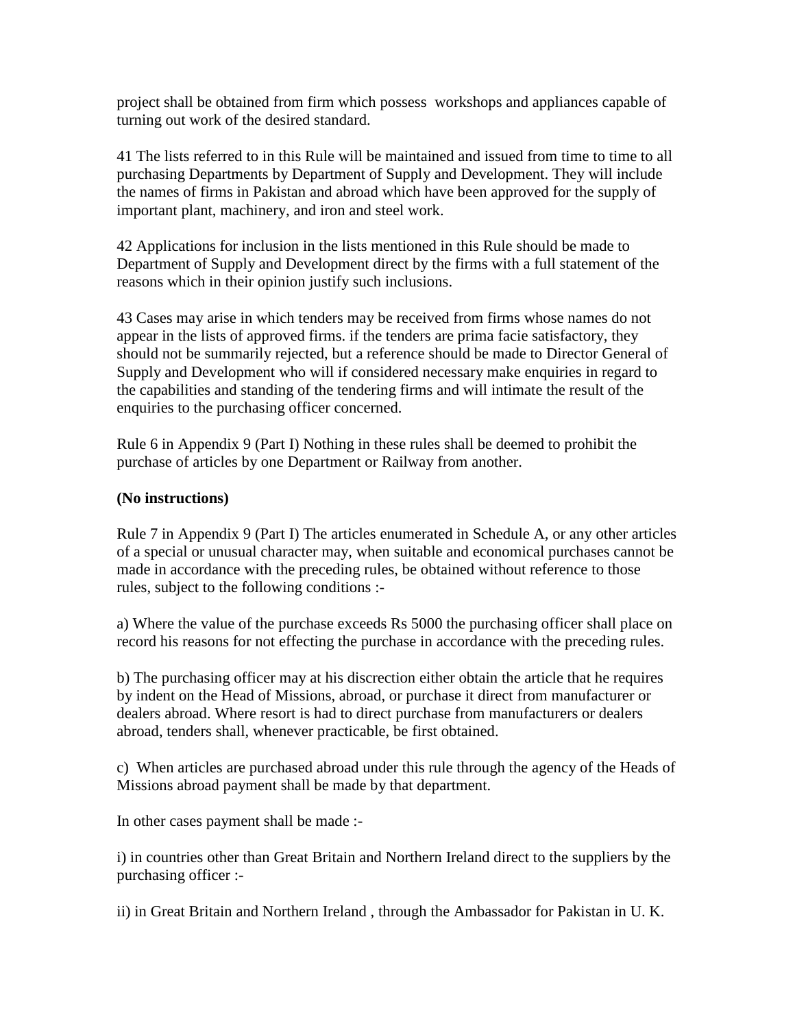project shall be obtained from firm which possess workshops and appliances capable of turning out work of the desired standard.

41 The lists referred to in this Rule will be maintained and issued from time to time to all purchasing Departments by Department of Supply and Development. They will include the names of firms in Pakistan and abroad which have been approved for the supply of important plant, machinery, and iron and steel work.

42 Applications for inclusion in the lists mentioned in this Rule should be made to Department of Supply and Development direct by the firms with a full statement of the reasons which in their opinion justify such inclusions.

43 Cases may arise in which tenders may be received from firms whose names do not appear in the lists of approved firms. if the tenders are prima facie satisfactory, they should not be summarily rejected, but a reference should be made to Director General of Supply and Development who will if considered necessary make enquiries in regard to the capabilities and standing of the tendering firms and will intimate the result of the enquiries to the purchasing officer concerned.

Rule 6 in Appendix 9 (Part I) Nothing in these rules shall be deemed to prohibit the purchase of articles by one Department or Railway from another.

**(No instructions)**

Rule 7 in Appendix 9 (Part I) The articles enumerated in Schedule A, or any other articles of a special or unusual character may, when suitable and economical purchases cannot be made in accordance with the preceding rules, be obtained without reference to those rules, subject to the following conditions :-

a) Where the value of the purchase exceeds Rs 5000 the purchasing officer shall place on record his reasons for not effecting the purchase in accordance with the preceding rules.

b) The purchasing officer may at his discrection either obtain the article that he requires by indent on the Head of Missions, abroad, or purchase it direct from manufacturer or dealers abroad. Where resort is had to direct purchase from manufacturers or dealers abroad, tenders shall, whenever practicable, be first obtained.

c) When articles are purchased abroad under this rule through the agency of the Heads of Missions abroad payment shall be made by that department.

In other cases payment shall be made :-

i) in countries other than Great Britain and Northern Ireland direct to the suppliers by the purchasing officer :-

ii) in Great Britain and Northern Ireland , through the Ambassador for Pakistan in U. K.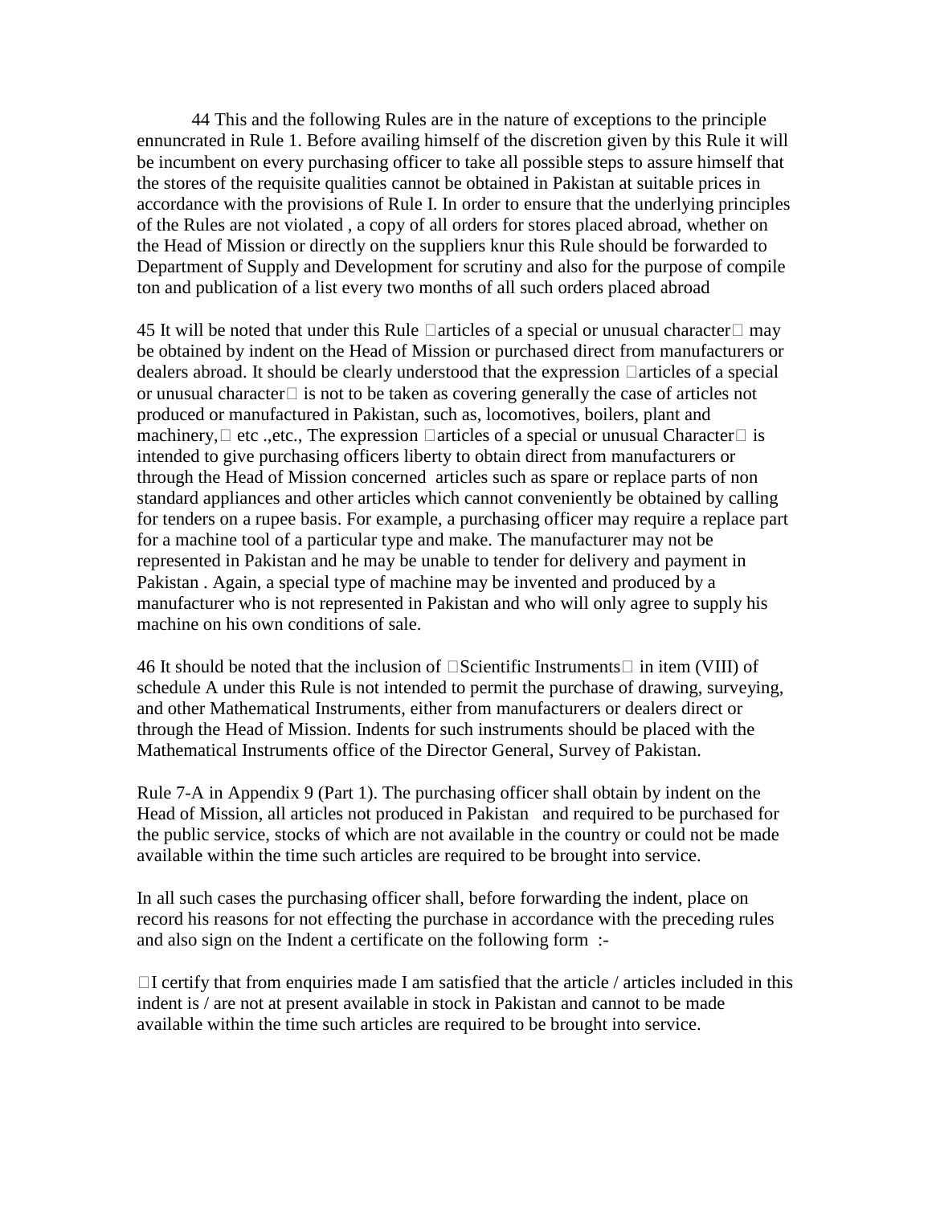44 This and the following Rules are in the nature of exceptions to the principle ennuncrated in Rule 1. Before availing himself of the discretion given by this Rule it will be incumbent on every purchasing officer to take all possible steps to assure himself that the stores of the requisite qualities cannot be obtained in Pakistan at suitable prices in accordance with the provisions of Rule I. In order to ensure that the underlying principles of the Rules are not violated , a copy of all orders for stores placed abroad, whether on the Head of Mission or directly on the suppliers knur this Rule should be forwarded to Department of Supply and Development for scrutiny and also for the purpose of compile ton and publication of a list every two months of all such orders placed abroad

45 It will be noted that under this Rule articles of a special or unusual character may be obtained by indent on the Head of Mission or purchased direct from manufacturers or dealers abroad. It should be clearly understood that the expression articles of a special or unusual character is not to be taken as covering generally the case of articles not produced or manufactured in Pakistan, such as, locomotives, boilers, plant and machinery, etc .,etc., The expression articles of a special or unusual Character is intended to give purchasing officers liberty to obtain direct from manufacturers or through the Head of Mission concerned articles such as spare or replace parts of non standard appliances and other articles which cannot conveniently be obtained by calling for tenders on a rupee basis. For example, a purchasing officer may require a replace part for a machine tool of a particular type and make. The manufacturer may not be represented in Pakistan and he may be unable to tender for delivery and payment in Pakistan . Again, a special type of machine may be invented and produced by a manufacturer who is not represented in Pakistan and who will only agree to supply his machine on his own conditions of sale.

46 It should be noted that the inclusion of Scientific Instruments in item (VIII) of schedule A under this Rule is not intended to permit the purchase of drawing, surveying, and other Mathematical Instruments, either from manufacturers or dealers direct or through the Head of Mission. Indents for such instruments should be placed with the Mathematical Instruments office of the Director General, Survey of Pakistan.

Rule 7-A in Appendix 9 (Part 1). The purchasing officer shall obtain by indent on the Head of Mission, all articles not produced in Pakistan and required to be purchased for the public service, stocks of which are not available in the country or could not be made available within the time such articles are required to be brought into service.

In all such cases the purchasing officer shall, before forwarding the indent, place on record his reasons for not effecting the purchase in accordance with the preceding rules and also sign on the Indent a certificate on the following form :-

I certify that from enquiries made I am satisfied that the article / articles included in this indent is / are not at present available in stock in Pakistan and cannot to be made available within the time such articles are required to be brought into service.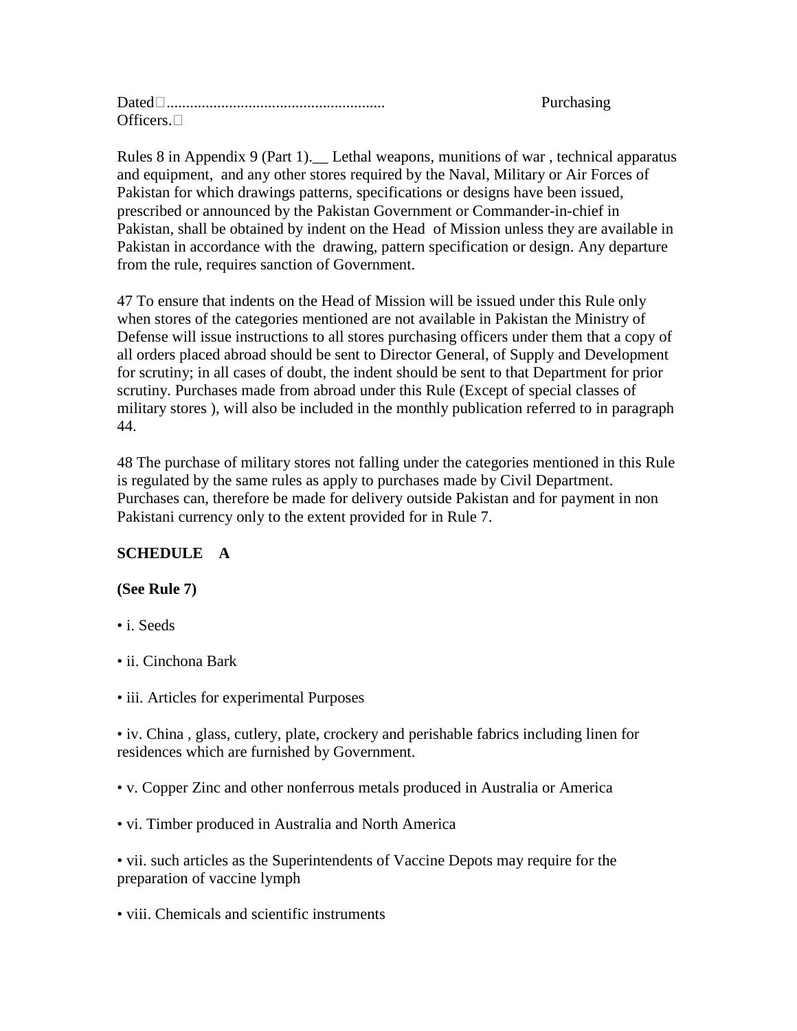Dated.......................................................... Purchasing Officers.

Rules 8 in Appendix 9 (Part 1).__ Lethal weapons, munitions of war , technical apparatus and equipment, and any other stores required by the Naval, Military or Air Forces of Pakistan for which drawings patterns, specifications or designs have been issued, prescribed or announced by the Pakistan Government or Commander-in-chief in Pakistan, shall be obtained by indent on the Head of Mission unless they are available in Pakistan in accordance with the drawing, pattern specification or design. Any departure from the rule, requires sanction of Government.

47 To ensure that indents on the Head of Mission will be issued under this Rule only when stores of the categories mentioned are not available in Pakistan the Ministry of Defense will issue instructions to all stores purchasing officers under them that a copy of all orders placed abroad should be sent to Director General, of Supply and Development for scrutiny; in all cases of doubt, the indent should be sent to that Department for prior scrutiny. Purchases made from abroad under this Rule (Except of special classes of military stores ), will also be included in the monthly publication referred to in paragraph 44.

48 The purchase of military stores not falling under the categories mentioned in this Rule is regulated by the same rules as apply to purchases made by Civil Department. Purchases can, therefore be made for delivery outside Pakistan and for payment in non Pakistani currency only to the extent provided for in Rule 7.

**SCHEDULE A**

**(See Rule 7)**

- i. Seeds
- ii. Cinchona Bark
- iii. Articles for experimental Purposes
- iv. China , glass, cutlery, plate, crockery and perishable fabrics including linen for residences which are furnished by Government.
- v. Copper Zinc and other nonferrous metals produced in Australia or America
- vi. Timber produced in Australia and North America
- vii. such articles as the Superintendents of Vaccine Depots may require for the preparation of vaccine lymph
- viii. Chemicals and scientific instruments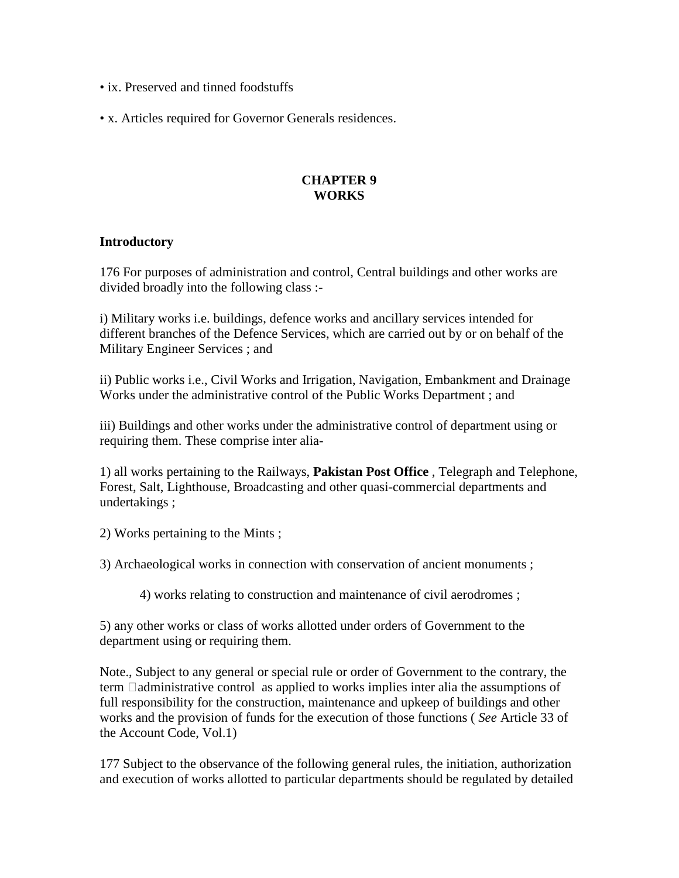• ix. Preserved and tinned foodstuffs

• x. Articles required for Governor Generals residences.

## CHAPTER 9
## WORKS

### Introductory

176 For purposes of administration and control, Central buildings and other works are divided broadly into the following class :-

i) Military works i.e. buildings, defence works and ancillary services intended for different branches of the Defence Services, which are carried out by or on behalf of the Military Engineer Services ; and

ii) Public works i.e., Civil Works and Irrigation, Navigation, Embankment and Drainage Works under the administrative control of the Public Works Department ; and

iii) Buildings and other works under the administrative control of department using or requiring them. These comprise inter alia-

1) all works pertaining to the Railways, **Pakistan Post Office** , Telegraph and Telephone, Forest, Salt, Lighthouse, Broadcasting and other quasi-commercial departments and undertakings ;

2) Works pertaining to the Mints ;

3) Archaeological works in connection with conservation of ancient monuments ;

4) works relating to construction and maintenance of civil aerodromes ;

5) any other works or class of works allotted under orders of Government to the department using or requiring them.

Note., Subject to any general or special rule or order of Government to the contrary, the term administrative control as applied to works implies inter alia the assumptions of full responsibility for the construction, maintenance and upkeep of buildings and other works and the provision of funds for the execution of those functions ( *See* Article 33 of the Account Code, Vol.1)

177 Subject to the observance of the following general rules, the initiation, authorization and execution of works allotted to particular departments should be regulated by detailed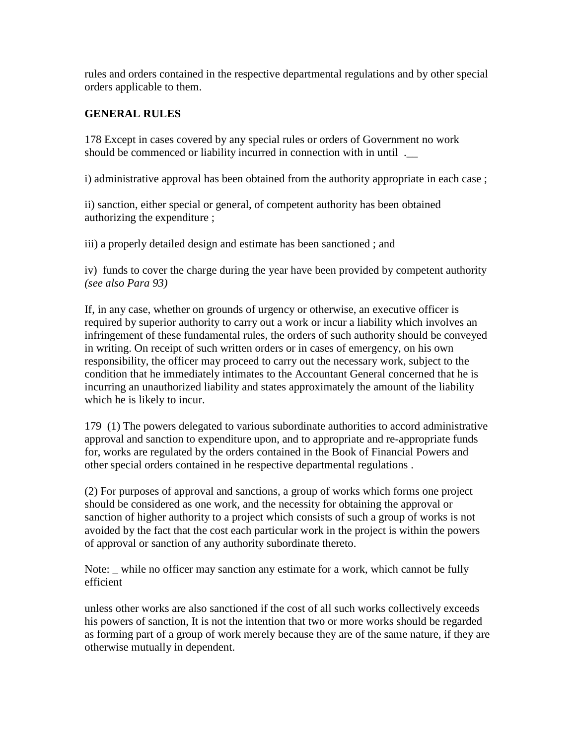rules and orders contained in the respective departmental regulations and by other special orders applicable to them.

**GENERAL RULES**

178 Except in cases covered by any special rules or orders of Government no work should be commenced or liability incurred in connection with in until .__

i) administrative approval has been obtained from the authority appropriate in each case ;

ii) sanction, either special or general, of competent authority has been obtained authorizing the expenditure ;

iii) a properly detailed design and estimate has been sanctioned ; and

iv) funds to cover the charge during the year have been provided by competent authority *(see also Para 93)*

If, in any case, whether on grounds of urgency or otherwise, an executive officer is required by superior authority to carry out a work or incur a liability which involves an infringement of these fundamental rules, the orders of such authority should be conveyed in writing. On receipt of such written orders or in cases of emergency, on his own responsibility, the officer may proceed to carry out the necessary work, subject to the condition that he immediately intimates to the Accountant General concerned that he is incurring an unauthorized liability and states approximately the amount of the liability which he is likely to incur.

179 (1) The powers delegated to various subordinate authorities to accord administrative approval and sanction to expenditure upon, and to appropriate and re-appropriate funds for, works are regulated by the orders contained in the Book of Financial Powers and other special orders contained in he respective departmental regulations .

(2) For purposes of approval and sanctions, a group of works which forms one project should be considered as one work, and the necessity for obtaining the approval or sanction of higher authority to a project which consists of such a group of works is not avoided by the fact that the cost each particular work in the project is within the powers of approval or sanction of any authority subordinate thereto.

Note: _ while no officer may sanction any estimate for a work, which cannot be fully efficient

unless other works are also sanctioned if the cost of all such works collectively exceeds his powers of sanction, It is not the intention that two or more works should be regarded as forming part of a group of work merely because they are of the same nature, if they are otherwise mutually in dependent.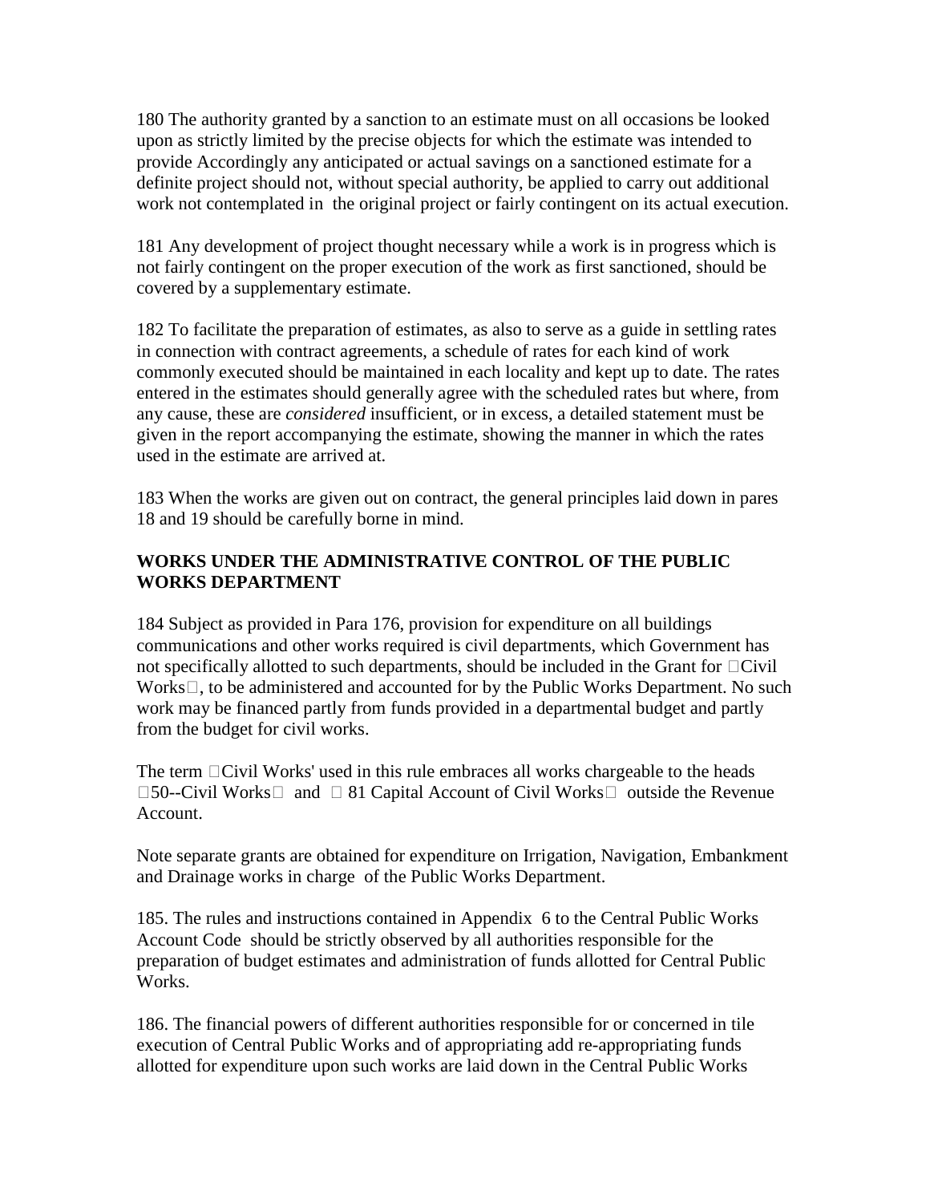180 The authority granted by a sanction to an estimate must on all occasions be looked upon as strictly limited by the precise objects for which the estimate was intended to provide Accordingly any anticipated or actual savings on a sanctioned estimate for a definite project should not, without special authority, be applied to carry out additional work not contemplated in the original project or fairly contingent on its actual execution.

181 Any development of project thought necessary while a work is in progress which is not fairly contingent on the proper execution of the work as first sanctioned, should be covered by a supplementary estimate.

182 To facilitate the preparation of estimates, as also to serve as a guide in settling rates in connection with contract agreements, a schedule of rates for each kind of work commonly executed should be maintained in each locality and kept up to date. The rates entered in the estimates should generally agree with the scheduled rates but where, from any cause, these are *considered* insufficient, or in excess, a detailed statement must be given in the report accompanying the estimate, showing the manner in which the rates used in the estimate are arrived at.

183 When the works are given out on contract, the general principles laid down in pares 18 and 19 should be carefully borne in mind.

**WORKS UNDER THE ADMINISTRATIVE CONTROL OF THE PUBLIC WORKS DEPARTMENT**

184 Subject as provided in Para 176, provision for expenditure on all buildings communications and other works required is civil departments, which Government has not specifically allotted to such departments, should be included in the Grant for Civil Works, to be administered and accounted for by the Public Works Department. No such work may be financed partly from funds provided in a departmental budget and partly from the budget for civil works.

The term Civil Works' used in this rule embraces all works chargeable to the heads 50--Civil Works and 81 Capital Account of Civil Works outside the Revenue Account.

Note separate grants are obtained for expenditure on Irrigation, Navigation, Embankment and Drainage works in charge of the Public Works Department.

185. The rules and instructions contained in Appendix 6 to the Central Public Works Account Code should be strictly observed by all authorities responsible for the preparation of budget estimates and administration of funds allotted for Central Public Works.

186. The financial powers of different authorities responsible for or concerned in tile execution of Central Public Works and of appropriating add re-appropriating funds allotted for expenditure upon such works are laid down in the Central Public Works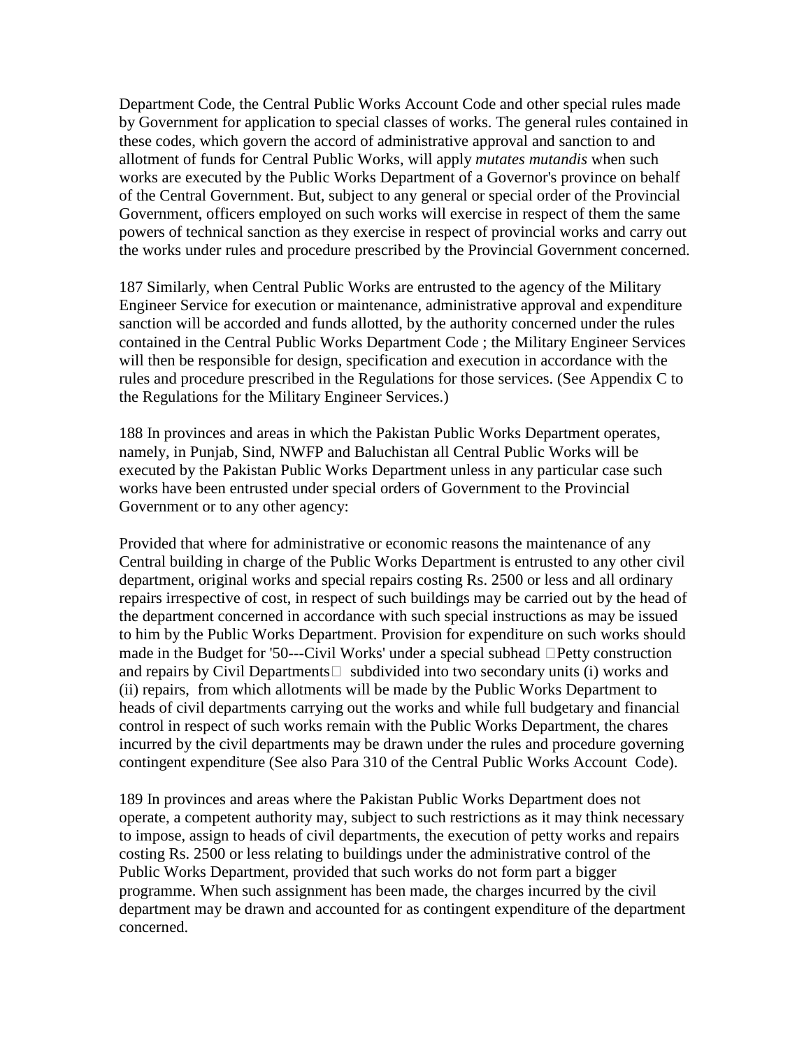Department Code, the Central Public Works Account Code and other special rules made by Government for application to special classes of works. The general rules contained in these codes, which govern the accord of administrative approval and sanction to and allotment of funds for Central Public Works, will apply *mutates mutandis* when such works are executed by the Public Works Department of a Governor's province on behalf of the Central Government. But, subject to any general or special order of the Provincial Government, officers employed on such works will exercise in respect of them the same powers of technical sanction as they exercise in respect of provincial works and carry out the works under rules and procedure prescribed by the Provincial Government concerned.

187 Similarly, when Central Public Works are entrusted to the agency of the Military Engineer Service for execution or maintenance, administrative approval and expenditure sanction will be accorded and funds allotted, by the authority concerned under the rules contained in the Central Public Works Department Code ; the Military Engineer Services will then be responsible for design, specification and execution in accordance with the rules and procedure prescribed in the Regulations for those services. (See Appendix C to the Regulations for the Military Engineer Services.)

188 In provinces and areas in which the Pakistan Public Works Department operates, namely, in Punjab, Sind, NWFP and Baluchistan all Central Public Works will be executed by the Pakistan Public Works Department unless in any particular case such works have been entrusted under special orders of Government to the Provincial Government or to any other agency:

Provided that where for administrative or economic reasons the maintenance of any Central building in charge of the Public Works Department is entrusted to any other civil department, original works and special repairs costing Rs. 2500 or less and all ordinary repairs irrespective of cost, in respect of such buildings may be carried out by the head of the department concerned in accordance with such special instructions as may be issued to him by the Public Works Department. Provision for expenditure on such works should made in the Budget for '50---Civil Works' under a special subhead "Petty construction and repairs by Civil Departments" subdivided into two secondary units (i) works and (ii) repairs, from which allotments will be made by the Public Works Department to heads of civil departments carrying out the works and while full budgetary and financial control in respect of such works remain with the Public Works Department, the chares incurred by the civil departments may be drawn under the rules and procedure governing contingent expenditure (See also Para 310 of the Central Public Works Account Code).

189 In provinces and areas where the Pakistan Public Works Department does not operate, a competent authority may, subject to such restrictions as it may think necessary to impose, assign to heads of civil departments, the execution of petty works and repairs costing Rs. 2500 or less relating to buildings under the administrative control of the Public Works Department, provided that such works do not form part a bigger programme. When such assignment has been made, the charges incurred by the civil department may be drawn and accounted for as contingent expenditure of the department concerned.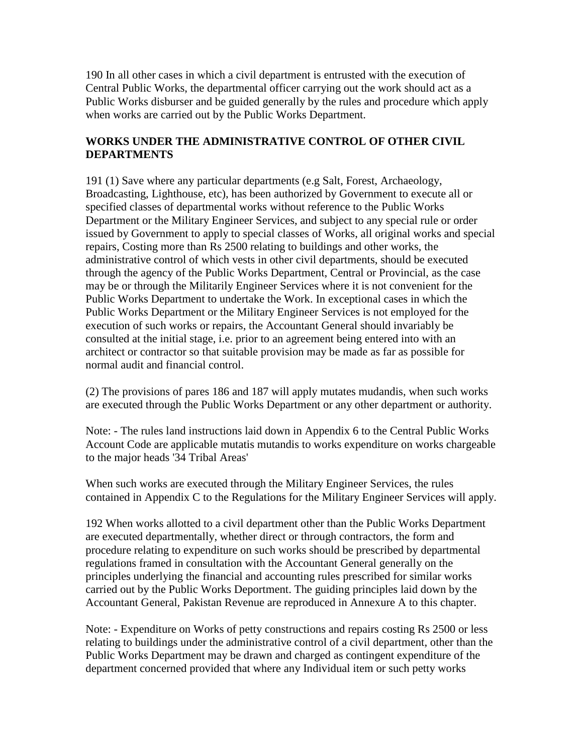190 In all other cases in which a civil department is entrusted with the execution of Central Public Works, the departmental officer carrying out the work should act as a Public Works disburser and be guided generally by the rules and procedure which apply when works are carried out by the Public Works Department.

**WORKS UNDER THE ADMINISTRATIVE CONTROL OF OTHER CIVIL DEPARTMENTS**

191 (1) Save where any particular departments (e.g Salt, Forest, Archaeology, Broadcasting, Lighthouse, etc), has been authorized by Government to execute all or specified classes of departmental works without reference to the Public Works Department or the Military Engineer Services, and subject to any special rule or order issued by Government to apply to special classes of Works, all original works and special repairs, Costing more than Rs 2500 relating to buildings and other works, the administrative control of which vests in other civil departments, should be executed through the agency of the Public Works Department, Central or Provincial, as the case may be or through the Militarily Engineer Services where it is not convenient for the Public Works Department to undertake the Work. In exceptional cases in which the Public Works Department or the Military Engineer Services is not employed for the execution of such works or repairs, the Accountant General should invariably be consulted at the initial stage, i.e. prior to an agreement being entered into with an architect or contractor so that suitable provision may be made as far as possible for normal audit and financial control.

(2) The provisions of pares 186 and 187 will apply mutates mudandis, when such works are executed through the Public Works Department or any other department or authority.

Note: - The rules land instructions laid down in Appendix 6 to the Central Public Works Account Code are applicable mutatis mutandis to works expenditure on works chargeable to the major heads '34 Tribal Areas'

When such works are executed through the Military Engineer Services, the rules contained in Appendix C to the Regulations for the Military Engineer Services will apply.

192 When works allotted to a civil department other than the Public Works Department are executed departmentally, whether direct or through contractors, the form and procedure relating to expenditure on such works should be prescribed by departmental regulations framed in consultation with the Accountant General generally on the principles underlying the financial and accounting rules prescribed for similar works carried out by the Public Works Deportment. The guiding principles laid down by the Accountant General, Pakistan Revenue are reproduced in Annexure A to this chapter.

Note: - Expenditure on Works of petty constructions and repairs costing Rs 2500 or less relating to buildings under the administrative control of a civil department, other than the Public Works Department may be drawn and charged as contingent expenditure of the department concerned provided that where any Individual item or such petty works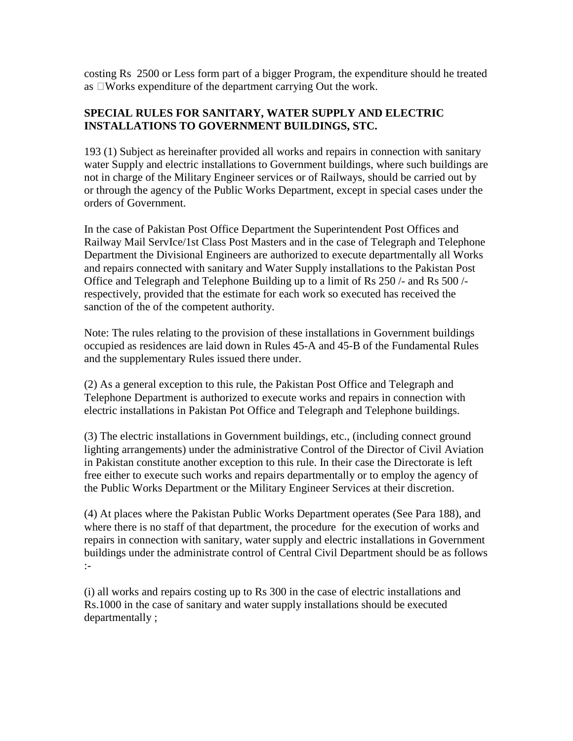costing Rs 2500 or Less form part of a bigger Program, the expenditure should he treated as Works expenditure of the department carrying Out the work.

**SPECIAL RULES FOR SANITARY, WATER SUPPLY AND ELECTRIC INSTALLATIONS TO GOVERNMENT BUILDINGS, STC.**

193 (1) Subject as hereinafter provided all works and repairs in connection with sanitary water Supply and electric installations to Government buildings, where such buildings are not in charge of the Military Engineer services or of Railways, should be carried out by or through the agency of the Public Works Department, except in special cases under the orders of Government.

In the case of Pakistan Post Office Department the Superintendent Post Offices and Railway Mail ServIce/1st Class Post Masters and in the case of Telegraph and Telephone Department the Divisional Engineers are authorized to execute departmentally all Works and repairs connected with sanitary and Water Supply installations to the Pakistan Post Office and Telegraph and Telephone Building up to a limit of Rs 250 /- and Rs 500 /- respectively, provided that the estimate for each work so executed has received the sanction of the of the competent authority.

Note: The rules relating to the provision of these installations in Government buildings occupied as residences are laid down in Rules 45-A and 45-B of the Fundamental Rules and the supplementary Rules issued there under.

(2) As a general exception to this rule, the Pakistan Post Office and Telegraph and Telephone Department is authorized to execute works and repairs in connection with electric installations in Pakistan Pot Office and Telegraph and Telephone buildings.

(3) The electric installations in Government buildings, etc., (including connect ground lighting arrangements) under the administrative Control of the Director of Civil Aviation in Pakistan constitute another exception to this rule. In their case the Directorate is left free either to execute such works and repairs departmentally or to employ the agency of the Public Works Department or the Military Engineer Services at their discretion.

(4) At places where the Pakistan Public Works Department operates (See Para 188), and where there is no staff of that department, the procedure for the execution of works and repairs in connection with sanitary, water supply and electric installations in Government buildings under the administrate control of Central Civil Department should be as follows :-

(i) all works and repairs costing up to Rs 300 in the case of electric installations and Rs.1000 in the case of sanitary and water supply installations should be executed departmentally ;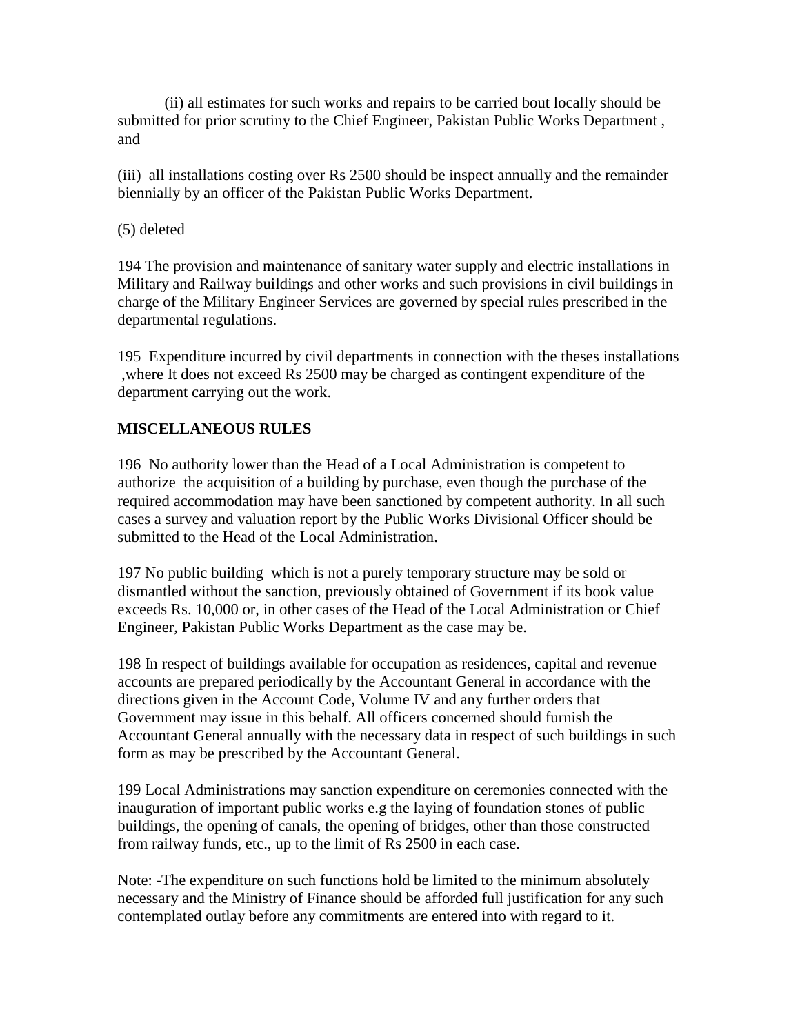(ii) all estimates for such works and repairs to be carried bout locally should be submitted for prior scrutiny to the Chief Engineer, Pakistan Public Works Department , and

(iii) all installations costing over Rs 2500 should be inspect annually and the remainder biennially by an officer of the Pakistan Public Works Department.

(5) deleted

194 The provision and maintenance of sanitary water supply and electric installations in Military and Railway buildings and other works and such provisions in civil buildings in charge of the Military Engineer Services are governed by special rules prescribed in the departmental regulations.

195 Expenditure incurred by civil departments in connection with the theses installations ,where It does not exceed Rs 2500 may be charged as contingent expenditure of the department carrying out the work.

**MISCELLANEOUS RULES**

196 No authority lower than the Head of a Local Administration is competent to authorize the acquisition of a building by purchase, even though the purchase of the required accommodation may have been sanctioned by competent authority. In all such cases a survey and valuation report by the Public Works Divisional Officer should be submitted to the Head of the Local Administration.

197 No public building which is not a purely temporary structure may be sold or dismantled without the sanction, previously obtained of Government if its book value exceeds Rs. 10,000 or, in other cases of the Head of the Local Administration or Chief Engineer, Pakistan Public Works Department as the case may be.

198 In respect of buildings available for occupation as residences, capital and revenue accounts are prepared periodically by the Accountant General in accordance with the directions given in the Account Code, Volume IV and any further orders that Government may issue in this behalf. All officers concerned should furnish the Accountant General annually with the necessary data in respect of such buildings in such form as may be prescribed by the Accountant General.

199 Local Administrations may sanction expenditure on ceremonies connected with the inauguration of important public works e.g the laying of foundation stones of public buildings, the opening of canals, the opening of bridges, other than those constructed from railway funds, etc., up to the limit of Rs 2500 in each case.

Note: -The expenditure on such functions hold be limited to the minimum absolutely necessary and the Ministry of Finance should be afforded full justification for any such contemplated outlay before any commitments are entered into with regard to it.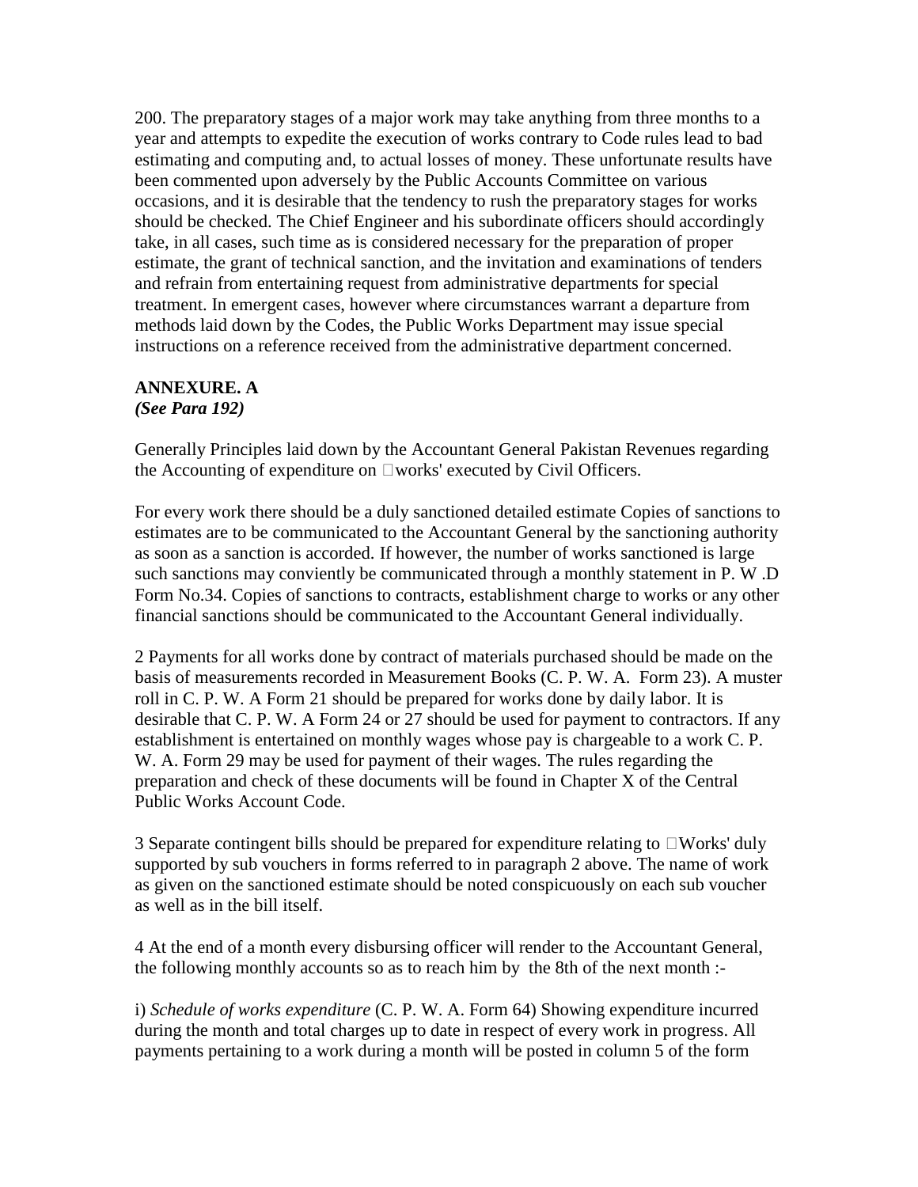200. The preparatory stages of a major work may take anything from three months to a year and attempts to expedite the execution of works contrary to Code rules lead to bad estimating and computing and, to actual losses of money. These unfortunate results have been commented upon adversely by the Public Accounts Committee on various occasions, and it is desirable that the tendency to rush the preparatory stages for works should be checked. The Chief Engineer and his subordinate officers should accordingly take, in all cases, such time as is considered necessary for the preparation of proper estimate, the grant of technical sanction, and the invitation and examinations of tenders and refrain from entertaining request from administrative departments for special treatment. In emergent cases, however where circumstances warrant a departure from methods laid down by the Codes, the Public Works Department may issue special instructions on a reference received from the administrative department concerned.

**ANNEXURE. A**
***(See Para 192)***

Generally Principles laid down by the Accountant General Pakistan Revenues regarding the Accounting of expenditure on 'works' executed by Civil Officers.

For every work there should be a duly sanctioned detailed estimate Copies of sanctions to estimates are to be communicated to the Accountant General by the sanctioning authority as soon as a sanction is accorded. If however, the number of works sanctioned is large such sanctions may conviently be communicated through a monthly statement in P. W .D Form No.34. Copies of sanctions to contracts, establishment charge to works or any other financial sanctions should be communicated to the Accountant General individually.

2 Payments for all works done by contract of materials purchased should be made on the basis of measurements recorded in Measurement Books (C. P. W. A. Form 23). A muster roll in C. P. W. A Form 21 should be prepared for works done by daily labor. It is desirable that C. P. W. A Form 24 or 27 should be used for payment to contractors. If any establishment is entertained on monthly wages whose pay is chargeable to a work C. P. W. A. Form 29 may be used for payment of their wages. The rules regarding the preparation and check of these documents will be found in Chapter X of the Central Public Works Account Code.

3 Separate contingent bills should be prepared for expenditure relating to 'Works' duly supported by sub vouchers in forms referred to in paragraph 2 above. The name of work as given on the sanctioned estimate should be noted conspicuously on each sub voucher as well as in the bill itself.

4 At the end of a month every disbursing officer will render to the Accountant General, the following monthly accounts so as to reach him by the 8th of the next month :-

i) *Schedule of works expenditure* (C. P. W. A. Form 64) Showing expenditure incurred during the month and total charges up to date in respect of every work in progress. All payments pertaining to a work during a month will be posted in column 5 of the form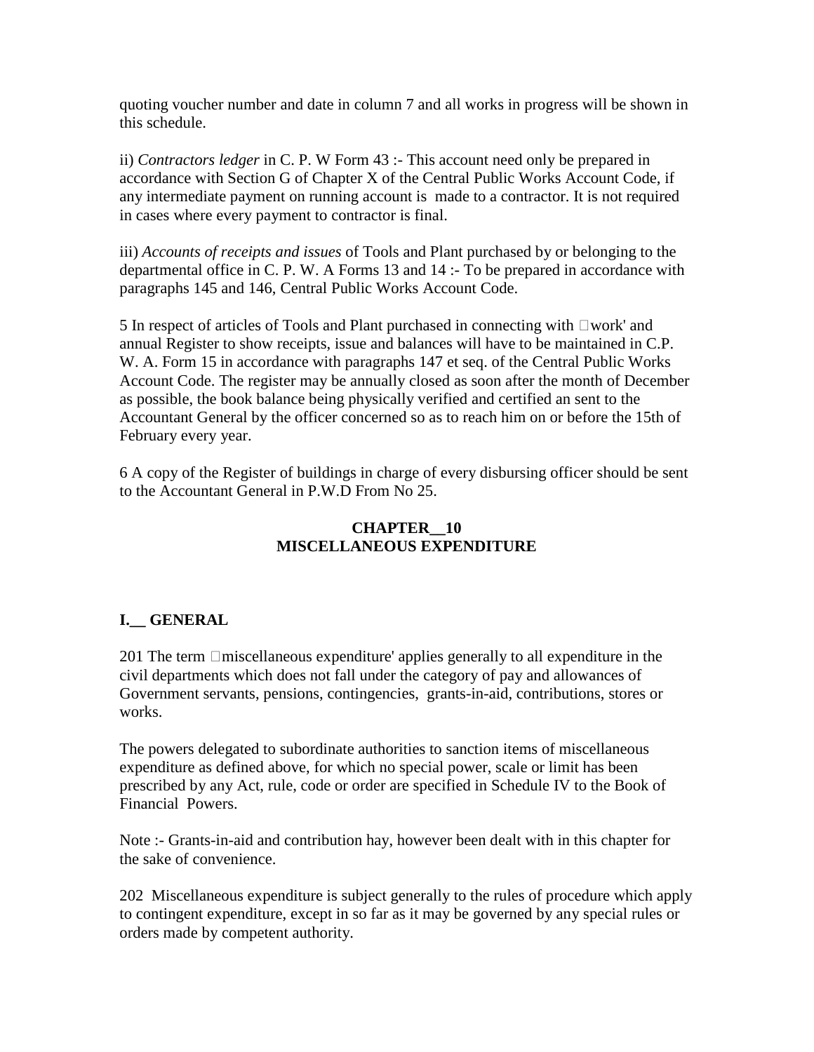quoting voucher number and date in column 7 and all works in progress will be shown in this schedule.

ii) *Contractors ledger* in C. P. W Form 43 :- This account need only be prepared in accordance with Section G of Chapter X of the Central Public Works Account Code, if any intermediate payment on running account is made to a contractor. It is not required in cases where every payment to contractor is final.

iii) *Accounts of receipts and issues* of Tools and Plant purchased by or belonging to the departmental office in C. P. W. A Forms 13 and 14 :- To be prepared in accordance with paragraphs 145 and 146, Central Public Works Account Code.

5 In respect of articles of Tools and Plant purchased in connecting with 'work' and annual Register to show receipts, issue and balances will have to be maintained in C.P. W. A. Form 15 in accordance with paragraphs 147 et seq. of the Central Public Works Account Code. The register may be annually closed as soon after the month of December as possible, the book balance being physically verified and certified an sent to the Accountant General by the officer concerned so as to reach him on or before the 15th of February every year.

6 A copy of the Register of buildings in charge of every disbursing officer should be sent to the Accountant General in P.W.D From No 25.

## CHAPTER__10
## MISCELLANEOUS EXPENDITURE

### I.__ GENERAL

201 The term 'miscellaneous expenditure' applies generally to all expenditure in the civil departments which does not fall under the category of pay and allowances of Government servants, pensions, contingencies, grants-in-aid, contributions, stores or works.

The powers delegated to subordinate authorities to sanction items of miscellaneous expenditure as defined above, for which no special power, scale or limit has been prescribed by any Act, rule, code or order are specified in Schedule IV to the Book of Financial Powers.

Note :- Grants-in-aid and contribution hay, however been dealt with in this chapter for the sake of convenience.

202 Miscellaneous expenditure is subject generally to the rules of procedure which apply to contingent expenditure, except in so far as it may be governed by any special rules or orders made by competent authority.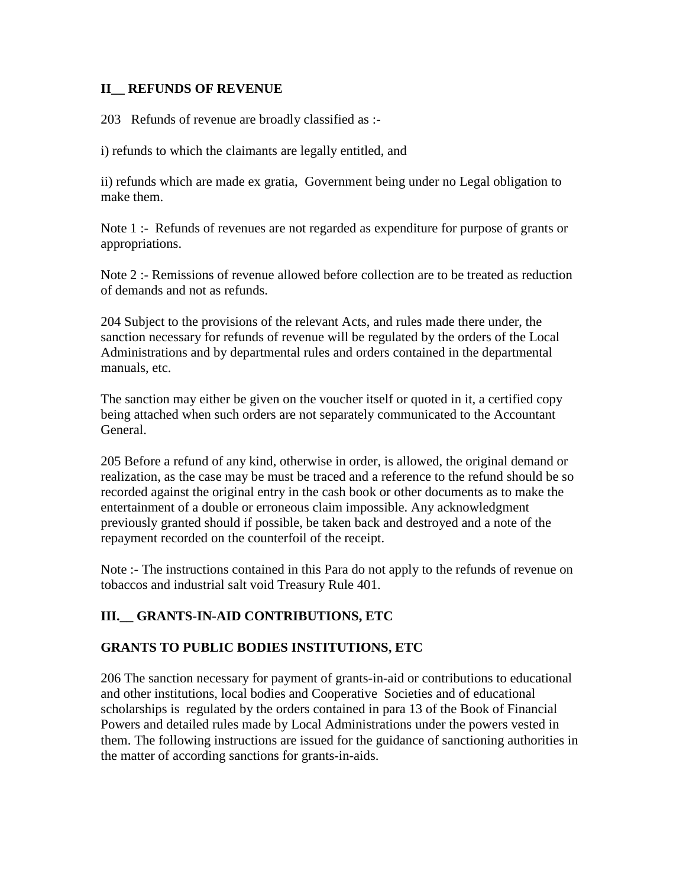## II__ REFUNDS OF REVENUE

203 Refunds of revenue are broadly classified as :-

i) refunds to which the claimants are legally entitled, and

ii) refunds which are made ex gratia, Government being under no Legal obligation to make them.

Note 1 :- Refunds of revenues are not regarded as expenditure for purpose of grants or appropriations.

Note 2 :- Remissions of revenue allowed before collection are to be treated as reduction of demands and not as refunds.

204 Subject to the provisions of the relevant Acts, and rules made there under, the sanction necessary for refunds of revenue will be regulated by the orders of the Local Administrations and by departmental rules and orders contained in the departmental manuals, etc.

The sanction may either be given on the voucher itself or quoted in it, a certified copy being attached when such orders are not separately communicated to the Accountant General.

205 Before a refund of any kind, otherwise in order, is allowed, the original demand or realization, as the case may be must be traced and a reference to the refund should be so recorded against the original entry in the cash book or other documents as to make the entertainment of a double or erroneous claim impossible. Any acknowledgment previously granted should if possible, be taken back and destroyed and a note of the repayment recorded on the counterfoil of the receipt.

Note :- The instructions contained in this Para do not apply to the refunds of revenue on tobaccos and industrial salt void Treasury Rule 401.

## III.__ GRANTS-IN-AID CONTRIBUTIONS, ETC

## GRANTS TO PUBLIC BODIES INSTITUTIONS, ETC

206 The sanction necessary for payment of grants-in-aid or contributions to educational and other institutions, local bodies and Cooperative Societies and of educational scholarships is regulated by the orders contained in para 13 of the Book of Financial Powers and detailed rules made by Local Administrations under the powers vested in them. The following instructions are issued for the guidance of sanctioning authorities in the matter of according sanctions for grants-in-aids.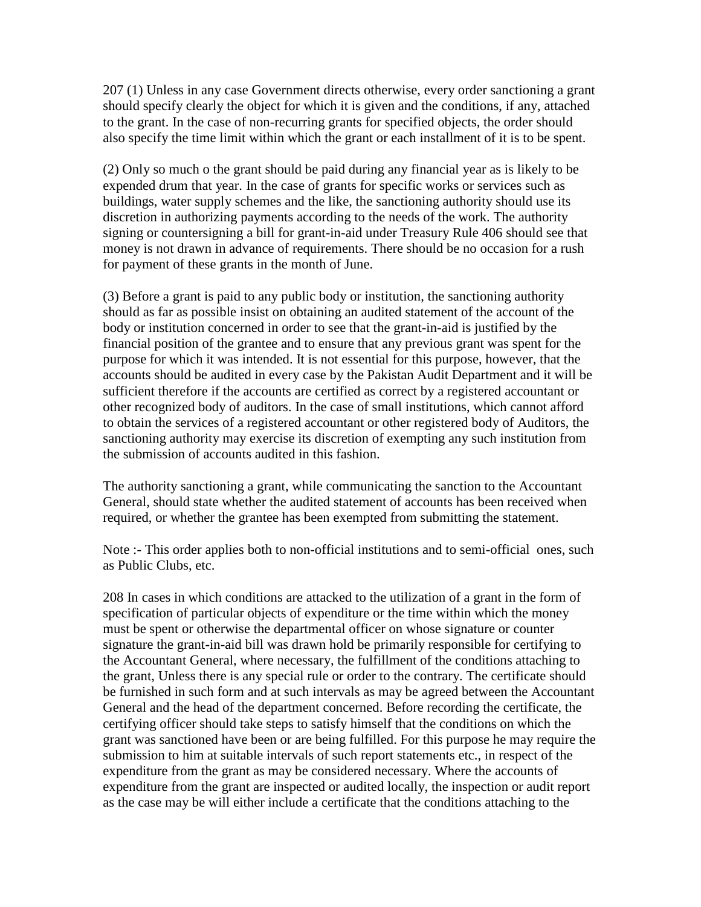207 (1) Unless in any case Government directs otherwise, every order sanctioning a grant should specify clearly the object for which it is given and the conditions, if any, attached to the grant. In the case of non-recurring grants for specified objects, the order should also specify the time limit within which the grant or each installment of it is to be spent.

(2) Only so much o the grant should be paid during any financial year as is likely to be expended drum that year. In the case of grants for specific works or services such as buildings, water supply schemes and the like, the sanctioning authority should use its discretion in authorizing payments according to the needs of the work. The authority signing or countersigning a bill for grant-in-aid under Treasury Rule 406 should see that money is not drawn in advance of requirements. There should be no occasion for a rush for payment of these grants in the month of June.

(3) Before a grant is paid to any public body or institution, the sanctioning authority should as far as possible insist on obtaining an audited statement of the account of the body or institution concerned in order to see that the grant-in-aid is justified by the financial position of the grantee and to ensure that any previous grant was spent for the purpose for which it was intended. It is not essential for this purpose, however, that the accounts should be audited in every case by the Pakistan Audit Department and it will be sufficient therefore if the accounts are certified as correct by a registered accountant or other recognized body of auditors. In the case of small institutions, which cannot afford to obtain the services of a registered accountant or other registered body of Auditors, the sanctioning authority may exercise its discretion of exempting any such institution from the submission of accounts audited in this fashion.

The authority sanctioning a grant, while communicating the sanction to the Accountant General, should state whether the audited statement of accounts has been received when required, or whether the grantee has been exempted from submitting the statement.

Note :- This order applies both to non-official institutions and to semi-official ones, such as Public Clubs, etc.

208 In cases in which conditions are attacked to the utilization of a grant in the form of specification of particular objects of expenditure or the time within which the money must be spent or otherwise the departmental officer on whose signature or counter signature the grant-in-aid bill was drawn hold be primarily responsible for certifying to the Accountant General, where necessary, the fulfillment of the conditions attaching to the grant, Unless there is any special rule or order to the contrary. The certificate should be furnished in such form and at such intervals as may be agreed between the Accountant General and the head of the department concerned. Before recording the certificate, the certifying officer should take steps to satisfy himself that the conditions on which the grant was sanctioned have been or are being fulfilled. For this purpose he may require the submission to him at suitable intervals of such report statements etc., in respect of the expenditure from the grant as may be considered necessary. Where the accounts of expenditure from the grant are inspected or audited locally, the inspection or audit report as the case may be will either include a certificate that the conditions attaching to the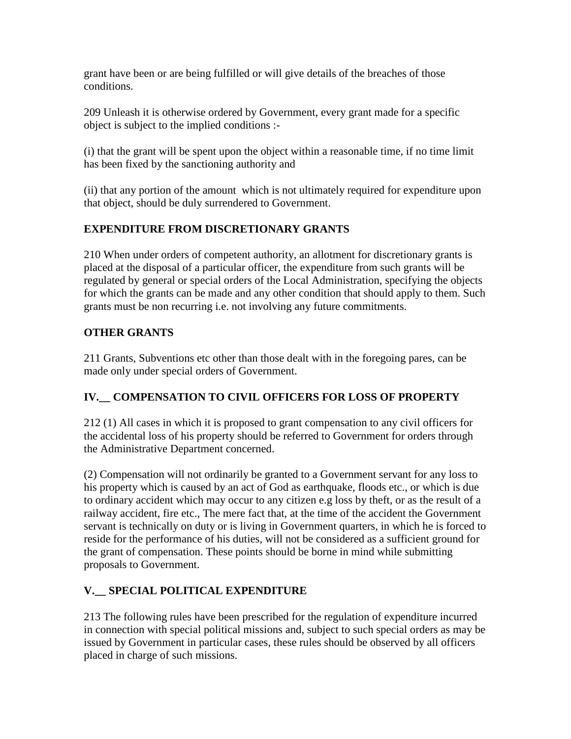grant have been or are being fulfilled or will give details of the breaches of those conditions.

209 Unleash it is otherwise ordered by Government, every grant made for a specific object is subject to the implied conditions :-

(i) that the grant will be spent upon the object within a reasonable time, if no time limit has been fixed by the sanctioning authority and

(ii) that any portion of the amount which is not ultimately required for expenditure upon that object, should be duly surrendered to Government.

## EXPENDITURE FROM DISCRETIONARY GRANTS

210 When under orders of competent authority, an allotment for discretionary grants is placed at the disposal of a particular officer, the expenditure from such grants will be regulated by general or special orders of the Local Administration, specifying the objects for which the grants can be made and any other condition that should apply to them. Such grants must be non recurring i.e. not involving any future commitments.

## OTHER GRANTS

211 Grants, Subventions etc other than those dealt with in the foregoing pares, can be made only under special orders of Government.

## IV.__ COMPENSATION TO CIVIL OFFICERS FOR LOSS OF PROPERTY

212 (1) All cases in which it is proposed to grant compensation to any civil officers for the accidental loss of his property should be referred to Government for orders through the Administrative Department concerned.

(2) Compensation will not ordinarily be granted to a Government servant for any loss to his property which is caused by an act of God as earthquake, floods etc., or which is due to ordinary accident which may occur to any citizen e.g loss by theft, or as the result of a railway accident, fire etc., The mere fact that, at the time of the accident the Government servant is technically on duty or is living in Government quarters, in which he is forced to reside for the performance of his duties, will not be considered as a sufficient ground for the grant of compensation. These points should be borne in mind while submitting proposals to Government.

## V.__ SPECIAL POLITICAL EXPENDITURE

213 The following rules have been prescribed for the regulation of expenditure incurred in connection with special political missions and, subject to such special orders as may be issued by Government in particular cases, these rules should be observed by all officers placed in charge of such missions.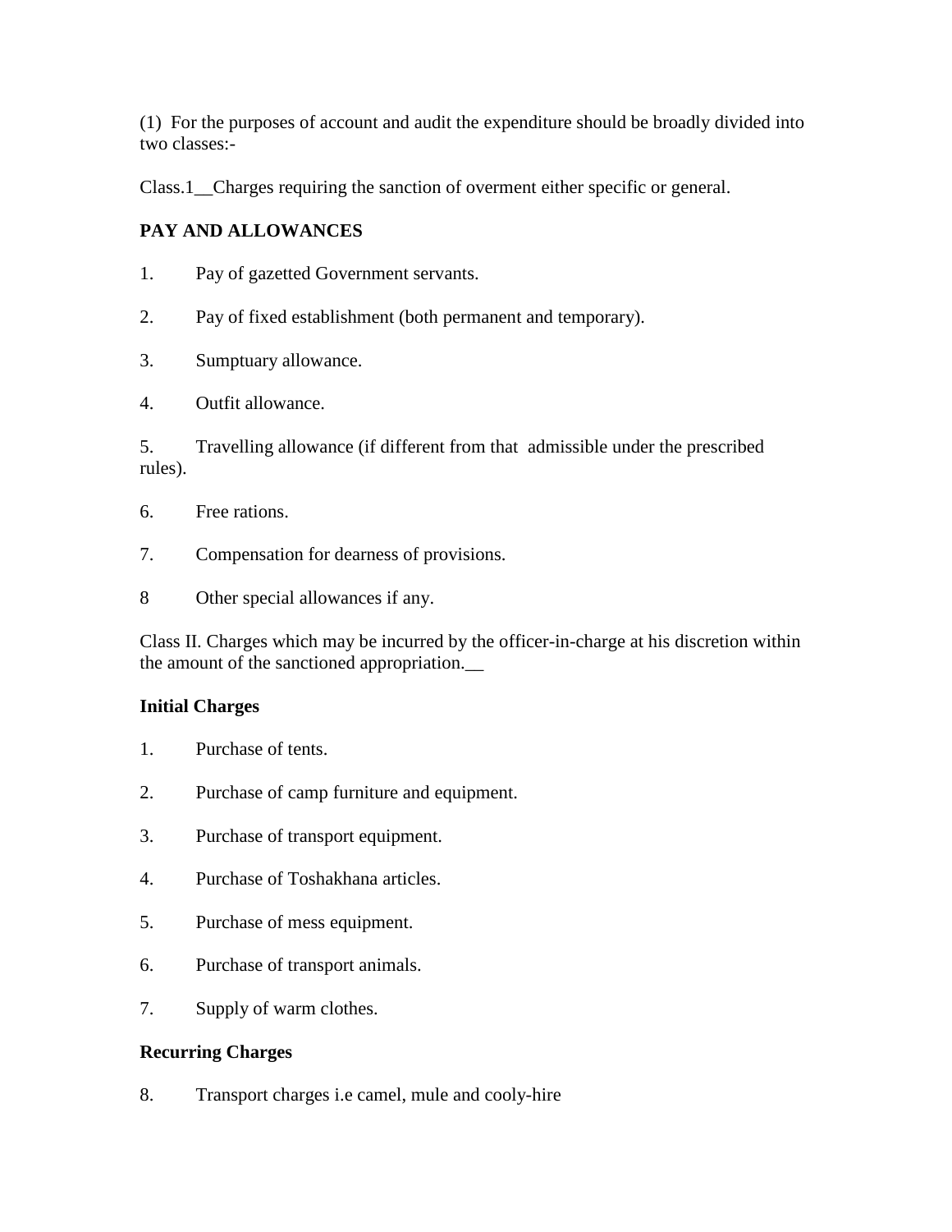(1) For the purposes of account and audit the expenditure should be broadly divided into two classes:-

Class.1__Charges requiring the sanction of overment either specific or general.

**PAY AND ALLOWANCES**

1. Pay of gazetted Government servants.

2. Pay of fixed establishment (both permanent and temporary).

3. Sumptuary allowance.

4. Outfit allowance.

5. Travelling allowance (if different from that admissible under the prescribed rules).

6. Free rations.

7. Compensation for dearness of provisions.

8 Other special allowances if any.

Class II. Charges which may be incurred by the officer-in-charge at his discretion within the amount of the sanctioned appropriation.__

**Initial Charges**

1. Purchase of tents.

2. Purchase of camp furniture and equipment.

3. Purchase of transport equipment.

4. Purchase of Toshakhana articles.

5. Purchase of mess equipment.

6. Purchase of transport animals.

7. Supply of warm clothes.

**Recurring Charges**

8. Transport charges i.e camel, mule and cooly-hire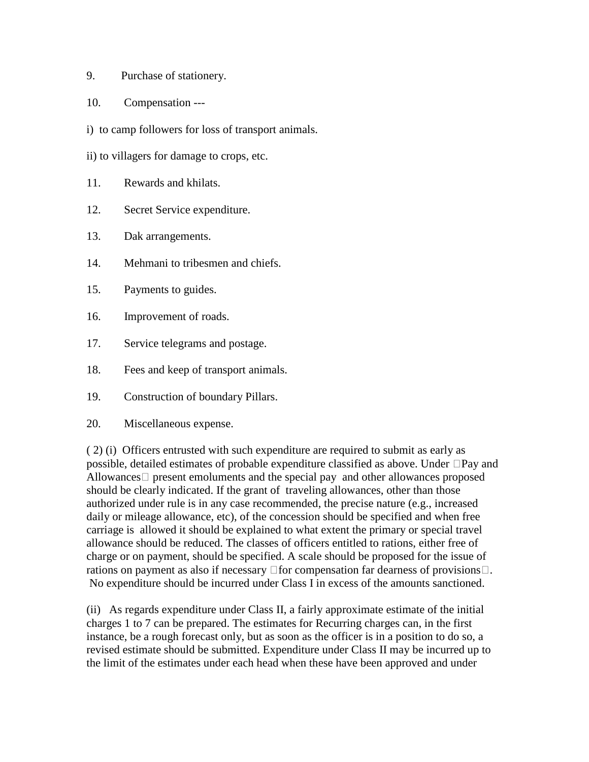9. Purchase of stationery.

10. Compensation ---

i) to camp followers for loss of transport animals.

ii) to villagers for damage to crops, etc.

11. Rewards and khilats.

12. Secret Service expenditure.

13. Dak arrangements.

14. Mehmani to tribesmen and chiefs.

15. Payments to guides.

16. Improvement of roads.

17. Service telegrams and postage.

18. Fees and keep of transport animals.

19. Construction of boundary Pillars.

20. Miscellaneous expense.

( 2) (i) Officers entrusted with such expenditure are required to submit as early as possible, detailed estimates of probable expenditure classified as above. Under "Pay and Allowances" present emoluments and the special pay and other allowances proposed should be clearly indicated. If the grant of traveling allowances, other than those authorized under rule is in any case recommended, the precise nature (e.g., increased daily or mileage allowance, etc), of the concession should be specified and when free carriage is allowed it should be explained to what extent the primary or special travel allowance should be reduced. The classes of officers entitled to rations, either free of charge or on payment, should be specified. A scale should be proposed for the issue of rations on payment as also if necessary "for compensation far dearness of provisions". No expenditure should be incurred under Class I in excess of the amounts sanctioned.

(ii) As regards expenditure under Class II, a fairly approximate estimate of the initial charges 1 to 7 can be prepared. The estimates for Recurring charges can, in the first instance, be a rough forecast only, but as soon as the officer is in a position to do so, a revised estimate should be submitted. Expenditure under Class II may be incurred up to the limit of the estimates under each head when these have been approved and under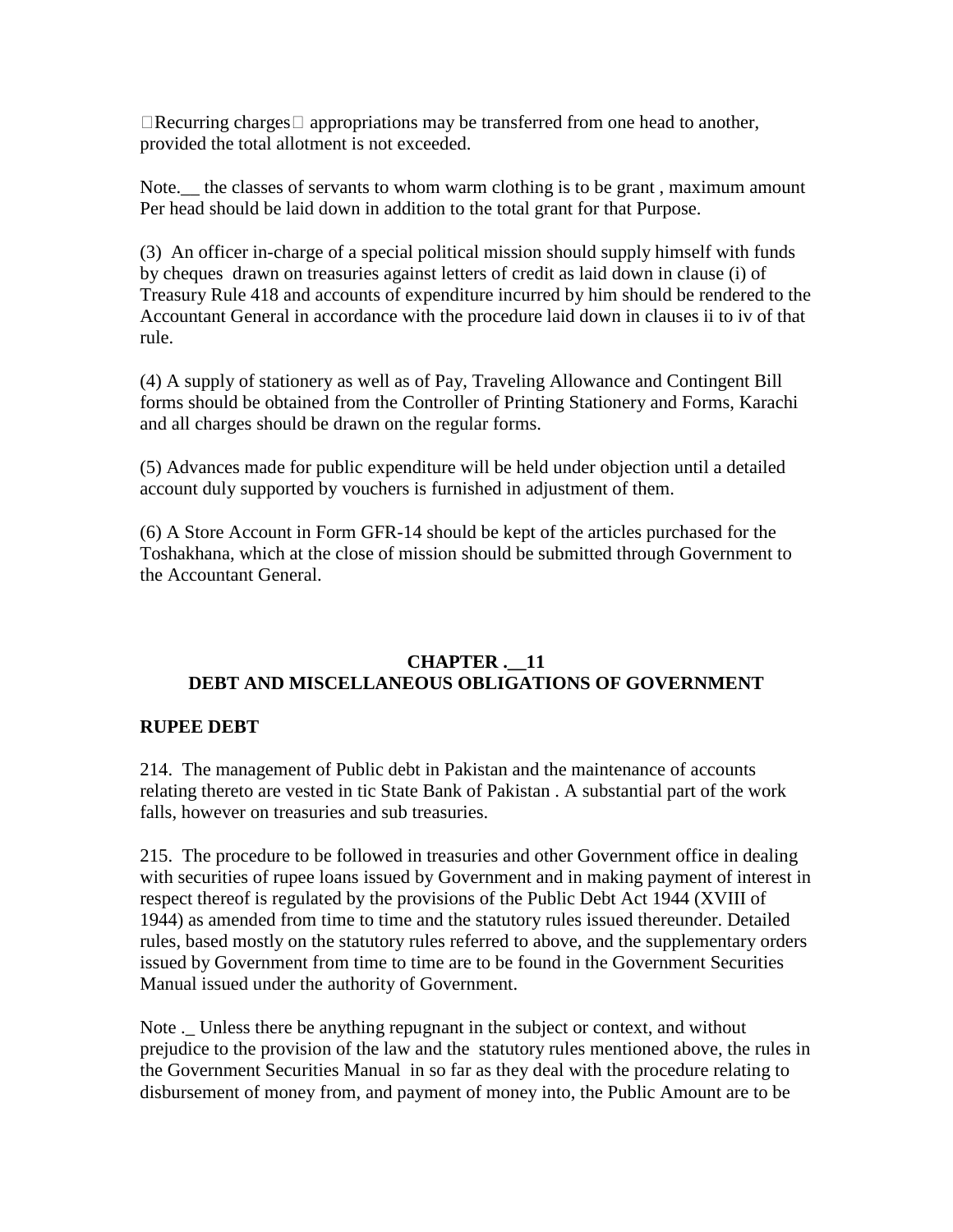Recurring charges appropriations may be transferred from one head to another, provided the total allotment is not exceeded.

Note.__ the classes of servants to whom warm clothing is to be grant , maximum amount Per head should be laid down in addition to the total grant for that Purpose.

(3) An officer in-charge of a special political mission should supply himself with funds by cheques drawn on treasuries against letters of credit as laid down in clause (i) of Treasury Rule 418 and accounts of expenditure incurred by him should be rendered to the Accountant General in accordance with the procedure laid down in clauses ii to iv of that rule.

(4) A supply of stationery as well as of Pay, Traveling Allowance and Contingent Bill forms should be obtained from the Controller of Printing Stationery and Forms, Karachi and all charges should be drawn on the regular forms.

(5) Advances made for public expenditure will be held under objection until a detailed account duly supported by vouchers is furnished in adjustment of them.

(6) A Store Account in Form GFR-14 should be kept of the articles purchased for the Toshakhana, which at the close of mission should be submitted through Government to the Accountant General.

## CHAPTER .__11
## DEBT AND MISCELLANEOUS OBLIGATIONS OF GOVERNMENT

**RUPEE DEBT**

214. The management of Public debt in Pakistan and the maintenance of accounts relating thereto are vested in tic State Bank of Pakistan . A substantial part of the work falls, however on treasuries and sub treasuries.

215. The procedure to be followed in treasuries and other Government office in dealing with securities of rupee loans issued by Government and in making payment of interest in respect thereof is regulated by the provisions of the Public Debt Act 1944 (XVIII of 1944) as amended from time to time and the statutory rules issued thereunder. Detailed rules, based mostly on the statutory rules referred to above, and the supplementary orders issued by Government from time to time are to be found in the Government Securities Manual issued under the authority of Government.

Note ._ Unless there be anything repugnant in the subject or context, and without prejudice to the provision of the law and the statutory rules mentioned above, the rules in the Government Securities Manual in so far as they deal with the procedure relating to disbursement of money from, and payment of money into, the Public Amount are to be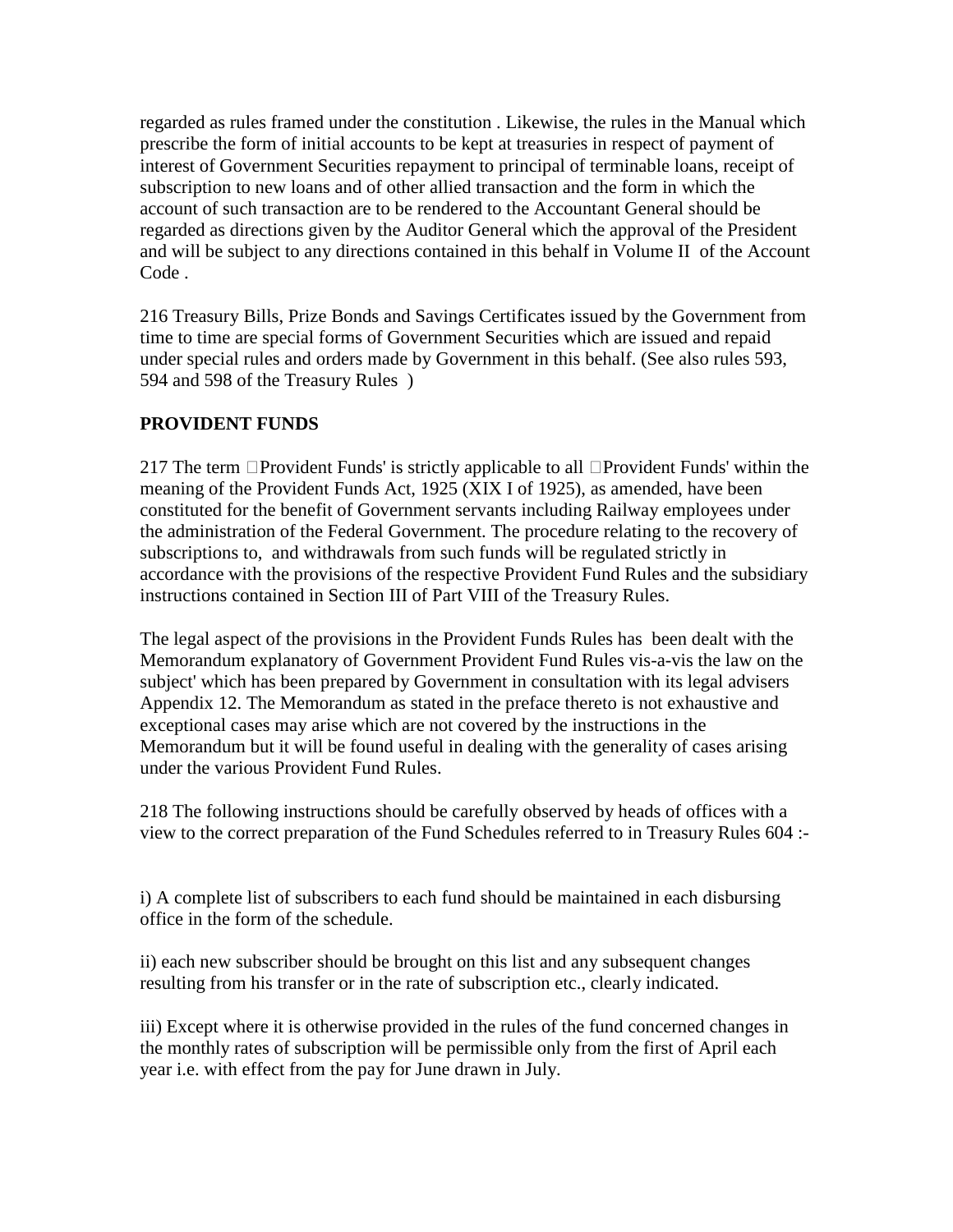regarded as rules framed under the constitution . Likewise, the rules in the Manual which prescribe the form of initial accounts to be kept at treasuries in respect of payment of interest of Government Securities repayment to principal of terminable loans, receipt of subscription to new loans and of other allied transaction and the form in which the account of such transaction are to be rendered to the Accountant General should be regarded as directions given by the Auditor General which the approval of the President and will be subject to any directions contained in this behalf in Volume II of the Account Code .

216 Treasury Bills, Prize Bonds and Savings Certificates issued by the Government from time to time are special forms of Government Securities which are issued and repaid under special rules and orders made by Government in this behalf. (See also rules 593, 594 and 598 of the Treasury Rules )

**PROVIDENT FUNDS**

217 The term Provident Funds' is strictly applicable to all Provident Funds' within the meaning of the Provident Funds Act, 1925 (XIX I of 1925), as amended, have been constituted for the benefit of Government servants including Railway employees under the administration of the Federal Government. The procedure relating to the recovery of subscriptions to, and withdrawals from such funds will be regulated strictly in accordance with the provisions of the respective Provident Fund Rules and the subsidiary instructions contained in Section III of Part VIII of the Treasury Rules.

The legal aspect of the provisions in the Provident Funds Rules has been dealt with the Memorandum explanatory of Government Provident Fund Rules vis-a-vis the law on the subject' which has been prepared by Government in consultation with its legal advisers Appendix 12. The Memorandum as stated in the preface thereto is not exhaustive and exceptional cases may arise which are not covered by the instructions in the Memorandum but it will be found useful in dealing with the generality of cases arising under the various Provident Fund Rules.

218 The following instructions should be carefully observed by heads of offices with a view to the correct preparation of the Fund Schedules referred to in Treasury Rules 604 :-

i) A complete list of subscribers to each fund should be maintained in each disbursing office in the form of the schedule.

ii) each new subscriber should be brought on this list and any subsequent changes resulting from his transfer or in the rate of subscription etc., clearly indicated.

iii) Except where it is otherwise provided in the rules of the fund concerned changes in the monthly rates of subscription will be permissible only from the first of April each year i.e. with effect from the pay for June drawn in July.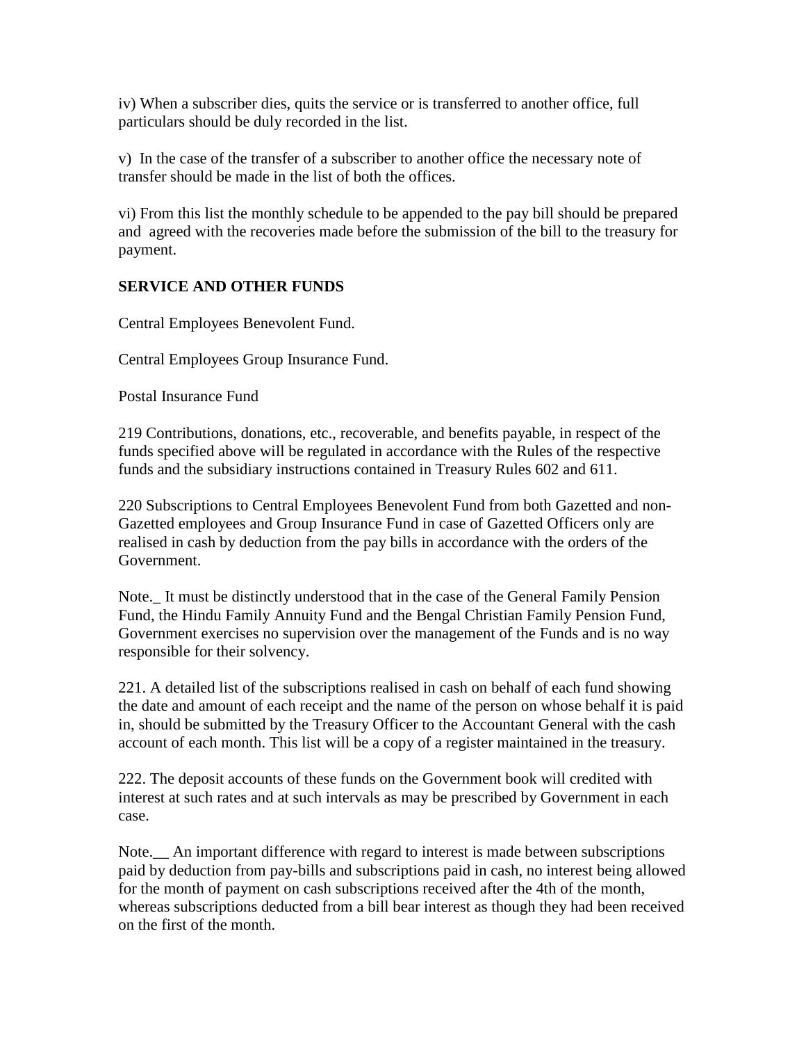iv) When a subscriber dies, quits the service or is transferred to another office, full particulars should be duly recorded in the list.

v) In the case of the transfer of a subscriber to another office the necessary note of transfer should be made in the list of both the offices.

vi) From this list the monthly schedule to be appended to the pay bill should be prepared and agreed with the recoveries made before the submission of the bill to the treasury for payment.

**SERVICE AND OTHER FUNDS**

Central Employees Benevolent Fund.

Central Employees Group Insurance Fund.

Postal Insurance Fund

219 Contributions, donations, etc., recoverable, and benefits payable, in respect of the funds specified above will be regulated in accordance with the Rules of the respective funds and the subsidiary instructions contained in Treasury Rules 602 and 611.

220 Subscriptions to Central Employees Benevolent Fund from both Gazetted and non-Gazetted employees and Group Insurance Fund in case of Gazetted Officers only are realised in cash by deduction from the pay bills in accordance with the orders of the Government.

Note._ It must be distinctly understood that in the case of the General Family Pension Fund, the Hindu Family Annuity Fund and the Bengal Christian Family Pension Fund, Government exercises no supervision over the management of the Funds and is no way responsible for their solvency.

221. A detailed list of the subscriptions realised in cash on behalf of each fund showing the date and amount of each receipt and the name of the person on whose behalf it is paid in, should be submitted by the Treasury Officer to the Accountant General with the cash account of each month. This list will be a copy of a register maintained in the treasury.

222. The deposit accounts of these funds on the Government book will credited with interest at such rates and at such intervals as may be prescribed by Government in each case.

Note.__ An important difference with regard to interest is made between subscriptions paid by deduction from pay-bills and subscriptions paid in cash, no interest being allowed for the month of payment on cash subscriptions received after the 4th of the month, whereas subscriptions deducted from a bill bear interest as though they had been received on the first of the month.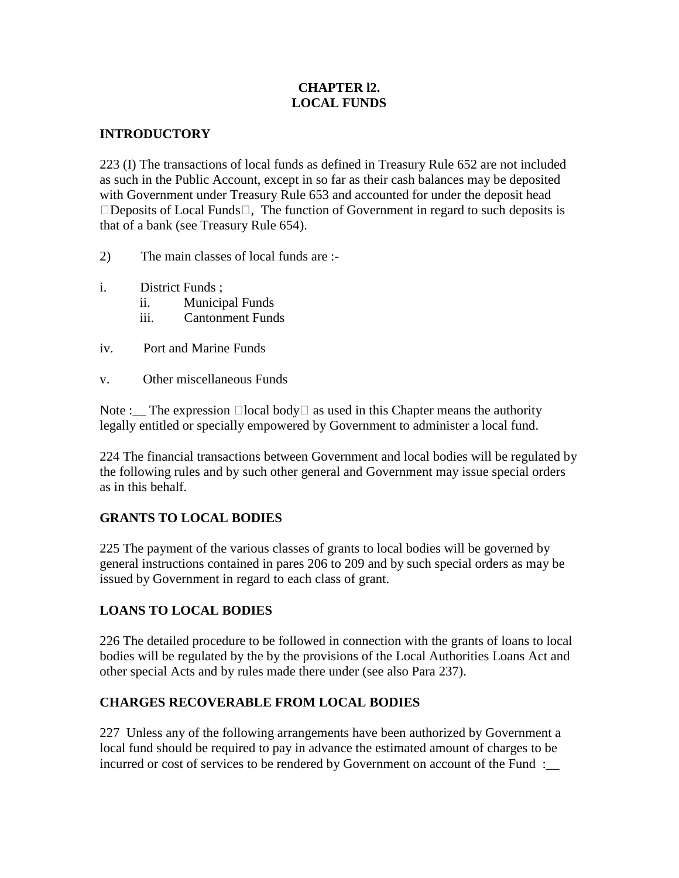# CHAPTER l2.
# LOCAL FUNDS

## INTRODUCTORY

223 (I) The transactions of local funds as defined in Treasury Rule 652 are not included as such in the Public Account, except in so far as their cash balances may be deposited with Government under Treasury Rule 653 and accounted for under the deposit head Deposits of Local Funds, The function of Government in regard to such deposits is that of a bank (see Treasury Rule 654).

2) The main classes of local funds are :-

i. District Funds ;
ii. Municipal Funds
iii. Cantonment Funds

iv. Port and Marine Funds

v. Other miscellaneous Funds

Note :__ The expression local body as used in this Chapter means the authority legally entitled or specially empowered by Government to administer a local fund.

224 The financial transactions between Government and local bodies will be regulated by the following rules and by such other general and Government may issue special orders as in this behalf.

## GRANTS TO LOCAL BODIES

225 The payment of the various classes of grants to local bodies will be governed by general instructions contained in pares 206 to 209 and by such special orders as may be issued by Government in regard to each class of grant.

## LOANS TO LOCAL BODIES

226 The detailed procedure to be followed in connection with the grants of loans to local bodies will be regulated by the by the provisions of the Local Authorities Loans Act and other special Acts and by rules made there under (see also Para 237).

## CHARGES RECOVERABLE FROM LOCAL BODIES

227 Unless any of the following arrangements have been authorized by Government a local fund should be required to pay in advance the estimated amount of charges to be incurred or cost of services to be rendered by Government on account of the Fund :__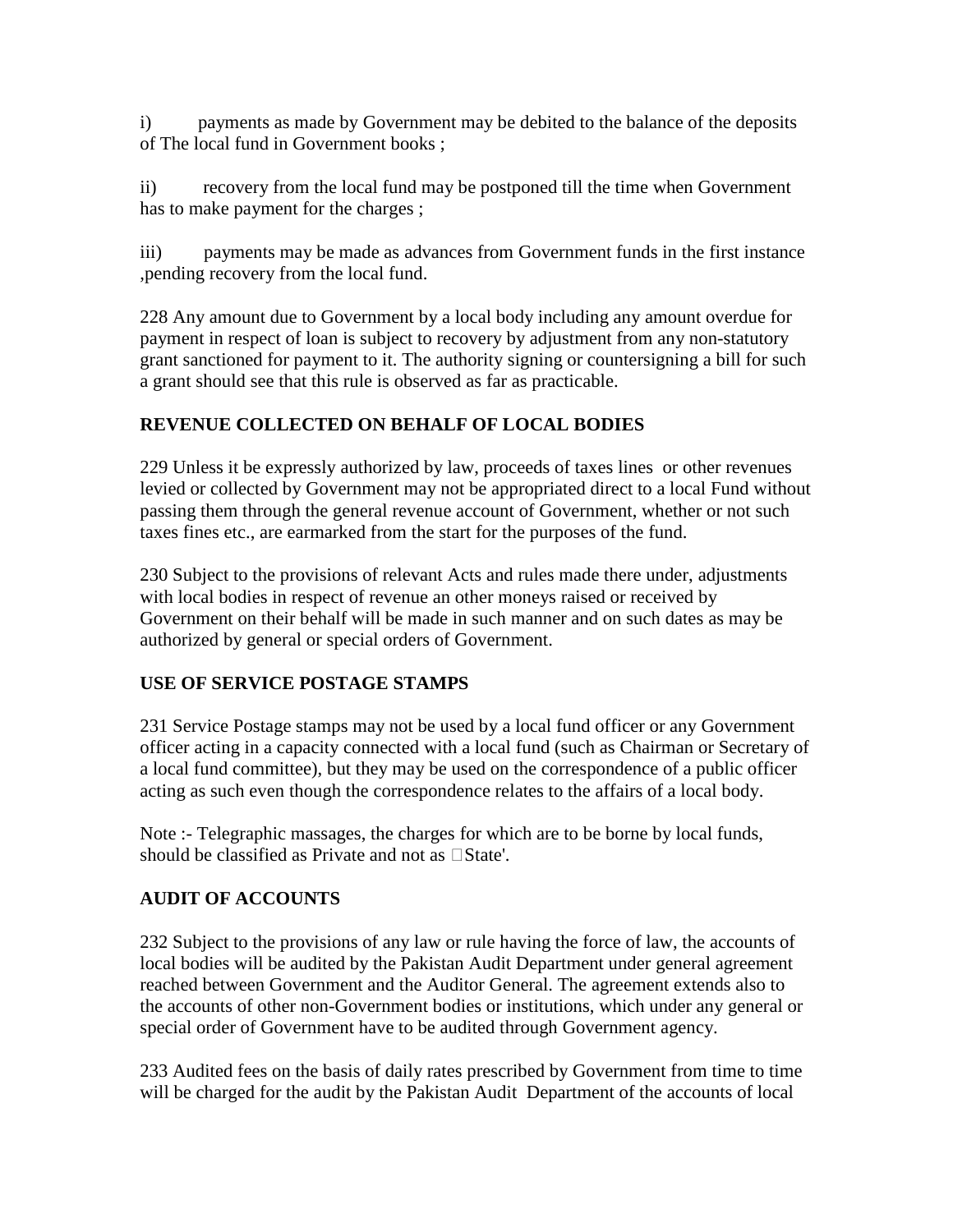i) payments as made by Government may be debited to the balance of the deposits of The local fund in Government books ;

ii) recovery from the local fund may be postponed till the time when Government has to make payment for the charges ;

iii) payments may be made as advances from Government funds in the first instance ,pending recovery from the local fund.

228 Any amount due to Government by a local body including any amount overdue for payment in respect of loan is subject to recovery by adjustment from any non-statutory grant sanctioned for payment to it. The authority signing or countersigning a bill for such a grant should see that this rule is observed as far as practicable.

**REVENUE COLLECTED ON BEHALF OF LOCAL BODIES**

229 Unless it be expressly authorized by law, proceeds of taxes lines or other revenues levied or collected by Government may not be appropriated direct to a local Fund without passing them through the general revenue account of Government, whether or not such taxes fines etc., are earmarked from the start for the purposes of the fund.

230 Subject to the provisions of relevant Acts and rules made there under, adjustments with local bodies in respect of revenue an other moneys raised or received by Government on their behalf will be made in such manner and on such dates as may be authorized by general or special orders of Government.

**USE OF SERVICE POSTAGE STAMPS**

231 Service Postage stamps may not be used by a local fund officer or any Government officer acting in a capacity connected with a local fund (such as Chairman or Secretary of a local fund committee), but they may be used on the correspondence of a public officer acting as such even though the correspondence relates to the affairs of a local body.

Note :- Telegraphic massages, the charges for which are to be borne by local funds, should be classified as Private and not as 'State'.

**AUDIT OF ACCOUNTS**

232 Subject to the provisions of any law or rule having the force of law, the accounts of local bodies will be audited by the Pakistan Audit Department under general agreement reached between Government and the Auditor General. The agreement extends also to the accounts of other non-Government bodies or institutions, which under any general or special order of Government have to be audited through Government agency.

233 Audited fees on the basis of daily rates prescribed by Government from time to time will be charged for the audit by the Pakistan Audit Department of the accounts of local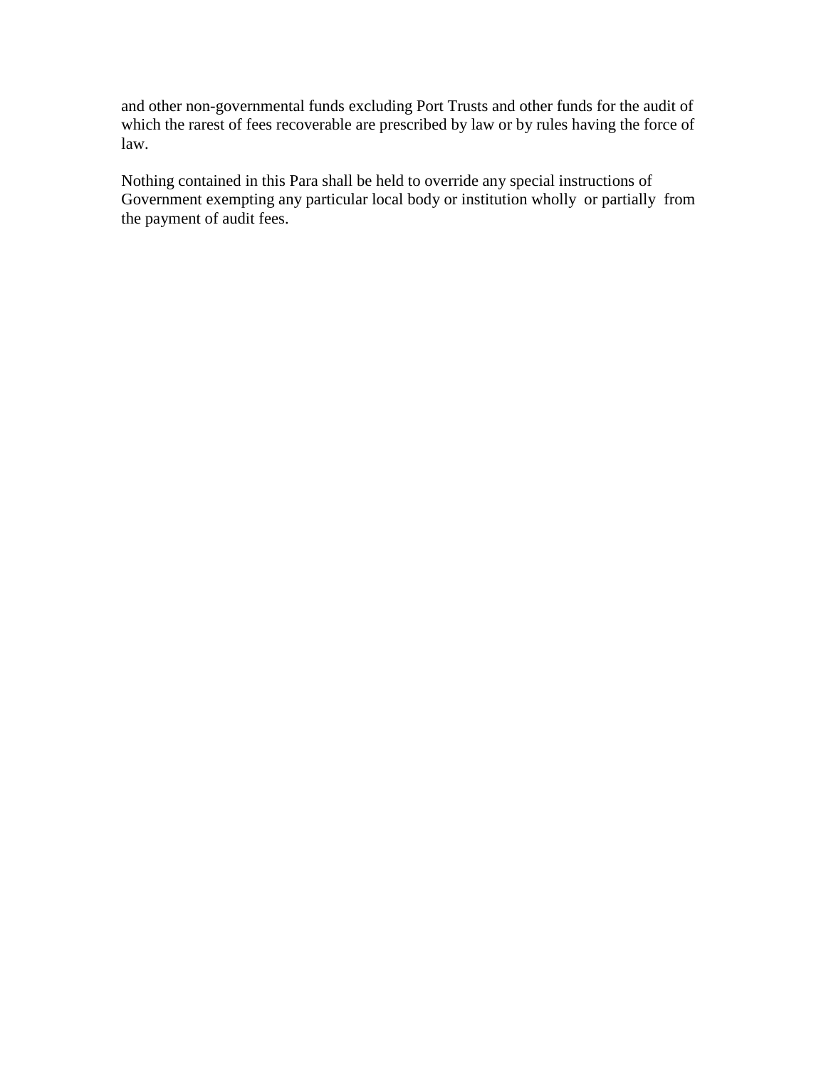and other non-governmental funds excluding Port Trusts and other funds for the audit of which the rarest of fees recoverable are prescribed by law or by rules having the force of law.

Nothing contained in this Para shall be held to override any special instructions of Government exempting any particular local body or institution wholly or partially from the payment of audit fees.